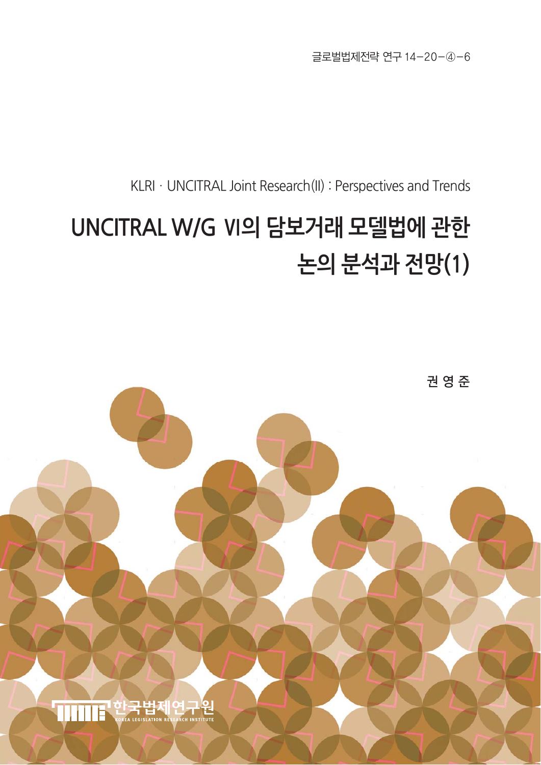글로벌법제전략 연구 14-20-④-6

KLRI · UNCITRAL Joint Research(II) : Perspectives and Trends

# UNCITRAL W/G Ⅵ의 담보거래 모델법에 관한 논의 분석과 전망(1)

권 영 준

한국법제연구원
KOREA LEGISLATION RESEARCH INSTITUTE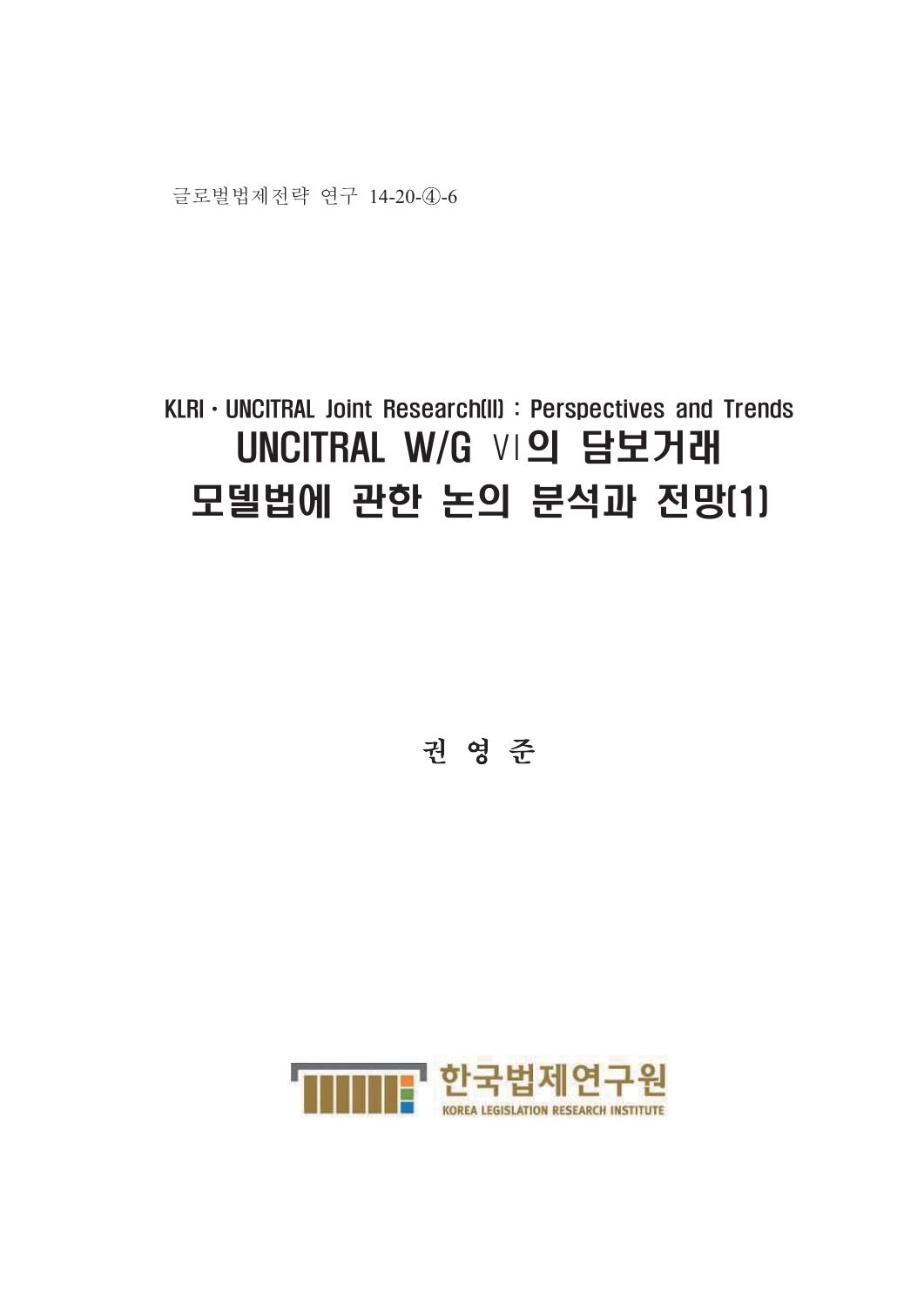글로벌법제전략 연구 14-20-④-6

KLRI · UNCITRAL Joint Research(II) : Perspectives and Trends

# UNCITRAL W/G Ⅵ의 담보거래 모델법에 관한 논의 분석과 전망(1)

권 영 준

한국법제연구원

KOREA LEGISLATION RESEARCH INSTITUTE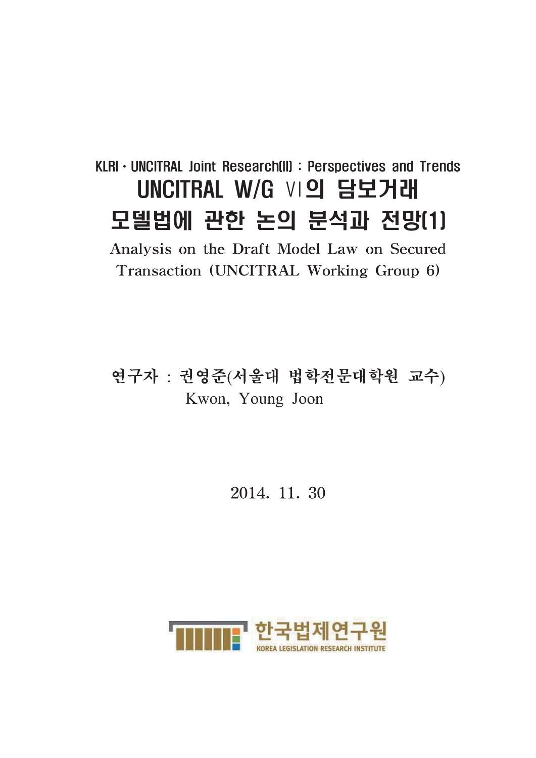KLRI · UNCITRAL Joint Research(II) : Perspectives and Trends

# UNCITRAL W/G Ⅵ의 담보거래 모델법에 관한 논의 분석과 전망(1)

Analysis on the Draft Model Law on Secured Transaction (UNCITRAL Working Group 6)

연구자 : 권영준(서울대 법학전문대학원 교수)
Kwon, Young Joon

2014. 11. 30

한국법제연구원
KOREA LEGISLATION RESEARCH INSTITUTE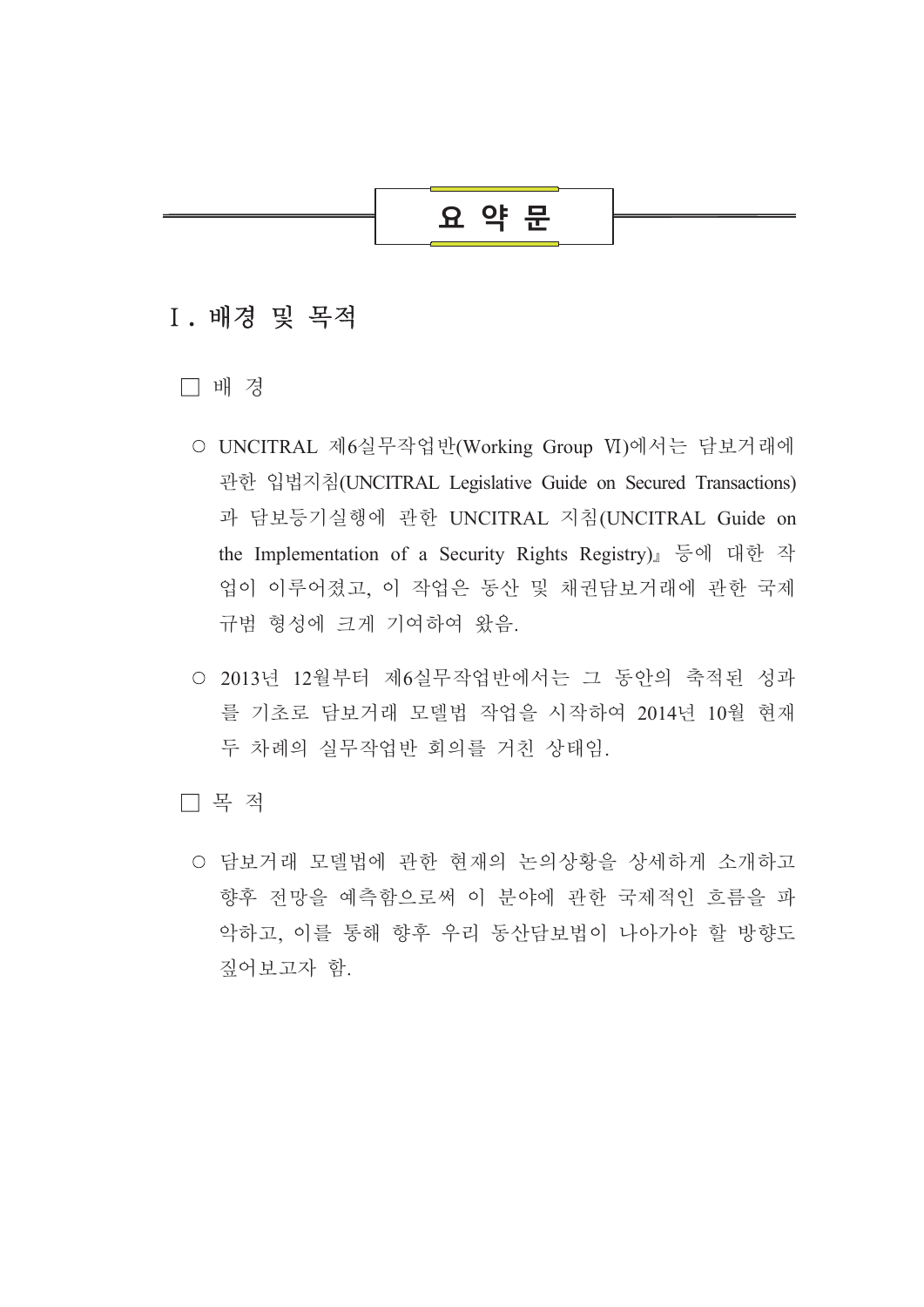# 요 약 문

## Ⅰ. 배경 및 목적

□ 배 경

○ UNCITRAL 제6실무작업반(Working Group Ⅵ)에서는 담보거래에 관한 입법지침(UNCITRAL Legislative Guide on Secured Transactions)과 담보등기실행에 관한 UNCITRAL 지침(UNCITRAL Guide on the Implementation of a Security Rights Registry)』 등에 대한 작업이 이루어졌고, 이 작업은 동산 및 채권담보거래에 관한 국제규범 형성에 크게 기여하여 왔음.

○ 2013년 12월부터 제6실무작업반에서는 그 동안의 축적된 성과를 기초로 담보거래 모델법 작업을 시작하여 2014년 10월 현재 두 차례의 실무작업반 회의를 거친 상태임.

□ 목 적

○ 담보거래 모델법에 관한 현재의 논의상황을 상세하게 소개하고 향후 전망을 예측함으로써 이 분야에 관한 국제적인 흐름을 파악하고, 이를 통해 향후 우리 동산담보법이 나아가야 할 방향도 짚어보고자 함.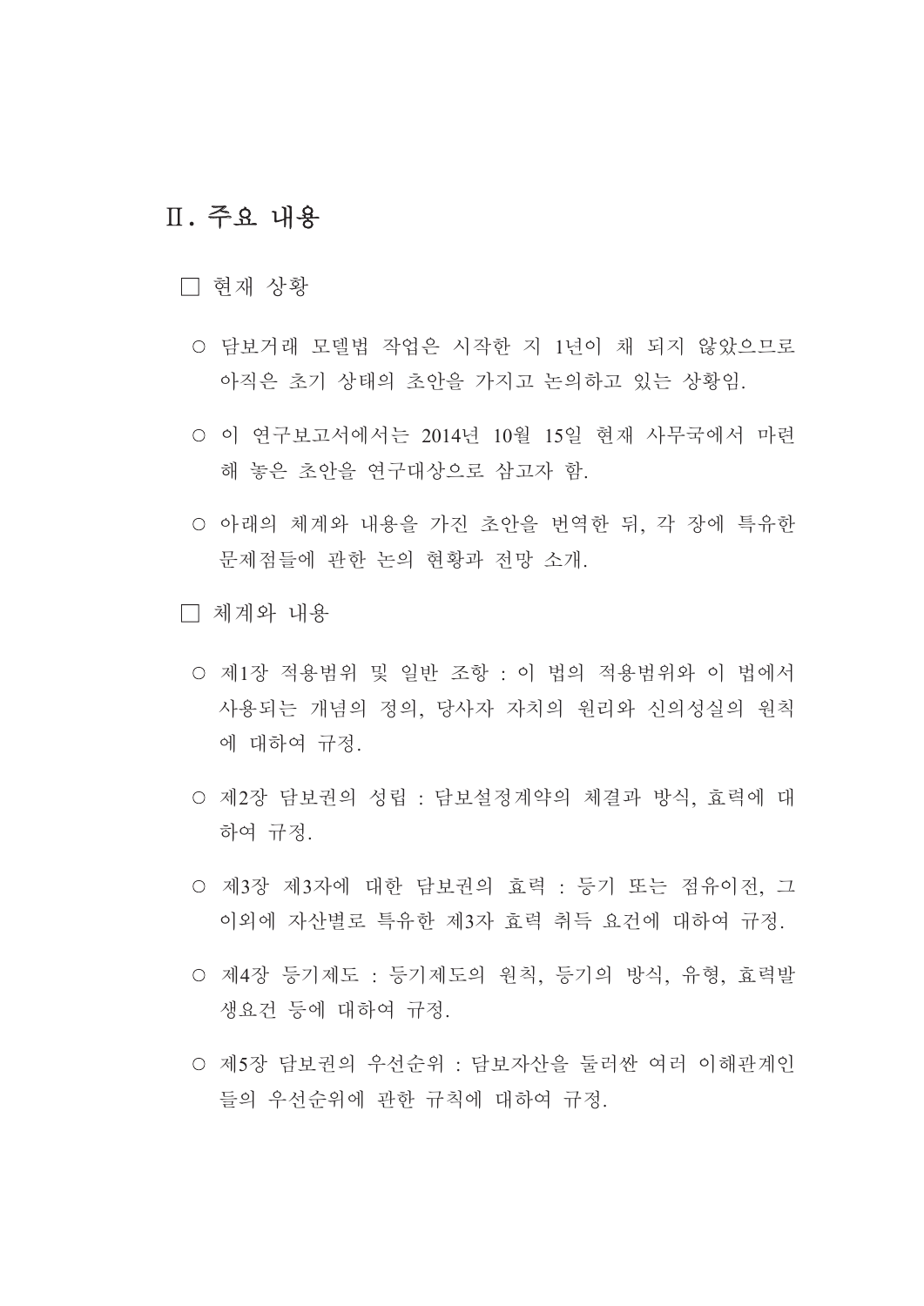# Ⅱ. 주요 내용

□ 현재 상황

○ 담보거래 모델법 작업은 시작한 지 1년이 채 되지 않았으므로 아직은 초기 상태의 초안을 가지고 논의하고 있는 상황임.

○ 이 연구보고서에서는 2014년 10월 15일 현재 사무국에서 마련해 놓은 초안을 연구대상으로 삼고자 함.

○ 아래의 체계와 내용을 가진 초안을 번역한 뒤, 각 장에 특유한 문제점들에 관한 논의 현황과 전망 소개.

□ 체계와 내용

○ 제1장 적용범위 및 일반 조항 : 이 법의 적용범위와 이 법에서 사용되는 개념의 정의, 당사자 자치의 원리와 신의성실의 원칙에 대하여 규정.

○ 제2장 담보권의 성립 : 담보설정계약의 체결과 방식, 효력에 대하여 규정.

○ 제3장 제3자에 대한 담보권의 효력 : 등기 또는 점유이전, 그 이외에 자산별로 특유한 제3자 효력 취득 요건에 대하여 규정.

○ 제4장 등기제도 : 등기제도의 원칙, 등기의 방식, 유형, 효력발생요건 등에 대하여 규정.

○ 제5장 담보권의 우선순위 : 담보자산을 둘러싼 여러 이해관계인들의 우선순위에 관한 규칙에 대하여 규정.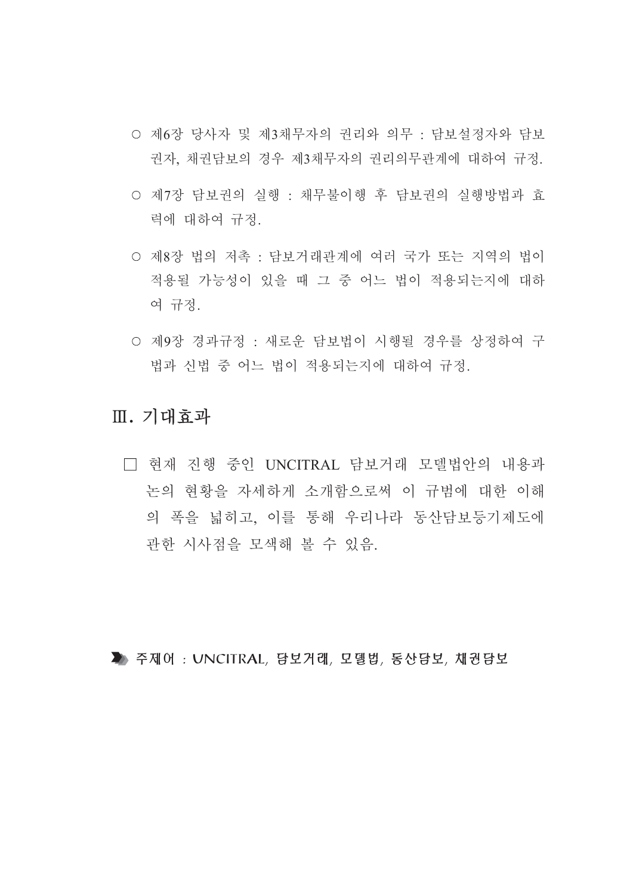○ 제6장 당사자 및 제3채무자의 권리와 의무 : 담보설정자와 담보권자, 채권담보의 경우 제3채무자의 권리의무관계에 대하여 규정.

○ 제7장 담보권의 실행 : 채무불이행 후 담보권의 실행방법과 효력에 대하여 규정.

○ 제8장 법의 저촉 : 담보거래관계에 여러 국가 또는 지역의 법이 적용될 가능성이 있을 때 그 중 어느 법이 적용되는지에 대하여 규정.

○ 제9장 경과규정 : 새로운 담보법이 시행될 경우를 상정하여 구법과 신법 중 어느 법이 적용되는지에 대하여 규정.

## Ⅲ. 기대효과

□ 현재 진행 중인 UNCITRAL 담보거래 모델법안의 내용과 논의 현황을 자세하게 소개함으로써 이 규범에 대한 이해의 폭을 넓히고, 이를 통해 우리나라 동산담보등기제도에 관한 시사점을 모색해 볼 수 있음.

**주제어 : UNCITRAL, 담보거래, 모델법, 동산담보, 채권담보**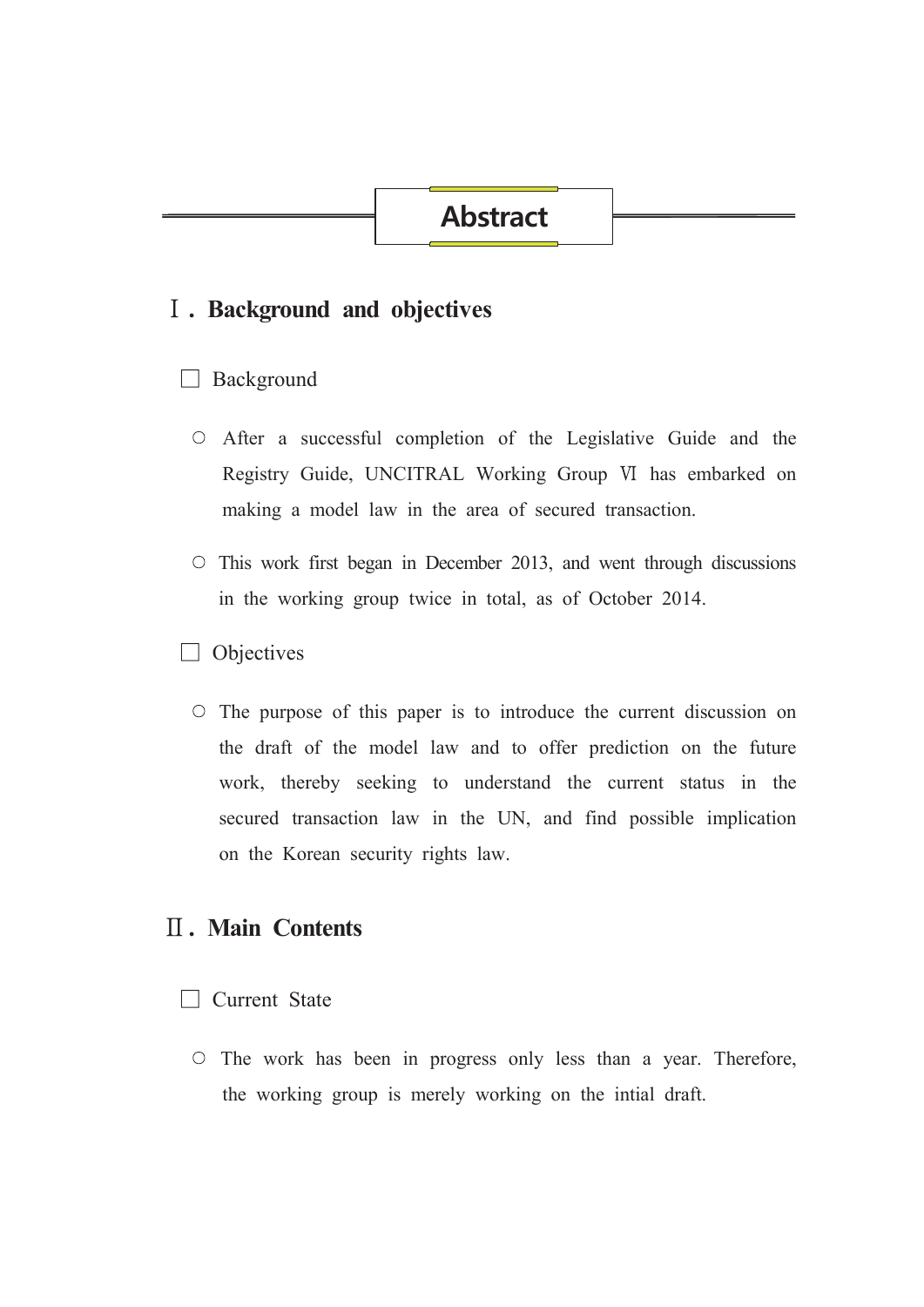# Abstract

## Ⅰ. Background and objectives

☐ Background

○ After a successful completion of the Legislative Guide and the Registry Guide, UNCITRAL Working Group Ⅵ has embarked on making a model law in the area of secured transaction.

○ This work first began in December 2013, and went through discussions in the working group twice in total, as of October 2014.

☐ Objectives

○ The purpose of this paper is to introduce the current discussion on the draft of the model law and to offer prediction on the future work, thereby seeking to understand the current status in the secured transaction law in the UN, and find possible implication on the Korean security rights law.

## Ⅱ. Main Contents

☐ Current State

○ The work has been in progress only less than a year. Therefore, the working group is merely working on the intial draft.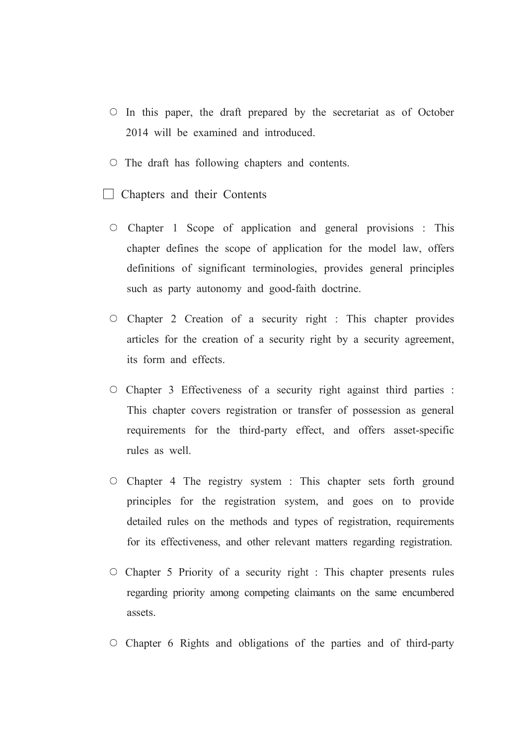○ In this paper, the draft prepared by the secretariat as of October 2014 will be examined and introduced.

○ The draft has following chapters and contents.

□ Chapters and their Contents

○ Chapter 1 Scope of application and general provisions : This chapter defines the scope of application for the model law, offers definitions of significant terminologies, provides general principles such as party autonomy and good-faith doctrine.

○ Chapter 2 Creation of a security right : This chapter provides articles for the creation of a security right by a security agreement, its form and effects.

○ Chapter 3 Effectiveness of a security right against third parties : This chapter covers registration or transfer of possession as general requirements for the third-party effect, and offers asset-specific rules as well.

○ Chapter 4 The registry system : This chapter sets forth ground principles for the registration system, and goes on to provide detailed rules on the methods and types of registration, requirements for its effectiveness, and other relevant matters regarding registration.

○ Chapter 5 Priority of a security right : This chapter presents rules regarding priority among competing claimants on the same encumbered assets.

○ Chapter 6 Rights and obligations of the parties and of third-party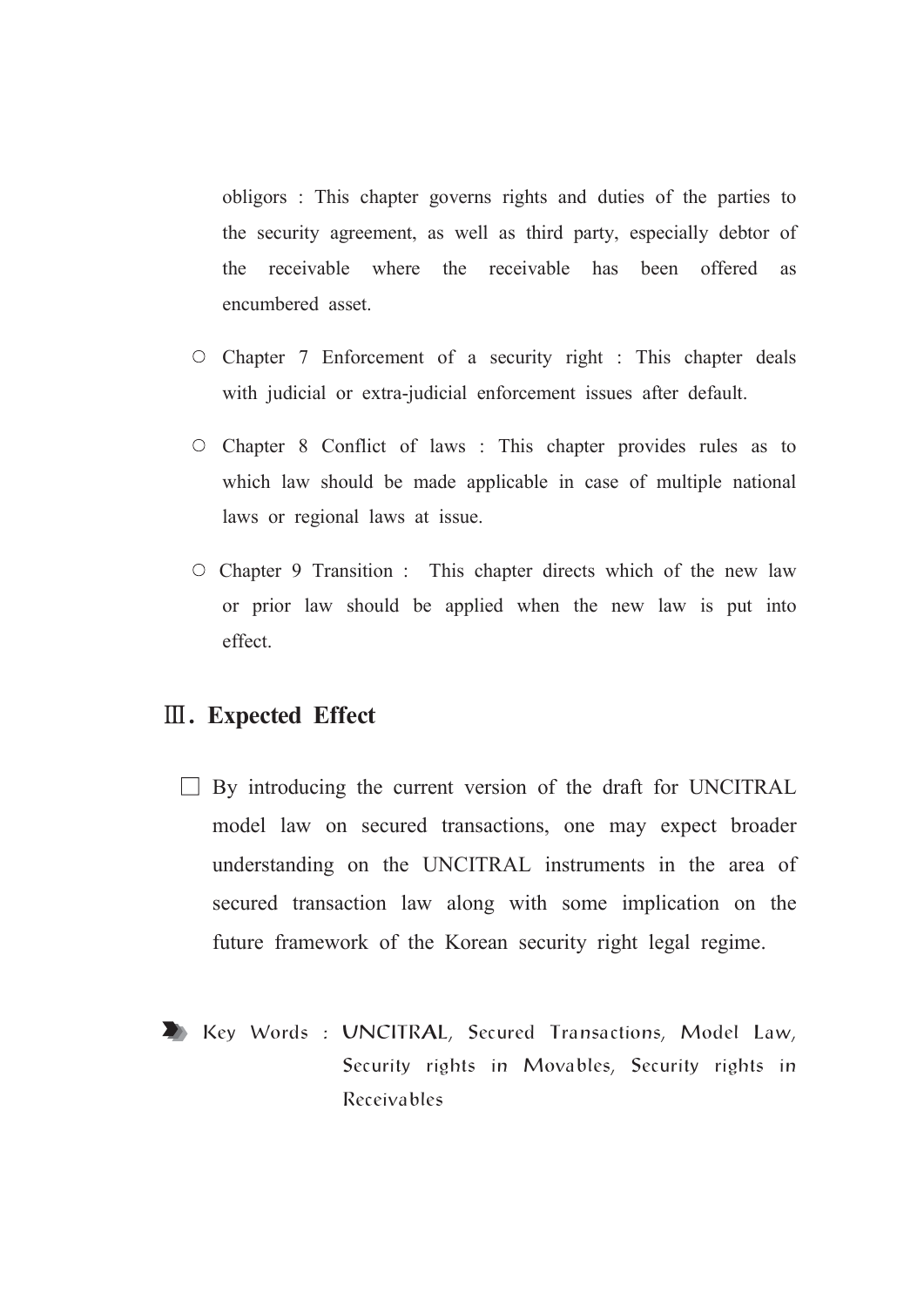obligors : This chapter governs rights and duties of the parties to the security agreement, as well as third party, especially debtor of the receivable where the receivable has been offered as encumbered asset.

- ○ Chapter 7 Enforcement of a security right : This chapter deals with judicial or extra-judicial enforcement issues after default.

- ○ Chapter 8 Conflict of laws : This chapter provides rules as to which law should be made applicable in case of multiple national laws or regional laws at issue.

- ○ Chapter 9 Transition : This chapter directs which of the new law or prior law should be applied when the new law is put into effect.

## Ⅲ. Expected Effect

□ By introducing the current version of the draft for UNCITRAL model law on secured transactions, one may expect broader understanding on the UNCITRAL instruments in the area of secured transaction law along with some implication on the future framework of the Korean security right legal regime.

Key Words : UNCITRAL, Secured Transactions, Model Law, Security rights in Movables, Security rights in Receivables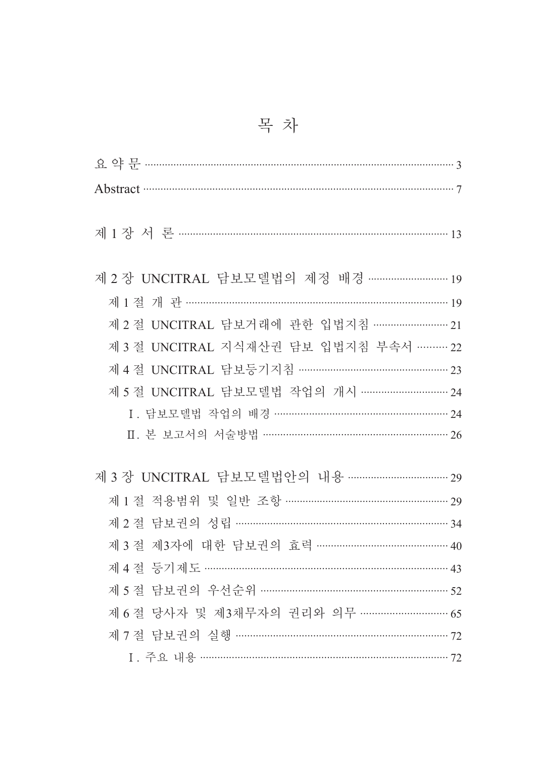# 목 차

요 약 문 ········· 3

Abstract ········· 7

제 1 장 서 론 ········· 13

제 2 장 UNCITRAL 담보모델법의 제정 배경 ········· 19

제 1 절 개 관 ········· 19

제 2 절 UNCITRAL 담보거래에 관한 입법지침 ········· 21

제 3 절 UNCITRAL 지식재산권 담보 입법지침 부속서 ········· 22

제 4 절 UNCITRAL 담보등기지침 ········· 23

제 5 절 UNCITRAL 담보모델법 작업의 개시 ········· 24

Ⅰ. 담보모델법 작업의 배경 ········· 24

Ⅱ. 본 보고서의 서술방법 ········· 26

제 3 장 UNCITRAL 담보모델법안의 내용 ········· 29

제 1 절 적용범위 및 일반 조항 ········· 29

제 2 절 담보권의 성립 ········· 34

제 3 절 제3자에 대한 담보권의 효력 ········· 40

제 4 절 등기제도 ········· 43

제 5 절 담보권의 우선순위 ········· 52

제 6 절 당사자 및 제3채무자의 권리와 의무 ········· 65

제 7 절 담보권의 실행 ········· 72

Ⅰ. 주요 내용 ········· 72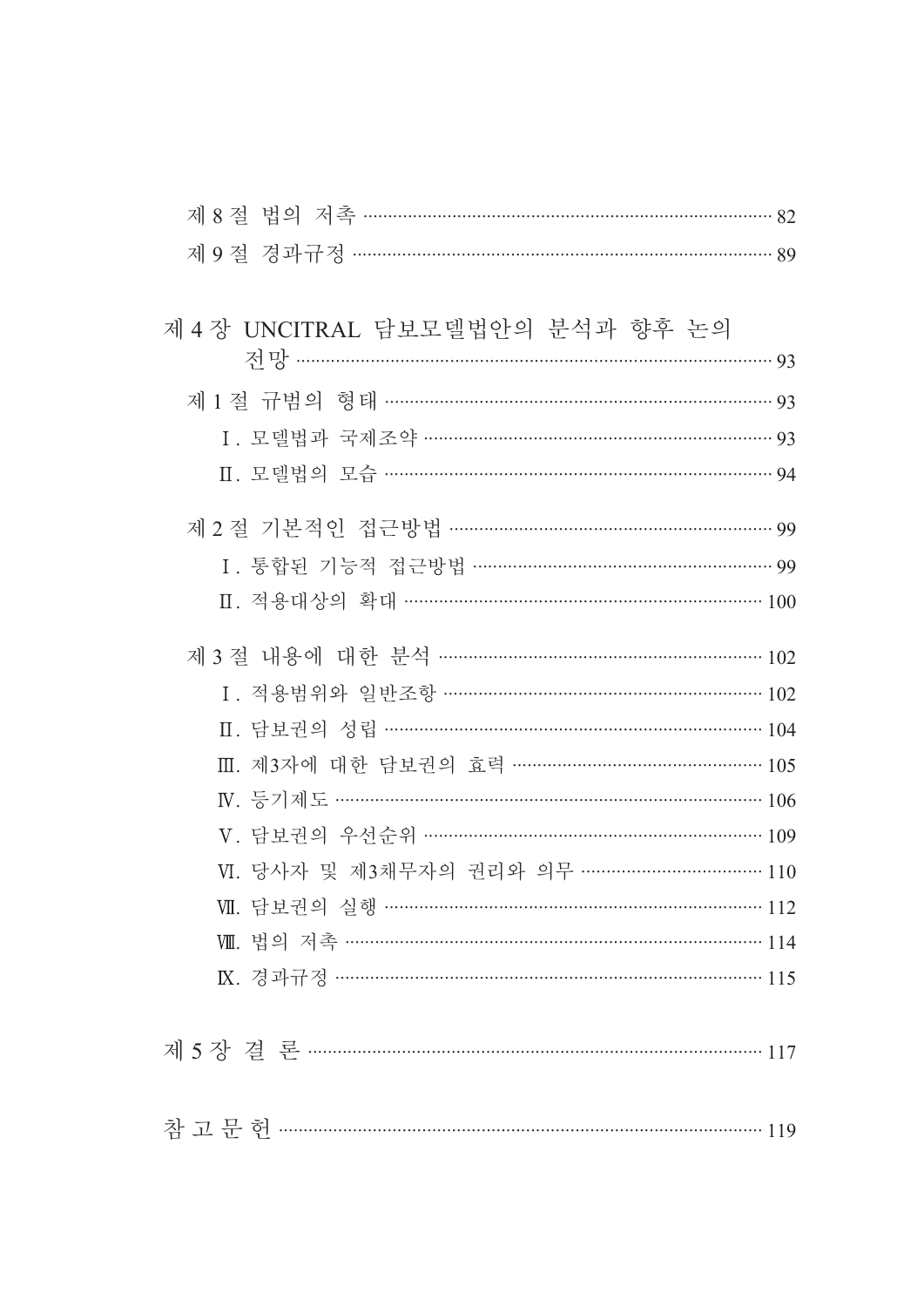제 8 절 법의 저촉 ········································································ 82

제 9 절 경과규정 ··········································································· 89

제 4 장 UNCITRAL 담보모델법안의 분석과 향후 논의 전망 ········································································· 93

제 1 절 규범의 형태 ···································································· 93

Ⅰ. 모델법과 국제조약 ································································· 93

Ⅱ. 모델법의 모습 ········································································ 94

제 2 절 기본적인 접근방법 ······················································· 99

Ⅰ. 통합된 기능적 접근방법 ························································· 99

Ⅱ. 적용대상의 확대 ···································································· 100

제 3 절 내용에 대한 분석 ························································ 102

Ⅰ. 적용범위와 일반조항 ····························································· 102

Ⅱ. 담보권의 성립 ········································································ 104

Ⅲ. 제3자에 대한 담보권의 효력 ··················································· 105

Ⅳ. 등기제도 ················································································ 106

Ⅴ. 담보권의 우선순위 ································································· 109

Ⅵ. 당사자 및 제3채무자의 권리와 의무 ········································ 110

Ⅶ. 담보권의 실행 ········································································ 112

Ⅷ. 법의 저촉 ·············································································· 114

Ⅸ. 경과규정 ················································································ 115

제 5 장 결 론 ··············································································· 117

참 고 문 헌 ··················································································· 119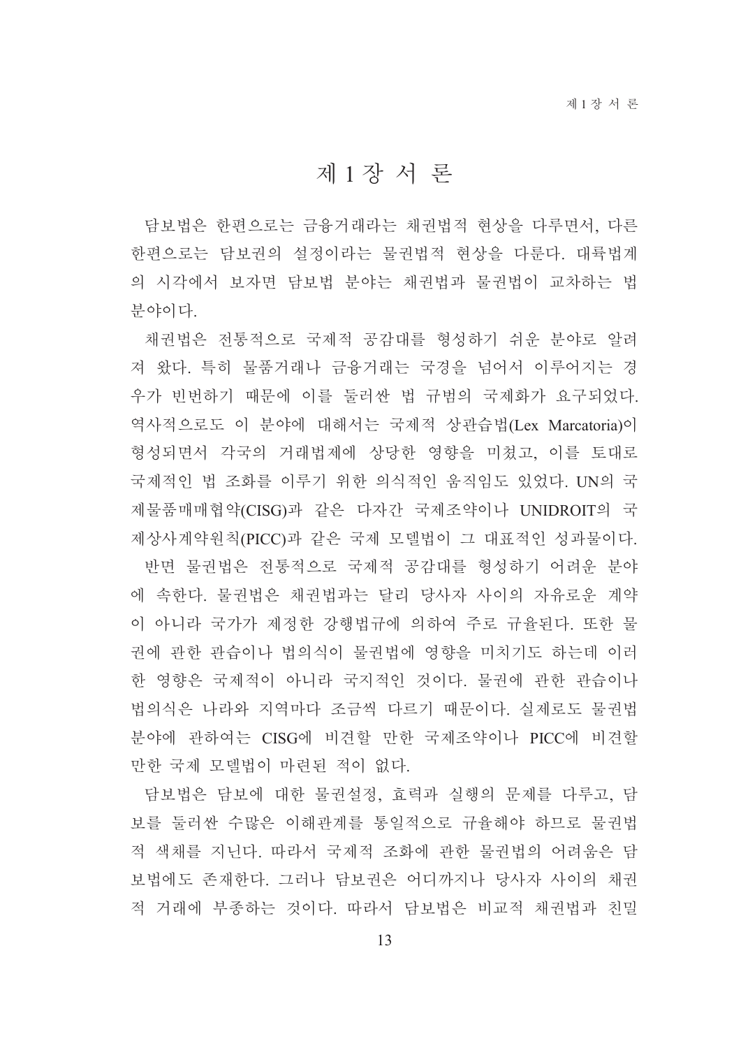# 제 1 장 서 론

담보법은 한편으로는 금융거래라는 채권법적 현상을 다루면서, 다른 한편으로는 담보권의 설정이라는 물권법적 현상을 다룬다. 대륙법계의 시각에서 보자면 담보법 분야는 채권법과 물권법이 교차하는 법 분야이다.

채권법은 전통적으로 국제적 공감대를 형성하기 쉬운 분야로 알려져 왔다. 특히 물품거래나 금융거래는 국경을 넘어서 이루어지는 경우가 빈번하기 때문에 이를 둘러싼 법 규범의 국제화가 요구되었다. 역사적으로도 이 분야에 대해서는 국제적 상관습법(Lex Marcatoria)이 형성되면서 각국의 거래법제에 상당한 영향을 미쳤고, 이를 토대로 국제적인 법 조화를 이루기 위한 의식적인 움직임도 있었다. UN의 국제물품매매협약(CISG)과 같은 다자간 국제조약이나 UNIDROIT의 국제상사계약원칙(PICC)과 같은 국제 모델법이 그 대표적인 성과물이다.

반면 물권법은 전통적으로 국제적 공감대를 형성하기 어려운 분야에 속한다. 물권법은 채권법과는 달리 당사자 사이의 자유로운 계약이 아니라 국가가 제정한 강행법규에 의하여 주로 규율된다. 또한 물권에 관한 관습이나 법의식이 물권법에 영향을 미치기도 하는데 이러한 영향은 국제적이 아니라 국지적인 것이다. 물권에 관한 관습이나 법의식은 나라와 지역마다 조금씩 다르기 때문이다. 실제로도 물권법 분야에 관하여는 CISG에 비견할 만한 국제조약이나 PICC에 비견할 만한 국제 모델법이 마련된 적이 없다.

담보법은 담보에 대한 물권설정, 효력과 실행의 문제를 다루고, 담보를 둘러싼 수많은 이해관계를 통일적으로 규율해야 하므로 물권법적 색채를 지닌다. 따라서 국제적 조화에 관한 물권법의 어려움은 담보법에도 존재한다. 그러나 담보권은 어디까지나 당사자 사이의 채권적 거래에 부종하는 것이다. 따라서 담보법은 비교적 채권법과 친밀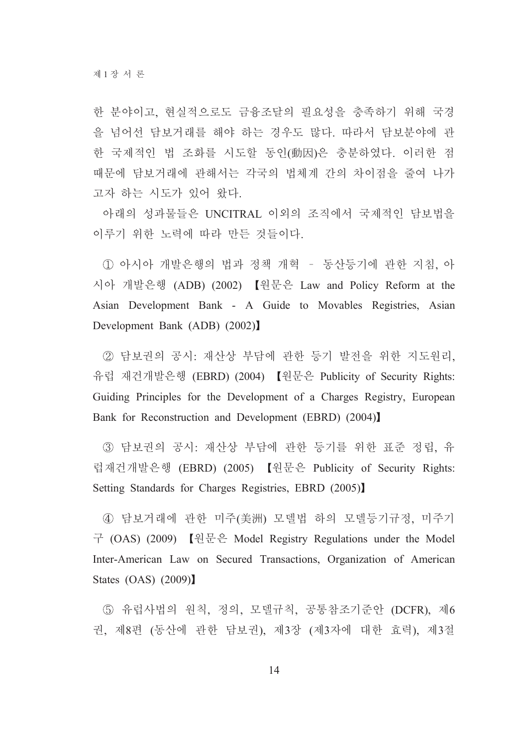한 분야이고, 현실적으로도 금융조달의 필요성을 충족하기 위해 국경을 넘어선 담보거래를 해야 하는 경우도 많다. 따라서 담보분야에 관한 국제적인 법 조화를 시도할 동인(動因)은 충분하였다. 이러한 점 때문에 담보거래에 관해서는 각국의 법체계 간의 차이점을 줄여 나가고자 하는 시도가 있어 왔다.

아래의 성과물들은 UNCITRAL 이외의 조직에서 국제적인 담보법을 이루기 위한 노력에 따라 만든 것들이다.

① 아시아 개발은행의 법과 정책 개혁 – 동산등기에 관한 지침, 아시아 개발은행 (ADB) (2002) 【원문은 Law and Policy Reform at the Asian Development Bank - A Guide to Movables Registries, Asian Development Bank (ADB) (2002)】

② 담보권의 공시: 재산상 부담에 관한 등기 발전을 위한 지도원리, 유럽 재건개발은행 (EBRD) (2004) 【원문은 Publicity of Security Rights: Guiding Principles for the Development of a Charges Registry, European Bank for Reconstruction and Development (EBRD) (2004)】

③ 담보권의 공시: 재산상 부담에 관한 등기를 위한 표준 정립, 유럽재건개발은행 (EBRD) (2005) 【원문은 Publicity of Security Rights: Setting Standards for Charges Registries, EBRD (2005)】

④ 담보거래에 관한 미주(美洲) 모델법 하의 모델등기규정, 미주기구 (OAS) (2009) 【원문은 Model Registry Regulations under the Model Inter-American Law on Secured Transactions, Organization of American States (OAS) (2009)】

⑤ 유럽사법의 원칙, 정의, 모델규칙, 공통참조기준안 (DCFR), 제6권, 제8편 (동산에 관한 담보권), 제3장 (제3자에 대한 효력), 제3절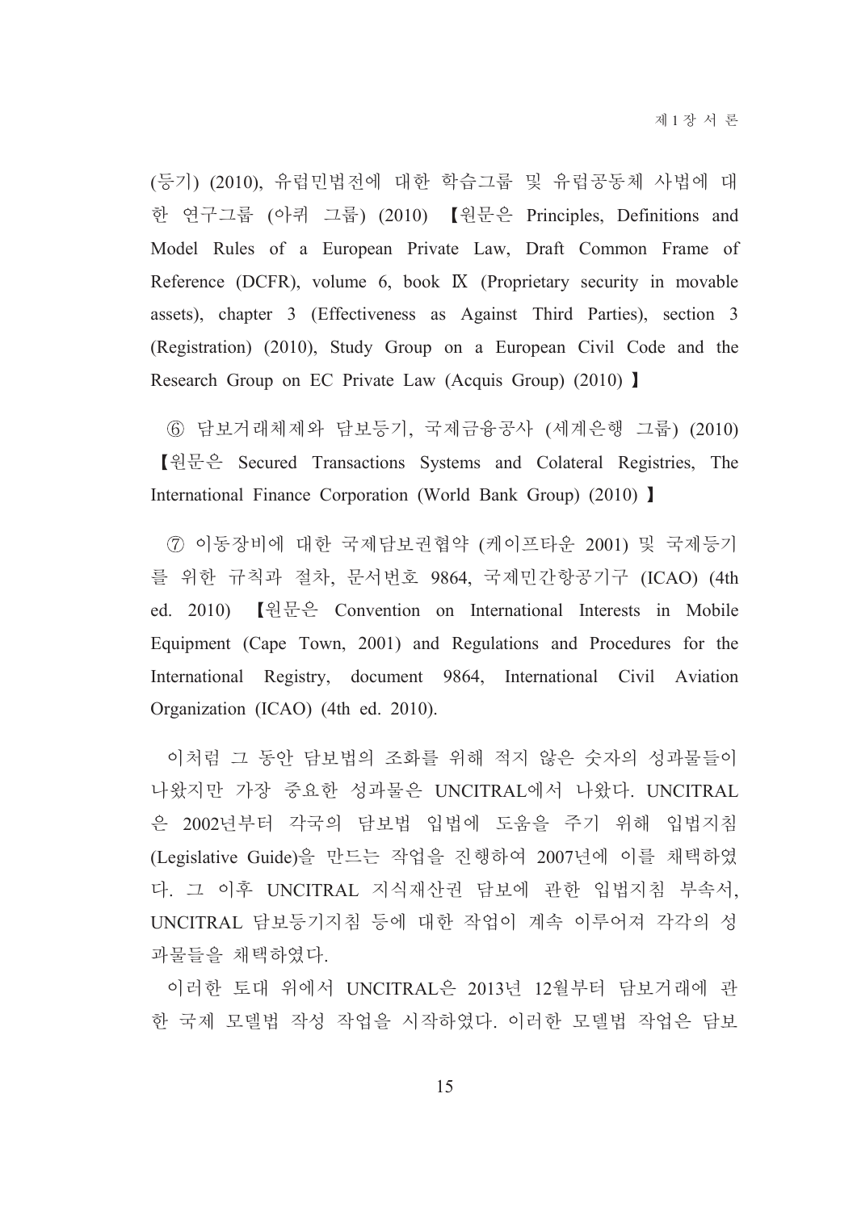(등기) (2010), 유럽민법전에 대한 학습그룹 및 유럽공동체 사법에 대한 연구그룹 (아퀴 그룹) (2010) 【원문은 Principles, Definitions and Model Rules of a European Private Law, Draft Common Frame of Reference (DCFR), volume 6, book Ⅸ (Proprietary security in movable assets), chapter 3 (Effectiveness as Against Third Parties), section 3 (Registration) (2010), Study Group on a European Civil Code and the Research Group on EC Private Law (Acquis Group) (2010) 】

⑥ 담보거래체제와 담보등기, 국제금융공사 (세계은행 그룹) (2010) 【원문은 Secured Transactions Systems and Colateral Registries, The International Finance Corporation (World Bank Group) (2010) 】

⑦ 이동장비에 대한 국제담보권협약 (케이프타운 2001) 및 국제등기를 위한 규칙과 절차, 문서번호 9864, 국제민간항공기구 (ICAO) (4th ed. 2010) 【원문은 Convention on International Interests in Mobile Equipment (Cape Town, 2001) and Regulations and Procedures for the International Registry, document 9864, International Civil Aviation Organization (ICAO) (4th ed. 2010).

이처럼 그 동안 담보법의 조화를 위해 적지 않은 숫자의 성과물들이 나왔지만 가장 중요한 성과물은 UNCITRAL에서 나왔다. UNCITRAL은 2002년부터 각국의 담보법 입법에 도움을 주기 위해 입법지침(Legislative Guide)을 만드는 작업을 진행하여 2007년에 이를 채택하였다. 그 이후 UNCITRAL 지식재산권 담보에 관한 입법지침 부속서, UNCITRAL 담보등기지침 등에 대한 작업이 계속 이루어져 각각의 성과물들을 채택하였다.

이러한 토대 위에서 UNCITRAL은 2013년 12월부터 담보거래에 관한 국제 모델법 작성 작업을 시작하였다. 이러한 모델법 작업은 담보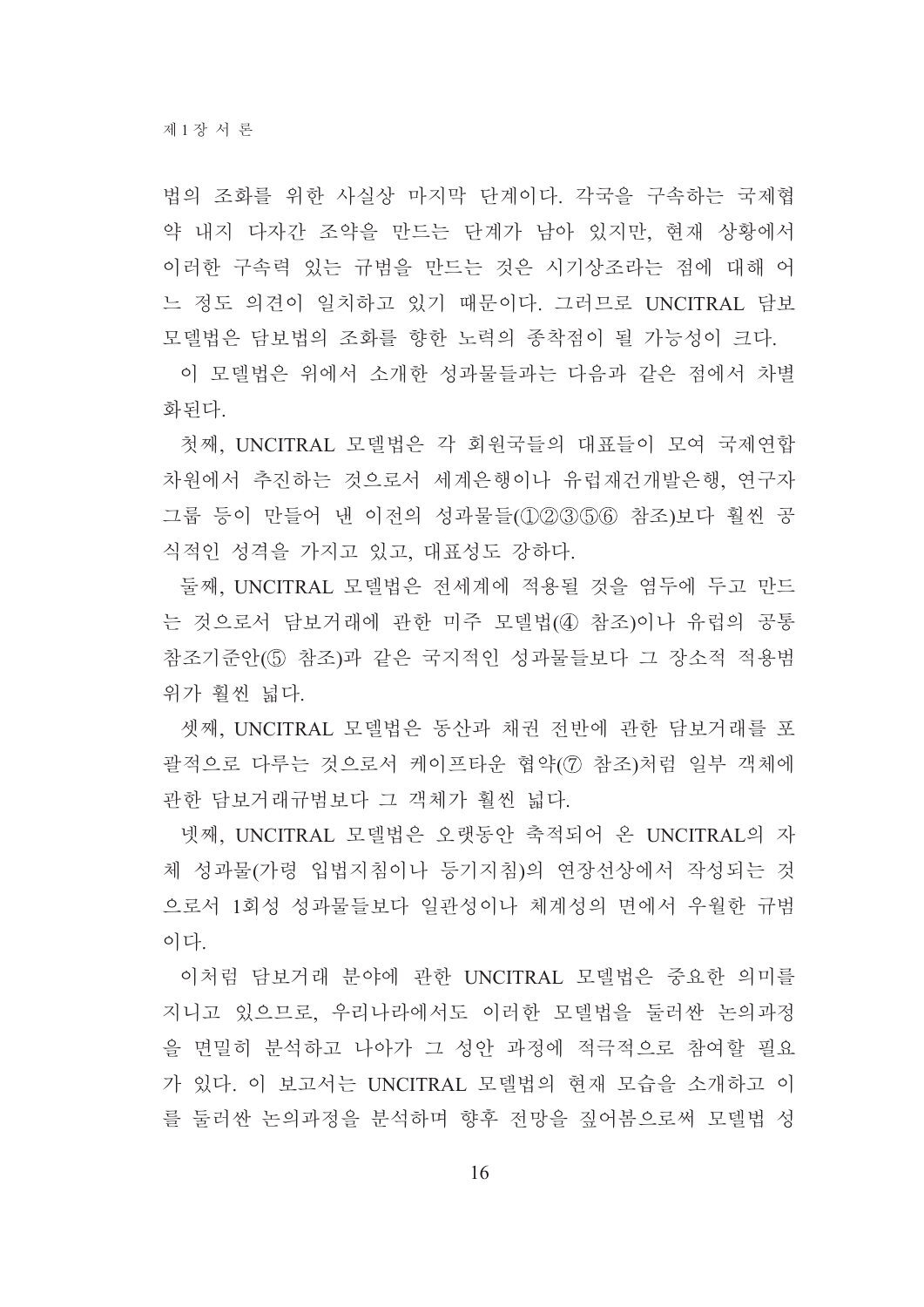법의 조화를 위한 사실상 마지막 단계이다. 각국을 구속하는 국제협약 내지 다자간 조약을 만드는 단계가 남아 있지만, 현재 상황에서 이러한 구속력 있는 규범을 만드는 것은 시기상조라는 점에 대해 어느 정도 의견이 일치하고 있기 때문이다. 그러므로 UNCITRAL 담보모델법은 담보법의 조화를 향한 노력의 종착점이 될 가능성이 크다.

이 모델법은 위에서 소개한 성과물들과는 다음과 같은 점에서 차별화된다.

첫째, UNCITRAL 모델법은 각 회원국들의 대표들이 모여 국제연합 차원에서 추진하는 것으로서 세계은행이나 유럽재건개발은행, 연구자 그룹 등이 만들어 낸 이전의 성과물들(①②③⑤⑥ 참조)보다 훨씬 공식적인 성격을 가지고 있고, 대표성도 강하다.

둘째, UNCITRAL 모델법은 전세계에 적용될 것을 염두에 두고 만드는 것으로서 담보거래에 관한 미주 모델법(④ 참조)이나 유럽의 공통참조기준안(⑤ 참조)과 같은 국지적인 성과물들보다 그 장소적 적용범위가 훨씬 넓다.

셋째, UNCITRAL 모델법은 동산과 채권 전반에 관한 담보거래를 포괄적으로 다루는 것으로서 케이프타운 협약(⑦ 참조)처럼 일부 객체에 관한 담보거래규범보다 그 객체가 훨씬 넓다.

넷째, UNCITRAL 모델법은 오랫동안 축적되어 온 UNCITRAL의 자체 성과물(가령 입법지침이나 등기지침)의 연장선상에서 작성되는 것으로서 1회성 성과물들보다 일관성이나 체계성의 면에서 우월한 규범이다.

이처럼 담보거래 분야에 관한 UNCITRAL 모델법은 중요한 의미를 지니고 있으므로, 우리나라에서도 이러한 모델법을 둘러싼 논의과정을 면밀히 분석하고 나아가 그 성안 과정에 적극적으로 참여할 필요가 있다. 이 보고서는 UNCITRAL 모델법의 현재 모습을 소개하고 이를 둘러싼 논의과정을 분석하며 향후 전망을 짚어봄으로써 모델법 성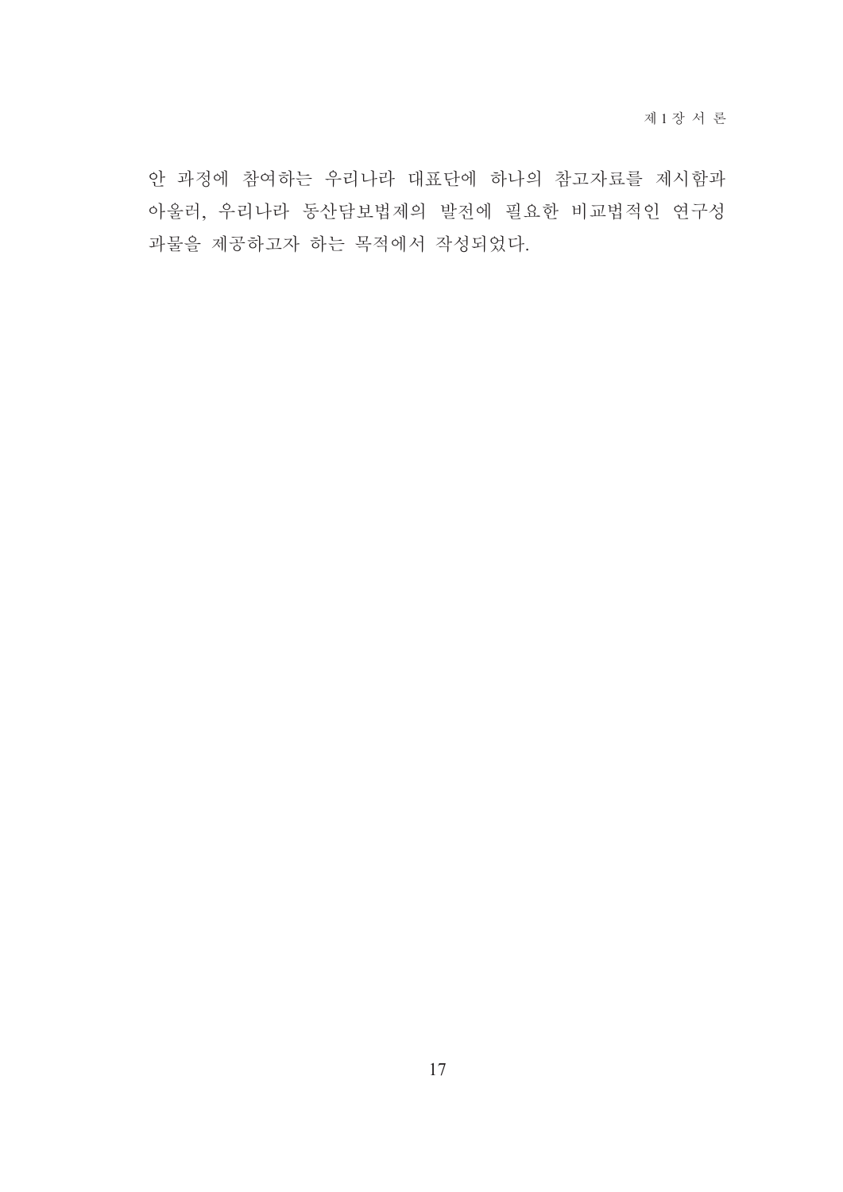안 과정에 참여하는 우리나라 대표단에 하나의 참고자료를 제시함과 아울러, 우리나라 동산담보법제의 발전에 필요한 비교법적인 연구성과물을 제공하고자 하는 목적에서 작성되었다.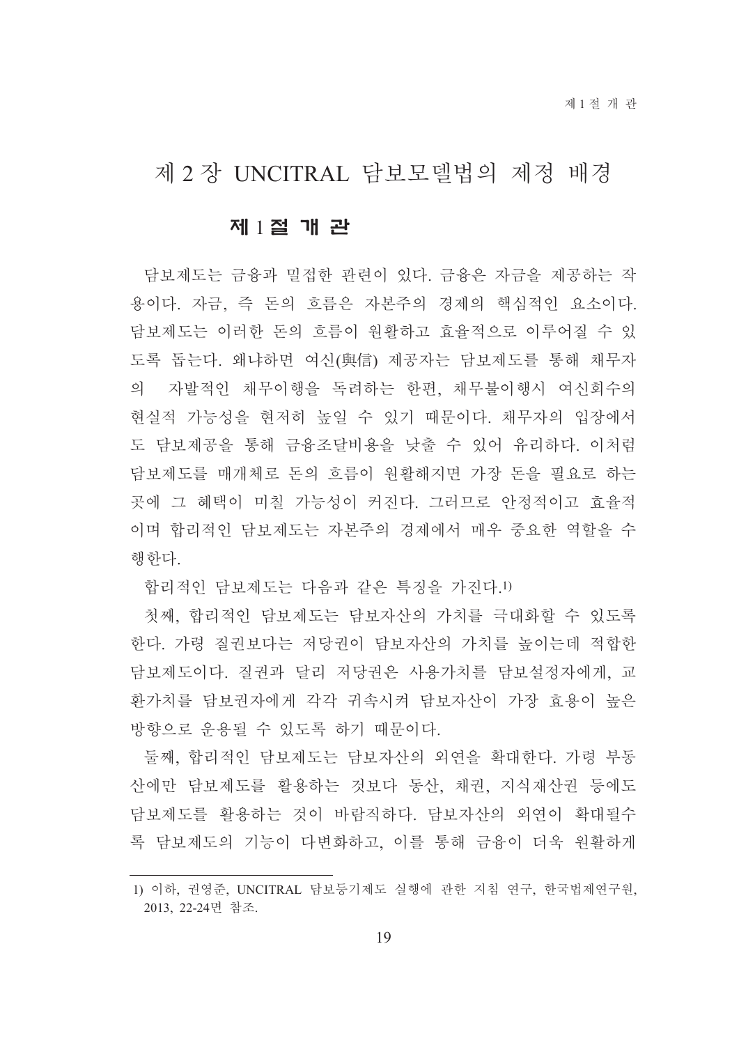# 제 2 장 UNCITRAL 담보모델법의 제정 배경

## 제 1 절 개 관

담보제도는 금융과 밀접한 관련이 있다. 금융은 자금을 제공하는 작용이다. 자금, 즉 돈의 흐름은 자본주의 경제의 핵심적인 요소이다. 담보제도는 이러한 돈의 흐름이 원활하고 효율적으로 이루어질 수 있도록 돕는다. 왜냐하면 여신(與信) 제공자는 담보제도를 통해 채무자의 자발적인 채무이행을 독려하는 한편, 채무불이행시 여신회수의 현실적 가능성을 현저히 높일 수 있기 때문이다. 채무자의 입장에서도 담보제공을 통해 금융조달비용을 낮출 수 있어 유리하다. 이처럼 담보제도를 매개체로 돈의 흐름이 원활해지면 가장 돈을 필요로 하는 곳에 그 혜택이 미칠 가능성이 커진다. 그러므로 안정적이고 효율적이며 합리적인 담보제도는 자본주의 경제에서 매우 중요한 역할을 수행한다.

합리적인 담보제도는 다음과 같은 특징을 가진다.[1)]

첫째, 합리적인 담보제도는 담보자산의 가치를 극대화할 수 있도록 한다. 가령 질권보다는 저당권이 담보자산의 가치를 높이는데 적합한 담보제도이다. 질권과 달리 저당권은 사용가치를 담보설정자에게, 교환가치를 담보권자에게 각각 귀속시켜 담보자산이 가장 효용이 높은 방향으로 운용될 수 있도록 하기 때문이다.

둘째, 합리적인 담보제도는 담보자산의 외연을 확대한다. 가령 부동산에만 담보제도를 활용하는 것보다 동산, 채권, 지식재산권 등에도 담보제도를 활용하는 것이 바람직하다. 담보자산의 외연이 확대될수록 담보제도의 기능이 다변화하고, 이를 통해 금융이 더욱 원활하게

---

1) 이하, 권영준, UNCITRAL 담보등기제도 실행에 관한 지침 연구, 한국법제연구원, 2013, 22-24면 참조.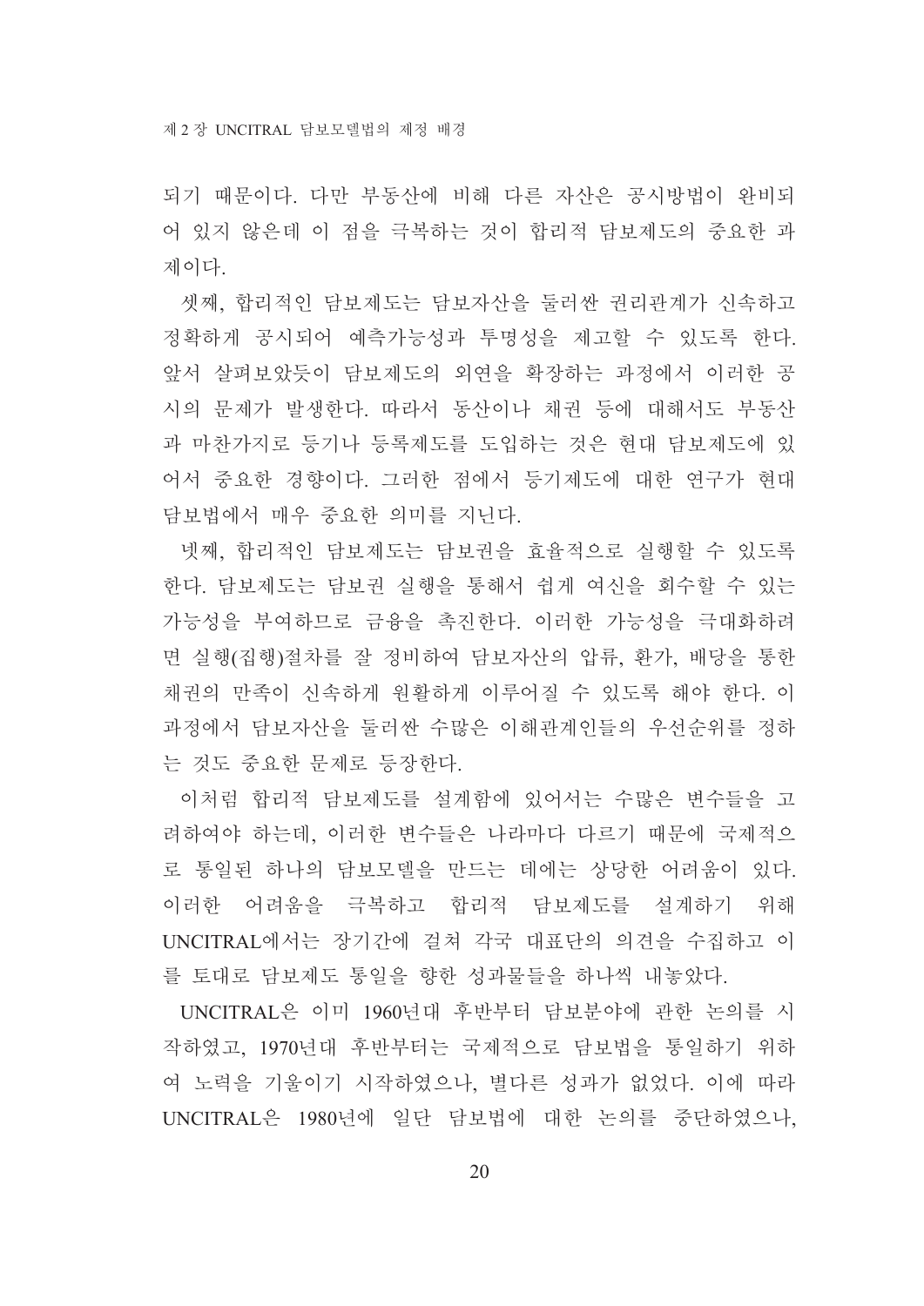되기 때문이다. 다만 부동산에 비해 다른 자산은 공시방법이 완비되어 있지 않은데 이 점을 극복하는 것이 합리적 담보제도의 중요한 과제이다.

셋째, 합리적인 담보제도는 담보자산을 둘러싼 권리관계가 신속하고 정확하게 공시되어 예측가능성과 투명성을 제고할 수 있도록 한다. 앞서 살펴보았듯이 담보제도의 외연을 확장하는 과정에서 이러한 공시의 문제가 발생한다. 따라서 동산이나 채권 등에 대해서도 부동산과 마찬가지로 등기나 등록제도를 도입하는 것은 현대 담보제도에 있어서 중요한 경향이다. 그러한 점에서 등기제도에 대한 연구가 현대 담보법에서 매우 중요한 의미를 지닌다.

넷째, 합리적인 담보제도는 담보권을 효율적으로 실행할 수 있도록 한다. 담보제도는 담보권 실행을 통해서 쉽게 여신을 회수할 수 있는 가능성을 부여하므로 금융을 촉진한다. 이러한 가능성을 극대화하려면 실행(집행)절차를 잘 정비하여 담보자산의 압류, 환가, 배당을 통한 채권의 만족이 신속하게 원활하게 이루어질 수 있도록 해야 한다. 이 과정에서 담보자산을 둘러싼 수많은 이해관계인들의 우선순위를 정하는 것도 중요한 문제로 등장한다.

이처럼 합리적 담보제도를 설계함에 있어서는 수많은 변수들을 고려하여야 하는데, 이러한 변수들은 나라마다 다르기 때문에 국제적으로 통일된 하나의 담보모델을 만드는 데에는 상당한 어려움이 있다. 이러한 어려움을 극복하고 합리적 담보제도를 설계하기 위해 UNCITRAL에서는 장기간에 걸쳐 각국 대표단의 의견을 수집하고 이를 토대로 담보제도 통일을 향한 성과물들을 하나씩 내놓았다.

UNCITRAL은 이미 1960년대 후반부터 담보분야에 관한 논의를 시작하였고, 1970년대 후반부터는 국제적으로 담보법을 통일하기 위하여 노력을 기울이기 시작하였으나, 별다른 성과가 없었다. 이에 따라 UNCITRAL은 1980년에 일단 담보법에 대한 논의를 중단하였으나,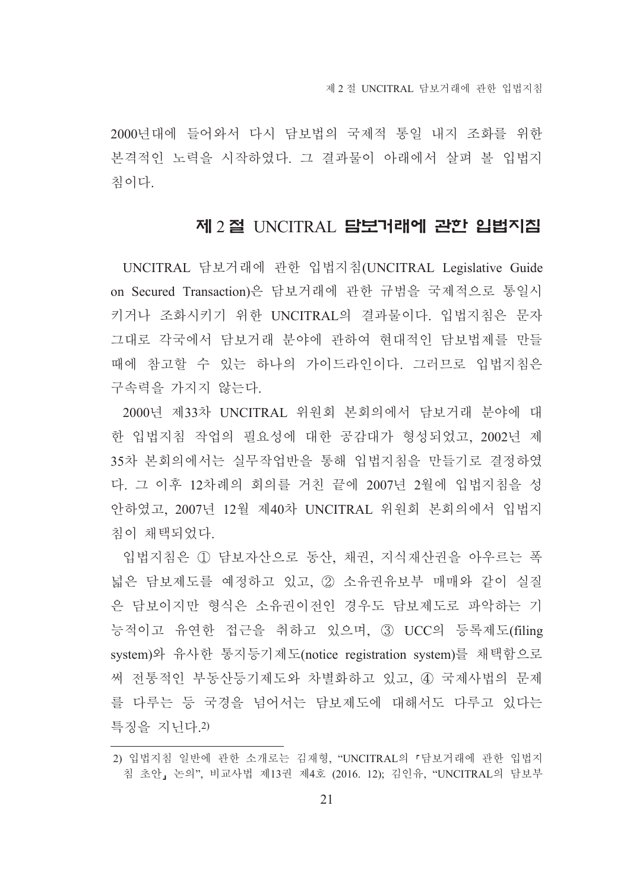2000년대에 들어와서 다시 담보법의 국제적 통일 내지 조화를 위한 본격적인 노력을 시작하였다. 그 결과물이 아래에서 살펴 볼 입법지침이다.

## 제 2 절 UNCITRAL 담보거래에 관한 입법지침

UNCITRAL 담보거래에 관한 입법지침(UNCITRAL Legislative Guide on Secured Transaction)은 담보거래에 관한 규범을 국제적으로 통일시키거나 조화시키기 위한 UNCITRAL의 결과물이다. 입법지침은 문자 그대로 각국에서 담보거래 분야에 관하여 현대적인 담보법제를 만들 때에 참고할 수 있는 하나의 가이드라인이다. 그러므로 입법지침은 구속력을 가지지 않는다.

2000년 제33차 UNCITRAL 위원회 본회의에서 담보거래 분야에 대한 입법지침 작업의 필요성에 대한 공감대가 형성되었고, 2002년 제35차 본회의에서는 실무작업반을 통해 입법지침을 만들기로 결정하였다. 그 이후 12차례의 회의를 거친 끝에 2007년 2월에 입법지침을 성안하였고, 2007년 12월 제40차 UNCITRAL 위원회 본회의에서 입법지침이 채택되었다.

입법지침은 ① 담보자산으로 동산, 채권, 지식재산권을 아우르는 폭넓은 담보제도를 예정하고 있고, ② 소유권유보부 매매와 같이 실질은 담보이지만 형식은 소유권이전인 경우도 담보제도로 파악하는 기능적이고 유연한 접근을 취하고 있으며, ③ UCC의 등록제도(filing system)와 유사한 통지등기제도(notice registration system)를 채택함으로써 전통적인 부동산등기제도와 차별화하고 있고, ④ 국제사법의 문제를 다루는 등 국경을 넘어서는 담보제도에 대해서도 다루고 있다는 특징을 지닌다.[2]

---

2) 입법지침 일반에 관한 소개로는 김재형, "UNCITRAL의 『담보거래에 관한 입법지침 초안』 논의", 비교사법 제13권 제4호 (2016. 12); 김인유, "UNCITRAL의 담보부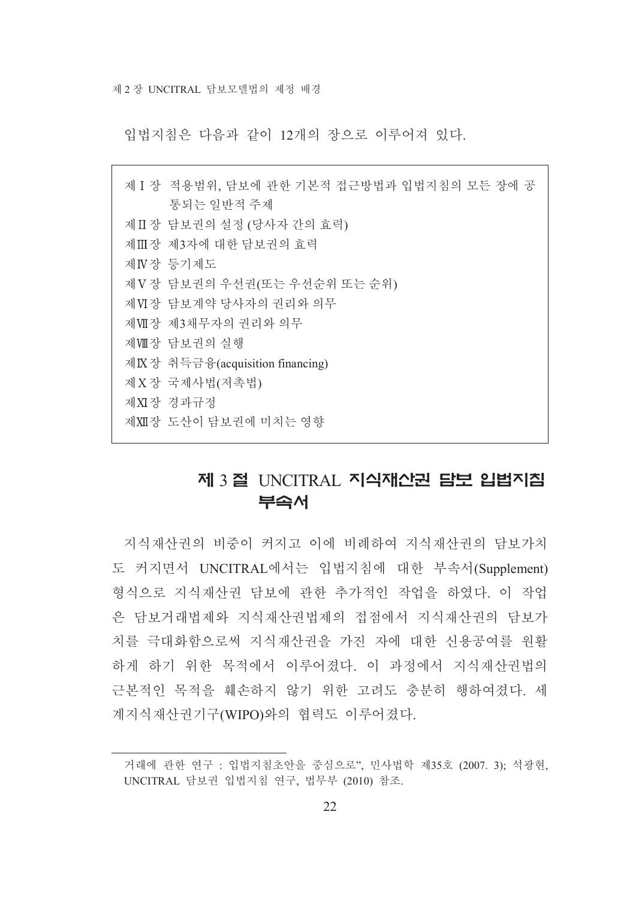입법지침은 다음과 같이 12개의 장으로 이루어져 있다.

> 제Ⅰ장 적용범위, 담보에 관한 기본적 접근방법과 입법지침의 모든 장에 공통되는 일반적 주제
> 제Ⅱ장 담보권의 설정 (당사자 간의 효력)
> 제Ⅲ장 제3자에 대한 담보권의 효력
> 제Ⅳ장 등기제도
> 제Ⅴ장 담보권의 우선권(또는 우선순위 또는 순위)
> 제Ⅵ장 담보계약 당사자의 권리와 의무
> 제Ⅶ장 제3채무자의 권리와 의무
> 제Ⅷ장 담보권의 실행
> 제Ⅸ장 취득금융(acquisition financing)
> 제Ⅹ장 국제사법(저촉법)
> 제Ⅺ장 경과규정
> 제Ⅻ장 도산이 담보권에 미치는 영향

## 제 3 절 UNCITRAL 지식재산권 담보 입법지침 부속서

지식재산권의 비중이 커지고 이에 비례하여 지식재산권의 담보가치도 커지면서 UNCITRAL에서는 입법지침에 대한 부속서(Supplement) 형식으로 지식재산권 담보에 관한 추가적인 작업을 하였다. 이 작업은 담보거래법제와 지식재산권법제의 접점에서 지식재산권의 담보가치를 극대화함으로써 지식재산권을 가진 자에 대한 신용공여를 원활하게 하기 위한 목적에서 이루어졌다. 이 과정에서 지식재산권법의 근본적인 목적을 훼손하지 않기 위한 고려도 충분히 행하여졌다. 세계지식재산권기구(WIPO)와의 협력도 이루어졌다.

---

거래에 관한 연구 : 입법지침초안을 중심으로", 민사법학 제35호 (2007. 3); 석광현, UNCITRAL 담보권 입법지침 연구, 법무부 (2010) 참조.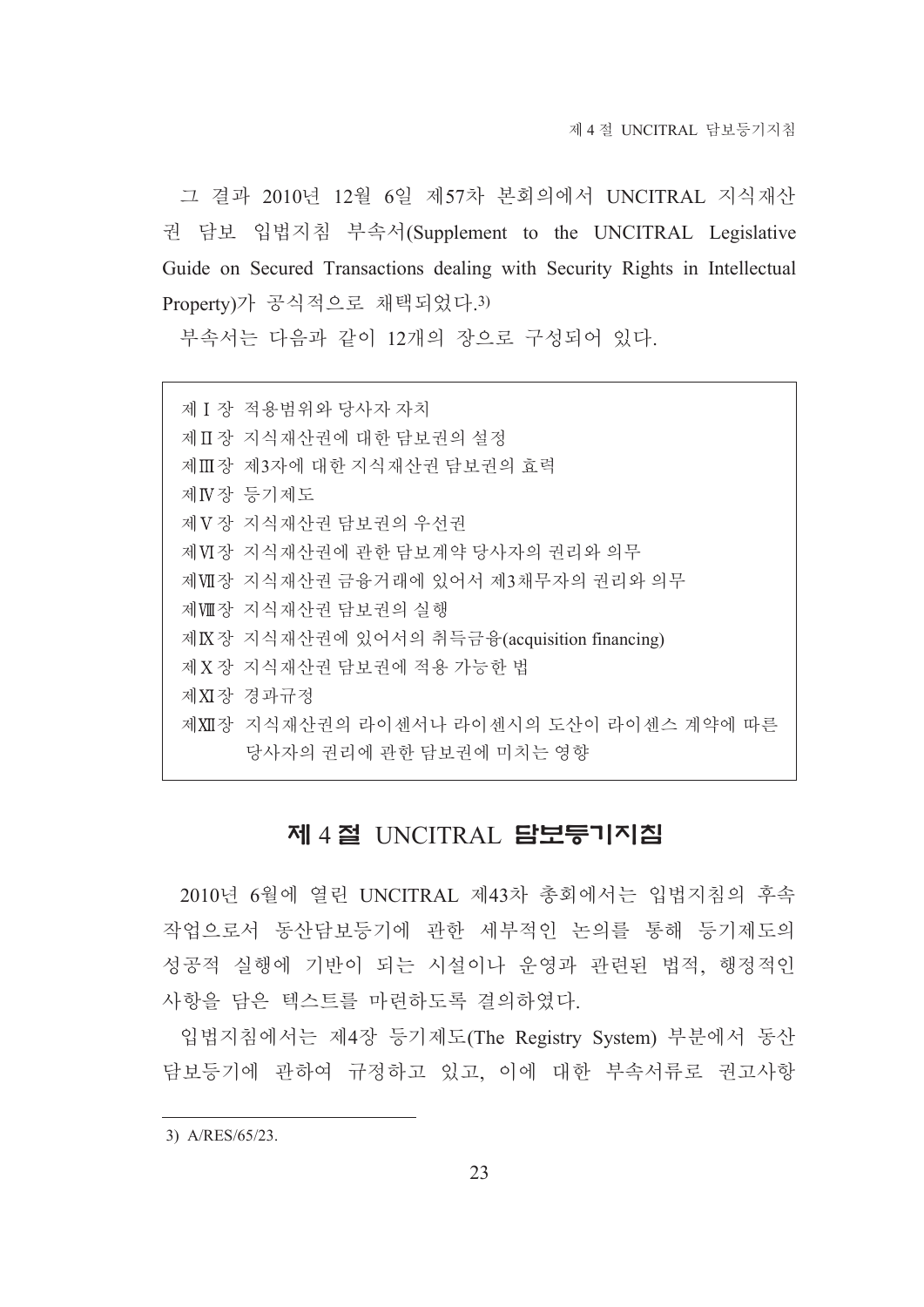그 결과 2010년 12월 6일 제57차 본회의에서 UNCITRAL 지식재산권 담보 입법지침 부속서(Supplement to the UNCITRAL Legislative Guide on Secured Transactions dealing with Security Rights in Intellectual Property)가 공식적으로 채택되었다.[3]

부속서는 다음과 같이 12개의 장으로 구성되어 있다.

> 제Ⅰ장 적용범위와 당사자 자치
> 제Ⅱ장 지식재산권에 대한 담보권의 설정
> 제Ⅲ장 제3자에 대한 지식재산권 담보권의 효력
> 제Ⅳ장 등기제도
> 제Ⅴ장 지식재산권 담보권의 우선권
> 제Ⅵ장 지식재산권에 관한 담보계약 당사자의 권리와 의무
> 제Ⅶ장 지식재산권 금융거래에 있어서 제3채무자의 권리와 의무
> 제Ⅷ장 지식재산권 담보권의 실행
> 제Ⅸ장 지식재산권에 있어서의 취득금융(acquisition financing)
> 제Ⅹ장 지식재산권 담보권에 적용 가능한 법
> 제Ⅺ장 경과규정
> 제Ⅻ장 지식재산권의 라이센서나 라이센시의 도산이 라이센스 계약에 따른 당사자의 권리에 관한 담보권에 미치는 영향

## 제 4 절 UNCITRAL 담보등기지침

2010년 6월에 열린 UNCITRAL 제43차 총회에서는 입법지침의 후속작업으로서 동산담보등기에 관한 세부적인 논의를 통해 등기제도의 성공적 실행에 기반이 되는 시설이나 운영과 관련된 법적, 행정적인 사항을 담은 텍스트를 마련하도록 결의하였다.

입법지침에서는 제4장 등기제도(The Registry System) 부분에서 동산담보등기에 관하여 규정하고 있고, 이에 대한 부속서류로 권고사항

---

3) A/RES/65/23.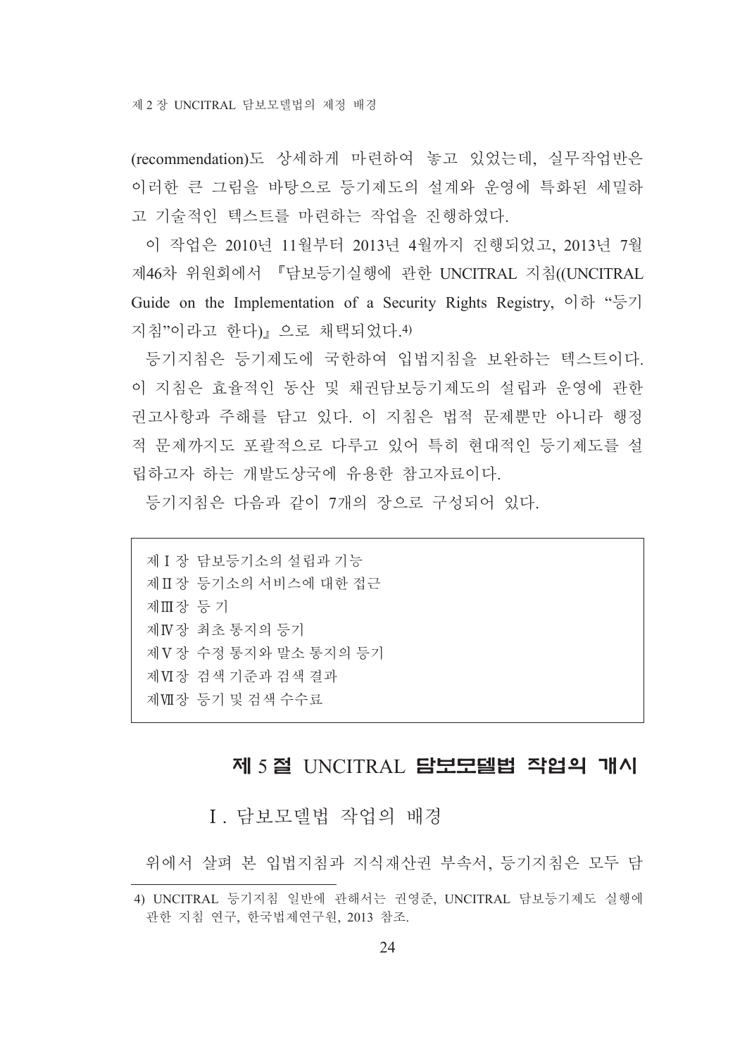(recommendation)도 상세하게 마련하여 놓고 있었는데, 실무작업반은 이러한 큰 그림을 바탕으로 등기제도의 설계와 운영에 특화된 세밀하고 기술적인 텍스트를 마련하는 작업을 진행하였다.

이 작업은 2010년 11월부터 2013년 4월까지 진행되었고, 2013년 7월 제46차 위원회에서 『담보등기실행에 관한 UNCITRAL 지침((UNCITRAL Guide on the Implementation of a Security Rights Registry, 이하 "등기지침"이라고 한다)』으로 채택되었다.[4)]

등기지침은 등기제도에 국한하여 입법지침을 보완하는 텍스트이다. 이 지침은 효율적인 동산 및 채권담보등기제도의 설립과 운영에 관한 권고사항과 주해를 담고 있다. 이 지침은 법적 문제뿐만 아니라 행정적 문제까지도 포괄적으로 다루고 있어 특히 현대적인 등기제도를 설립하고자 하는 개발도상국에 유용한 참고자료이다.

등기지침은 다음과 같이 7개의 장으로 구성되어 있다.

> 제Ⅰ장 담보등기소의 설립과 기능
> 제Ⅱ장 등기소의 서비스에 대한 접근
> 제Ⅲ장 등 기
> 제Ⅳ장 최초 통지의 등기
> 제Ⅴ장 수정 통지와 말소 통지의 등기
> 제Ⅵ장 검색 기준과 검색 결과
> 제Ⅶ장 등기 및 검색 수수료

## 제 5 절 UNCITRAL 담보모델법 작업의 개시

### Ⅰ. 담보모델법 작업의 배경

위에서 살펴 본 입법지침과 지식재산권 부속서, 등기지침은 모두 담

---

4) UNCITRAL 등기지침 일반에 관해서는 권영준, UNCITRAL 담보등기제도 실행에 관한 지침 연구, 한국법제연구원, 2013 참조.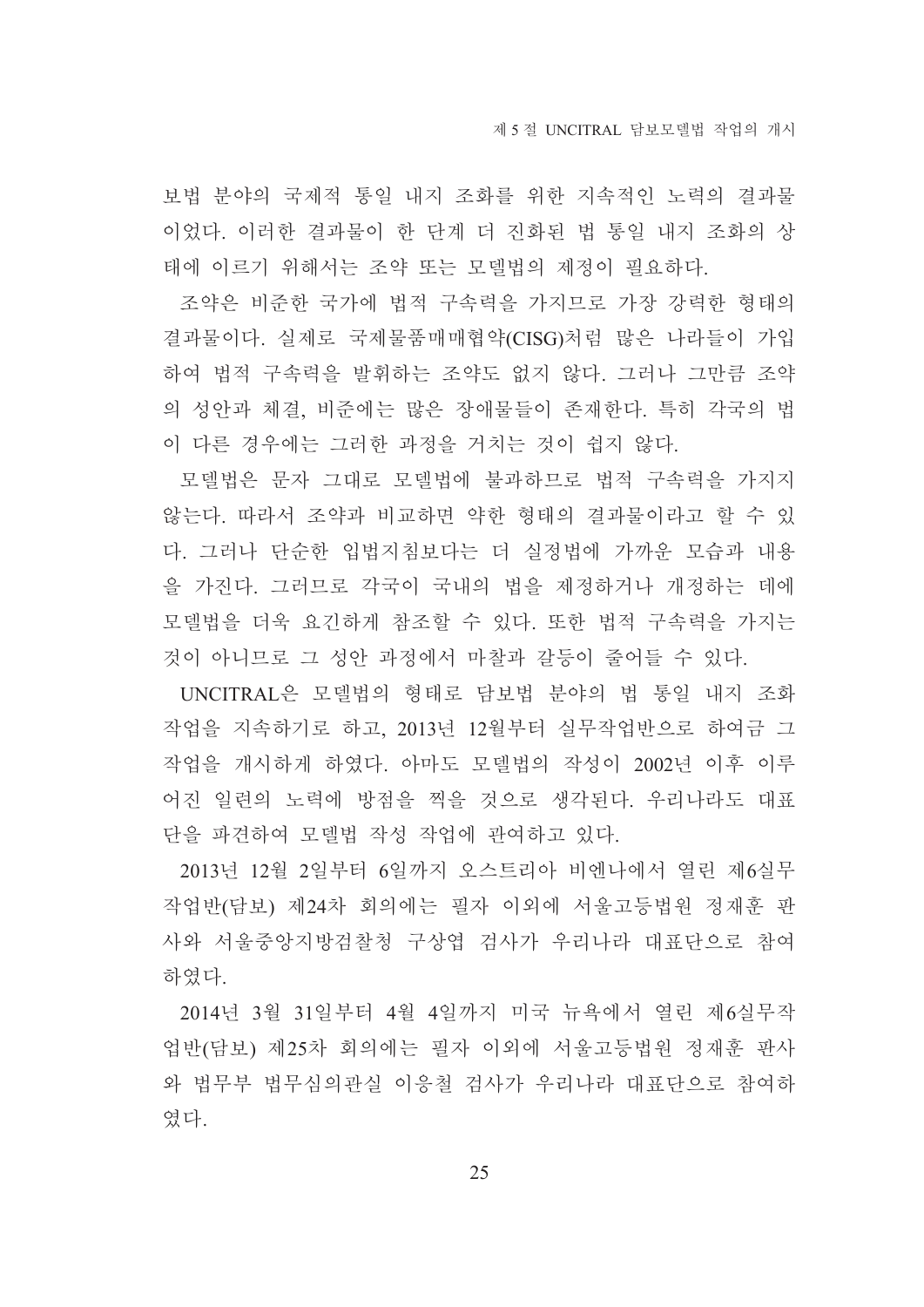보법 분야의 국제적 통일 내지 조화를 위한 지속적인 노력의 결과물이었다. 이러한 결과물이 한 단계 더 진화된 법 통일 내지 조화의 상태에 이르기 위해서는 조약 또는 모델법의 제정이 필요하다.

조약은 비준한 국가에 법적 구속력을 가지므로 가장 강력한 형태의 결과물이다. 실제로 국제물품매매협약(CISG)처럼 많은 나라들이 가입하여 법적 구속력을 발휘하는 조약도 없지 않다. 그러나 그만큼 조약의 성안과 체결, 비준에는 많은 장애물들이 존재한다. 특히 각국의 법이 다른 경우에는 그러한 과정을 거치는 것이 쉽지 않다.

모델법은 문자 그대로 모델법에 불과하므로 법적 구속력을 가지지 않는다. 따라서 조약과 비교하면 약한 형태의 결과물이라고 할 수 있다. 그러나 단순한 입법지침보다는 더 실정법에 가까운 모습과 내용을 가진다. 그러므로 각국이 국내의 법을 제정하거나 개정하는 데에 모델법을 더욱 요긴하게 참조할 수 있다. 또한 법적 구속력을 가지는 것이 아니므로 그 성안 과정에서 마찰과 갈등이 줄어들 수 있다.

UNCITRAL은 모델법의 형태로 담보법 분야의 법 통일 내지 조화 작업을 지속하기로 하고, 2013년 12월부터 실무작업반으로 하여금 그 작업을 개시하게 하였다. 아마도 모델법의 작성이 2002년 이후 이루어진 일련의 노력에 방점을 찍을 것으로 생각된다. 우리나라도 대표단을 파견하여 모델법 작성 작업에 관여하고 있다.

2013년 12월 2일부터 6일까지 오스트리아 비엔나에서 열린 제6실무작업반(담보) 제24차 회의에는 필자 이외에 서울고등법원 정재훈 판사와 서울중앙지방검찰청 구상엽 검사가 우리나라 대표단으로 참여하였다.

2014년 3월 31일부터 4월 4일까지 미국 뉴욕에서 열린 제6실무작업반(담보) 제25차 회의에는 필자 이외에 서울고등법원 정재훈 판사와 법무부 법무심의관실 이응철 검사가 우리나라 대표단으로 참여하였다.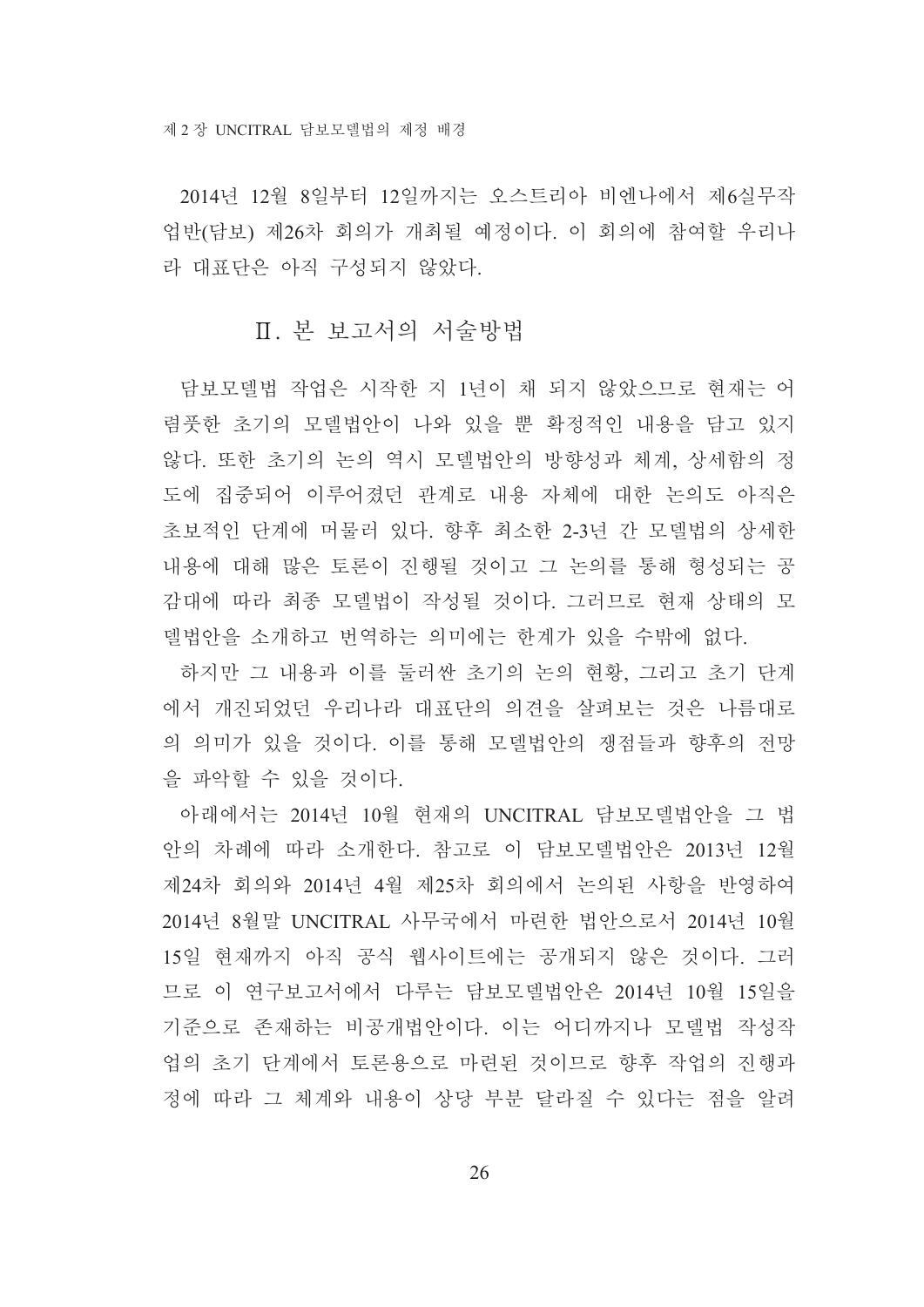2014년 12월 8일부터 12일까지는 오스트리아 비엔나에서 제6실무작업반(담보) 제26차 회의가 개최될 예정이다. 이 회의에 참여할 우리나라 대표단은 아직 구성되지 않았다.

## Ⅱ. 본 보고서의 서술방법

담보모델법 작업은 시작한 지 1년이 채 되지 않았으므로 현재는 어렴풋한 초기의 모델법안이 나와 있을 뿐 확정적인 내용을 담고 있지 않다. 또한 초기의 논의 역시 모델법안의 방향성과 체계, 상세함의 정도에 집중되어 이루어졌던 관계로 내용 자체에 대한 논의도 아직은 초보적인 단계에 머물러 있다. 향후 최소한 2-3년 간 모델법의 상세한 내용에 대해 많은 토론이 진행될 것이고 그 논의를 통해 형성되는 공감대에 따라 최종 모델법이 작성될 것이다. 그러므로 현재 상태의 모델법안을 소개하고 번역하는 의미에는 한계가 있을 수밖에 없다.

하지만 그 내용과 이를 둘러싼 초기의 논의 현황, 그리고 초기 단계에서 개진되었던 우리나라 대표단의 의견을 살펴보는 것은 나름대로의 의미가 있을 것이다. 이를 통해 모델법안의 쟁점들과 향후의 전망을 파악할 수 있을 것이다.

아래에서는 2014년 10월 현재의 UNCITRAL 담보모델법안을 그 법안의 차례에 따라 소개한다. 참고로 이 담보모델법안은 2013년 12월 제24차 회의와 2014년 4월 제25차 회의에서 논의된 사항을 반영하여 2014년 8월말 UNCITRAL 사무국에서 마련한 법안으로서 2014년 10월 15일 현재까지 아직 공식 웹사이트에는 공개되지 않은 것이다. 그러므로 이 연구보고서에서 다루는 담보모델법안은 2014년 10월 15일을 기준으로 존재하는 비공개법안이다. 이는 어디까지나 모델법 작성작업의 초기 단계에서 토론용으로 마련된 것이므로 향후 작업의 진행과정에 따라 그 체계와 내용이 상당 부분 달라질 수 있다는 점을 알려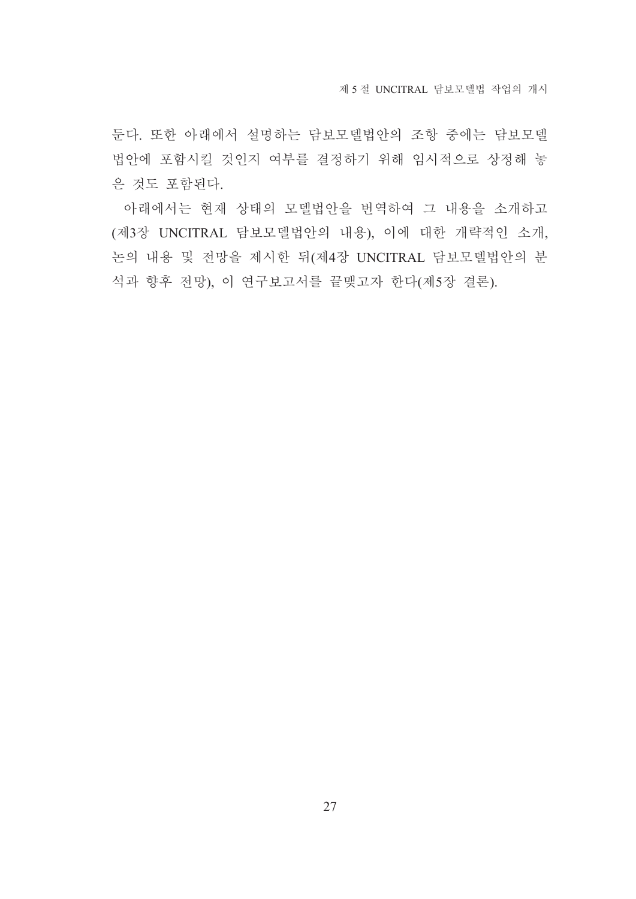둔다. 또한 아래에서 설명하는 담보모델법안의 조항 중에는 담보모델법안에 포함시킬 것인지 여부를 결정하기 위해 임시적으로 상정해 놓은 것도 포함된다.

아래에서는 현재 상태의 모델법안을 번역하여 그 내용을 소개하고(제3장 UNCITRAL 담보모델법안의 내용), 이에 대한 개략적인 소개, 논의 내용 및 전망을 제시한 뒤(제4장 UNCITRAL 담보모델법안의 분석과 향후 전망), 이 연구보고서를 끝맺고자 한다(제5장 결론).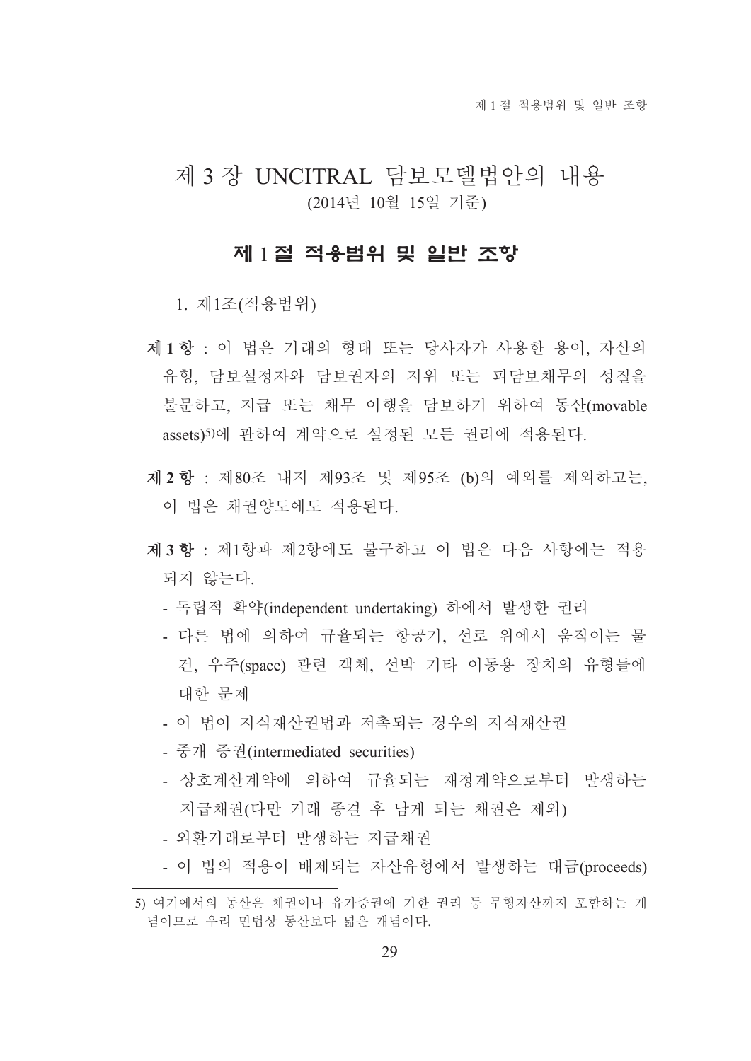# 제 3 장 UNCITRAL 담보모델법안의 내용

(2014년 10월 15일 기준)

## 제 1 절 적용범위 및 일반 조항

1. 제1조(적용범위)

**제 1 항** : 이 법은 거래의 형태 또는 당사자가 사용한 용어, 자산의 유형, 담보설정자와 담보권자의 지위 또는 피담보채무의 성질을 불문하고, 지급 또는 채무 이행을 담보하기 위하여 동산(movable assets)[5]에 관하여 계약으로 설정된 모든 권리에 적용된다.

**제 2 항** : 제80조 내지 제93조 및 제95조 (b)의 예외를 제외하고는, 이 법은 채권양도에도 적용된다.

**제 3 항** : 제1항과 제2항에도 불구하고 이 법은 다음 사항에는 적용되지 않는다.

- 독립적 확약(independent undertaking) 하에서 발생한 권리
- 다른 법에 의하여 규율되는 항공기, 선로 위에서 움직이는 물건, 우주(space) 관련 객체, 선박 기타 이동용 장치의 유형들에 대한 문제
- 이 법이 지식재산권법과 저촉되는 경우의 지식재산권
- 중개 증권(intermediated securities)
- 상호계산계약에 의하여 규율되는 재정계약으로부터 발생하는 지급채권(다만 거래 종결 후 남게 되는 채권은 제외)
- 외환거래로부터 발생하는 지급채권
- 이 법의 적용이 배제되는 자산유형에서 발생하는 대금(proceeds)

---

5) 여기에서의 동산은 채권이나 유가증권에 기한 권리 등 무형자산까지 포함하는 개념이므로 우리 민법상 동산보다 넓은 개념이다.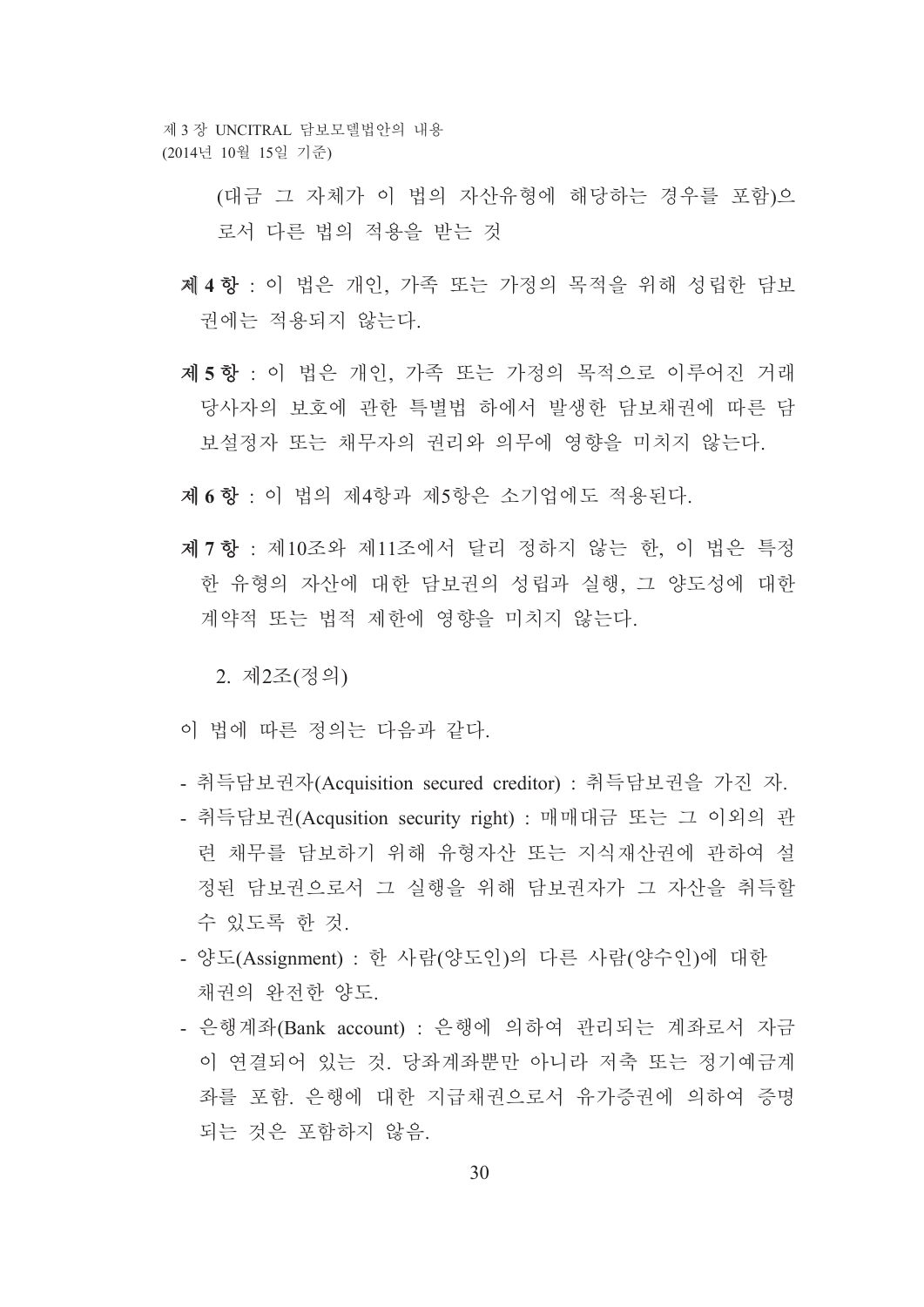(대금 그 자체가 이 법의 자산유형에 해당하는 경우를 포함)으로서 다른 법의 적용을 받는 것

**제 4 항** : 이 법은 개인, 가족 또는 가정의 목적을 위해 성립한 담보권에는 적용되지 않는다.

**제 5 항** : 이 법은 개인, 가족 또는 가정의 목적으로 이루어진 거래 당사자의 보호에 관한 특별법 하에서 발생한 담보채권에 따른 담보설정자 또는 채무자의 권리와 의무에 영향을 미치지 않는다.

**제 6 항** : 이 법의 제4항과 제5항은 소기업에도 적용된다.

**제 7 항** : 제10조와 제11조에서 달리 정하지 않는 한, 이 법은 특정한 유형의 자산에 대한 담보권의 성립과 실행, 그 양도성에 대한 계약적 또는 법적 제한에 영향을 미치지 않는다.

2. 제2조(정의)

이 법에 따른 정의는 다음과 같다.

- 취득담보권자(Acquisition secured creditor) : 취득담보권을 가진 자.
- 취득담보권(Acqusition security right) : 매매대금 또는 그 이외의 관련 채무를 담보하기 위해 유형자산 또는 지식재산권에 관하여 설정된 담보권으로서 그 실행을 위해 담보권자가 그 자산을 취득할 수 있도록 한 것.
- 양도(Assignment) : 한 사람(양도인)의 다른 사람(양수인)에 대한 채권의 완전한 양도.
- 은행계좌(Bank account) : 은행에 의하여 관리되는 계좌로서 자금이 연결되어 있는 것. 당좌계좌뿐만 아니라 저축 또는 정기예금계좌를 포함. 은행에 대한 지급채권으로서 유가증권에 의하여 증명되는 것은 포함하지 않음.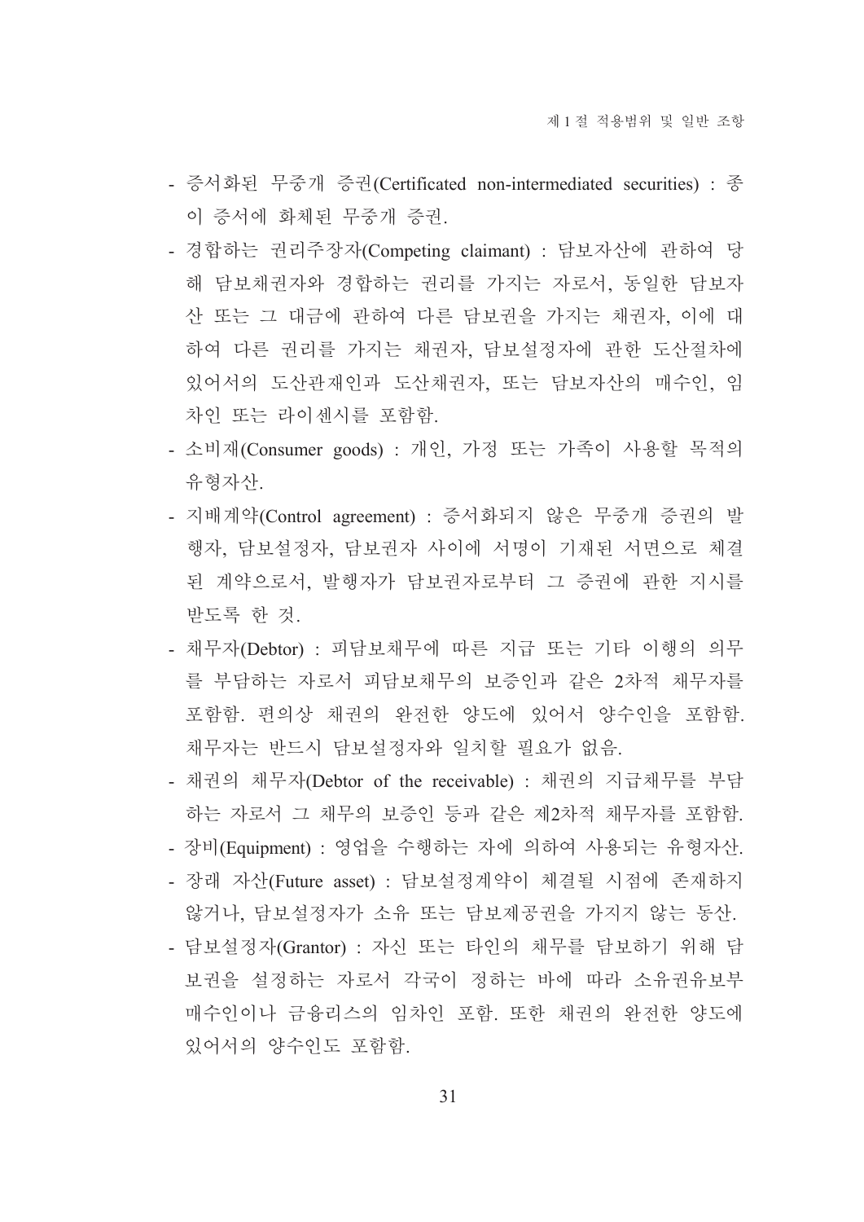- 증서화된 무중개 증권(Certificated non-intermediated securities) : 종이 증서에 화체된 무중개 증권.
- 경합하는 권리주장자(Competing claimant) : 담보자산에 관하여 당해 담보채권자와 경합하는 권리를 가지는 자로서, 동일한 담보자산 또는 그 대금에 관하여 다른 담보권을 가지는 채권자, 이에 대하여 다른 권리를 가지는 채권자, 담보설정자에 관한 도산절차에 있어서의 도산관재인과 도산채권자, 또는 담보자산의 매수인, 임차인 또는 라이센시를 포함함.
- 소비재(Consumer goods) : 개인, 가정 또는 가족이 사용할 목적의 유형자산.
- 지배계약(Control agreement) : 증서화되지 않은 무중개 증권의 발행자, 담보설정자, 담보권자 사이에 서명이 기재된 서면으로 체결된 계약으로서, 발행자가 담보권자로부터 그 증권에 관한 지시를 받도록 한 것.
- 채무자(Debtor) : 피담보채무에 따른 지급 또는 기타 이행의 의무를 부담하는 자로서 피담보채무의 보증인과 같은 2차적 채무자를 포함함. 편의상 채권의 완전한 양도에 있어서 양수인을 포함함. 채무자는 반드시 담보설정자와 일치할 필요가 없음.
- 채권의 채무자(Debtor of the receivable) : 채권의 지급채무를 부담하는 자로서 그 채무의 보증인 등과 같은 제2차적 채무자를 포함함.
- 장비(Equipment) : 영업을 수행하는 자에 의하여 사용되는 유형자산.
- 장래 자산(Future asset) : 담보설정계약이 체결될 시점에 존재하지 않거나, 담보설정자가 소유 또는 담보제공권을 가지지 않는 동산.
- 담보설정자(Grantor) : 자신 또는 타인의 채무를 담보하기 위해 담보권을 설정하는 자로서 각국이 정하는 바에 따라 소유권유보부 매수인이나 금융리스의 임차인 포함. 또한 채권의 완전한 양도에 있어서의 양수인도 포함함.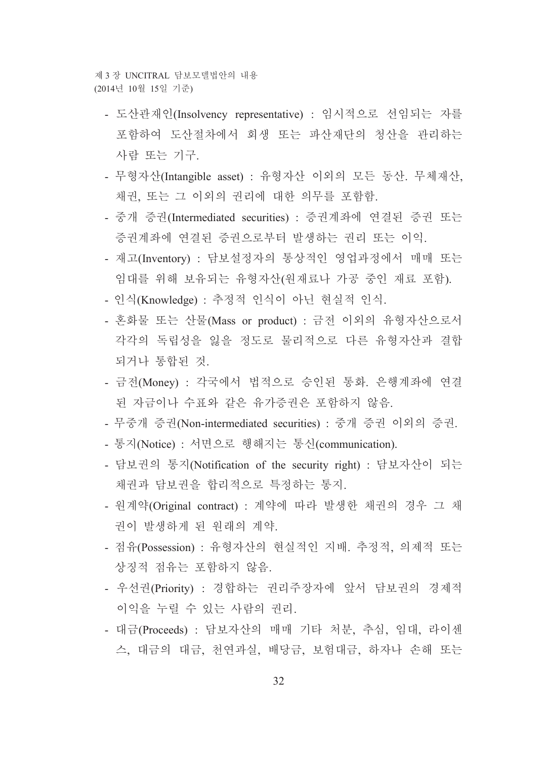- 도산관재인(Insolvency representative) : 임시적으로 선임되는 자를 포함하여 도산절차에서 회생 또는 파산재단의 청산을 관리하는 사람 또는 기구.
- 무형자산(Intangible asset) : 유형자산 이외의 모든 동산. 무체재산, 채권, 또는 그 이외의 권리에 대한 의무를 포함함.
- 중개 증권(Intermediated securities) : 증권계좌에 연결된 증권 또는 증권계좌에 연결된 증권으로부터 발생하는 권리 또는 이익.
- 재고(Inventory) : 담보설정자의 통상적인 영업과정에서 매매 또는 임대를 위해 보유되는 유형자산(원재료나 가공 중인 재료 포함).
- 인식(Knowledge) : 추정적 인식이 아닌 현실적 인식.
- 혼화물 또는 산물(Mass or product) : 금전 이외의 유형자산으로서 각각의 독립성을 잃을 정도로 물리적으로 다른 유형자산과 결합되거나 통합된 것.
- 금전(Money) : 각국에서 법적으로 승인된 통화. 은행계좌에 연결된 자금이나 수표와 같은 유가증권은 포함하지 않음.
- 무중개 증권(Non-intermediated securities) : 중개 증권 이외의 증권.
- 통지(Notice) : 서면으로 행해지는 통신(communication).
- 담보권의 통지(Notification of the security right) : 담보자산이 되는 채권과 담보권을 합리적으로 특정하는 통지.
- 원계약(Original contract) : 계약에 따라 발생한 채권의 경우 그 채권이 발생하게 된 원래의 계약.
- 점유(Possession) : 유형자산의 현실적인 지배. 추정적, 의제적 또는 상징적 점유는 포함하지 않음.
- 우선권(Priority) : 경합하는 권리주장자에 앞서 담보권의 경제적 이익을 누릴 수 있는 사람의 권리.
- 대금(Proceeds) : 담보자산의 매매 기타 처분, 추심, 임대, 라이센스, 대금의 대금, 천연과실, 배당금, 보험대금, 하자나 손해 또는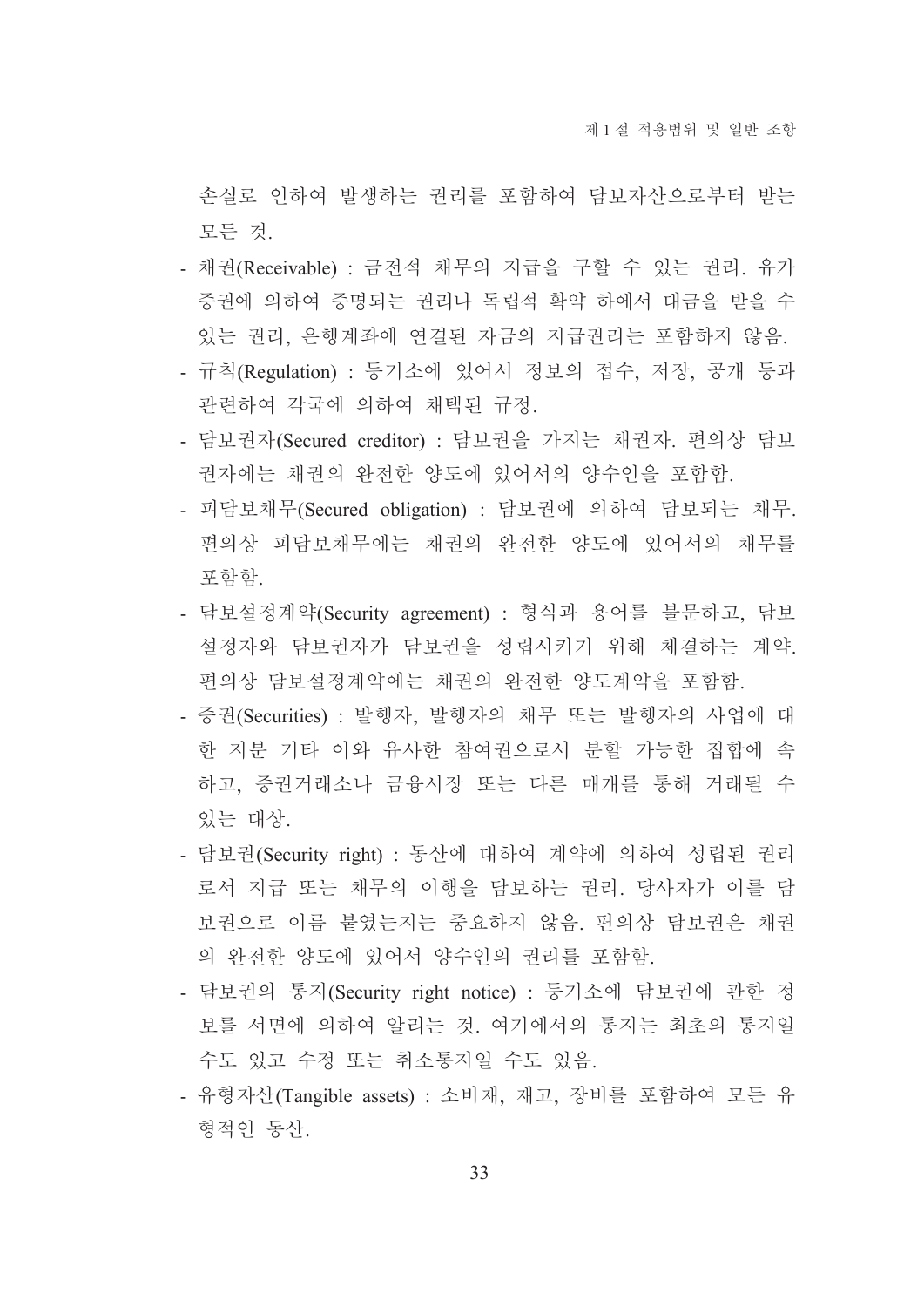손실로 인하여 발생하는 권리를 포함하여 담보자산으로부터 받는 모든 것.

- 채권(Receivable) : 금전적 채무의 지급을 구할 수 있는 권리. 유가증권에 의하여 증명되는 권리나 독립적 확약 하에서 대금을 받을 수 있는 권리, 은행계좌에 연결된 자금의 지급권리는 포함하지 않음.
- 규칙(Regulation) : 등기소에 있어서 정보의 접수, 저장, 공개 등과 관련하여 각국에 의하여 채택된 규정.
- 담보권자(Secured creditor) : 담보권을 가지는 채권자. 편의상 담보권자에는 채권의 완전한 양도에 있어서의 양수인을 포함함.
- 피담보채무(Secured obligation) : 담보권에 의하여 담보되는 채무. 편의상 피담보채무에는 채권의 완전한 양도에 있어서의 채무를 포함함.
- 담보설정계약(Security agreement) : 형식과 용어를 불문하고, 담보설정자와 담보권자가 담보권을 성립시키기 위해 체결하는 계약. 편의상 담보설정계약에는 채권의 완전한 양도계약을 포함함.
- 증권(Securities) : 발행자, 발행자의 채무 또는 발행자의 사업에 대한 지분 기타 이와 유사한 참여권으로서 분할 가능한 집합에 속하고, 증권거래소나 금융시장 또는 다른 매개를 통해 거래될 수 있는 대상.
- 담보권(Security right) : 동산에 대하여 계약에 의하여 성립된 권리로서 지급 또는 채무의 이행을 담보하는 권리. 당사자가 이를 담보권으로 이름 붙였는지는 중요하지 않음. 편의상 담보권은 채권의 완전한 양도에 있어서 양수인의 권리를 포함함.
- 담보권의 통지(Security right notice) : 등기소에 담보권에 관한 정보를 서면에 의하여 알리는 것. 여기에서의 통지는 최초의 통지일 수도 있고 수정 또는 취소통지일 수도 있음.
- 유형자산(Tangible assets) : 소비재, 재고, 장비를 포함하여 모든 유형적인 동산.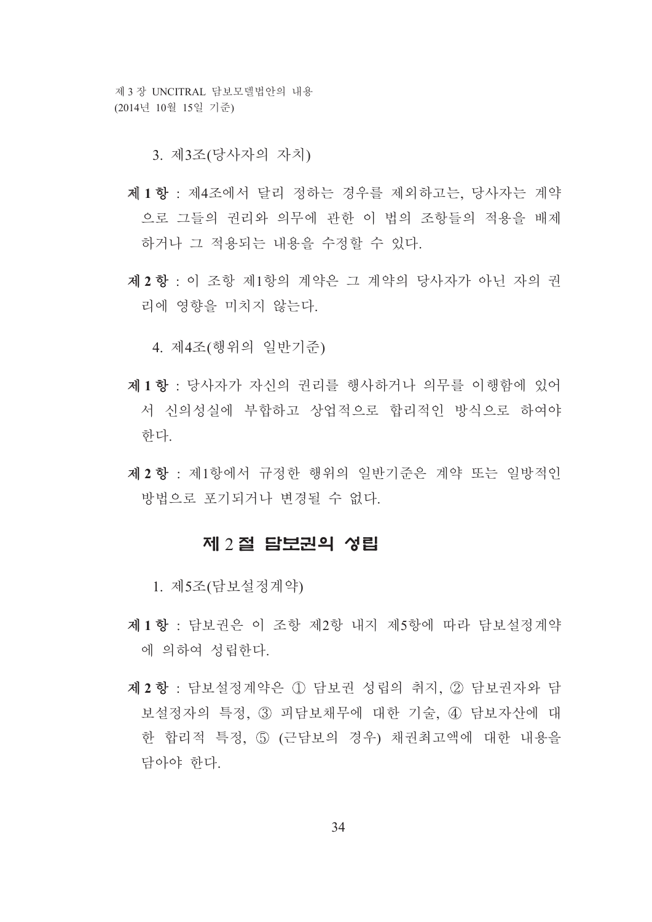3. 제3조(당사자의 자치)

**제 1 항** : 제4조에서 달리 정하는 경우를 제외하고는, 당사자는 계약으로 그들의 권리와 의무에 관한 이 법의 조항들의 적용을 배제하거나 그 적용되는 내용을 수정할 수 있다.

**제 2 항** : 이 조항 제1항의 계약은 그 계약의 당사자가 아닌 자의 권리에 영향을 미치지 않는다.

4. 제4조(행위의 일반기준)

**제 1 항** : 당사자가 자신의 권리를 행사하거나 의무를 이행함에 있어서 신의성실에 부합하고 상업적으로 합리적인 방식으로 하여야 한다.

**제 2 항** : 제1항에서 규정한 행위의 일반기준은 계약 또는 일방적인 방법으로 포기되거나 변경될 수 없다.

## 제 2 절 담보권의 성립

1. 제5조(담보설정계약)

**제 1 항** : 담보권은 이 조항 제2항 내지 제5항에 따라 담보설정계약에 의하여 성립한다.

**제 2 항** : 담보설정계약은 ① 담보권 성립의 취지, ② 담보권자와 담보설정자의 특정, ③ 피담보채무에 대한 기술, ④ 담보자산에 대한 합리적 특정, ⑤ (근담보의 경우) 채권최고액에 대한 내용을 담아야 한다.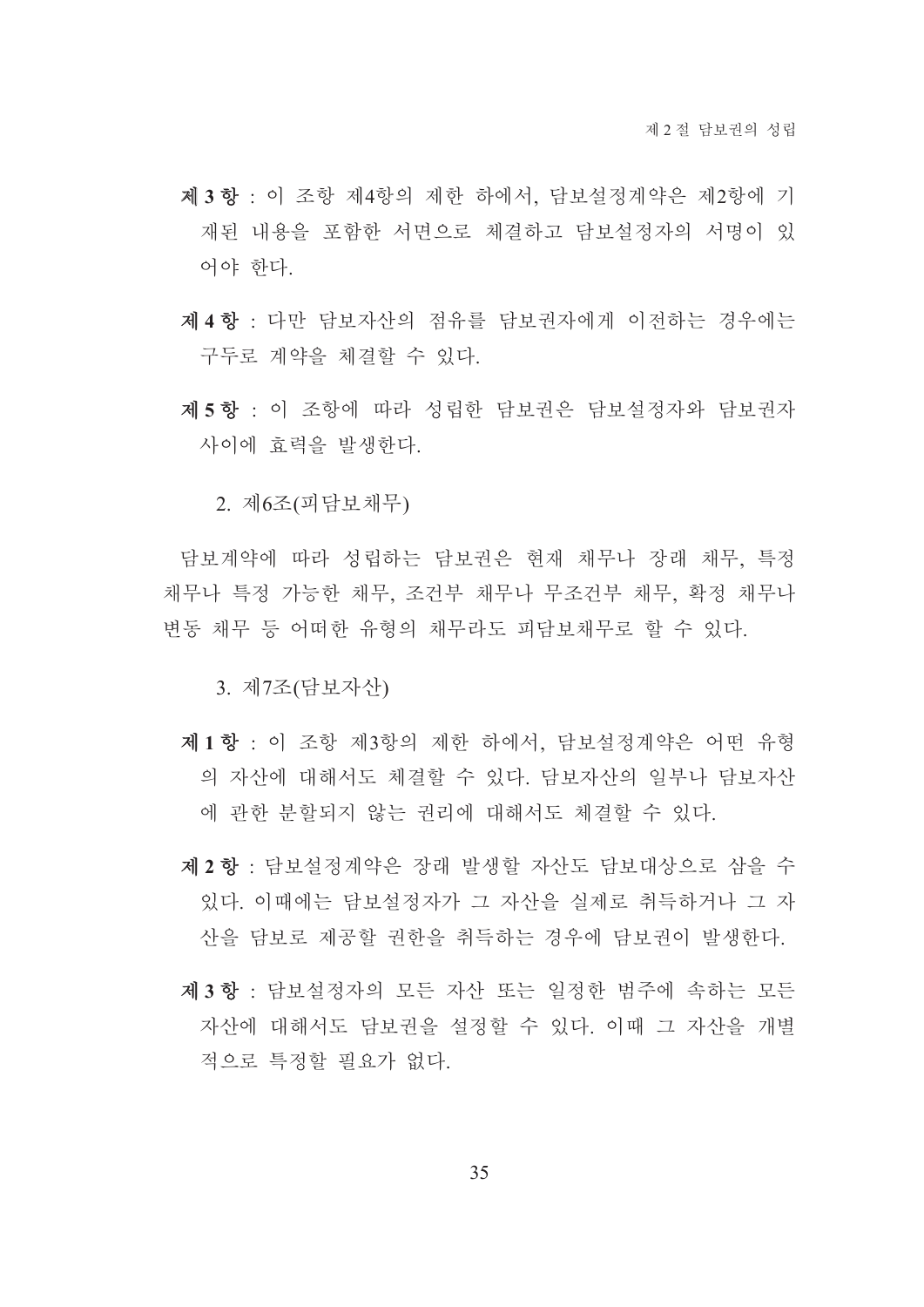**제 3 항** : 이 조항 제4항의 제한 하에서, 담보설정계약은 제2항에 기재된 내용을 포함한 서면으로 체결하고 담보설정자의 서명이 있어야 한다.

**제 4 항** : 다만 담보자산의 점유를 담보권자에게 이전하는 경우에는 구두로 계약을 체결할 수 있다.

**제 5 항** : 이 조항에 따라 성립한 담보권은 담보설정자와 담보권자 사이에 효력을 발생한다.

### 2. 제6조(피담보채무)

담보계약에 따라 성립하는 담보권은 현재 채무나 장래 채무, 특정 채무나 특정 가능한 채무, 조건부 채무나 무조건부 채무, 확정 채무나 변동 채무 등 어떠한 유형의 채무라도 피담보채무로 할 수 있다.

### 3. 제7조(담보자산)

**제 1 항** : 이 조항 제3항의 제한 하에서, 담보설정계약은 어떤 유형의 자산에 대해서도 체결할 수 있다. 담보자산의 일부나 담보자산에 관한 분할되지 않는 권리에 대해서도 체결할 수 있다.

**제 2 항** : 담보설정계약은 장래 발생할 자산도 담보대상으로 삼을 수 있다. 이때에는 담보설정자가 그 자산을 실제로 취득하거나 그 자산을 담보로 제공할 권한을 취득하는 경우에 담보권이 발생한다.

**제 3 항** : 담보설정자의 모든 자산 또는 일정한 범주에 속하는 모든 자산에 대해서도 담보권을 설정할 수 있다. 이때 그 자산을 개별적으로 특정할 필요가 없다.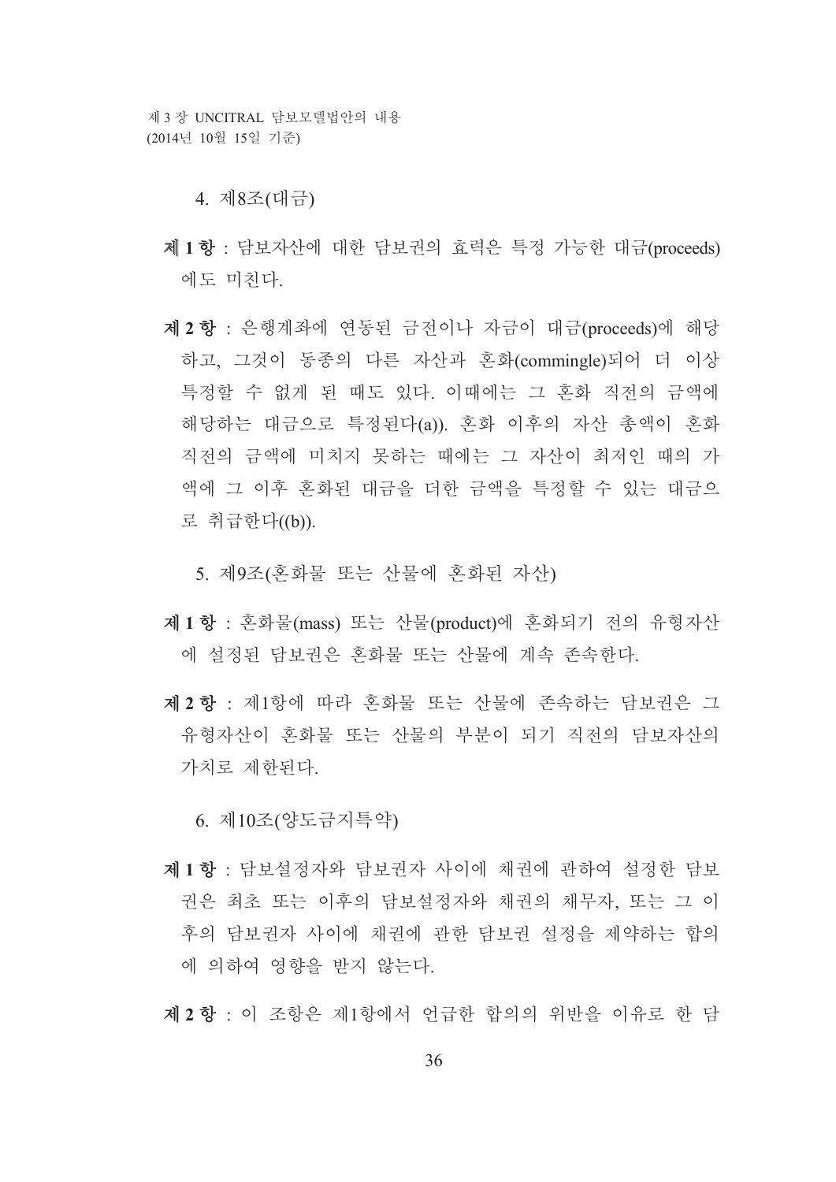### 4. 제8조(대금)

**제 1 항** : 담보자산에 대한 담보권의 효력은 특정 가능한 대금(proceeds)에도 미친다.

**제 2 항** : 은행계좌에 연동된 금전이나 자금이 대금(proceeds)에 해당하고, 그것이 동종의 다른 자산과 혼화(commingle)되어 더 이상 특정할 수 없게 된 때도 있다. 이때에는 그 혼화 직전의 금액에 해당하는 대금으로 특정된다(a)). 혼화 이후의 자산 총액이 혼화 직전의 금액에 미치지 못하는 때에는 그 자산이 최저인 때의 가액에 그 이후 혼화된 대금을 더한 금액을 특정할 수 있는 대금으로 취급한다((b)).

### 5. 제9조(혼화물 또는 산물에 혼화된 자산)

**제 1 항** : 혼화물(mass) 또는 산물(product)에 혼화되기 전의 유형자산에 설정된 담보권은 혼화물 또는 산물에 계속 존속한다.

**제 2 항** : 제1항에 따라 혼화물 또는 산물에 존속하는 담보권은 그 유형자산이 혼화물 또는 산물의 부분이 되기 직전의 담보자산의 가치로 제한된다.

### 6. 제10조(양도금지특약)

**제 1 항** : 담보설정자와 담보권자 사이에 채권에 관하여 설정한 담보권은 최초 또는 이후의 담보설정자와 채권의 채무자, 또는 그 이후의 담보권자 사이에 채권에 관한 담보권 설정을 제약하는 합의에 의하여 영향을 받지 않는다.

**제 2 항** : 이 조항은 제1항에서 언급한 합의의 위반을 이유로 한 담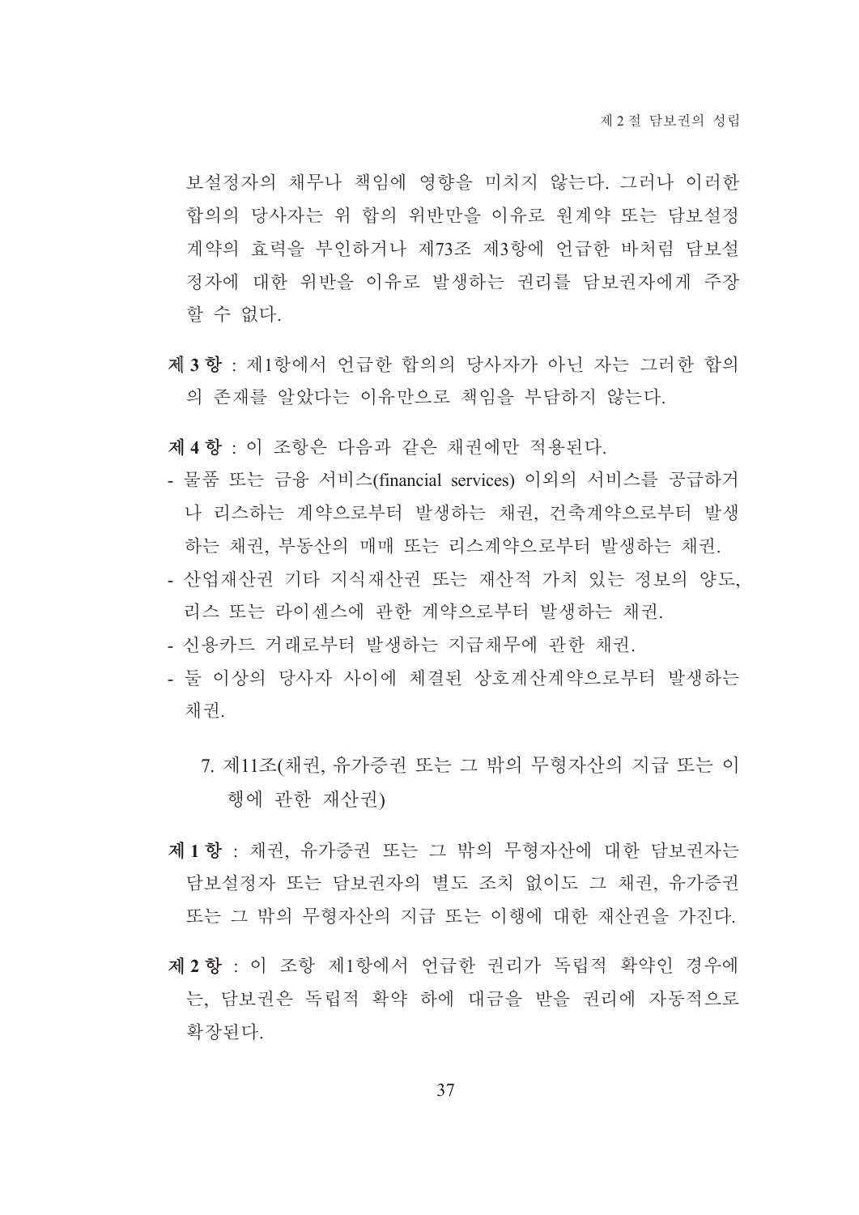보설정자의 채무나 책임에 영향을 미치지 않는다. 그러나 이러한 합의의 당사자는 위 합의 위반만을 이유로 원계약 또는 담보설정계약의 효력을 부인하거나 제73조 제3항에 언급한 바처럼 담보설정자에 대한 위반을 이유로 발생하는 권리를 담보권자에게 주장할 수 없다.

**제 3 항** : 제1항에서 언급한 합의의 당사자가 아닌 자는 그러한 합의의 존재를 알았다는 이유만으로 책임을 부담하지 않는다.

**제 4 항** : 이 조항은 다음과 같은 채권에만 적용된다.

- 물품 또는 금융 서비스(financial services) 이외의 서비스를 공급하거나 리스하는 계약으로부터 발생하는 채권, 건축계약으로부터 발생하는 채권, 부동산의 매매 또는 리스계약으로부터 발생하는 채권.
- 산업재산권 기타 지식재산권 또는 재산적 가치 있는 정보의 양도, 리스 또는 라이센스에 관한 계약으로부터 발생하는 채권.
- 신용카드 거래로부터 발생하는 지급채무에 관한 채권.
- 둘 이상의 당사자 사이에 체결된 상호계산계약으로부터 발생하는 채권.

### 7. 제11조(채권, 유가증권 또는 그 밖의 무형자산의 지급 또는 이행에 관한 재산권)

**제 1 항** : 채권, 유가증권 또는 그 밖의 무형자산에 대한 담보권자는 담보설정자 또는 담보권자의 별도 조치 없이도 그 채권, 유가증권 또는 그 밖의 무형자산의 지급 또는 이행에 대한 재산권을 가진다.

**제 2 항** : 이 조항 제1항에서 언급한 권리가 독립적 확약인 경우에는, 담보권은 독립적 확약 하에 대금을 받을 권리에 자동적으로 확장된다.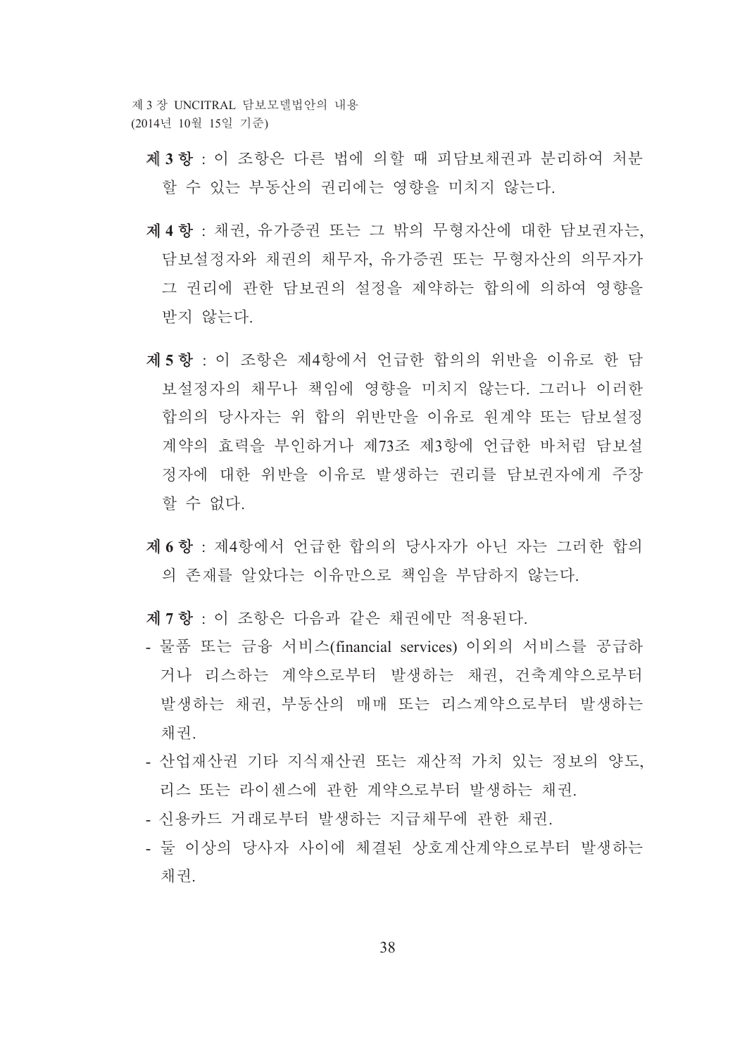**제 3 항** : 이 조항은 다른 법에 의할 때 피담보채권과 분리하여 처분할 수 있는 부동산의 권리에는 영향을 미치지 않는다.

**제 4 항** : 채권, 유가증권 또는 그 밖의 무형자산에 대한 담보권자는, 담보설정자와 채권의 채무자, 유가증권 또는 무형자산의 의무자가 그 권리에 관한 담보권의 설정을 제약하는 합의에 의하여 영향을 받지 않는다.

**제 5 항** : 이 조항은 제4항에서 언급한 합의의 위반을 이유로 한 담보설정자의 채무나 책임에 영향을 미치지 않는다. 그러나 이러한 합의의 당사자는 위 합의 위반만을 이유로 원계약 또는 담보설정계약의 효력을 부인하거나 제73조 제3항에 언급한 바처럼 담보설정자에 대한 위반을 이유로 발생하는 권리를 담보권자에게 주장할 수 없다.

**제 6 항** : 제4항에서 언급한 합의의 당사자가 아닌 자는 그러한 합의의 존재를 알았다는 이유만으로 책임을 부담하지 않는다.

**제 7 항** : 이 조항은 다음과 같은 채권에만 적용된다.

- 물품 또는 금융 서비스(financial services) 이외의 서비스를 공급하거나 리스하는 계약으로부터 발생하는 채권, 건축계약으로부터 발생하는 채권, 부동산의 매매 또는 리스계약으로부터 발생하는 채권.
- 산업재산권 기타 지식재산권 또는 재산적 가치 있는 정보의 양도, 리스 또는 라이센스에 관한 계약으로부터 발생하는 채권.
- 신용카드 거래로부터 발생하는 지급채무에 관한 채권.
- 둘 이상의 당사자 사이에 체결된 상호계산계약으로부터 발생하는 채권.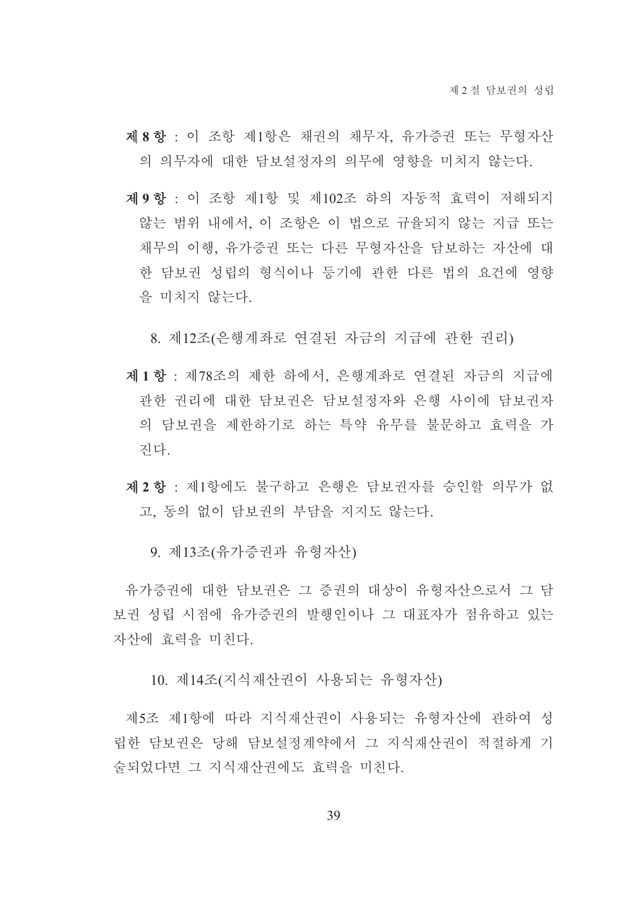**제 8 항** : 이 조항 제1항은 채권의 채무자, 유가증권 또는 무형자산의 의무자에 대한 담보설정자의 의무에 영향을 미치지 않는다.

**제 9 항** : 이 조항 제1항 및 제102조 하의 자동적 효력이 저해되지 않는 범위 내에서, 이 조항은 이 법으로 규율되지 않는 지급 또는 채무의 이행, 유가증권 또는 다른 무형자산을 담보하는 자산에 대한 담보권 성립의 형식이나 등기에 관한 다른 법의 요건에 영향을 미치지 않는다.

8. 제12조(은행계좌로 연결된 자금의 지급에 관한 권리)

**제 1 항** : 제78조의 제한 하에서, 은행계좌로 연결된 자금의 지급에 관한 권리에 대한 담보권은 담보설정자와 은행 사이에 담보권자의 담보권을 제한하기로 하는 특약 유무를 불문하고 효력을 가진다.

**제 2 항** : 제1항에도 불구하고 은행은 담보권자를 승인할 의무가 없고, 동의 없이 담보권의 부담을 지지도 않는다.

9. 제13조(유가증권과 유형자산)

유가증권에 대한 담보권은 그 증권의 대상이 유형자산으로서 그 담보권 성립 시점에 유가증권의 발행인이나 그 대표자가 점유하고 있는 자산에 효력을 미친다.

10. 제14조(지식재산권이 사용되는 유형자산)

제5조 제1항에 따라 지식재산권이 사용되는 유형자산에 관하여 성립한 담보권은 당해 담보설정계약에서 그 지식재산권이 적절하게 기술되었다면 그 지식재산권에도 효력을 미친다.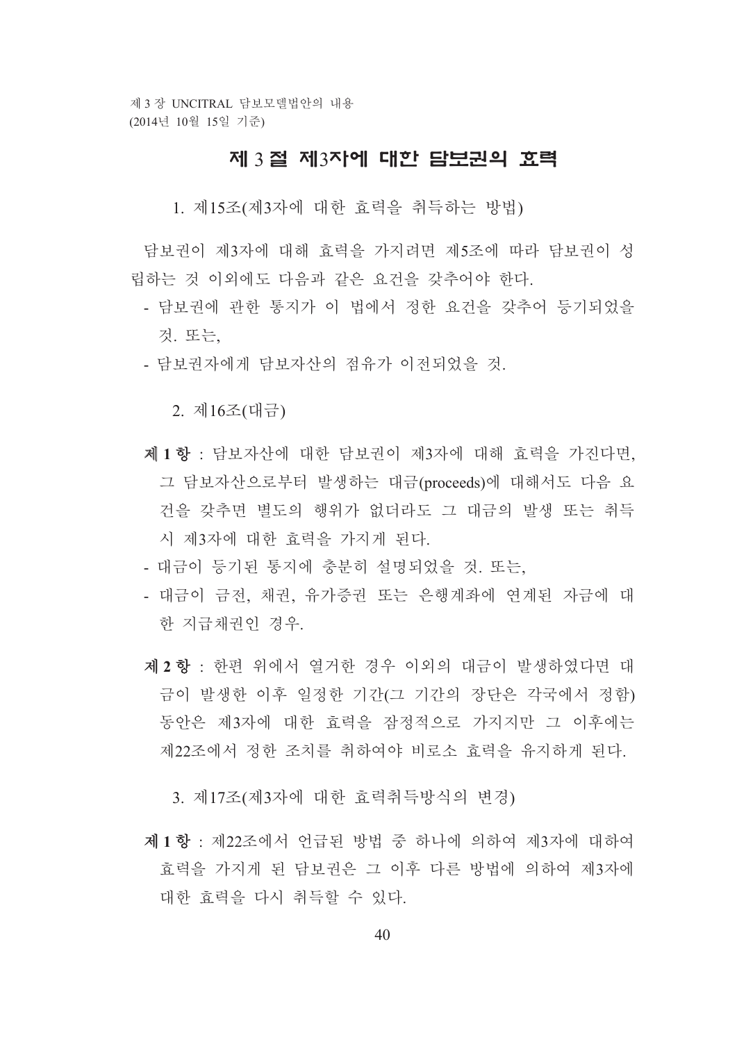## 제 3 절 제3자에 대한 담보권의 효력

### 1. 제15조(제3자에 대한 효력을 취득하는 방법)

담보권이 제3자에 대해 효력을 가지려면 제5조에 따라 담보권이 성립하는 것 이외에도 다음과 같은 요건을 갖추어야 한다.

- 담보권에 관한 통지가 이 법에서 정한 요건을 갖추어 등기되었을 것. 또는,
- 담보권자에게 담보자산의 점유가 이전되었을 것.

### 2. 제16조(대금)

**제 1 항** : 담보자산에 대한 담보권이 제3자에 대해 효력을 가진다면, 그 담보자산으로부터 발생하는 대금(proceeds)에 대해서도 다음 요건을 갖추면 별도의 행위가 없더라도 그 대금의 발생 또는 취득 시 제3자에 대한 효력을 가지게 된다.

- 대금이 등기된 통지에 충분히 설명되었을 것. 또는,
- 대금이 금전, 채권, 유가증권 또는 은행계좌에 연계된 자금에 대한 지급채권인 경우.

**제 2 항** : 한편 위에서 열거한 경우 이외의 대금이 발생하였다면 대금이 발생한 이후 일정한 기간(그 기간의 장단은 각국에서 정함) 동안은 제3자에 대한 효력을 잠정적으로 가지지만 그 이후에는 제22조에서 정한 조치를 취하여야 비로소 효력을 유지하게 된다.

### 3. 제17조(제3자에 대한 효력취득방식의 변경)

**제 1 항** : 제22조에서 언급된 방법 중 하나에 의하여 제3자에 대하여 효력을 가지게 된 담보권은 그 이후 다른 방법에 의하여 제3자에 대한 효력을 다시 취득할 수 있다.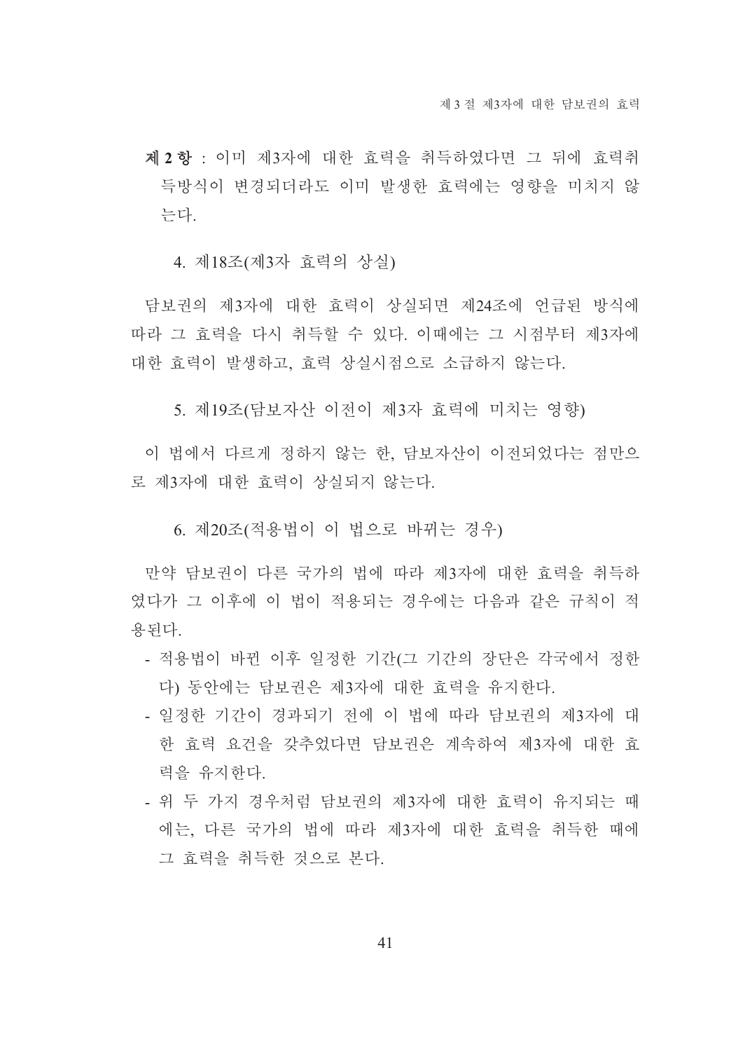**제 2 항** : 이미 제3자에 대한 효력을 취득하였다면 그 뒤에 효력취득방식이 변경되더라도 이미 발생한 효력에는 영향을 미치지 않는다.

4. 제18조(제3자 효력의 상실)

담보권의 제3자에 대한 효력이 상실되면 제24조에 언급된 방식에 따라 그 효력을 다시 취득할 수 있다. 이때에는 그 시점부터 제3자에 대한 효력이 발생하고, 효력 상실시점으로 소급하지 않는다.

5. 제19조(담보자산 이전이 제3자 효력에 미치는 영향)

이 법에서 다르게 정하지 않는 한, 담보자산이 이전되었다는 점만으로 제3자에 대한 효력이 상실되지 않는다.

6. 제20조(적용법이 이 법으로 바뀌는 경우)

만약 담보권이 다른 국가의 법에 따라 제3자에 대한 효력을 취득하였다가 그 이후에 이 법이 적용되는 경우에는 다음과 같은 규칙이 적용된다.

- 적용법이 바뀐 이후 일정한 기간(그 기간의 장단은 각국에서 정한다) 동안에는 담보권은 제3자에 대한 효력을 유지한다.
- 일정한 기간이 경과되기 전에 이 법에 따라 담보권의 제3자에 대한 효력 요건을 갖추었다면 담보권은 계속하여 제3자에 대한 효력을 유지한다.
- 위 두 가지 경우처럼 담보권의 제3자에 대한 효력이 유지되는 때에는, 다른 국가의 법에 따라 제3자에 대한 효력을 취득한 때에 그 효력을 취득한 것으로 본다.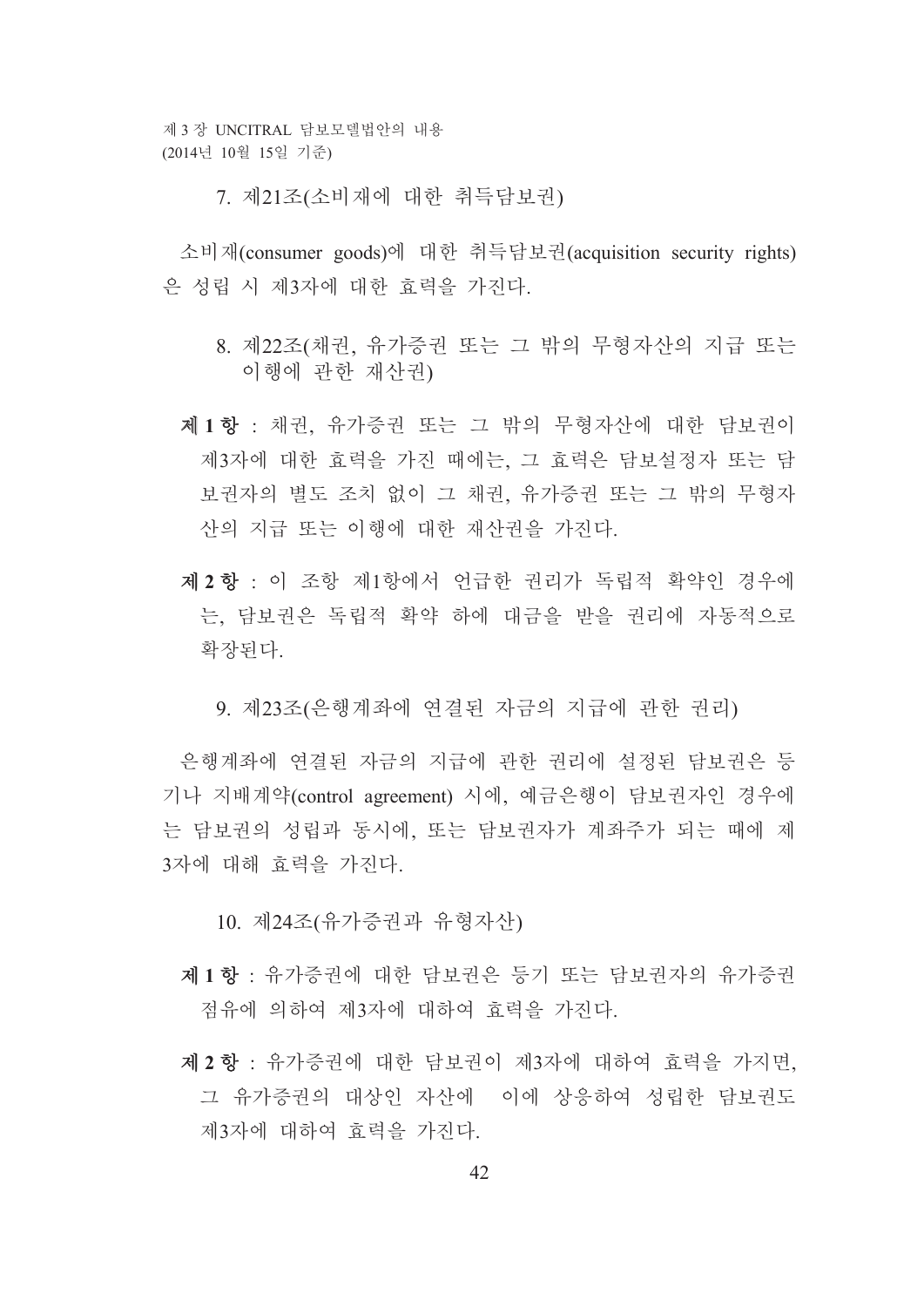### 7. 제21조(소비재에 대한 취득담보권)

소비재(consumer goods)에 대한 취득담보권(acquisition security rights)은 성립 시 제3자에 대한 효력을 가진다.

### 8. 제22조(채권, 유가증권 또는 그 밖의 무형자산의 지급 또는 이행에 관한 재산권)

**제 1 항** : 채권, 유가증권 또는 그 밖의 무형자산에 대한 담보권이 제3자에 대한 효력을 가진 때에는, 그 효력은 담보설정자 또는 담보권자의 별도 조치 없이 그 채권, 유가증권 또는 그 밖의 무형자산의 지급 또는 이행에 대한 재산권을 가진다.

**제 2 항** : 이 조항 제1항에서 언급한 권리가 독립적 확약인 경우에는, 담보권은 독립적 확약 하에 대금을 받을 권리에 자동적으로 확장된다.

### 9. 제23조(은행계좌에 연결된 자금의 지급에 관한 권리)

은행계좌에 연결된 자금의 지급에 관한 권리에 설정된 담보권은 등기나 지배계약(control agreement) 시에, 예금은행이 담보권자인 경우에는 담보권의 성립과 동시에, 또는 담보권자가 계좌주가 되는 때에 제3자에 대해 효력을 가진다.

### 10. 제24조(유가증권과 유형자산)

**제 1 항** : 유가증권에 대한 담보권은 등기 또는 담보권자의 유가증권 점유에 의하여 제3자에 대하여 효력을 가진다.

**제 2 항** : 유가증권에 대한 담보권이 제3자에 대하여 효력을 가지면, 그 유가증권의 대상인 자산에 이에 상응하여 성립한 담보권도 제3자에 대하여 효력을 가진다.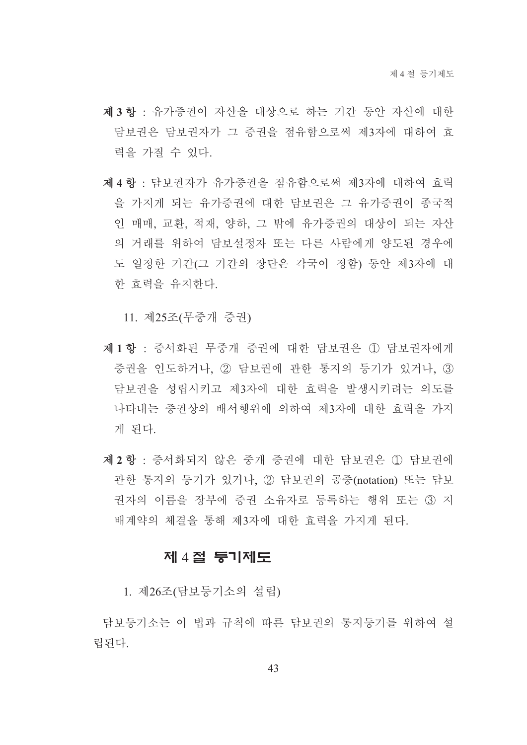**제 3 항** : 유가증권이 자산을 대상으로 하는 기간 동안 자산에 대한 담보권은 담보권자가 그 증권을 점유함으로써 제3자에 대하여 효력을 가질 수 있다.

**제 4 항** : 담보권자가 유가증권을 점유함으로써 제3자에 대하여 효력을 가지게 되는 유가증권에 대한 담보권은 그 유가증권이 종국적인 매매, 교환, 적재, 양하, 그 밖에 유가증권의 대상이 되는 자산의 거래를 위하여 담보설정자 또는 다른 사람에게 양도된 경우에도 일정한 기간(그 기간의 장단은 각국이 정함) 동안 제3자에 대한 효력을 유지한다.

11. 제25조(무중개 증권)

**제 1 항** : 증서화된 무중개 증권에 대한 담보권은 ① 담보권자에게 증권을 인도하거나, ② 담보권에 관한 통지의 등기가 있거나, ③ 담보권을 성립시키고 제3자에 대한 효력을 발생시키려는 의도를 나타내는 증권상의 배서행위에 의하여 제3자에 대한 효력을 가지게 된다.

**제 2 항** : 증서화되지 않은 중개 증권에 대한 담보권은 ① 담보권에 관한 통지의 등기가 있거나, ② 담보권의 공증(notation) 또는 담보권자의 이름을 장부에 증권 소유자로 등록하는 행위 또는 ③ 지배계약의 체결을 통해 제3자에 대한 효력을 가지게 된다.

## 제 4 절 등기제도

1. 제26조(담보등기소의 설립)

담보등기소는 이 법과 규칙에 따른 담보권의 통지등기를 위하여 설립된다.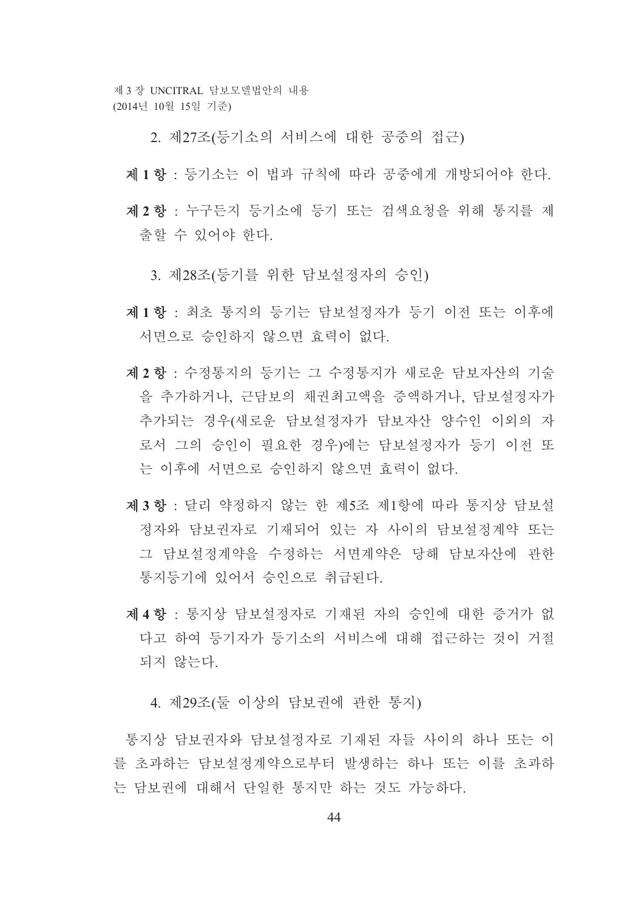2. 제27조(등기소의 서비스에 대한 공중의 접근)

**제 1 항** : 등기소는 이 법과 규칙에 따라 공중에게 개방되어야 한다.

**제 2 항** : 누구든지 등기소에 등기 또는 검색요청을 위해 통지를 제출할 수 있어야 한다.

3. 제28조(등기를 위한 담보설정자의 승인)

**제 1 항** : 최초 통지의 등기는 담보설정자가 등기 이전 또는 이후에 서면으로 승인하지 않으면 효력이 없다.

**제 2 항** : 수정통지의 등기는 그 수정통지가 새로운 담보자산의 기술을 추가하거나, 근담보의 채권최고액을 증액하거나, 담보설정자가 추가되는 경우(새로운 담보설정자가 담보자산 양수인 이외의 자로서 그의 승인이 필요한 경우)에는 담보설정자가 등기 이전 또는 이후에 서면으로 승인하지 않으면 효력이 없다.

**제 3 항** : 달리 약정하지 않는 한 제5조 제1항에 따라 통지상 담보설정자와 담보권자로 기재되어 있는 자 사이의 담보설정계약 또는 그 담보설정계약을 수정하는 서면계약은 당해 담보자산에 관한 통지등기에 있어서 승인으로 취급된다.

**제 4 항** : 통지상 담보설정자로 기재된 자의 승인에 대한 증거가 없다고 하여 등기자가 등기소의 서비스에 대해 접근하는 것이 거절되지 않는다.

4. 제29조(둘 이상의 담보권에 관한 통지)

통지상 담보권자와 담보설정자로 기재된 자들 사이의 하나 또는 이를 초과하는 담보설정계약으로부터 발생하는 하나 또는 이를 초과하는 담보권에 대해서 단일한 통지만 하는 것도 가능하다.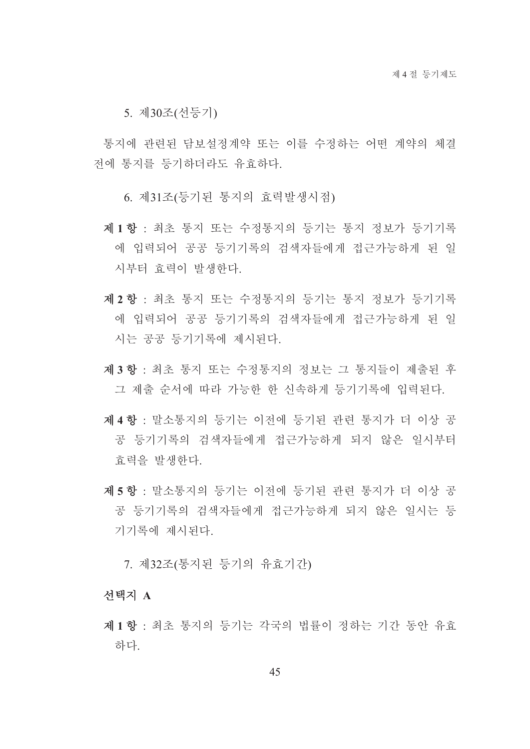### 5. 제30조(선등기)

통지에 관련된 담보설정계약 또는 이를 수정하는 어떤 계약의 체결 전에 통지를 등기하더라도 유효하다.

### 6. 제31조(등기된 통지의 효력발생시점)

**제 1 항** : 최초 통지 또는 수정통지의 등기는 통지 정보가 등기기록에 입력되어 공공 등기기록의 검색자들에게 접근가능하게 된 일시부터 효력이 발생한다.

**제 2 항** : 최초 통지 또는 수정통지의 등기는 통지 정보가 등기기록에 입력되어 공공 등기기록의 검색자들에게 접근가능하게 된 일시는 공공 등기기록에 제시된다.

**제 3 항** : 최초 통지 또는 수정통지의 정보는 그 통지들이 제출된 후 그 제출 순서에 따라 가능한 한 신속하게 등기기록에 입력된다.

**제 4 항** : 말소통지의 등기는 이전에 등기된 관련 통지가 더 이상 공공 등기기록의 검색자들에게 접근가능하게 되지 않은 일시부터 효력을 발생한다.

**제 5 항** : 말소통지의 등기는 이전에 등기된 관련 통지가 더 이상 공공 등기기록의 검색자들에게 접근가능하게 되지 않은 일시는 등기기록에 제시된다.

### 7. 제32조(통지된 등기의 유효기간)

**선택지 A**

**제 1 항** : 최초 통지의 등기는 각국의 법률이 정하는 기간 동안 유효하다.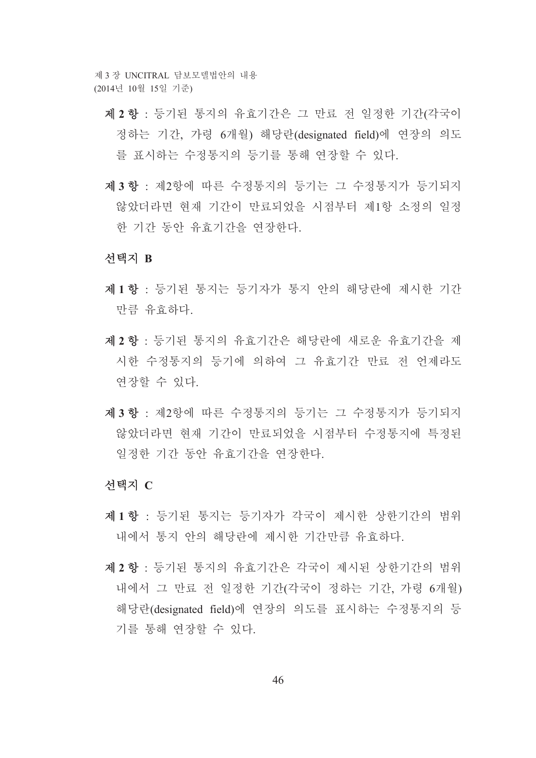**제 2 항** : 등기된 통지의 유효기간은 그 만료 전 일정한 기간(각국이 정하는 기간, 가령 6개월) 해당란(designated field)에 연장의 의도를 표시하는 수정통지의 등기를 통해 연장할 수 있다.

**제 3 항** : 제2항에 따른 수정통지의 등기는 그 수정통지가 등기되지 않았더라면 현재 기간이 만료되었을 시점부터 제1항 소정의 일정한 기간 동안 유효기간을 연장한다.

**선택지 B**

**제 1 항** : 등기된 통지는 등기자가 통지 안의 해당란에 제시한 기간만큼 유효하다.

**제 2 항** : 등기된 통지의 유효기간은 해당란에 새로운 유효기간을 제시한 수정통지의 등기에 의하여 그 유효기간 만료 전 언제라도 연장할 수 있다.

**제 3 항** : 제2항에 따른 수정통지의 등기는 그 수정통지가 등기되지 않았더라면 현재 기간이 만료되었을 시점부터 수정통지에 특정된 일정한 기간 동안 유효기간을 연장한다.

**선택지 C**

**제 1 항** : 등기된 통지는 등기자가 각국이 제시한 상한기간의 범위 내에서 통지 안의 해당란에 제시한 기간만큼 유효하다.

**제 2 항** : 등기된 통지의 유효기간은 각국이 제시된 상한기간의 범위 내에서 그 만료 전 일정한 기간(각국이 정하는 기간, 가령 6개월) 해당란(designated field)에 연장의 의도를 표시하는 수정통지의 등기를 통해 연장할 수 있다.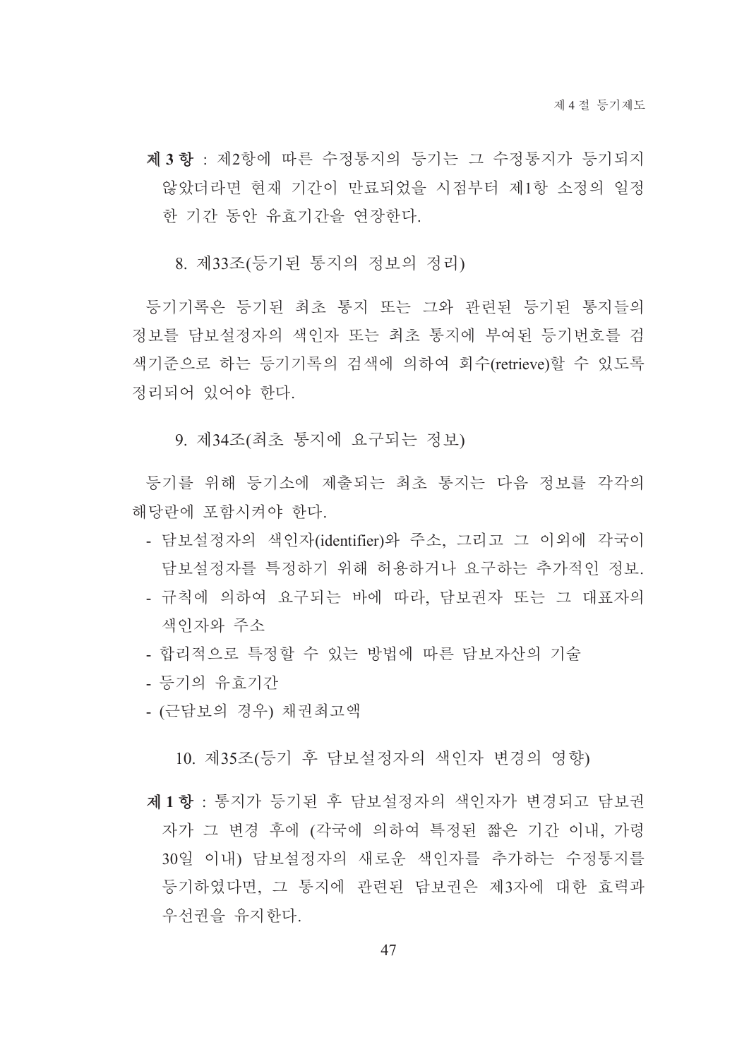**제 3 항** : 제2항에 따른 수정통지의 등기는 그 수정통지가 등기되지 않았더라면 현재 기간이 만료되었을 시점부터 제1항 소정의 일정한 기간 동안 유효기간을 연장한다.

### 8. 제33조(등기된 통지의 정보의 정리)

등기기록은 등기된 최초 통지 또는 그와 관련된 등기된 통지들의 정보를 담보설정자의 색인자 또는 최초 통지에 부여된 등기번호를 검색기준으로 하는 등기기록의 검색에 의하여 회수(retrieve)할 수 있도록 정리되어 있어야 한다.

### 9. 제34조(최초 통지에 요구되는 정보)

등기를 위해 등기소에 제출되는 최초 통지는 다음 정보를 각각의 해당란에 포함시켜야 한다.

- 담보설정자의 색인자(identifier)와 주소, 그리고 그 이외에 각국이 담보설정자를 특정하기 위해 허용하거나 요구하는 추가적인 정보.
- 규칙에 의하여 요구되는 바에 따라, 담보권자 또는 그 대표자의 색인자와 주소
- 합리적으로 특정할 수 있는 방법에 따른 담보자산의 기술
- 등기의 유효기간
- (근담보의 경우) 채권최고액

### 10. 제35조(등기 후 담보설정자의 색인자 변경의 영향)

**제 1 항** : 통지가 등기된 후 담보설정자의 색인자가 변경되고 담보권자가 그 변경 후에 (각국에 의하여 특정된 짧은 기간 이내, 가령 30일 이내) 담보설정자의 새로운 색인자를 추가하는 수정통지를 등기하였다면, 그 통지에 관련된 담보권은 제3자에 대한 효력과 우선권을 유지한다.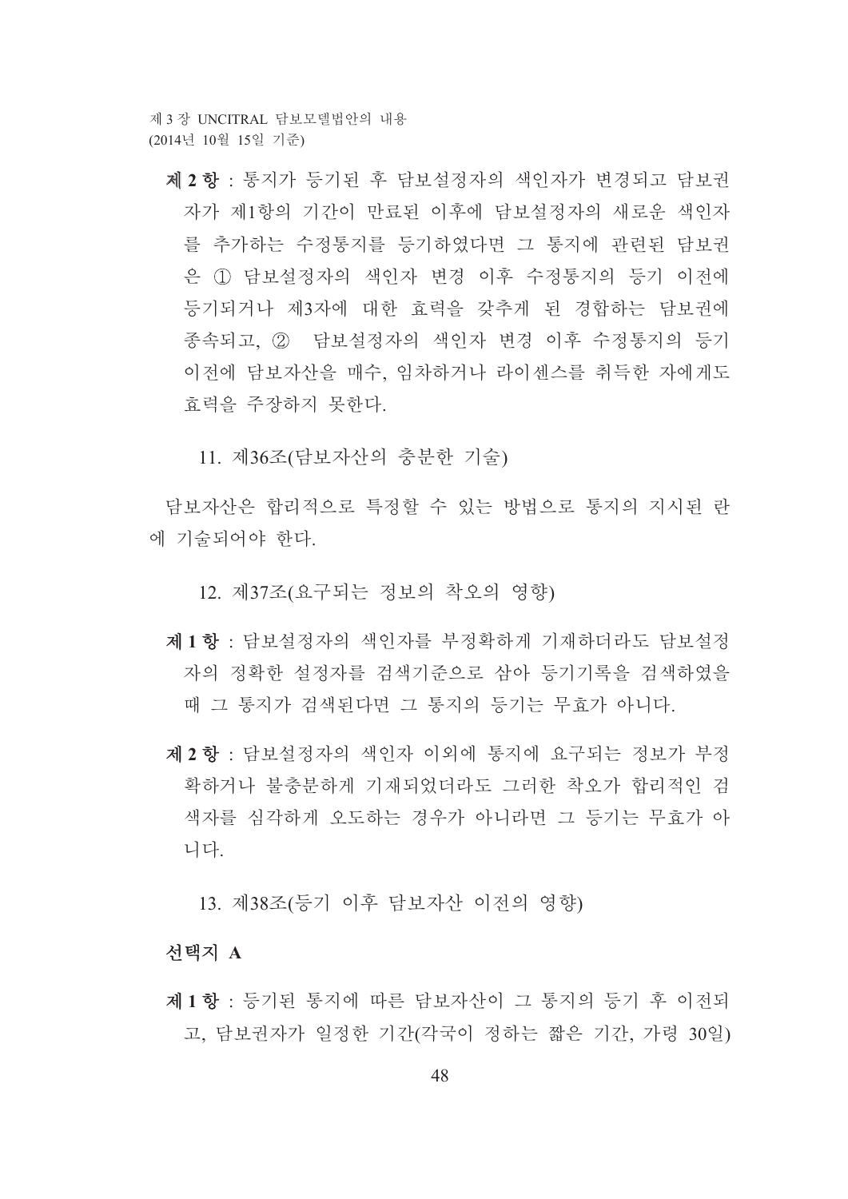**제 2 항** : 통지가 등기된 후 담보설정자의 색인자가 변경되고 담보권자가 제1항의 기간이 만료된 이후에 담보설정자의 새로운 색인자를 추가하는 수정통지를 등기하였다면 그 통지에 관련된 담보권은 ① 담보설정자의 색인자 변경 이후 수정통지의 등기 이전에 등기되거나 제3자에 대한 효력을 갖추게 된 경합하는 담보권에 종속되고, ② 담보설정자의 색인자 변경 이후 수정통지의 등기 이전에 담보자산을 매수, 임차하거나 라이센스를 취득한 자에게도 효력을 주장하지 못한다.

11. 제36조(담보자산의 충분한 기술)

담보자산은 합리적으로 특정할 수 있는 방법으로 통지의 지시된 란에 기술되어야 한다.

12. 제37조(요구되는 정보의 착오의 영향)

**제 1 항** : 담보설정자의 색인자를 부정확하게 기재하더라도 담보설정자의 정확한 설정자를 검색기준으로 삼아 등기기록을 검색하였을 때 그 통지가 검색된다면 그 통지의 등기는 무효가 아니다.

**제 2 항** : 담보설정자의 색인자 이외에 통지에 요구되는 정보가 부정확하거나 불충분하게 기재되었더라도 그러한 착오가 합리적인 검색자를 심각하게 오도하는 경우가 아니라면 그 등기는 무효가 아니다.

13. 제38조(등기 이후 담보자산 이전의 영향)

**선택지 A**

**제 1 항** : 등기된 통지에 따른 담보자산이 그 통지의 등기 후 이전되고, 담보권자가 일정한 기간(각국이 정하는 짧은 기간, 가령 30일)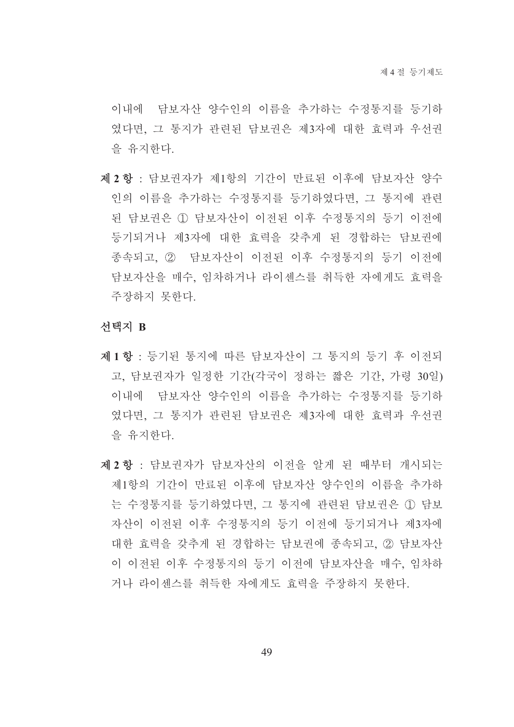이내에 담보자산 양수인의 이름을 추가하는 수정통지를 등기하였다면, 그 통지가 관련된 담보권은 제3자에 대한 효력과 우선권을 유지한다.

**제 2 항** : 담보권자가 제1항의 기간이 만료된 이후에 담보자산 양수인의 이름을 추가하는 수정통지를 등기하였다면, 그 통지에 관련된 담보권은 ① 담보자산이 이전된 이후 수정통지의 등기 이전에 등기되거나 제3자에 대한 효력을 갖추게 된 경합하는 담보권에 종속되고, ② 담보자산이 이전된 이후 수정통지의 등기 이전에 담보자산을 매수, 임차하거나 라이센스를 취득한 자에게도 효력을 주장하지 못한다.

### 선택지 B

**제 1 항** : 등기된 통지에 따른 담보자산이 그 통지의 등기 후 이전되고, 담보권자가 일정한 기간(각국이 정하는 짧은 기간, 가령 30일) 이내에 담보자산 양수인의 이름을 추가하는 수정통지를 등기하였다면, 그 통지가 관련된 담보권은 제3자에 대한 효력과 우선권을 유지한다.

**제 2 항** : 담보권자가 담보자산의 이전을 알게 된 때부터 개시되는 제1항의 기간이 만료된 이후에 담보자산 양수인의 이름을 추가하는 수정통지를 등기하였다면, 그 통지에 관련된 담보권은 ① 담보자산이 이전된 이후 수정통지의 등기 이전에 등기되거나 제3자에 대한 효력을 갖추게 된 경합하는 담보권에 종속되고, ② 담보자산이 이전된 이후 수정통지의 등기 이전에 담보자산을 매수, 임차하거나 라이센스를 취득한 자에게도 효력을 주장하지 못한다.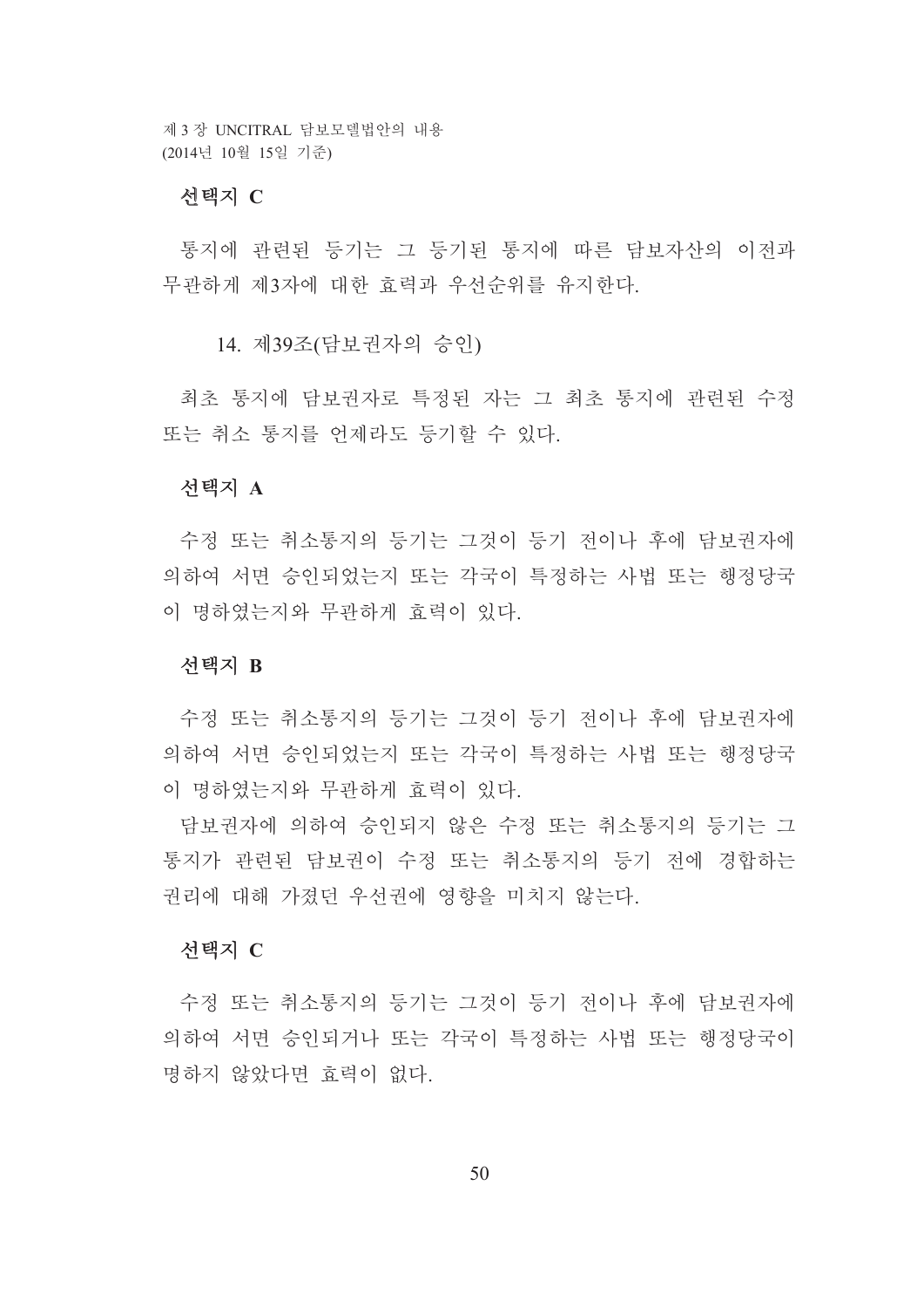**선택지 C**

통지에 관련된 등기는 그 등기된 통지에 따른 담보자산의 이전과 무관하게 제3자에 대한 효력과 우선순위를 유지한다.

14. 제39조(담보권자의 승인)

최초 통지에 담보권자로 특정된 자는 그 최초 통지에 관련된 수정 또는 취소 통지를 언제라도 등기할 수 있다.

**선택지 A**

수정 또는 취소통지의 등기는 그것이 등기 전이나 후에 담보권자에 의하여 서면 승인되었는지 또는 각국이 특정하는 사법 또는 행정당국이 명하였는지와 무관하게 효력이 있다.

**선택지 B**

수정 또는 취소통지의 등기는 그것이 등기 전이나 후에 담보권자에 의하여 서면 승인되었는지 또는 각국이 특정하는 사법 또는 행정당국이 명하였는지와 무관하게 효력이 있다.

담보권자에 의하여 승인되지 않은 수정 또는 취소통지의 등기는 그 통지가 관련된 담보권이 수정 또는 취소통지의 등기 전에 경합하는 권리에 대해 가졌던 우선권에 영향을 미치지 않는다.

**선택지 C**

수정 또는 취소통지의 등기는 그것이 등기 전이나 후에 담보권자에 의하여 서면 승인되거나 또는 각국이 특정하는 사법 또는 행정당국이 명하지 않았다면 효력이 없다.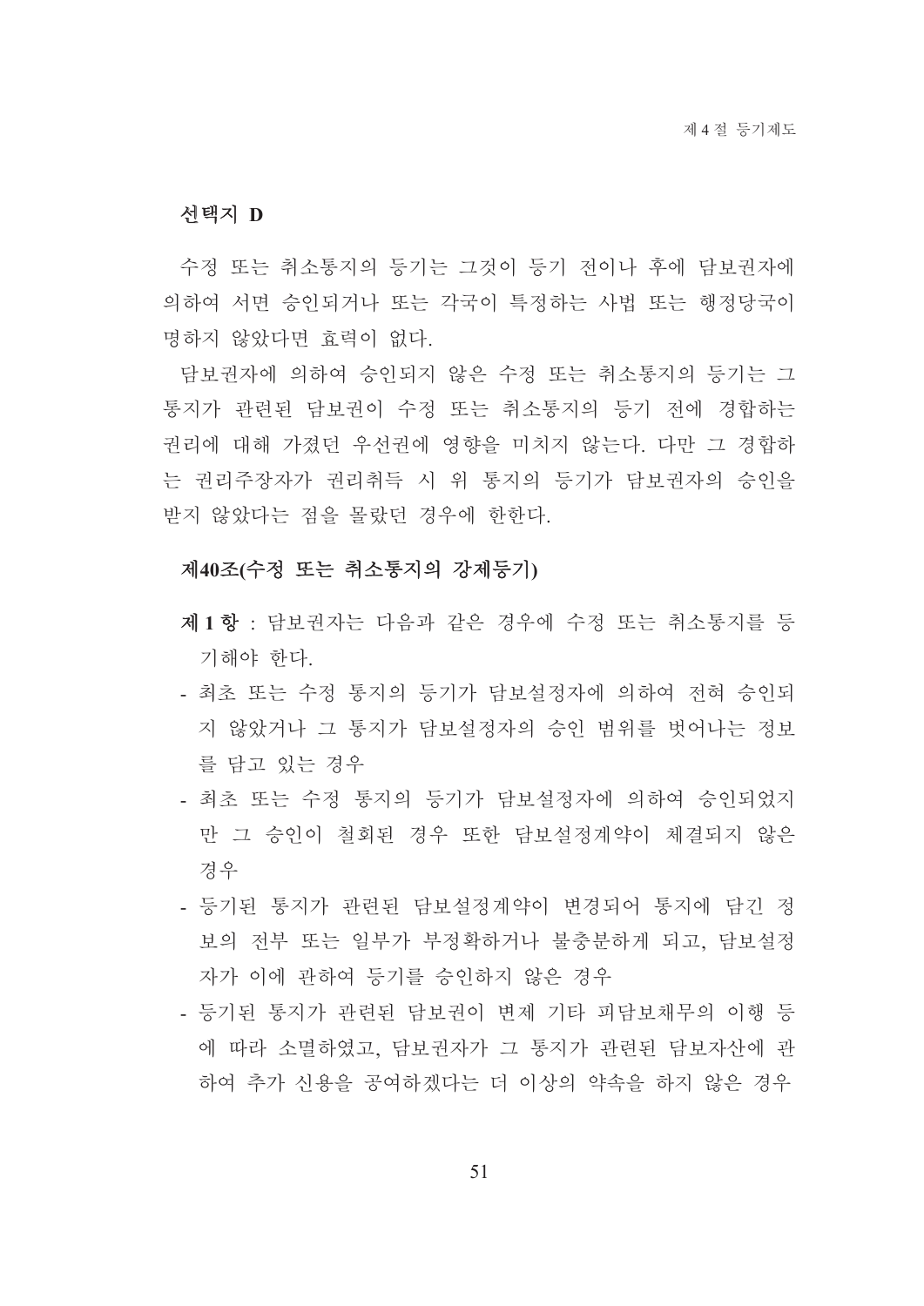### 선택지 D

수정 또는 취소통지의 등기는 그것이 등기 전이나 후에 담보권자에 의하여 서면 승인되거나 또는 각국이 특정하는 사법 또는 행정당국이 명하지 않았다면 효력이 없다.

담보권자에 의하여 승인되지 않은 수정 또는 취소통지의 등기는 그 통지가 관련된 담보권이 수정 또는 취소통지의 등기 전에 경합하는 권리에 대해 가졌던 우선권에 영향을 미치지 않는다. 다만 그 경합하는 권리주장자가 권리취득 시 위 통지의 등기가 담보권자의 승인을 받지 않았다는 점을 몰랐던 경우에 한한다.

### 제40조(수정 또는 취소통지의 강제등기)

**제 1 항** : 담보권자는 다음과 같은 경우에 수정 또는 취소통지를 등기해야 한다.

- 최초 또는 수정 통지의 등기가 담보설정자에 의하여 전혀 승인되지 않았거나 그 통지가 담보설정자의 승인 범위를 벗어나는 정보를 담고 있는 경우
- 최초 또는 수정 통지의 등기가 담보설정자에 의하여 승인되었지만 그 승인이 철회된 경우 또한 담보설정계약이 체결되지 않은 경우
- 등기된 통지가 관련된 담보설정계약이 변경되어 통지에 담긴 정보의 전부 또는 일부가 부정확하거나 불충분하게 되고, 담보설정자가 이에 관하여 등기를 승인하지 않은 경우
- 등기된 통지가 관련된 담보권이 변제 기타 피담보채무의 이행 등에 따라 소멸하였고, 담보권자가 그 통지가 관련된 담보자산에 관하여 추가 신용을 공여하겠다는 더 이상의 약속을 하지 않은 경우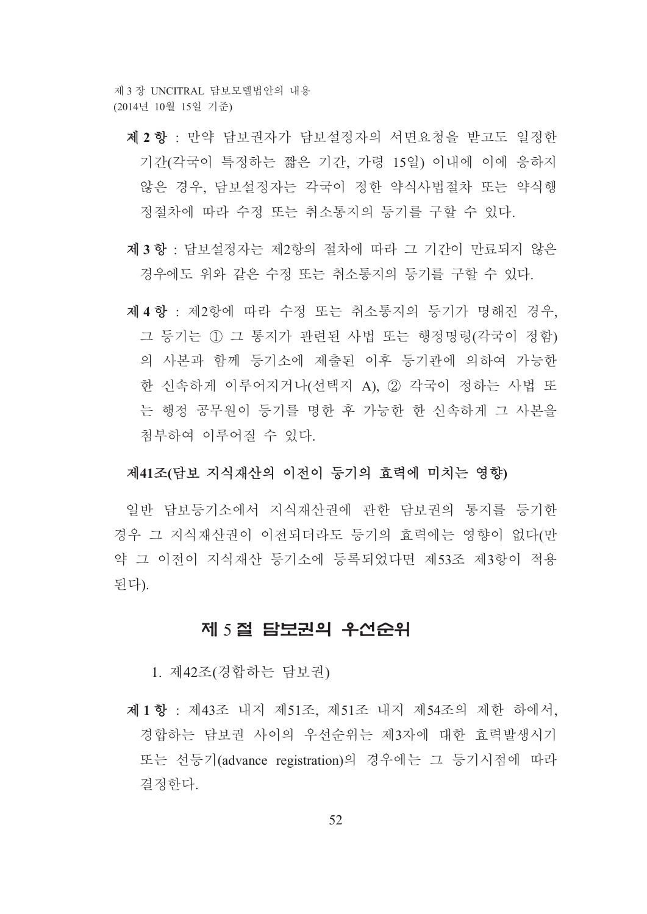**제 2 항** : 만약 담보권자가 담보설정자의 서면요청을 받고도 일정한 기간(각국이 특정하는 짧은 기간, 가령 15일) 이내에 이에 응하지 않은 경우, 담보설정자는 각국이 정한 약식사법절차 또는 약식행정절차에 따라 수정 또는 취소통지의 등기를 구할 수 있다.

**제 3 항** : 담보설정자는 제2항의 절차에 따라 그 기간이 만료되지 않은 경우에도 위와 같은 수정 또는 취소통지의 등기를 구할 수 있다.

**제 4 항** : 제2항에 따라 수정 또는 취소통지의 등기가 명해진 경우, 그 등기는 ① 그 통지가 관련된 사법 또는 행정명령(각국이 정함)의 사본과 함께 등기소에 제출된 이후 등기관에 의하여 가능한 한 신속하게 이루어지거나(선택지 A), ② 각국이 정하는 사법 또는 행정 공무원이 등기를 명한 후 가능한 한 신속하게 그 사본을 첨부하여 이루어질 수 있다.

**제41조(담보 지식재산의 이전이 등기의 효력에 미치는 영향)**

일반 담보등기소에서 지식재산권에 관한 담보권의 통지를 등기한 경우 그 지식재산권이 이전되더라도 등기의 효력에는 영향이 없다(만약 그 이전이 지식재산 등기소에 등록되었다면 제53조 제3항이 적용된다).

## 제 5 절 담보권의 우선순위

1. 제42조(경합하는 담보권)

**제 1 항** : 제43조 내지 제51조, 제51조 내지 제54조의 제한 하에서, 경합하는 담보권 사이의 우선순위는 제3자에 대한 효력발생시기 또는 선등기(advance registration)의 경우에는 그 등기시점에 따라 결정한다.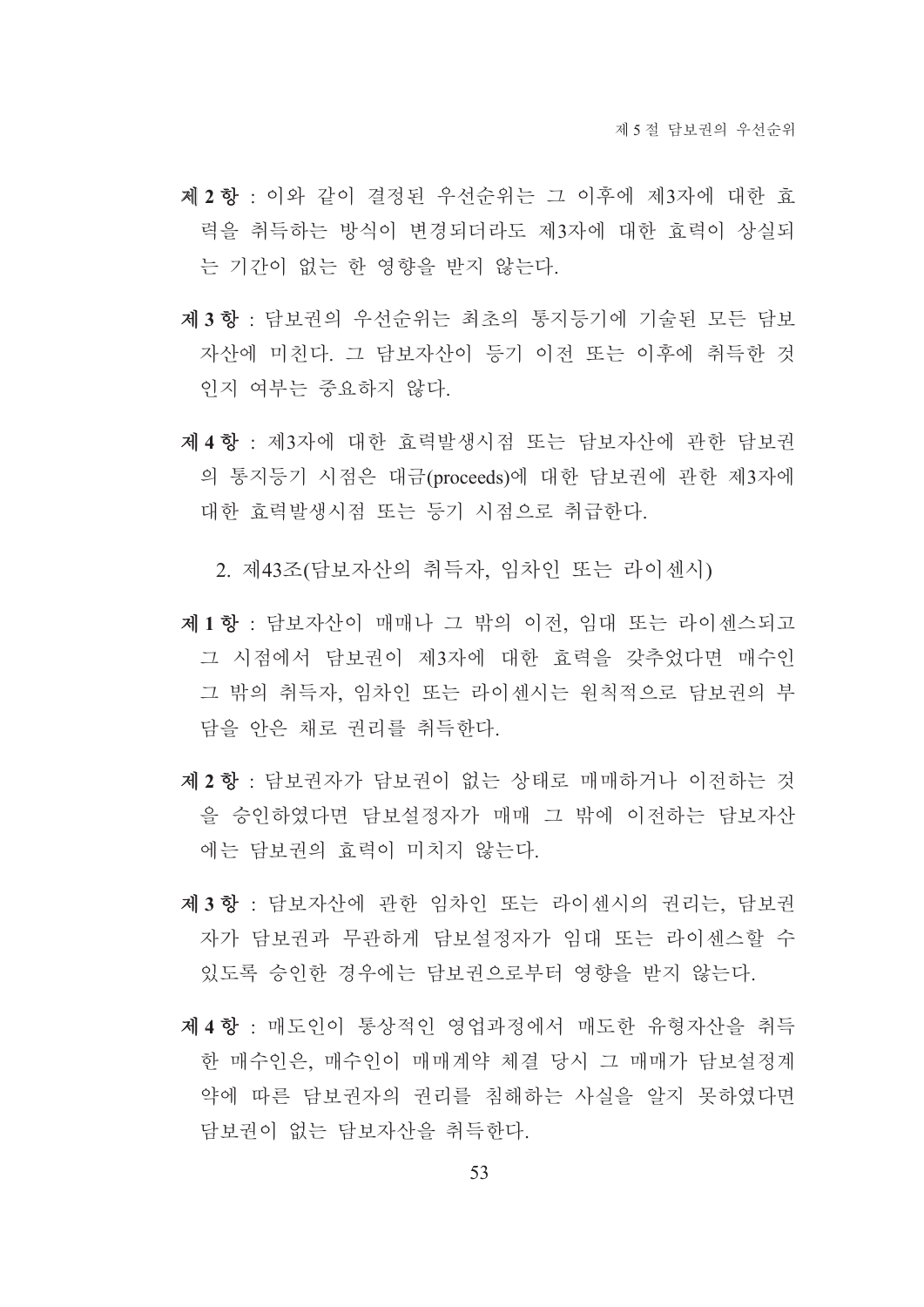**제 2 항** : 이와 같이 결정된 우선순위는 그 이후에 제3자에 대한 효력을 취득하는 방식이 변경되더라도 제3자에 대한 효력이 상실되는 기간이 없는 한 영향을 받지 않는다.

**제 3 항** : 담보권의 우선순위는 최초의 통지등기에 기술된 모든 담보자산에 미친다. 그 담보자산이 등기 이전 또는 이후에 취득한 것인지 여부는 중요하지 않다.

**제 4 항** : 제3자에 대한 효력발생시점 또는 담보자산에 관한 담보권의 통지등기 시점은 대금(proceeds)에 대한 담보권에 관한 제3자에 대한 효력발생시점 또는 등기 시점으로 취급한다.

2. 제43조(담보자산의 취득자, 임차인 또는 라이센시)

**제 1 항** : 담보자산이 매매나 그 밖의 이전, 임대 또는 라이센스되고 그 시점에서 담보권이 제3자에 대한 효력을 갖추었다면 매수인 그 밖의 취득자, 임차인 또는 라이센시는 원칙적으로 담보권의 부담을 안은 채로 권리를 취득한다.

**제 2 항** : 담보권자가 담보권이 없는 상태로 매매하거나 이전하는 것을 승인하였다면 담보설정자가 매매 그 밖에 이전하는 담보자산에는 담보권의 효력이 미치지 않는다.

**제 3 항** : 담보자산에 관한 임차인 또는 라이센시의 권리는, 담보권자가 담보권과 무관하게 담보설정자가 임대 또는 라이센스할 수 있도록 승인한 경우에는 담보권으로부터 영향을 받지 않는다.

**제 4 항** : 매도인이 통상적인 영업과정에서 매도한 유형자산을 취득한 매수인은, 매수인이 매매계약 체결 당시 그 매매가 담보설정계약에 따른 담보권자의 권리를 침해하는 사실을 알지 못하였다면 담보권이 없는 담보자산을 취득한다.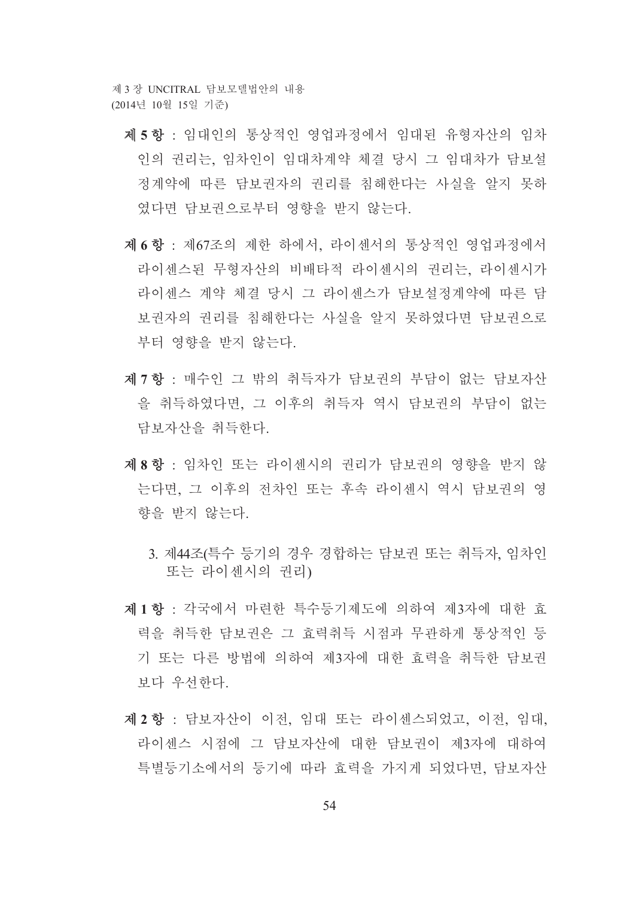**제 5 항** : 임대인의 통상적인 영업과정에서 임대된 유형자산의 임차인의 권리는, 임차인이 임대차계약 체결 당시 그 임대차가 담보설정계약에 따른 담보권자의 권리를 침해한다는 사실을 알지 못하였다면 담보권으로부터 영향을 받지 않는다.

**제 6 항** : 제67조의 제한 하에서, 라이센서의 통상적인 영업과정에서 라이센스된 무형자산의 비배타적 라이센시의 권리는, 라이센시가 라이센스 계약 체결 당시 그 라이센스가 담보설정계약에 따른 담보권자의 권리를 침해한다는 사실을 알지 못하였다면 담보권으로부터 영향을 받지 않는다.

**제 7 항** : 매수인 그 밖의 취득자가 담보권의 부담이 없는 담보자산을 취득하였다면, 그 이후의 취득자 역시 담보권의 부담이 없는 담보자산을 취득한다.

**제 8 항** : 임차인 또는 라이센시의 권리가 담보권의 영향을 받지 않는다면, 그 이후의 전차인 또는 후속 라이센시 역시 담보권의 영향을 받지 않는다.

3. 제44조(특수 등기의 경우 경합하는 담보권 또는 취득자, 임차인 또는 라이센시의 권리)

**제 1 항** : 각국에서 마련한 특수등기제도에 의하여 제3자에 대한 효력을 취득한 담보권은 그 효력취득 시점과 무관하게 통상적인 등기 또는 다른 방법에 의하여 제3자에 대한 효력을 취득한 담보권보다 우선한다.

**제 2 항** : 담보자산이 이전, 임대 또는 라이센스되었고, 이전, 임대, 라이센스 시점에 그 담보자산에 대한 담보권이 제3자에 대하여 특별등기소에서의 등기에 따라 효력을 가지게 되었다면, 담보자산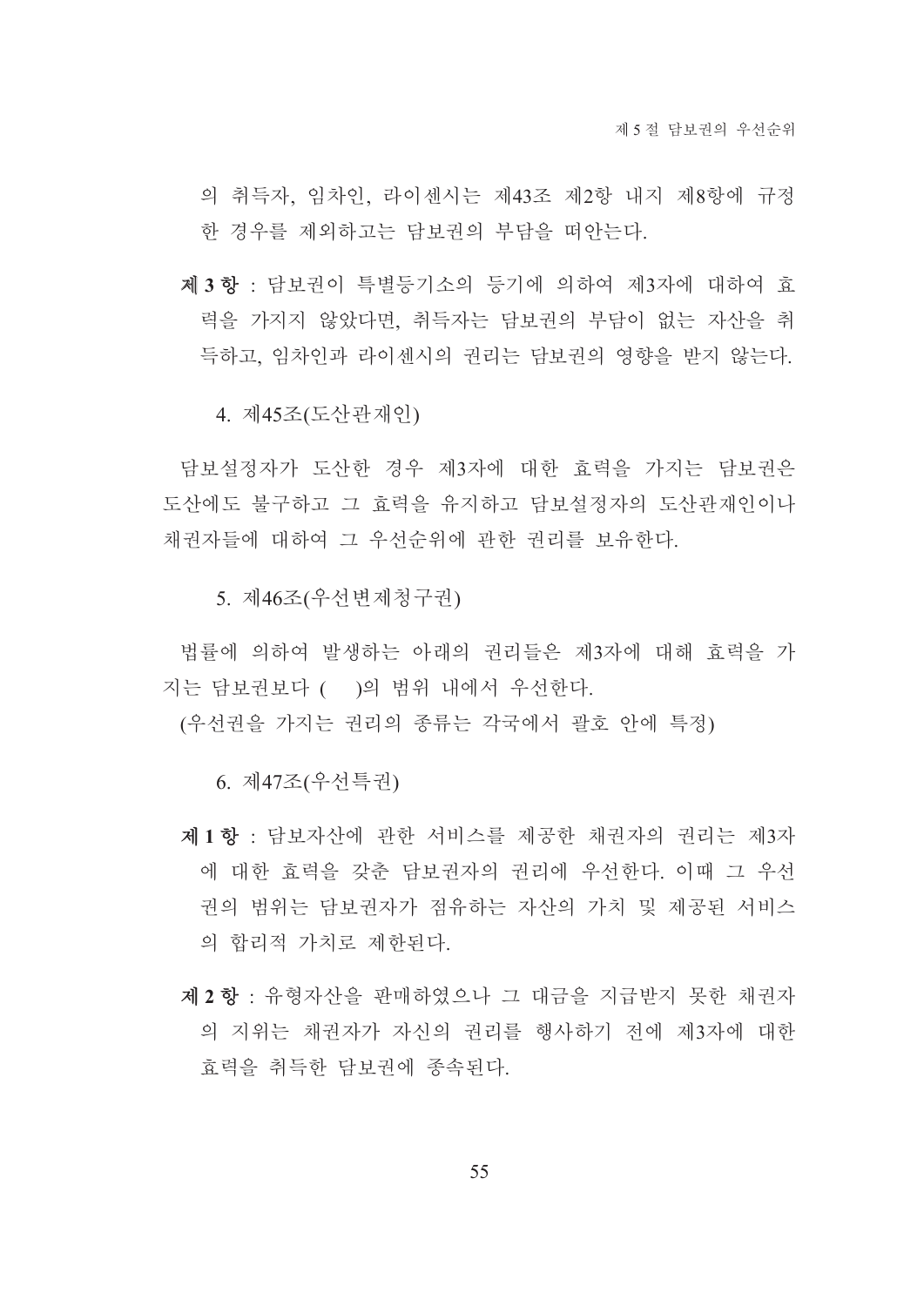의 취득자, 임차인, 라이센시는 제43조 제2항 내지 제8항에 규정한 경우를 제외하고는 담보권의 부담을 떠안는다.

**제 3 항** : 담보권이 특별등기소의 등기에 의하여 제3자에 대하여 효력을 가지지 않았다면, 취득자는 담보권의 부담이 없는 자산을 취득하고, 임차인과 라이센시의 권리는 담보권의 영향을 받지 않는다.

4. 제45조(도산관재인)

담보설정자가 도산한 경우 제3자에 대한 효력을 가지는 담보권은 도산에도 불구하고 그 효력을 유지하고 담보설정자의 도산관재인이나 채권자들에 대하여 그 우선순위에 관한 권리를 보유한다.

5. 제46조(우선변제청구권)

법률에 의하여 발생하는 아래의 권리들은 제3자에 대해 효력을 가지는 담보권보다 (  )의 범위 내에서 우선한다.
(우선권을 가지는 권리의 종류는 각국에서 괄호 안에 특정)

6. 제47조(우선특권)

**제 1 항** : 담보자산에 관한 서비스를 제공한 채권자의 권리는 제3자에 대한 효력을 갖춘 담보권자의 권리에 우선한다. 이때 그 우선권의 범위는 담보권자가 점유하는 자산의 가치 및 제공된 서비스의 합리적 가치로 제한된다.

**제 2 항** : 유형자산을 판매하였으나 그 대금을 지급받지 못한 채권자의 지위는 채권자가 자신의 권리를 행사하기 전에 제3자에 대한 효력을 취득한 담보권에 종속된다.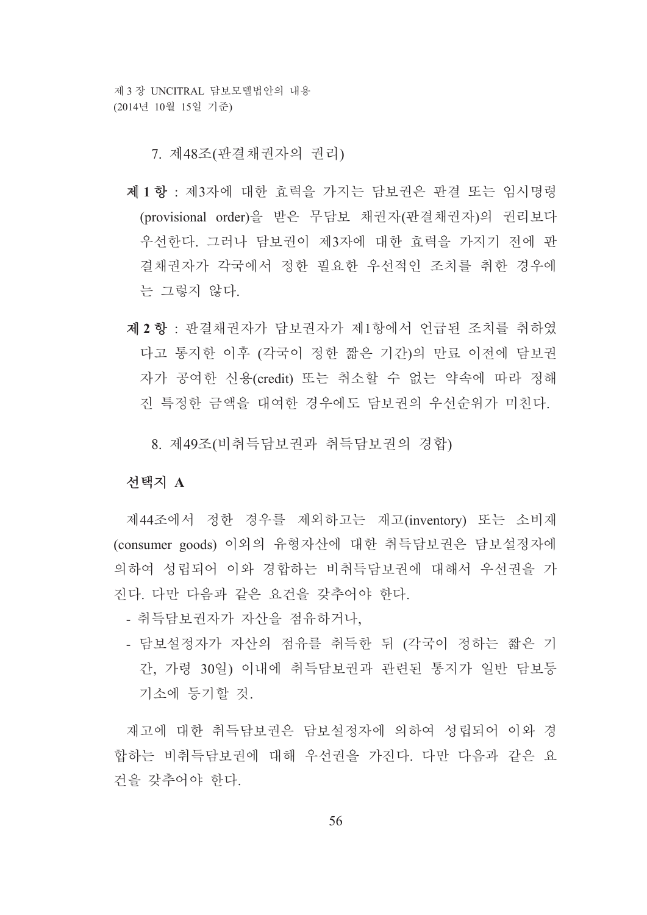### 7. 제48조(판결채권자의 권리)

**제 1 항** : 제3자에 대한 효력을 가지는 담보권은 판결 또는 임시명령(provisional order)을 받은 무담보 채권자(판결채권자)의 권리보다 우선한다. 그러나 담보권이 제3자에 대한 효력을 가지기 전에 판결채권자가 각국에서 정한 필요한 우선적인 조치를 취한 경우에는 그렇지 않다.

**제 2 항** : 판결채권자가 담보권자가 제1항에서 언급된 조치를 취하였다고 통지한 이후 (각국이 정한 짧은 기간)의 만료 이전에 담보권자가 공여한 신용(credit) 또는 취소할 수 없는 약속에 따라 정해진 특정한 금액을 대여한 경우에도 담보권의 우선순위가 미친다.

### 8. 제49조(비취득담보권과 취득담보권의 경합)

**선택지 A**

제44조에서 정한 경우를 제외하고는 재고(inventory) 또는 소비재(consumer goods) 이외의 유형자산에 대한 취득담보권은 담보설정자에 의하여 성립되어 이와 경합하는 비취득담보권에 대해서 우선권을 가진다. 다만 다음과 같은 요건을 갖추어야 한다.

- 취득담보권자가 자산을 점유하거나,
- 담보설정자가 자산의 점유를 취득한 뒤 (각국이 정하는 짧은 기간, 가령 30일) 이내에 취득담보권과 관련된 통지가 일반 담보등기소에 등기할 것.

재고에 대한 취득담보권은 담보설정자에 의하여 성립되어 이와 경합하는 비취득담보권에 대해 우선권을 가진다. 다만 다음과 같은 요건을 갖추어야 한다.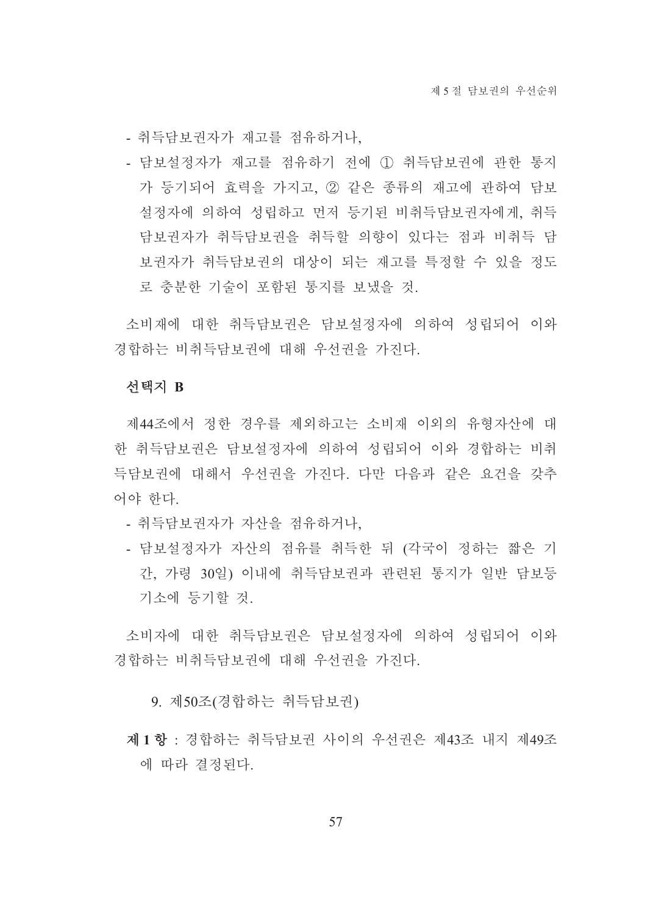- 취득담보권자가 재고를 점유하거나,
- 담보설정자가 재고를 점유하기 전에 ① 취득담보권에 관한 통지가 등기되어 효력을 가지고, ② 같은 종류의 재고에 관하여 담보설정자에 의하여 성립하고 먼저 등기된 비취득담보권자에게, 취득담보권자가 취득담보권을 취득할 의향이 있다는 점과 비취득 담보권자가 취득담보권의 대상이 되는 재고를 특정할 수 있을 정도로 충분한 기술이 포함된 통지를 보냈을 것.

소비재에 대한 취득담보권은 담보설정자에 의하여 성립되어 이와 경합하는 비취득담보권에 대해 우선권을 가진다.

**선택지 B**

제44조에서 정한 경우를 제외하고는 소비재 이외의 유형자산에 대한 취득담보권은 담보설정자에 의하여 성립되어 이와 경합하는 비취득담보권에 대해서 우선권을 가진다. 다만 다음과 같은 요건을 갖추어야 한다.

- 취득담보권자가 자산을 점유하거나,
- 담보설정자가 자산의 점유를 취득한 뒤 (각국이 정하는 짧은 기간, 가령 30일) 이내에 취득담보권과 관련된 통지가 일반 담보등기소에 등기할 것.

소비자에 대한 취득담보권은 담보설정자에 의하여 성립되어 이와 경합하는 비취득담보권에 대해 우선권을 가진다.

9. 제50조(경합하는 취득담보권)

**제 1 항** : 경합하는 취득담보권 사이의 우선권은 제43조 내지 제49조에 따라 결정된다.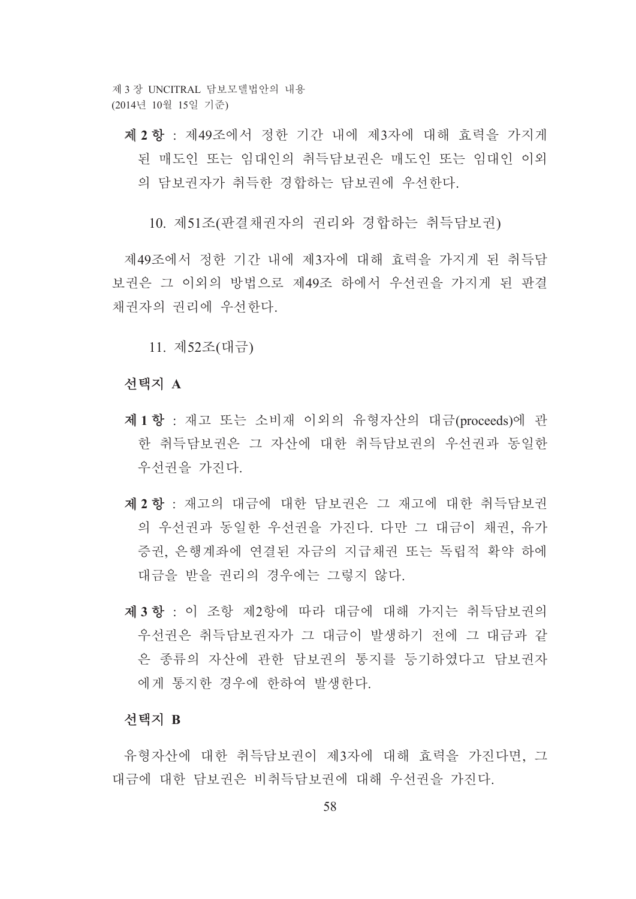**제 2 항** : 제49조에서 정한 기간 내에 제3자에 대해 효력을 가지게 된 매도인 또는 임대인의 취득담보권은 매도인 또는 임대인 이외의 담보권자가 취득한 경합하는 담보권에 우선한다.

### 10. 제51조(판결채권자의 권리와 경합하는 취득담보권)

제49조에서 정한 기간 내에 제3자에 대해 효력을 가지게 된 취득담보권은 그 이외의 방법으로 제49조 하에서 우선권을 가지게 된 판결채권자의 권리에 우선한다.

### 11. 제52조(대금)

**선택지 A**

**제 1 항** : 재고 또는 소비재 이외의 유형자산의 대금(proceeds)에 관한 취득담보권은 그 자산에 대한 취득담보권의 우선권과 동일한 우선권을 가진다.

**제 2 항** : 재고의 대금에 대한 담보권은 그 재고에 대한 취득담보권의 우선권과 동일한 우선권을 가진다. 다만 그 대금이 채권, 유가증권, 은행계좌에 연결된 자금의 지급채권 또는 독립적 확약 하에 대금을 받을 권리의 경우에는 그렇지 않다.

**제 3 항** : 이 조항 제2항에 따라 대금에 대해 가지는 취득담보권의 우선권은 취득담보권자가 그 대금이 발생하기 전에 그 대금과 같은 종류의 자산에 관한 담보권의 통지를 등기하였다고 담보권자에게 통지한 경우에 한하여 발생한다.

**선택지 B**

유형자산에 대한 취득담보권이 제3자에 대해 효력을 가진다면, 그 대금에 대한 담보권은 비취득담보권에 대해 우선권을 가진다.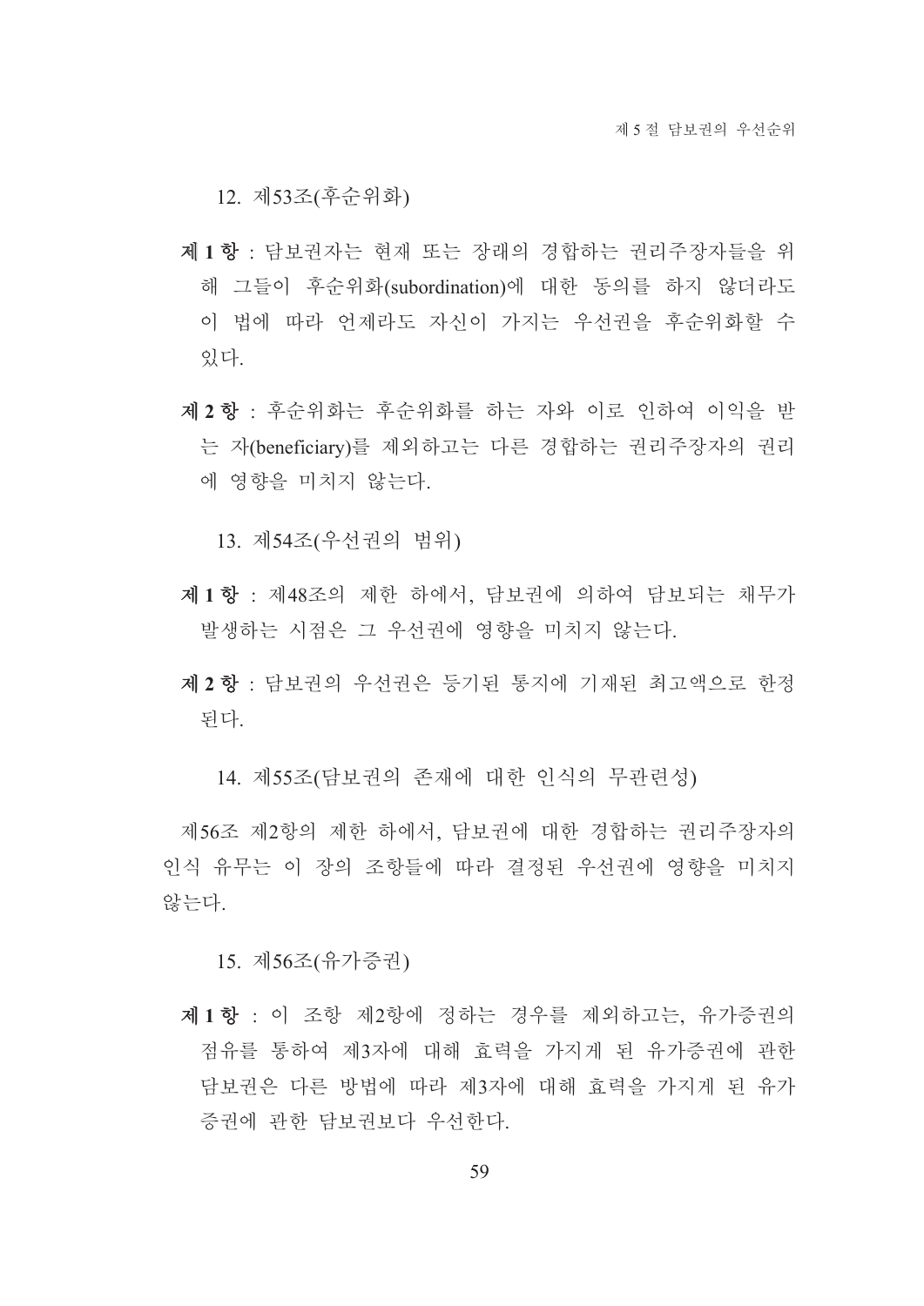### 12. 제53조(후순위화)

**제 1 항** : 담보권자는 현재 또는 장래의 경합하는 권리주장자들을 위해 그들이 후순위화(subordination)에 대한 동의를 하지 않더라도 이 법에 따라 언제라도 자신이 가지는 우선권을 후순위화할 수 있다.

**제 2 항** : 후순위화는 후순위화를 하는 자와 이로 인하여 이익을 받는 자(beneficiary)를 제외하고는 다른 경합하는 권리주장자의 권리에 영향을 미치지 않는다.

### 13. 제54조(우선권의 범위)

**제 1 항** : 제48조의 제한 하에서, 담보권에 의하여 담보되는 채무가 발생하는 시점은 그 우선권에 영향을 미치지 않는다.

**제 2 항** : 담보권의 우선권은 등기된 통지에 기재된 최고액으로 한정된다.

### 14. 제55조(담보권의 존재에 대한 인식의 무관련성)

제56조 제2항의 제한 하에서, 담보권에 대한 경합하는 권리주장자의 인식 유무는 이 장의 조항들에 따라 결정된 우선권에 영향을 미치지 않는다.

### 15. 제56조(유가증권)

**제 1 항** : 이 조항 제2항에 정하는 경우를 제외하고는, 유가증권의 점유를 통하여 제3자에 대해 효력을 가지게 된 유가증권에 관한 담보권은 다른 방법에 따라 제3자에 대해 효력을 가지게 된 유가증권에 관한 담보권보다 우선한다.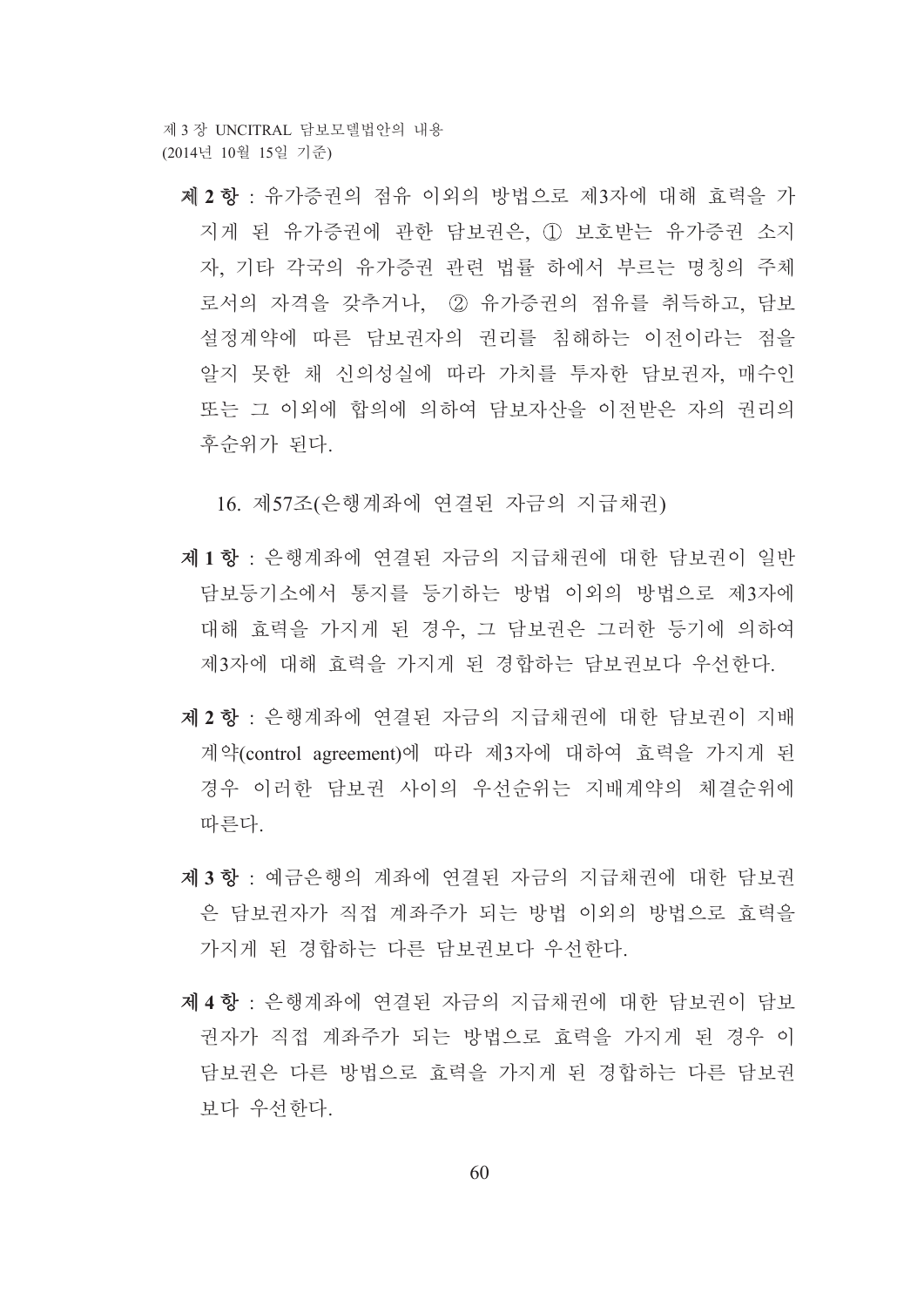**제 2 항** : 유가증권의 점유 이외의 방법으로 제3자에 대해 효력을 가지게 된 유가증권에 관한 담보권은, ① 보호받는 유가증권 소지자, 기타 각국의 유가증권 관련 법률 하에서 부르는 명칭의 주체로서의 자격을 갖추거나, ② 유가증권의 점유를 취득하고, 담보설정계약에 따른 담보권자의 권리를 침해하는 이전이라는 점을 알지 못한 채 신의성실에 따라 가치를 투자한 담보권자, 매수인 또는 그 이외에 합의에 의하여 담보자산을 이전받은 자의 권리의 후순위가 된다.

16. 제57조(은행계좌에 연결된 자금의 지급채권)

**제 1 항** : 은행계좌에 연결된 자금의 지급채권에 대한 담보권이 일반담보등기소에서 통지를 등기하는 방법 이외의 방법으로 제3자에 대해 효력을 가지게 된 경우, 그 담보권은 그러한 등기에 의하여 제3자에 대해 효력을 가지게 된 경합하는 담보권보다 우선한다.

**제 2 항** : 은행계좌에 연결된 자금의 지급채권에 대한 담보권이 지배계약(control agreement)에 따라 제3자에 대하여 효력을 가지게 된 경우 이러한 담보권 사이의 우선순위는 지배계약의 체결순위에 따른다.

**제 3 항** : 예금은행의 계좌에 연결된 자금의 지급채권에 대한 담보권은 담보권자가 직접 계좌주가 되는 방법 이외의 방법으로 효력을 가지게 된 경합하는 다른 담보권보다 우선한다.

**제 4 항** : 은행계좌에 연결된 자금의 지급채권에 대한 담보권이 담보권자가 직접 계좌주가 되는 방법으로 효력을 가지게 된 경우 이 담보권은 다른 방법으로 효력을 가지게 된 경합하는 다른 담보권보다 우선한다.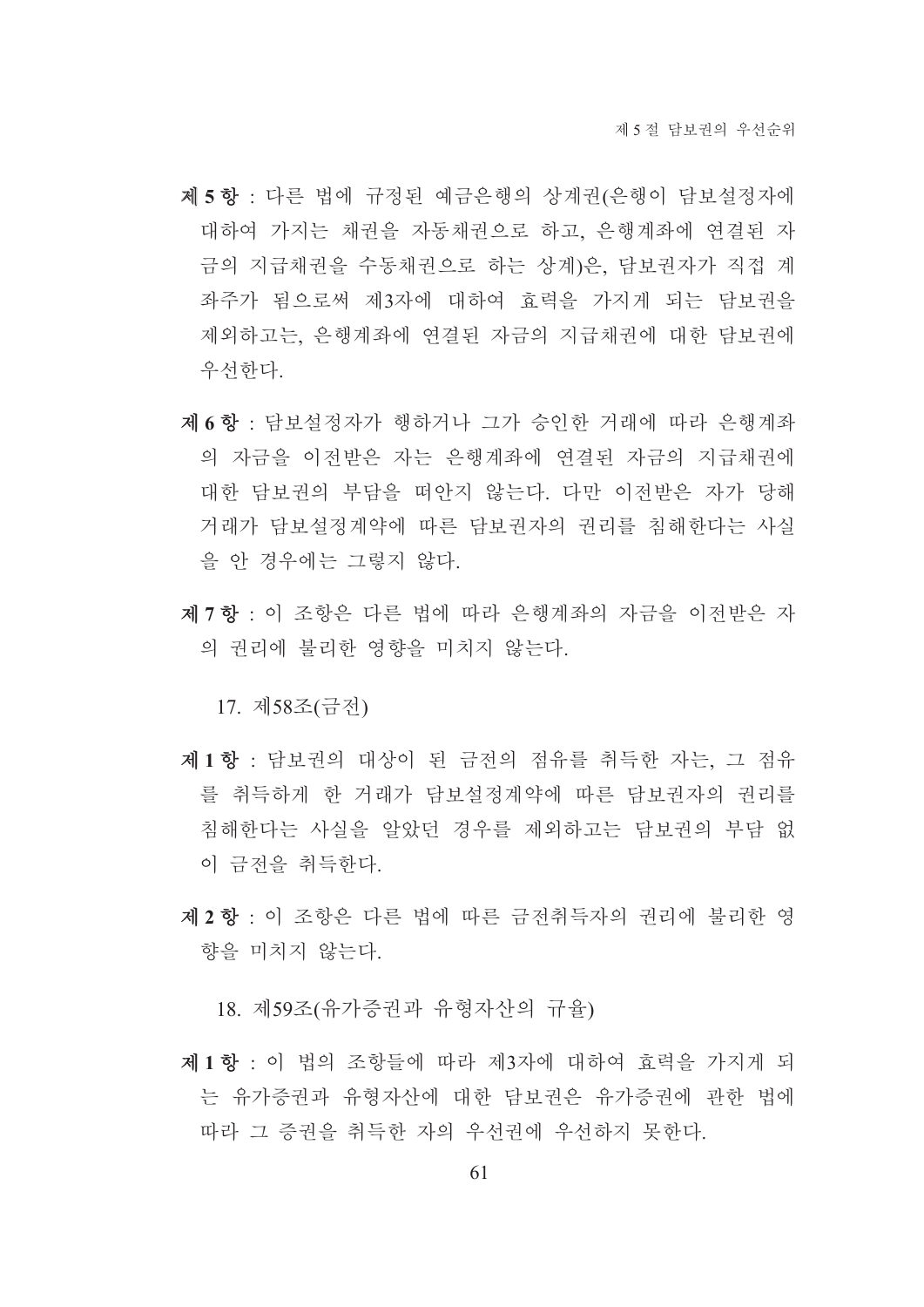**제 5 항** : 다른 법에 규정된 예금은행의 상계권(은행이 담보설정자에 대하여 가지는 채권을 자동채권으로 하고, 은행계좌에 연결된 자금의 지급채권을 수동채권으로 하는 상계)은, 담보권자가 직접 계좌주가 됨으로써 제3자에 대하여 효력을 가지게 되는 담보권을 제외하고는, 은행계좌에 연결된 자금의 지급채권에 대한 담보권에 우선한다.

**제 6 항** : 담보설정자가 행하거나 그가 승인한 거래에 따라 은행계좌의 자금을 이전받은 자는 은행계좌에 연결된 자금의 지급채권에 대한 담보권의 부담을 떠안지 않는다. 다만 이전받은 자가 당해 거래가 담보설정계약에 따른 담보권자의 권리를 침해한다는 사실을 안 경우에는 그렇지 않다.

**제 7 항** : 이 조항은 다른 법에 따라 은행계좌의 자금을 이전받은 자의 권리에 불리한 영향을 미치지 않는다.

17. 제58조(금전)

**제 1 항** : 담보권의 대상이 된 금전의 점유를 취득한 자는, 그 점유를 취득하게 한 거래가 담보설정계약에 따른 담보권자의 권리를 침해한다는 사실을 알았던 경우를 제외하고는 담보권의 부담 없이 금전을 취득한다.

**제 2 항** : 이 조항은 다른 법에 따른 금전취득자의 권리에 불리한 영향을 미치지 않는다.

18. 제59조(유가증권과 유형자산의 규율)

**제 1 항** : 이 법의 조항들에 따라 제3자에 대하여 효력을 가지게 되는 유가증권과 유형자산에 대한 담보권은 유가증권에 관한 법에 따라 그 증권을 취득한 자의 우선권에 우선하지 못한다.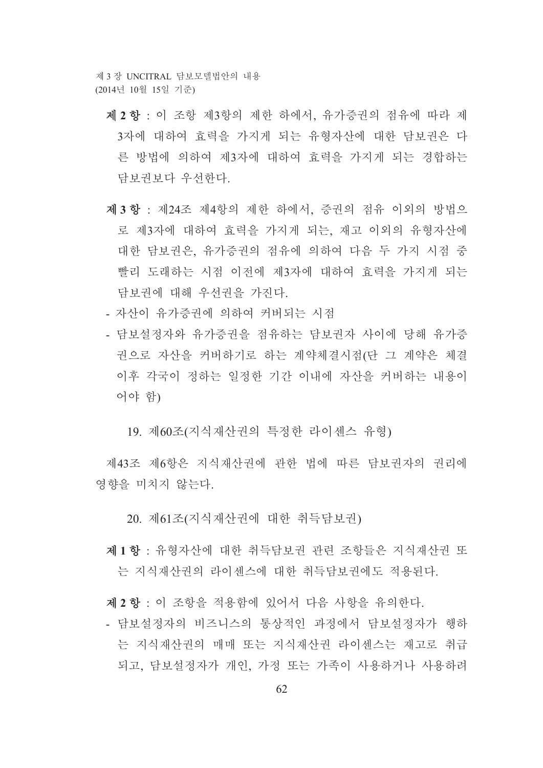**제 2 항** : 이 조항 제3항의 제한 하에서, 유가증권의 점유에 따라 제3자에 대하여 효력을 가지게 되는 유형자산에 대한 담보권은 다른 방법에 의하여 제3자에 대하여 효력을 가지게 되는 경합하는 담보권보다 우선한다.

**제 3 항** : 제24조 제4항의 제한 하에서, 증권의 점유 이외의 방법으로 제3자에 대하여 효력을 가지게 되는, 재고 이외의 유형자산에 대한 담보권은, 유가증권의 점유에 의하여 다음 두 가지 시점 중 빨리 도래하는 시점 이전에 제3자에 대하여 효력을 가지게 되는 담보권에 대해 우선권을 가진다.

- 자산이 유가증권에 의하여 커버되는 시점
- 담보설정자와 유가증권을 점유하는 담보권자 사이에 당해 유가증권으로 자산을 커버하기로 하는 계약체결시점(단 그 계약은 체결 이후 각국이 정하는 일정한 기간 이내에 자산을 커버하는 내용이어야 함)

### 19. 제60조(지식재산권의 특정한 라이센스 유형)

제43조 제6항은 지식재산권에 관한 법에 따른 담보권자의 권리에 영향을 미치지 않는다.

### 20. 제61조(지식재산권에 대한 취득담보권)

**제 1 항** : 유형자산에 대한 취득담보권 관련 조항들은 지식재산권 또는 지식재산권의 라이센스에 대한 취득담보권에도 적용된다.

**제 2 항** : 이 조항을 적용함에 있어서 다음 사항을 유의한다.

- 담보설정자의 비즈니스의 통상적인 과정에서 담보설정자가 행하는 지식재산권의 매매 또는 지식재산권 라이센스는 재고로 취급되고, 담보설정자가 개인, 가정 또는 가족이 사용하거나 사용하려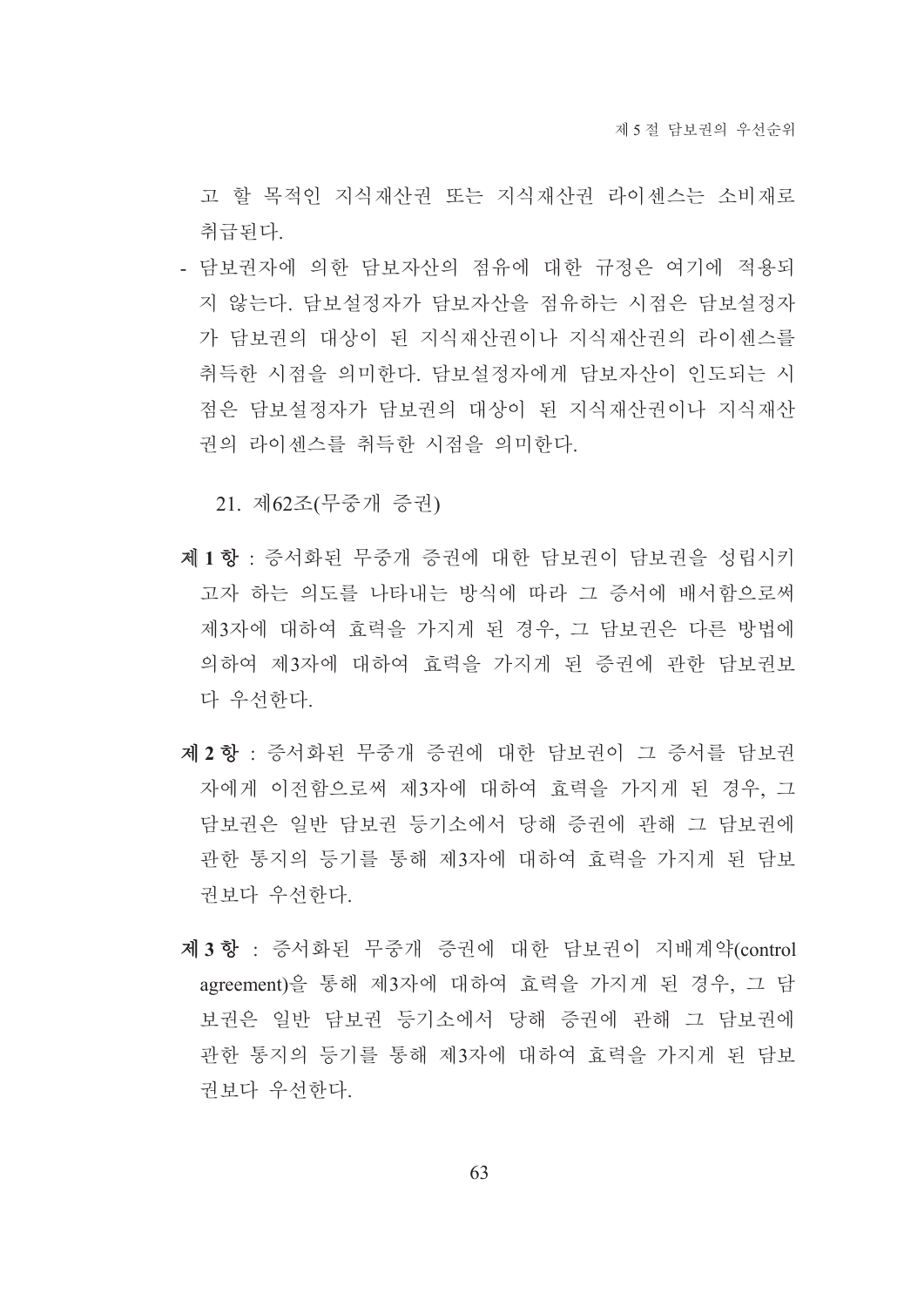고 할 목적인 지식재산권 또는 지식재산권 라이센스는 소비재로 취급된다.

- 담보권자에 의한 담보자산의 점유에 대한 규정은 여기에 적용되지 않는다. 담보설정자가 담보자산을 점유하는 시점은 담보설정자가 담보권의 대상이 된 지식재산권이나 지식재산권의 라이센스를 취득한 시점을 의미한다. 담보설정자에게 담보자산이 인도되는 시점은 담보설정자가 담보권의 대상이 된 지식재산권이나 지식재산권의 라이센스를 취득한 시점을 의미한다.

### 21. 제62조(무중개 증권)

**제 1 항** : 증서화된 무중개 증권에 대한 담보권이 담보권을 성립시키고자 하는 의도를 나타내는 방식에 따라 그 증서에 배서함으로써 제3자에 대하여 효력을 가지게 된 경우, 그 담보권은 다른 방법에 의하여 제3자에 대하여 효력을 가지게 된 증권에 관한 담보권보다 우선한다.

**제 2 항** : 증서화된 무중개 증권에 대한 담보권이 그 증서를 담보권자에게 이전함으로써 제3자에 대하여 효력을 가지게 된 경우, 그 담보권은 일반 담보권 등기소에서 당해 증권에 관해 그 담보권에 관한 통지의 등기를 통해 제3자에 대하여 효력을 가지게 된 담보권보다 우선한다.

**제 3 항** : 증서화된 무중개 증권에 대한 담보권이 지배계약(control agreement)을 통해 제3자에 대하여 효력을 가지게 된 경우, 그 담보권은 일반 담보권 등기소에서 당해 증권에 관해 그 담보권에 관한 통지의 등기를 통해 제3자에 대하여 효력을 가지게 된 담보권보다 우선한다.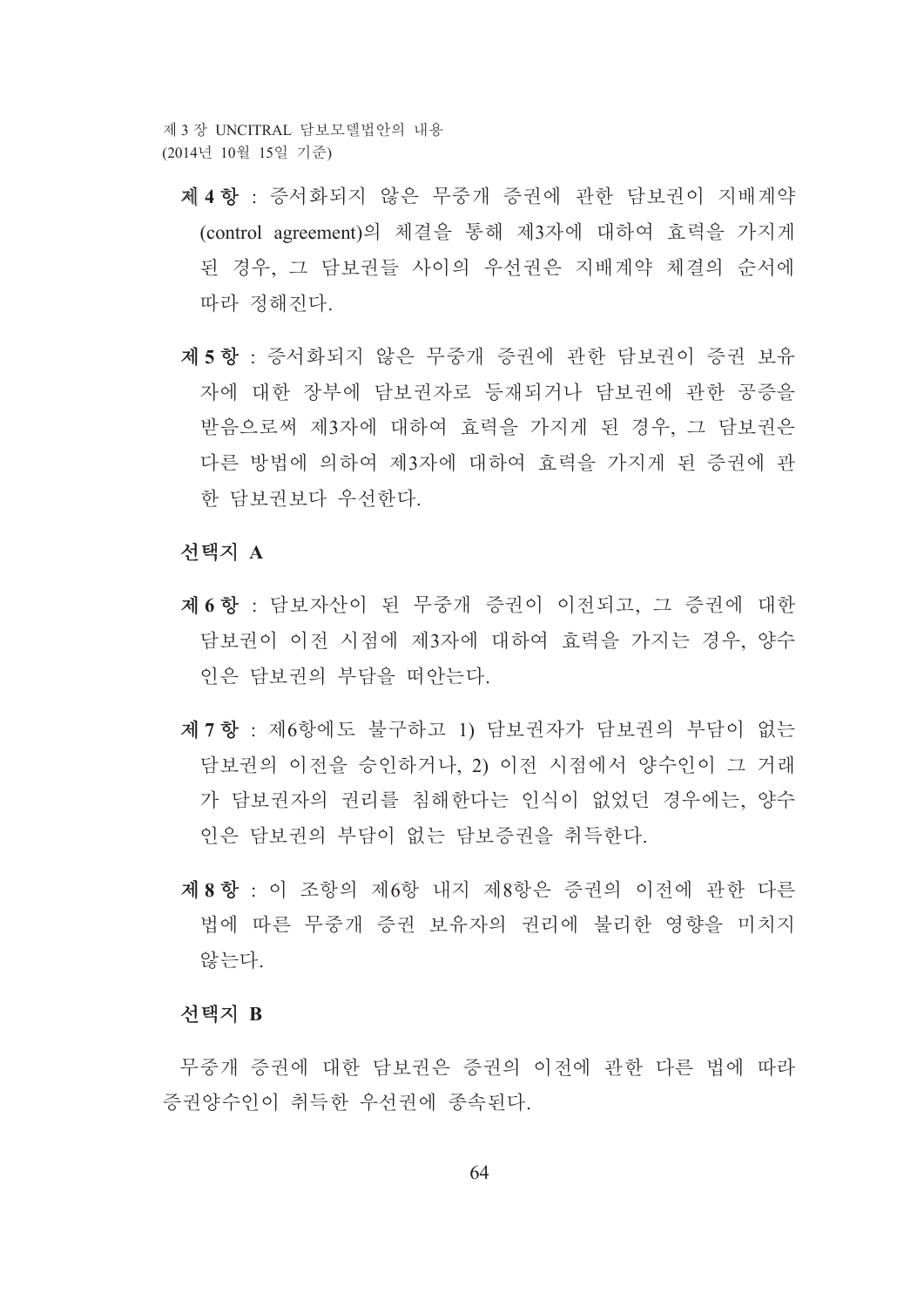**제 4 항** : 증서화되지 않은 무중개 증권에 관한 담보권이 지배계약 (control agreement)의 체결을 통해 제3자에 대하여 효력을 가지게 된 경우, 그 담보권들 사이의 우선권은 지배계약 체결의 순서에 따라 정해진다.

**제 5 항** : 증서화되지 않은 무중개 증권에 관한 담보권이 증권 보유자에 대한 장부에 담보권자로 등재되거나 담보권에 관한 공증을 받음으로써 제3자에 대하여 효력을 가지게 된 경우, 그 담보권은 다른 방법에 의하여 제3자에 대하여 효력을 가지게 된 증권에 관한 담보권보다 우선한다.

**선택지 A**

**제 6 항** : 담보자산이 된 무중개 증권이 이전되고, 그 증권에 대한 담보권이 이전 시점에 제3자에 대하여 효력을 가지는 경우, 양수인은 담보권의 부담을 떠안는다.

**제 7 항** : 제6항에도 불구하고 1) 담보권자가 담보권의 부담이 없는 담보권의 이전을 승인하거나, 2) 이전 시점에서 양수인이 그 거래가 담보권자의 권리를 침해한다는 인식이 없었던 경우에는, 양수인은 담보권의 부담이 없는 담보증권을 취득한다.

**제 8 항** : 이 조항의 제6항 내지 제8항은 증권의 이전에 관한 다른 법에 따른 무중개 증권 보유자의 권리에 불리한 영향을 미치지 않는다.

**선택지 B**

무중개 증권에 대한 담보권은 증권의 이전에 관한 다른 법에 따라 증권양수인이 취득한 우선권에 종속된다.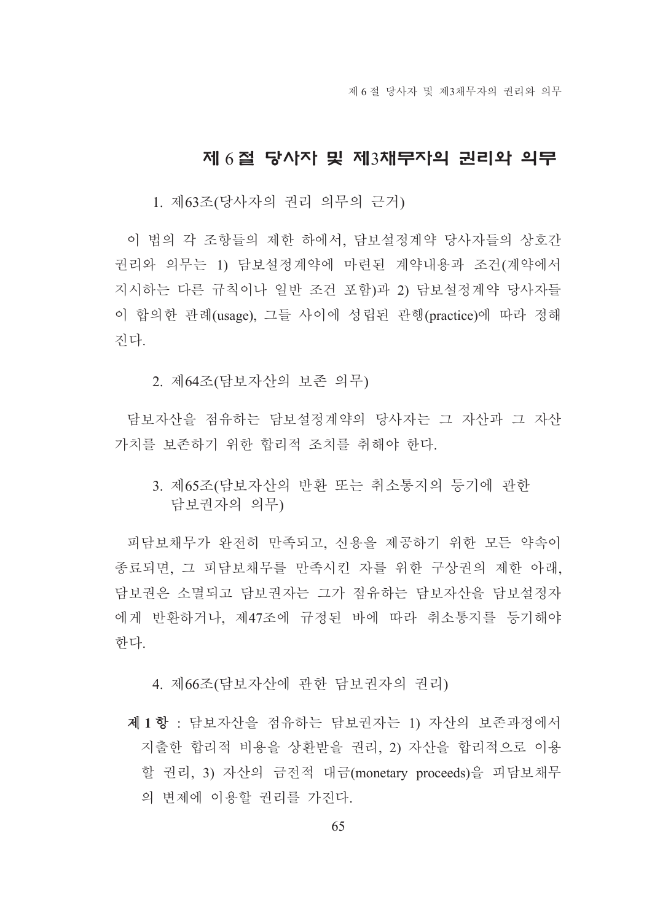## 제 6 절 당사자 및 제3채무자의 권리와 의무

### 1. 제63조(당사자의 권리 의무의 근거)

이 법의 각 조항들의 제한 하에서, 담보설정계약 당사자들의 상호간 권리와 의무는 1) 담보설정계약에 마련된 계약내용과 조건(계약에서 지시하는 다른 규칙이나 일반 조건 포함)과 2) 담보설정계약 당사자들이 합의한 관례(usage), 그들 사이에 성립된 관행(practice)에 따라 정해진다.

### 2. 제64조(담보자산의 보존 의무)

담보자산을 점유하는 담보설정계약의 당사자는 그 자산과 그 자산 가치를 보존하기 위한 합리적 조치를 취해야 한다.

### 3. 제65조(담보자산의 반환 또는 취소통지의 등기에 관한 담보권자의 의무)

피담보채무가 완전히 만족되고, 신용을 제공하기 위한 모든 약속이 종료되면, 그 피담보채무를 만족시킨 자를 위한 구상권의 제한 아래, 담보권은 소멸되고 담보권자는 그가 점유하는 담보자산을 담보설정자에게 반환하거나, 제47조에 규정된 바에 따라 취소통지를 등기해야 한다.

### 4. 제66조(담보자산에 관한 담보권자의 권리)

**제 1 항** : 담보자산을 점유하는 담보권자는 1) 자산의 보존과정에서 지출한 합리적 비용을 상환받을 권리, 2) 자산을 합리적으로 이용할 권리, 3) 자산의 금전적 대금(monetary proceeds)을 피담보채무의 변제에 이용할 권리를 가진다.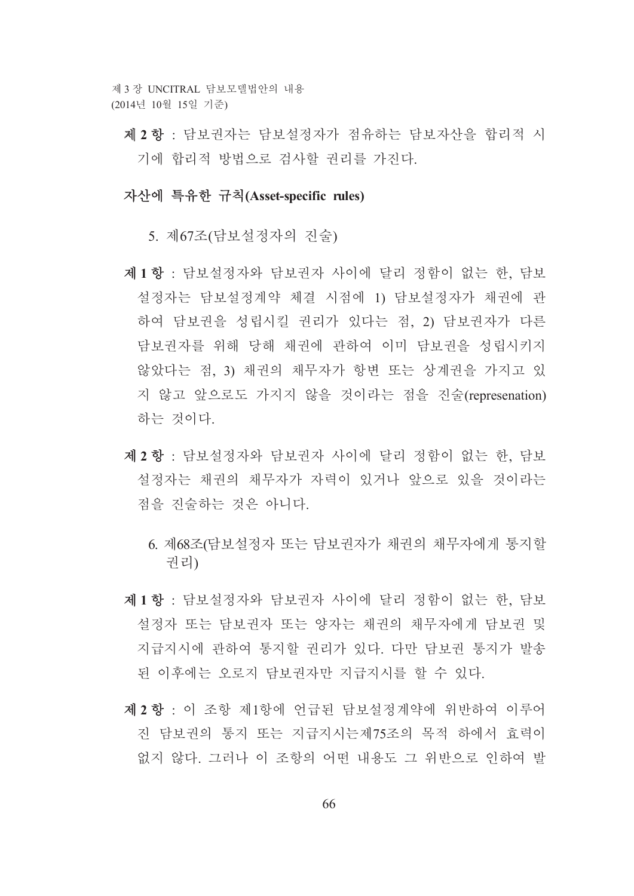**제 2 항** : 담보권자는 담보설정자가 점유하는 담보자산을 합리적 시기에 합리적 방법으로 검사할 권리를 가진다.

### 자산에 특유한 규칙(Asset-specific rules)

#### 5. 제67조(담보설정자의 진술)

**제 1 항** : 담보설정자와 담보권자 사이에 달리 정함이 없는 한, 담보설정자는 담보설정계약 체결 시점에 1) 담보설정자가 채권에 관하여 담보권을 성립시킬 권리가 있다는 점, 2) 담보권자가 다른 담보권자를 위해 당해 채권에 관하여 이미 담보권을 성립시키지 않았다는 점, 3) 채권의 채무자가 항변 또는 상계권을 가지고 있지 않고 앞으로도 가지지 않을 것이라는 점을 진술(represenation) 하는 것이다.

**제 2 항** : 담보설정자와 담보권자 사이에 달리 정함이 없는 한, 담보설정자는 채권의 채무자가 자력이 있거나 앞으로 있을 것이라는 점을 진술하는 것은 아니다.

#### 6. 제68조(담보설정자 또는 담보권자가 채권의 채무자에게 통지할 권리)

**제 1 항** : 담보설정자와 담보권자 사이에 달리 정함이 없는 한, 담보설정자 또는 담보권자 또는 양자는 채권의 채무자에게 담보권 및 지급지시에 관하여 통지할 권리가 있다. 다만 담보권 통지가 발송된 이후에는 오로지 담보권자만 지급지시를 할 수 있다.

**제 2 항** : 이 조항 제1항에 언급된 담보설정계약에 위반하여 이루어진 담보권의 통지 또는 지급지시는제75조의 목적 하에서 효력이 없지 않다. 그러나 이 조항의 어떤 내용도 그 위반으로 인하여 발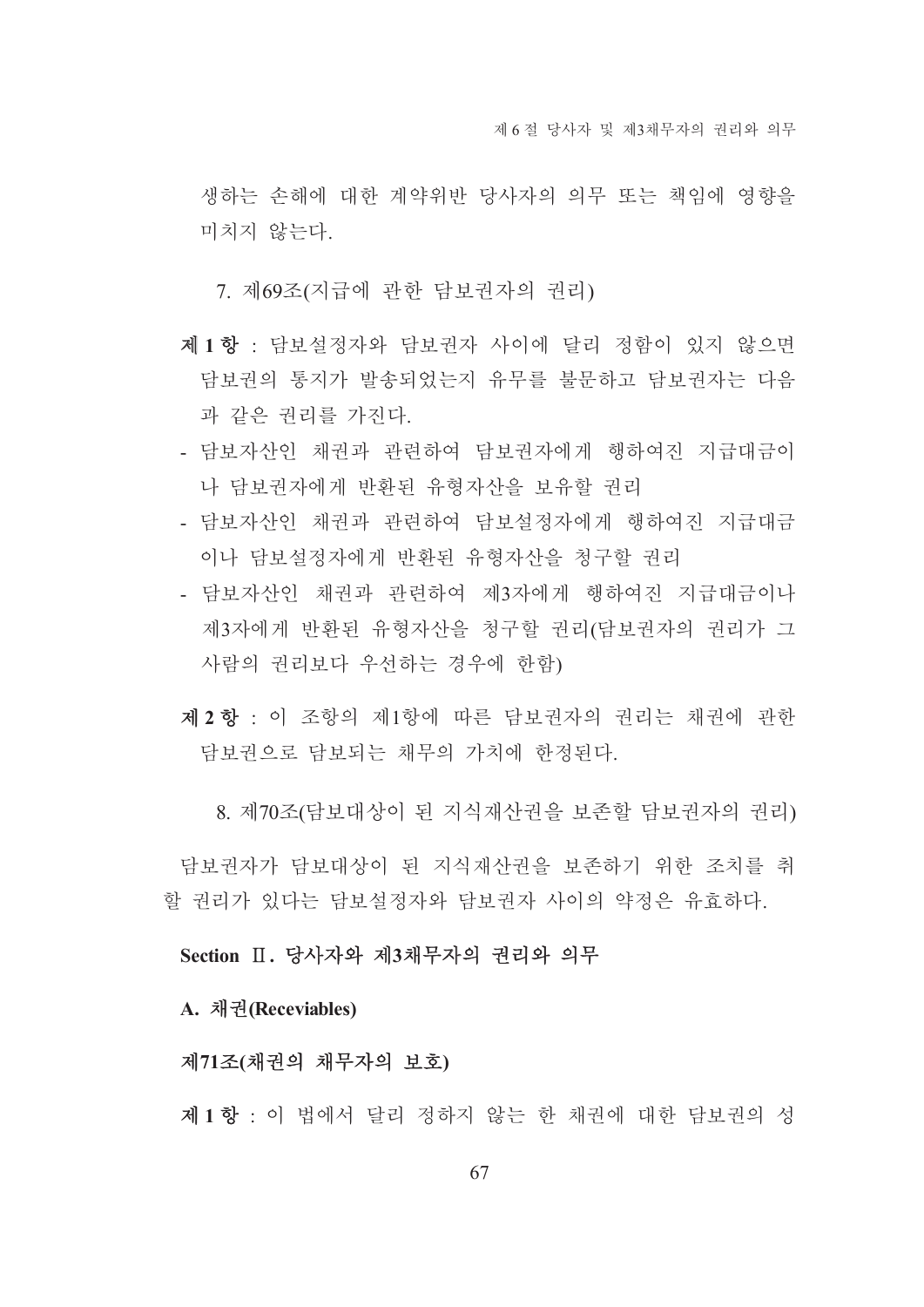생하는 손해에 대한 계약위반 당사자의 의무 또는 책임에 영향을 미치지 않는다.

7. 제69조(지급에 관한 담보권자의 권리)

**제 1 항** : 담보설정자와 담보권자 사이에 달리 정함이 있지 않으면 담보권의 통지가 발송되었는지 유무를 불문하고 담보권자는 다음과 같은 권리를 가진다.

- 담보자산인 채권과 관련하여 담보권자에게 행하여진 지급대금이나 담보권자에게 반환된 유형자산을 보유할 권리
- 담보자산인 채권과 관련하여 담보설정자에게 행하여진 지급대금이나 담보설정자에게 반환된 유형자산을 청구할 권리
- 담보자산인 채권과 관련하여 제3자에게 행하여진 지급대금이나 제3자에게 반환된 유형자산을 청구할 권리(담보권자의 권리가 그 사람의 권리보다 우선하는 경우에 한함)

**제 2 항** : 이 조항의 제1항에 따른 담보권자의 권리는 채권에 관한 담보권으로 담보되는 채무의 가치에 한정된다.

8. 제70조(담보대상이 된 지식재산권을 보존할 담보권자의 권리)

담보권자가 담보대상이 된 지식재산권을 보존하기 위한 조치를 취할 권리가 있다는 담보설정자와 담보권자 사이의 약정은 유효하다.

## Section Ⅱ. 당사자와 제3채무자의 권리와 의무

### A. 채권(Receviables)

#### 제71조(채권의 채무자의 보호)

**제 1 항** : 이 법에서 달리 정하지 않는 한 채권에 대한 담보권의 성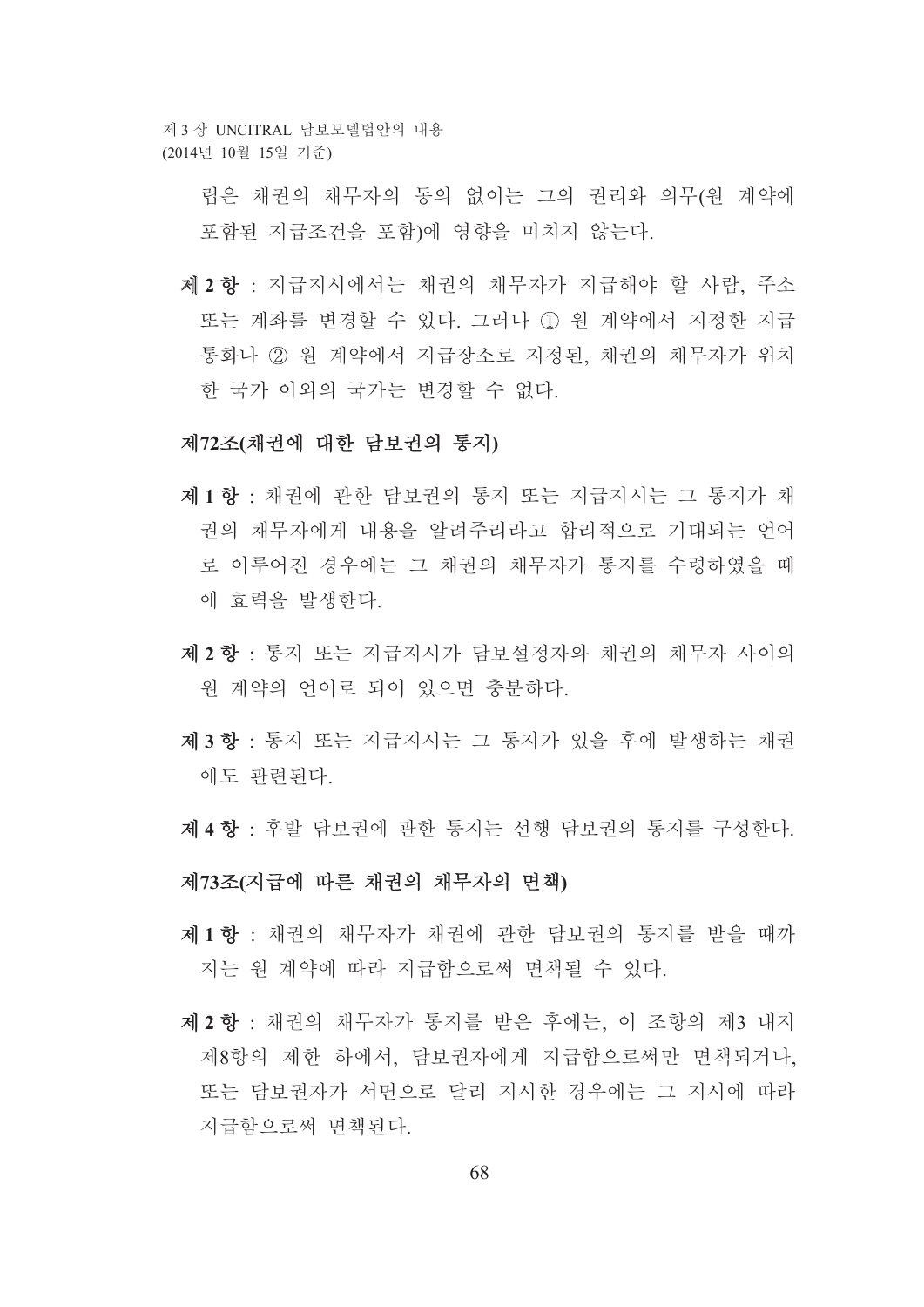립은 채권의 채무자의 동의 없이는 그의 권리와 의무(원 계약에 포함된 지급조건을 포함)에 영향을 미치지 않는다.

**제 2 항** : 지급지시에서는 채권의 채무자가 지급해야 할 사람, 주소 또는 계좌를 변경할 수 있다. 그러나 ① 원 계약에서 지정한 지급 통화나 ② 원 계약에서 지급장소로 지정된, 채권의 채무자가 위치한 국가 이외의 국가는 변경할 수 없다.

### 제72조(채권에 대한 담보권의 통지)

**제 1 항** : 채권에 관한 담보권의 통지 또는 지급지시는 그 통지가 채권의 채무자에게 내용을 알려주리라고 합리적으로 기대되는 언어로 이루어진 경우에는 그 채권의 채무자가 통지를 수령하였을 때에 효력을 발생한다.

**제 2 항** : 통지 또는 지급지시가 담보설정자와 채권의 채무자 사이의 원 계약의 언어로 되어 있으면 충분하다.

**제 3 항** : 통지 또는 지급지시는 그 통지가 있을 후에 발생하는 채권에도 관련된다.

**제 4 항** : 후발 담보권에 관한 통지는 선행 담보권의 통지를 구성한다.

### 제73조(지급에 따른 채권의 채무자의 면책)

**제 1 항** : 채권의 채무자가 채권에 관한 담보권의 통지를 받을 때까지는 원 계약에 따라 지급함으로써 면책될 수 있다.

**제 2 항** : 채권의 채무자가 통지를 받은 후에는, 이 조항의 제3 내지 제8항의 제한 하에서, 담보권자에게 지급함으로써만 면책되거나, 또는 담보권자가 서면으로 달리 지시한 경우에는 그 지시에 따라 지급함으로써 면책된다.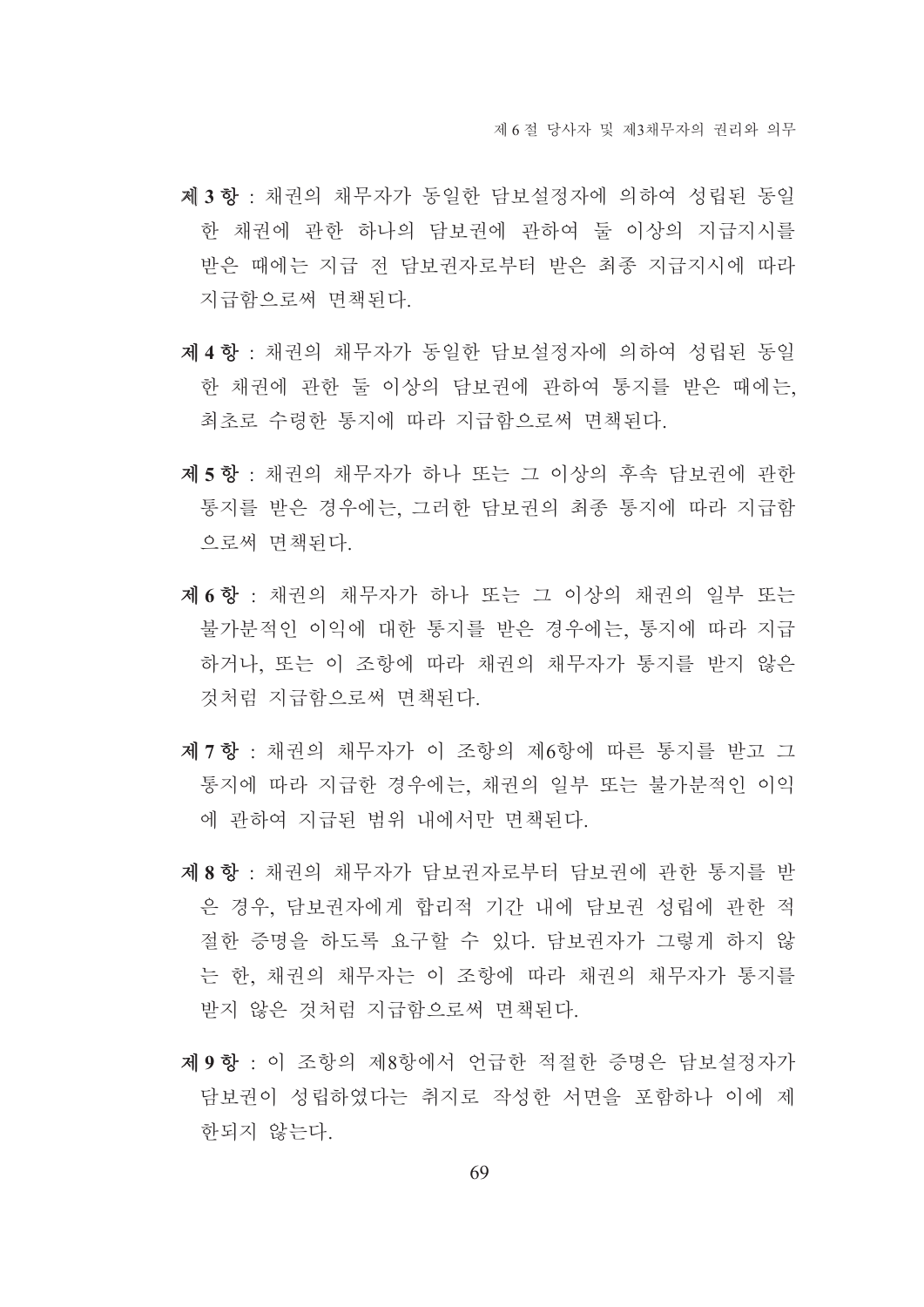**제 3 항** : 채권의 채무자가 동일한 담보설정자에 의하여 성립된 동일한 채권에 관한 하나의 담보권에 관하여 둘 이상의 지급지시를 받은 때에는 지급 전 담보권자로부터 받은 최종 지급지시에 따라 지급함으로써 면책된다.

**제 4 항** : 채권의 채무자가 동일한 담보설정자에 의하여 성립된 동일한 채권에 관한 둘 이상의 담보권에 관하여 통지를 받은 때에는, 최초로 수령한 통지에 따라 지급함으로써 면책된다.

**제 5 항** : 채권의 채무자가 하나 또는 그 이상의 후속 담보권에 관한 통지를 받은 경우에는, 그러한 담보권의 최종 통지에 따라 지급함으로써 면책된다.

**제 6 항** : 채권의 채무자가 하나 또는 그 이상의 채권의 일부 또는 불가분적인 이익에 대한 통지를 받은 경우에는, 통지에 따라 지급하거나, 또는 이 조항에 따라 채권의 채무자가 통지를 받지 않은 것처럼 지급함으로써 면책된다.

**제 7 항** : 채권의 채무자가 이 조항의 제6항에 따른 통지를 받고 그 통지에 따라 지급한 경우에는, 채권의 일부 또는 불가분적인 이익에 관하여 지급된 범위 내에서만 면책된다.

**제 8 항** : 채권의 채무자가 담보권자로부터 담보권에 관한 통지를 받은 경우, 담보권자에게 합리적 기간 내에 담보권 성립에 관한 적절한 증명을 하도록 요구할 수 있다. 담보권자가 그렇게 하지 않는 한, 채권의 채무자는 이 조항에 따라 채권의 채무자가 통지를 받지 않은 것처럼 지급함으로써 면책된다.

**제 9 항** : 이 조항의 제8항에서 언급한 적절한 증명은 담보설정자가 담보권이 성립하였다는 취지로 작성한 서면을 포함하나 이에 제한되지 않는다.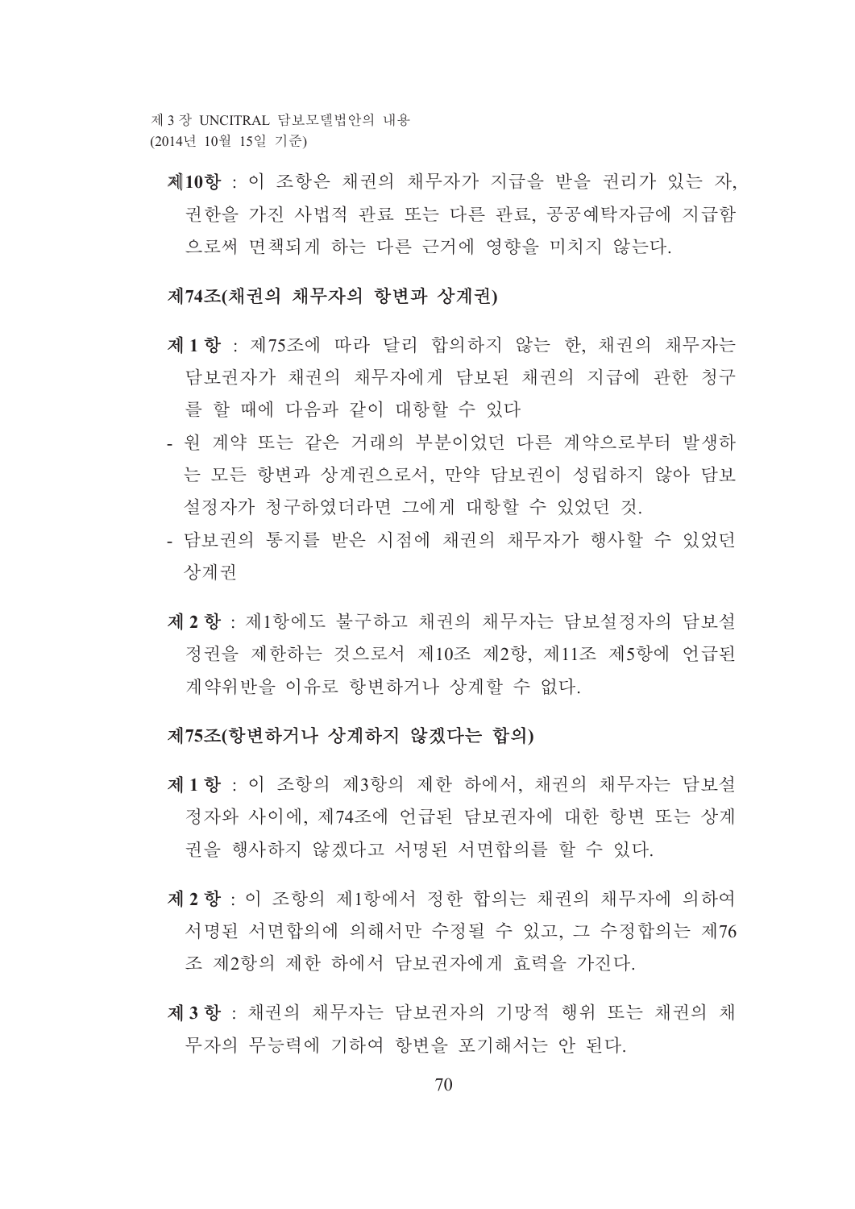**제10항** : 이 조항은 채권의 채무자가 지급을 받을 권리가 있는 자, 권한을 가진 사법적 관료 또는 다른 관료, 공공예탁자금에 지급함으로써 면책되게 하는 다른 근거에 영향을 미치지 않는다.

### 제74조(채권의 채무자의 항변과 상계권)

**제 1 항** : 제75조에 따라 달리 합의하지 않는 한, 채권의 채무자는 담보권자가 채권의 채무자에게 담보된 채권의 지급에 관한 청구를 할 때에 다음과 같이 대항할 수 있다

- 원 계약 또는 같은 거래의 부분이었던 다른 계약으로부터 발생하는 모든 항변과 상계권으로서, 만약 담보권이 성립하지 않아 담보설정자가 청구하였더라면 그에게 대항할 수 있었던 것.
- 담보권의 통지를 받은 시점에 채권의 채무자가 행사할 수 있었던 상계권

**제 2 항** : 제1항에도 불구하고 채권의 채무자는 담보설정자의 담보설정권을 제한하는 것으로서 제10조 제2항, 제11조 제5항에 언급된 계약위반을 이유로 항변하거나 상계할 수 없다.

### 제75조(항변하거나 상계하지 않겠다는 합의)

**제 1 항** : 이 조항의 제3항의 제한 하에서, 채권의 채무자는 담보설정자와 사이에, 제74조에 언급된 담보권자에 대한 항변 또는 상계권을 행사하지 않겠다고 서명된 서면합의를 할 수 있다.

**제 2 항** : 이 조항의 제1항에서 정한 합의는 채권의 채무자에 의하여 서명된 서면합의에 의해서만 수정될 수 있고, 그 수정합의는 제76조 제2항의 제한 하에서 담보권자에게 효력을 가진다.

**제 3 항** : 채권의 채무자는 담보권자의 기망적 행위 또는 채권의 채무자의 무능력에 기하여 항변을 포기해서는 안 된다.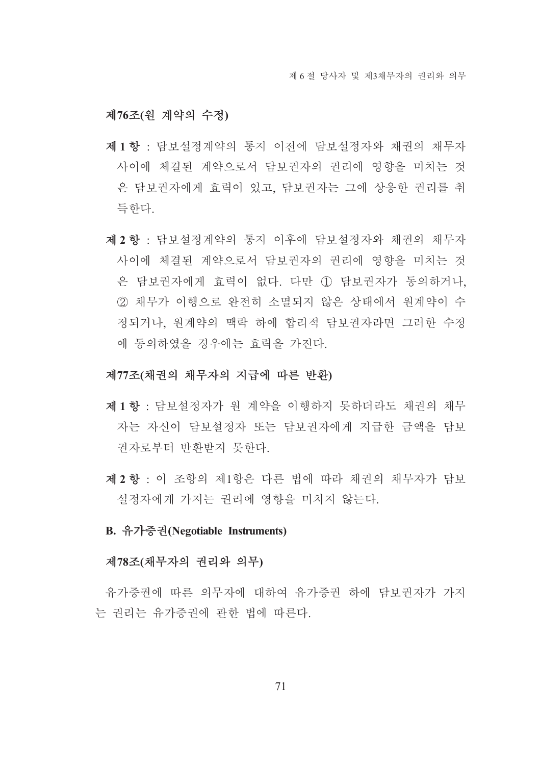### 제76조(원 계약의 수정)

**제 1 항** : 담보설정계약의 통지 이전에 담보설정자와 채권의 채무자 사이에 체결된 계약으로서 담보권자의 권리에 영향을 미치는 것은 담보권자에게 효력이 있고, 담보권자는 그에 상응한 권리를 취득한다.

**제 2 항** : 담보설정계약의 통지 이후에 담보설정자와 채권의 채무자 사이에 체결된 계약으로서 담보권자의 권리에 영향을 미치는 것은 담보권자에게 효력이 없다. 다만 ① 담보권자가 동의하거나, ② 채무가 이행으로 완전히 소멸되지 않은 상태에서 원계약이 수정되거나, 원계약의 맥락 하에 합리적 담보권자라면 그러한 수정에 동의하였을 경우에는 효력을 가진다.

### 제77조(채권의 채무자의 지급에 따른 반환)

**제 1 항** : 담보설정자가 원 계약을 이행하지 못하더라도 채권의 채무자는 자신이 담보설정자 또는 담보권자에게 지급한 금액을 담보권자로부터 반환받지 못한다.

**제 2 항** : 이 조항의 제1항은 다른 법에 따라 채권의 채무자가 담보설정자에게 가지는 권리에 영향을 미치지 않는다.

## B. 유가증권(Negotiable Instruments)

### 제78조(채무자의 권리와 의무)

유가증권에 따른 의무자에 대하여 유가증권 하에 담보권자가 가지는 권리는 유가증권에 관한 법에 따른다.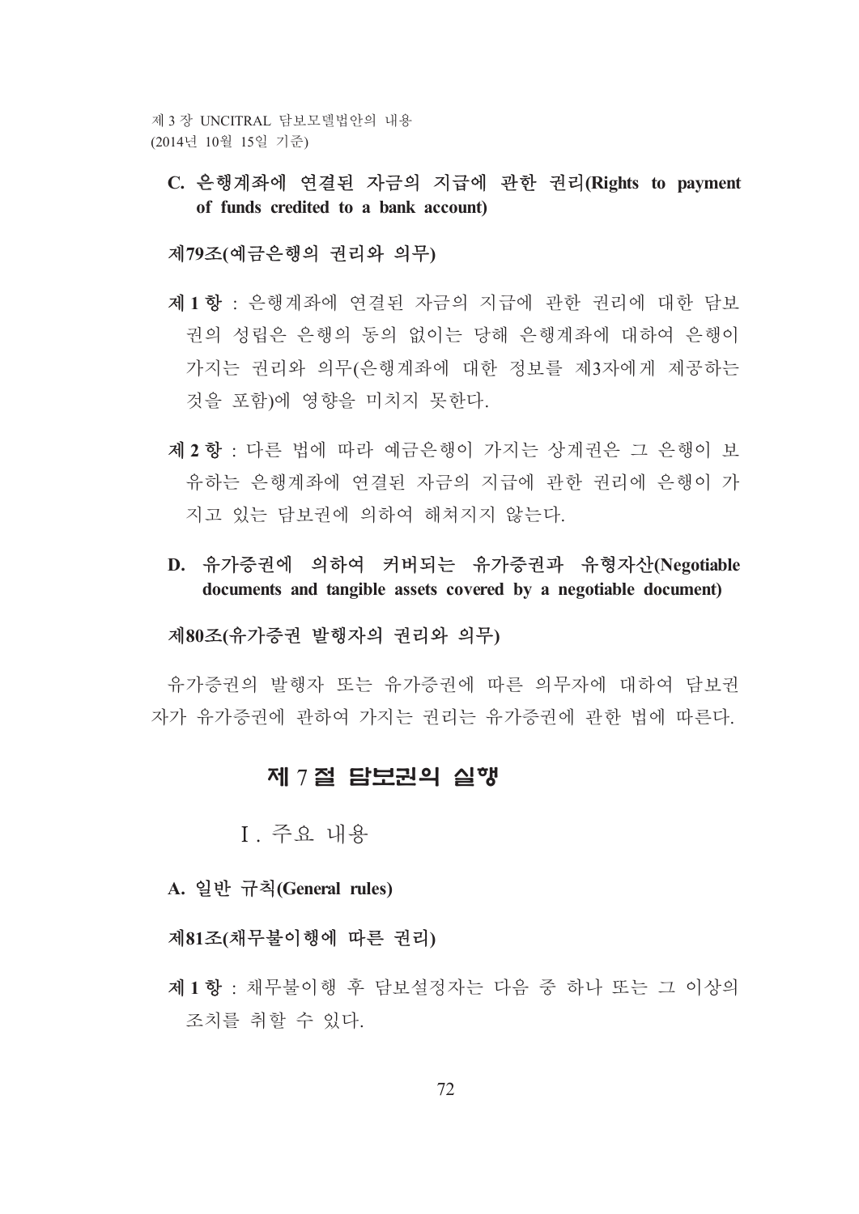### C. 은행계좌에 연결된 자금의 지급에 관한 권리(Rights to payment of funds credited to a bank account)

#### 제79조(예금은행의 권리와 의무)

**제 1 항** : 은행계좌에 연결된 자금의 지급에 관한 권리에 대한 담보권의 성립은 은행의 동의 없이는 당해 은행계좌에 대하여 은행이 가지는 권리와 의무(은행계좌에 대한 정보를 제3자에게 제공하는 것을 포함)에 영향을 미치지 못한다.

**제 2 항** : 다른 법에 따라 예금은행이 가지는 상계권은 그 은행이 보유하는 은행계좌에 연결된 자금의 지급에 관한 권리에 은행이 가지고 있는 담보권에 의하여 해쳐지지 않는다.

### D. 유가증권에 의하여 커버되는 유가증권과 유형자산(Negotiable documents and tangible assets covered by a negotiable document)

#### 제80조(유가증권 발행자의 권리와 의무)

유가증권의 발행자 또는 유가증권에 따른 의무자에 대하여 담보권자가 유가증권에 관하여 가지는 권리는 유가증권에 관한 법에 따른다.

## 제 7 절 담보권의 실행

### Ⅰ. 주요 내용

### A. 일반 규칙(General rules)

#### 제81조(채무불이행에 따른 권리)

**제 1 항** : 채무불이행 후 담보설정자는 다음 중 하나 또는 그 이상의 조치를 취할 수 있다.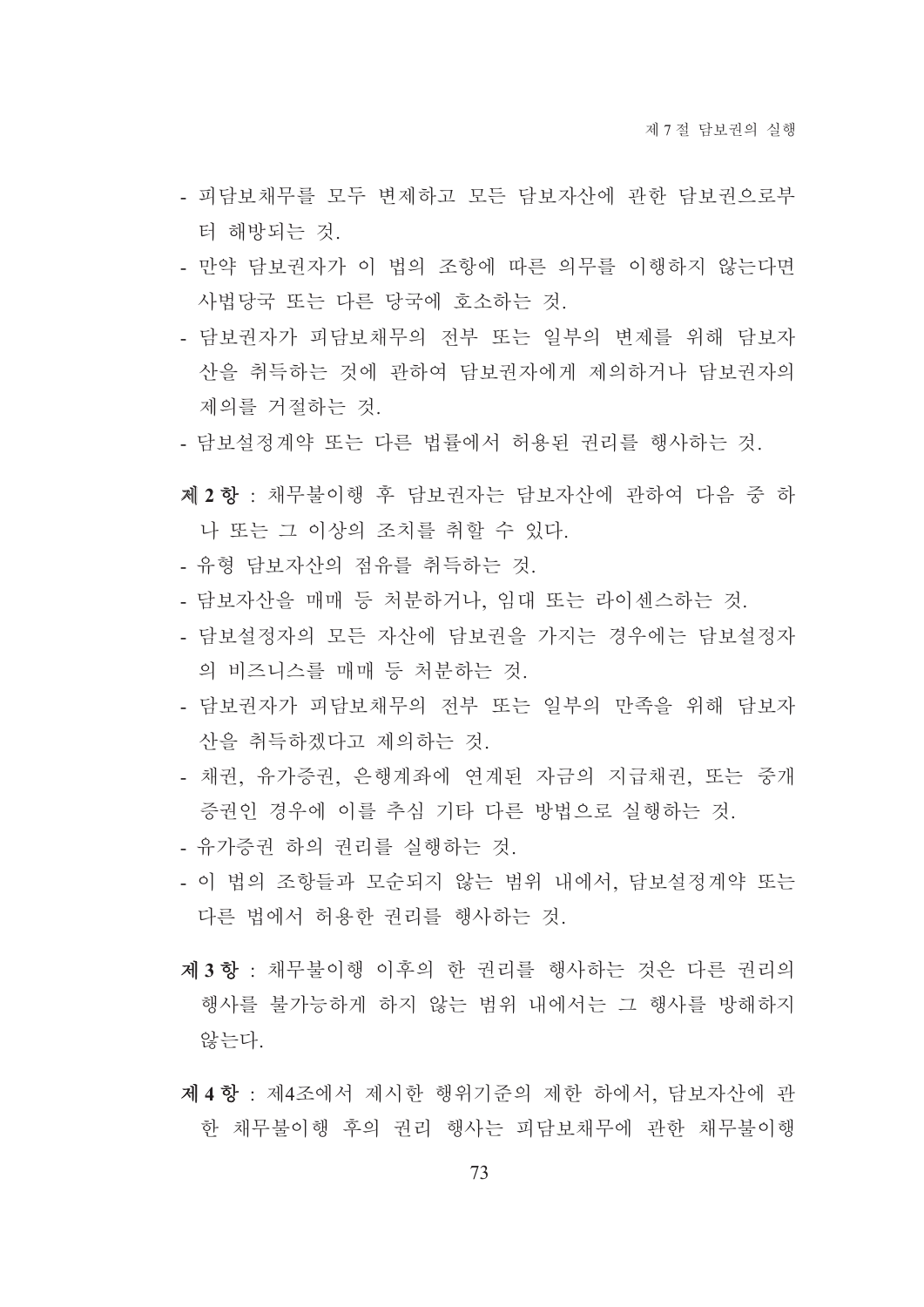- 피담보채무를 모두 변제하고 모든 담보자산에 관한 담보권으로부터 해방되는 것.
- 만약 담보권자가 이 법의 조항에 따른 의무를 이행하지 않는다면 사법당국 또는 다른 당국에 호소하는 것.
- 담보권자가 피담보채무의 전부 또는 일부의 변제를 위해 담보자산을 취득하는 것에 관하여 담보권자에게 제의하거나 담보권자의 제의를 거절하는 것.
- 담보설정계약 또는 다른 법률에서 허용된 권리를 행사하는 것.

**제 2 항** : 채무불이행 후 담보권자는 담보자산에 관하여 다음 중 하나 또는 그 이상의 조치를 취할 수 있다.

- 유형 담보자산의 점유를 취득하는 것.
- 담보자산을 매매 등 처분하거나, 임대 또는 라이센스하는 것.
- 담보설정자의 모든 자산에 담보권을 가지는 경우에는 담보설정자의 비즈니스를 매매 등 처분하는 것.
- 담보권자가 피담보채무의 전부 또는 일부의 만족을 위해 담보자산을 취득하겠다고 제의하는 것.
- 채권, 유가증권, 은행계좌에 연계된 자금의 지급채권, 또는 중개증권인 경우에 이를 추심 기타 다른 방법으로 실행하는 것.
- 유가증권 하의 권리를 실행하는 것.
- 이 법의 조항들과 모순되지 않는 범위 내에서, 담보설정계약 또는 다른 법에서 허용한 권리를 행사하는 것.

**제 3 항** : 채무불이행 이후의 한 권리를 행사하는 것은 다른 권리의 행사를 불가능하게 하지 않는 범위 내에서는 그 행사를 방해하지 않는다.

**제 4 항** : 제4조에서 제시한 행위기준의 제한 하에서, 담보자산에 관한 채무불이행 후의 권리 행사는 피담보채무에 관한 채무불이행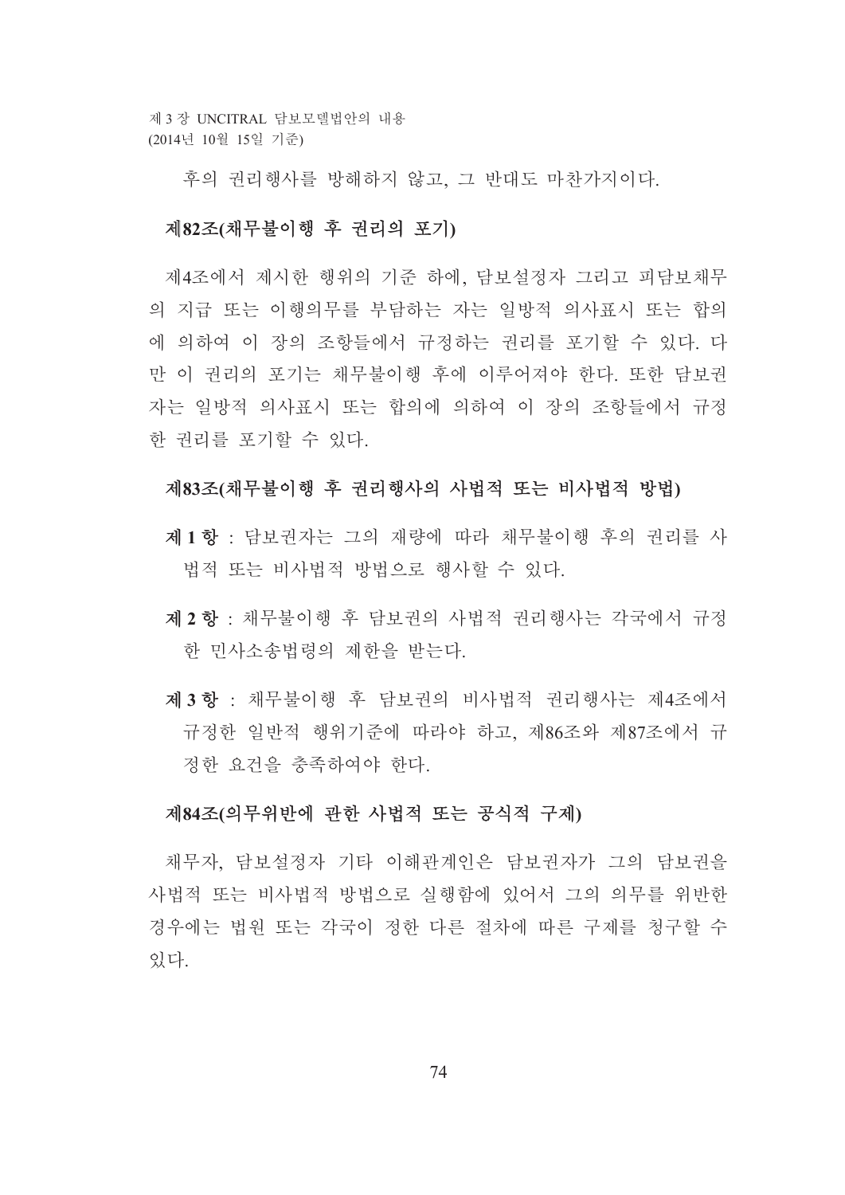후의 권리행사를 방해하지 않고, 그 반대도 마찬가지이다.

### 제82조(채무불이행 후 권리의 포기)

제4조에서 제시한 행위의 기준 하에, 담보설정자 그리고 피담보채무의 지급 또는 이행의무를 부담하는 자는 일방적 의사표시 또는 합의에 의하여 이 장의 조항들에서 규정하는 권리를 포기할 수 있다. 다만 이 권리의 포기는 채무불이행 후에 이루어져야 한다. 또한 담보권자는 일방적 의사표시 또는 합의에 의하여 이 장의 조항들에서 규정한 권리를 포기할 수 있다.

### 제83조(채무불이행 후 권리행사의 사법적 또는 비사법적 방법)

**제 1 항** : 담보권자는 그의 재량에 따라 채무불이행 후의 권리를 사법적 또는 비사법적 방법으로 행사할 수 있다.

**제 2 항** : 채무불이행 후 담보권의 사법적 권리행사는 각국에서 규정한 민사소송법령의 제한을 받는다.

**제 3 항** : 채무불이행 후 담보권의 비사법적 권리행사는 제4조에서 규정한 일반적 행위기준에 따라야 하고, 제86조와 제87조에서 규정한 요건을 충족하여야 한다.

### 제84조(의무위반에 관한 사법적 또는 공식적 구제)

채무자, 담보설정자 기타 이해관계인은 담보권자가 그의 담보권을 사법적 또는 비사법적 방법으로 실행함에 있어서 그의 의무를 위반한 경우에는 법원 또는 각국이 정한 다른 절차에 따른 구제를 청구할 수 있다.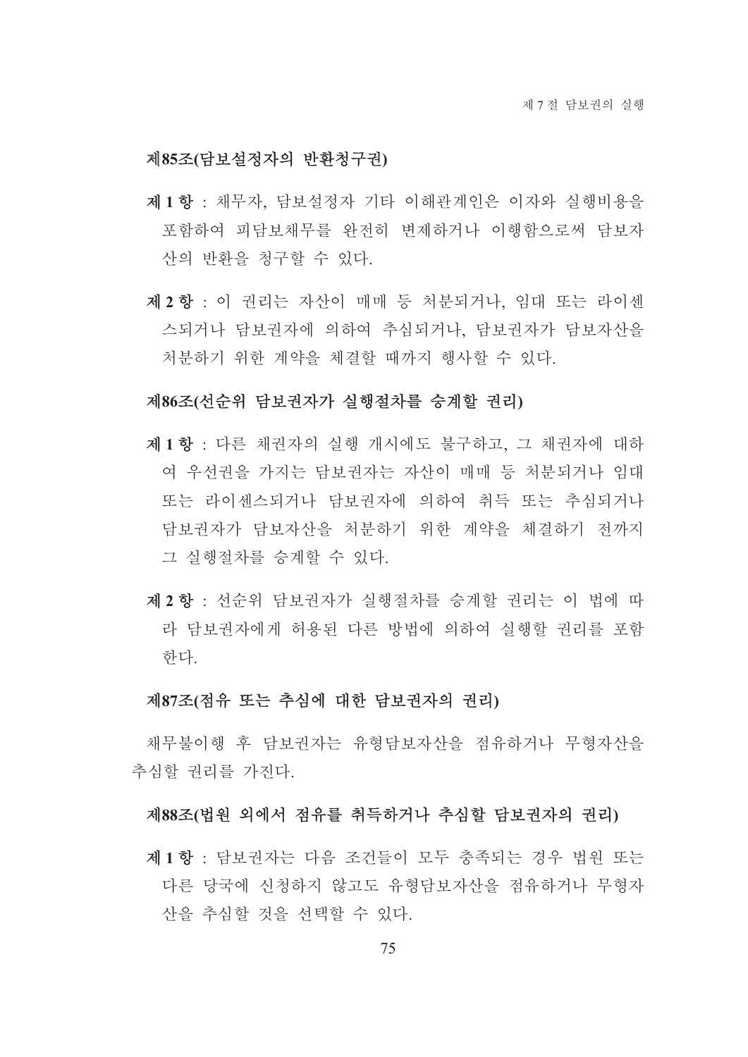### 제85조(담보설정자의 반환청구권)

**제 1 항** : 채무자, 담보설정자 기타 이해관계인은 이자와 실행비용을 포함하여 피담보채무를 완전히 변제하거나 이행함으로써 담보자산의 반환을 청구할 수 있다.

**제 2 항** : 이 권리는 자산이 매매 등 처분되거나, 임대 또는 라이센스되거나 담보권자에 의하여 추심되거나, 담보권자가 담보자산을 처분하기 위한 계약을 체결할 때까지 행사할 수 있다.

### 제86조(선순위 담보권자가 실행절차를 승계할 권리)

**제 1 항** : 다른 채권자의 실행 개시에도 불구하고, 그 채권자에 대하여 우선권을 가지는 담보권자는 자산이 매매 등 처분되거나 임대 또는 라이센스되거나 담보권자에 의하여 취득 또는 추심되거나 담보권자가 담보자산을 처분하기 위한 계약을 체결하기 전까지 그 실행절차를 승계할 수 있다.

**제 2 항** : 선순위 담보권자가 실행절차를 승계할 권리는 이 법에 따라 담보권자에게 허용된 다른 방법에 의하여 실행할 권리를 포함한다.

### 제87조(점유 또는 추심에 대한 담보권자의 권리)

채무불이행 후 담보권자는 유형담보자산을 점유하거나 무형자산을 추심할 권리를 가진다.

### 제88조(법원 외에서 점유를 취득하거나 추심할 담보권자의 권리)

**제 1 항** : 담보권자는 다음 조건들이 모두 충족되는 경우 법원 또는 다른 당국에 신청하지 않고도 유형담보자산을 점유하거나 무형자산을 추심할 것을 선택할 수 있다.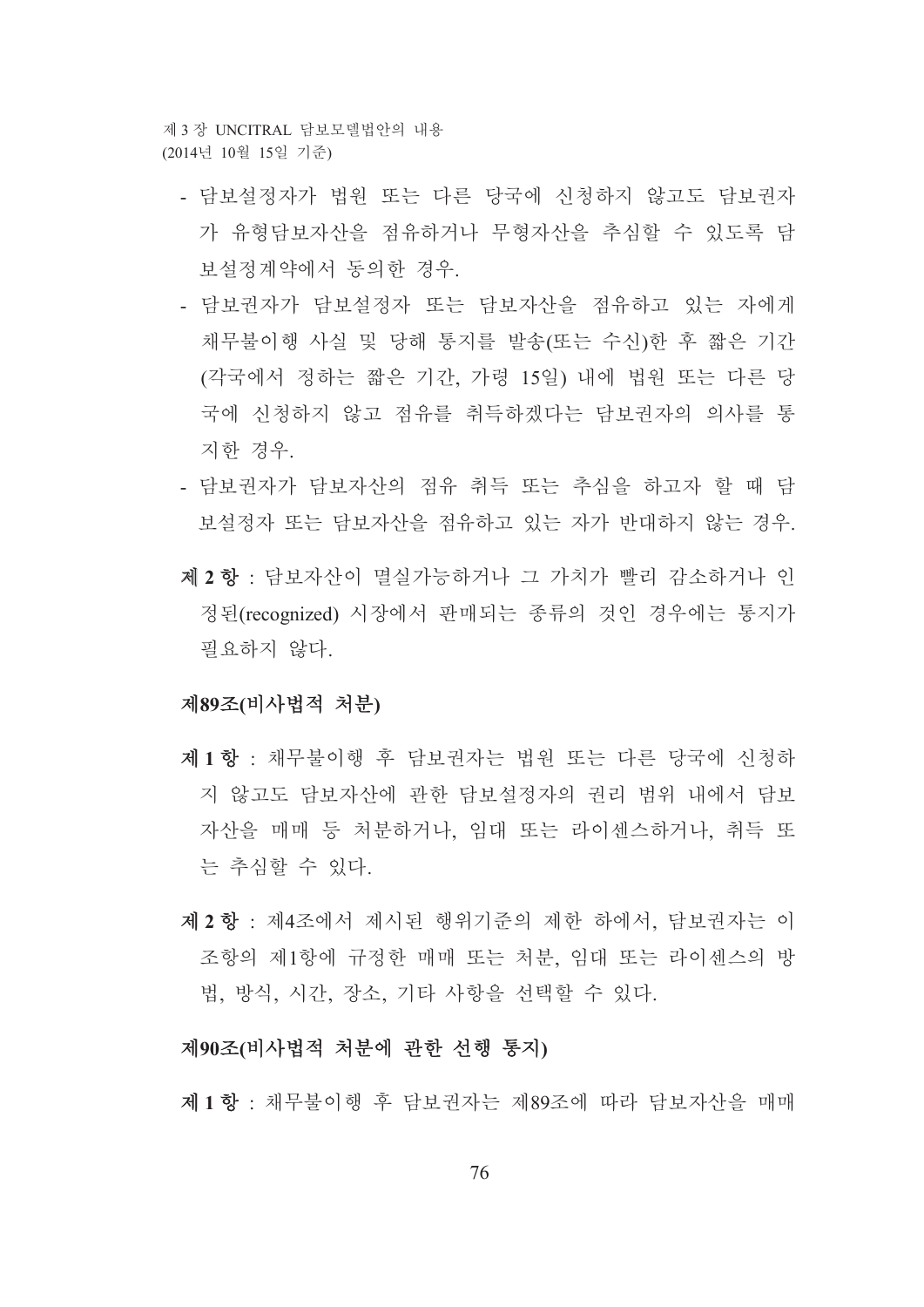- 담보설정자가 법원 또는 다른 당국에 신청하지 않고도 담보권자가 유형담보자산을 점유하거나 무형자산을 추심할 수 있도록 담보설정계약에서 동의한 경우.
- 담보권자가 담보설정자 또는 담보자산을 점유하고 있는 자에게 채무불이행 사실 및 당해 통지를 발송(또는 수신)한 후 짧은 기간(각국에서 정하는 짧은 기간, 가령 15일) 내에 법원 또는 다른 당국에 신청하지 않고 점유를 취득하겠다는 담보권자의 의사를 통지한 경우.
- 담보권자가 담보자산의 점유 취득 또는 추심을 하고자 할 때 담보설정자 또는 담보자산을 점유하고 있는 자가 반대하지 않는 경우.

**제 2 항** : 담보자산이 멸실가능하거나 그 가치가 빨리 감소하거나 인정된(recognized) 시장에서 판매되는 종류의 것인 경우에는 통지가 필요하지 않다.

### 제89조(비사법적 처분)

**제 1 항** : 채무불이행 후 담보권자는 법원 또는 다른 당국에 신청하지 않고도 담보자산에 관한 담보설정자의 권리 범위 내에서 담보자산을 매매 등 처분하거나, 임대 또는 라이센스하거나, 취득 또는 추심할 수 있다.

**제 2 항** : 제4조에서 제시된 행위기준의 제한 하에서, 담보권자는 이 조항의 제1항에 규정한 매매 또는 처분, 임대 또는 라이센스의 방법, 방식, 시간, 장소, 기타 사항을 선택할 수 있다.

### 제90조(비사법적 처분에 관한 선행 통지)

**제 1 항** : 채무불이행 후 담보권자는 제89조에 따라 담보자산을 매매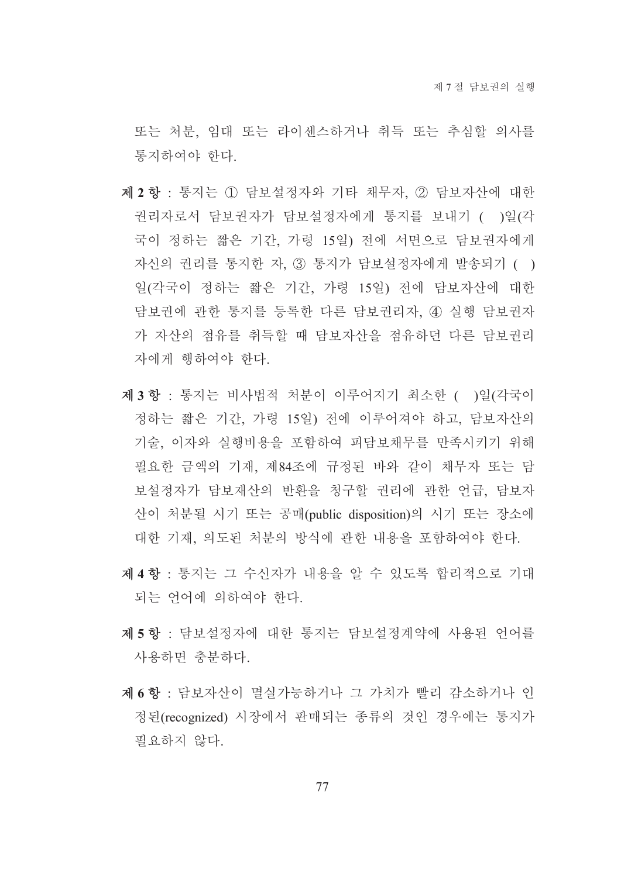또는 처분, 임대 또는 라이센스하거나 취득 또는 추심할 의사를 통지하여야 한다.

**제 2 항** : 통지는 ① 담보설정자와 기타 채무자, ② 담보자산에 대한 권리자로서 담보권자가 담보설정자에게 통지를 보내기 ( )일(각국이 정하는 짧은 기간, 가령 15일) 전에 서면으로 담보권자에게 자신의 권리를 통지한 자, ③ 통지가 담보설정자에게 발송되기 ( )일(각국이 정하는 짧은 기간, 가령 15일) 전에 담보자산에 대한 담보권에 관한 통지를 등록한 다른 담보권리자, ④ 실행 담보권자가 자산의 점유를 취득할 때 담보자산을 점유하던 다른 담보권리자에게 행하여야 한다.

**제 3 항** : 통지는 비사법적 처분이 이루어지기 최소한 ( )일(각국이 정하는 짧은 기간, 가령 15일) 전에 이루어져야 하고, 담보자산의 기술, 이자와 실행비용을 포함하여 피담보채무를 만족시키기 위해 필요한 금액의 기재, 제84조에 규정된 바와 같이 채무자 또는 담보설정자가 담보재산의 반환을 청구할 권리에 관한 언급, 담보자산이 처분될 시기 또는 공매(public disposition)의 시기 또는 장소에 대한 기재, 의도된 처분의 방식에 관한 내용을 포함하여야 한다.

**제 4 항** : 통지는 그 수신자가 내용을 알 수 있도록 합리적으로 기대되는 언어에 의하여야 한다.

**제 5 항** : 담보설정자에 대한 통지는 담보설정계약에 사용된 언어를 사용하면 충분하다.

**제 6 항** : 담보자산이 멸실가능하거나 그 가치가 빨리 감소하거나 인정된(recognized) 시장에서 판매되는 종류의 것인 경우에는 통지가 필요하지 않다.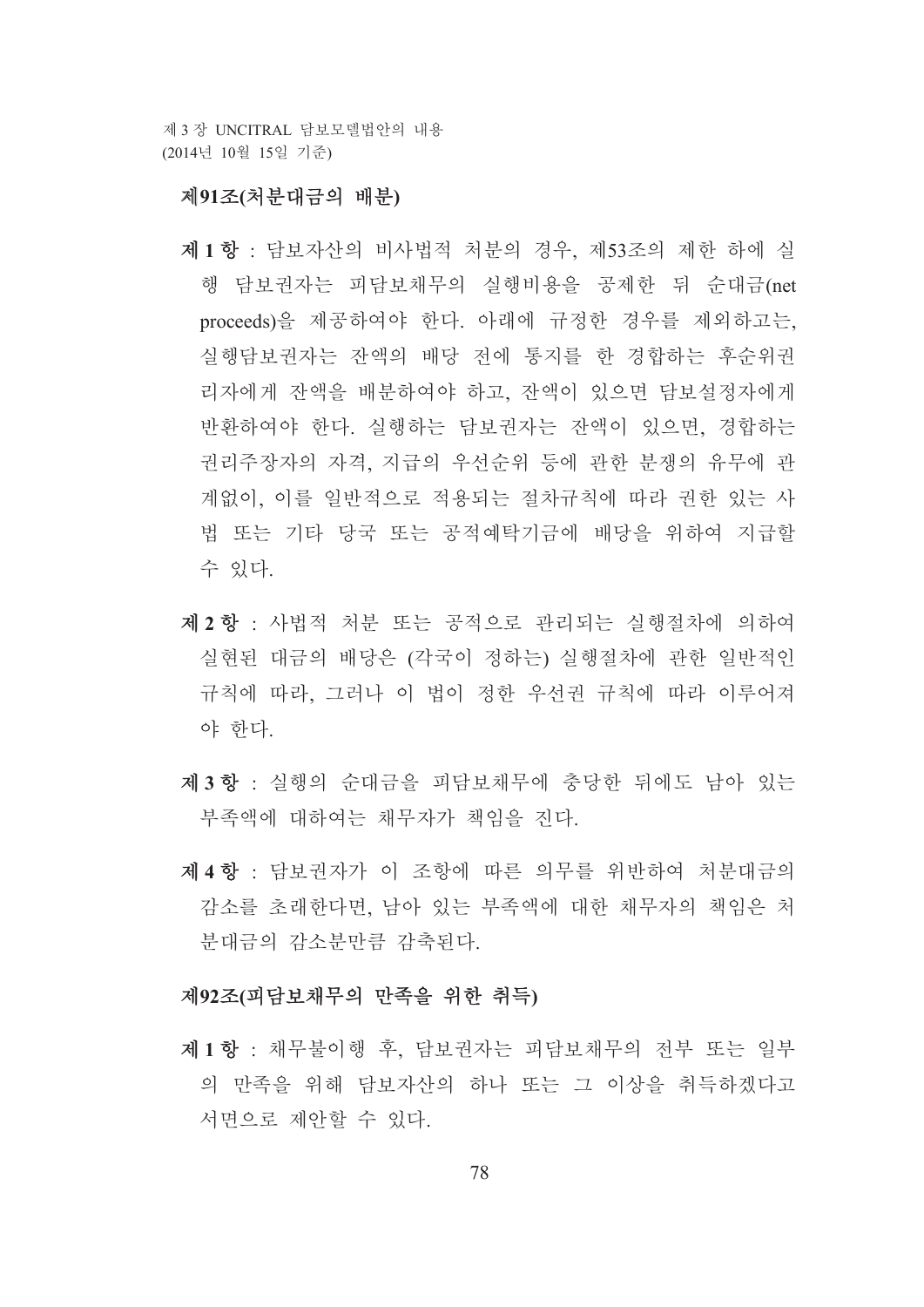### 제91조(처분대금의 배분)

**제 1 항** : 담보자산의 비사법적 처분의 경우, 제53조의 제한 하에 실행 담보권자는 피담보채무의 실행비용을 공제한 뒤 순대금(net proceeds)을 제공하여야 한다. 아래에 규정한 경우를 제외하고는, 실행담보권자는 잔액의 배당 전에 통지를 한 경합하는 후순위권리자에게 잔액을 배분하여야 하고, 잔액이 있으면 담보설정자에게 반환하여야 한다. 실행하는 담보권자는 잔액이 있으면, 경합하는 권리주장자의 자격, 지급의 우선순위 등에 관한 분쟁의 유무에 관계없이, 이를 일반적으로 적용되는 절차규칙에 따라 권한 있는 사법 또는 기타 당국 또는 공적예탁기금에 배당을 위하여 지급할 수 있다.

**제 2 항** : 사법적 처분 또는 공적으로 관리되는 실행절차에 의하여 실현된 대금의 배당은 (각국이 정하는) 실행절차에 관한 일반적인 규칙에 따라, 그러나 이 법이 정한 우선권 규칙에 따라 이루어져야 한다.

**제 3 항** : 실행의 순대금을 피담보채무에 충당한 뒤에도 남아 있는 부족액에 대하여는 채무자가 책임을 진다.

**제 4 항** : 담보권자가 이 조항에 따른 의무를 위반하여 처분대금의 감소를 초래한다면, 남아 있는 부족액에 대한 채무자의 책임은 처분대금의 감소분만큼 감축된다.

### 제92조(피담보채무의 만족을 위한 취득)

**제 1 항** : 채무불이행 후, 담보권자는 피담보채무의 전부 또는 일부의 만족을 위해 담보자산의 하나 또는 그 이상을 취득하겠다고 서면으로 제안할 수 있다.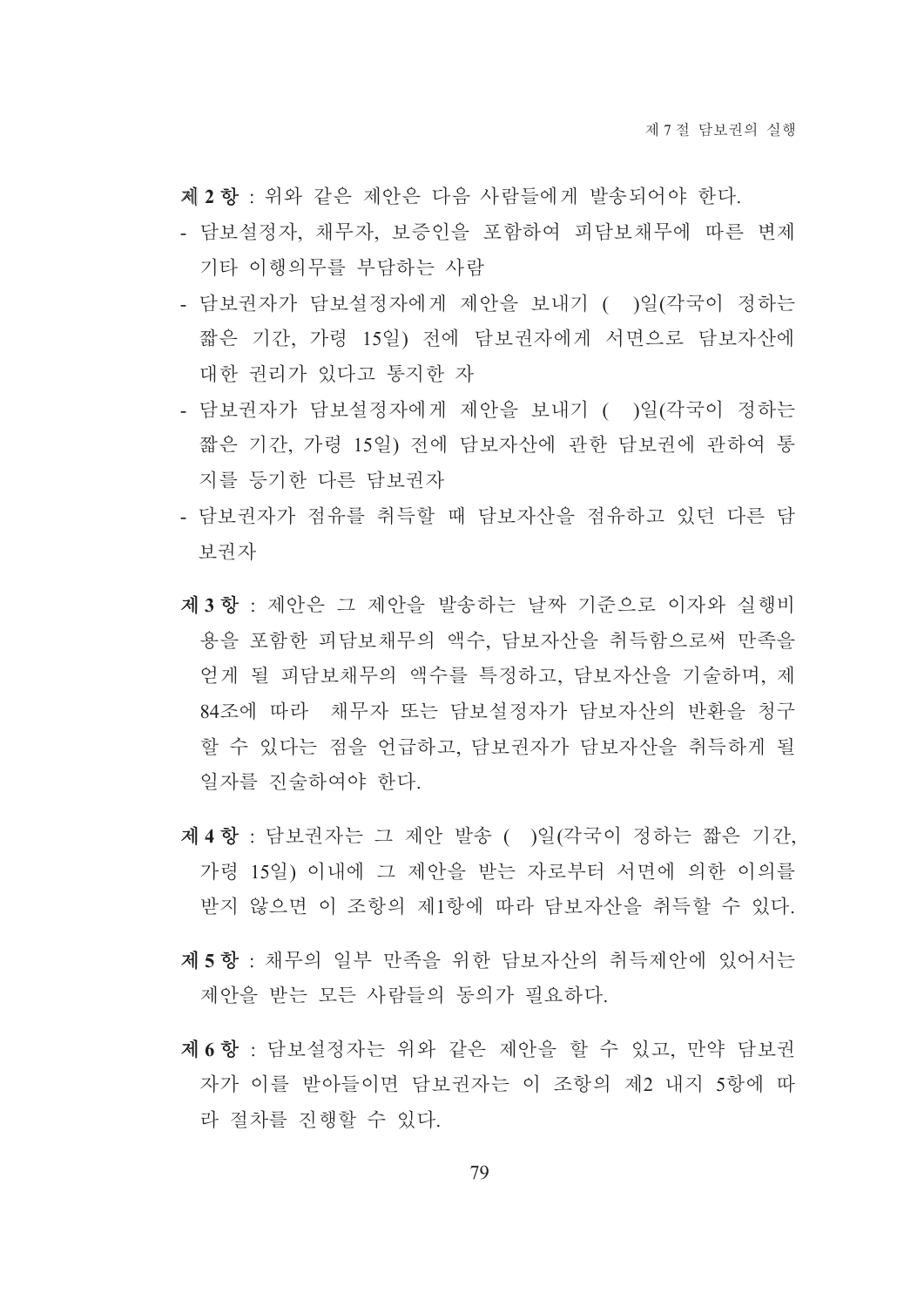**제 2 항** : 위와 같은 제안은 다음 사람들에게 발송되어야 한다.

- 담보설정자, 채무자, 보증인을 포함하여 피담보채무에 따른 변제 기타 이행의무를 부담하는 사람
- 담보권자가 담보설정자에게 제안을 보내기 ( )일(각국이 정하는 짧은 기간, 가령 15일) 전에 담보권자에게 서면으로 담보자산에 대한 권리가 있다고 통지한 자
- 담보권자가 담보설정자에게 제안을 보내기 ( )일(각국이 정하는 짧은 기간, 가령 15일) 전에 담보자산에 관한 담보권에 관하여 통지를 등기한 다른 담보권자
- 담보권자가 점유를 취득할 때 담보자산을 점유하고 있던 다른 담보권자

**제 3 항** : 제안은 그 제안을 발송하는 날짜 기준으로 이자와 실행비용을 포함한 피담보채무의 액수, 담보자산을 취득함으로써 만족을 얻게 될 피담보채무의 액수를 특정하고, 담보자산을 기술하며, 제84조에 따라  채무자 또는 담보설정자가 담보자산의 반환을 청구할 수 있다는 점을 언급하고, 담보권자가 담보자산을 취득하게 될 일자를 진술하여야 한다.

**제 4 항** : 담보권자는 그 제안 발송 ( )일(각국이 정하는 짧은 기간, 가령 15일) 이내에 그 제안을 받는 자로부터 서면에 의한 이의를 받지 않으면 이 조항의 제1항에 따라 담보자산을 취득할 수 있다.

**제 5 항** : 채무의 일부 만족을 위한 담보자산의 취득제안에 있어서는 제안을 받는 모든 사람들의 동의가 필요하다.

**제 6 항** : 담보설정자는 위와 같은 제안을 할 수 있고, 만약 담보권자가 이를 받아들이면 담보권자는 이 조항의 제2 내지 5항에 따라 절차를 진행할 수 있다.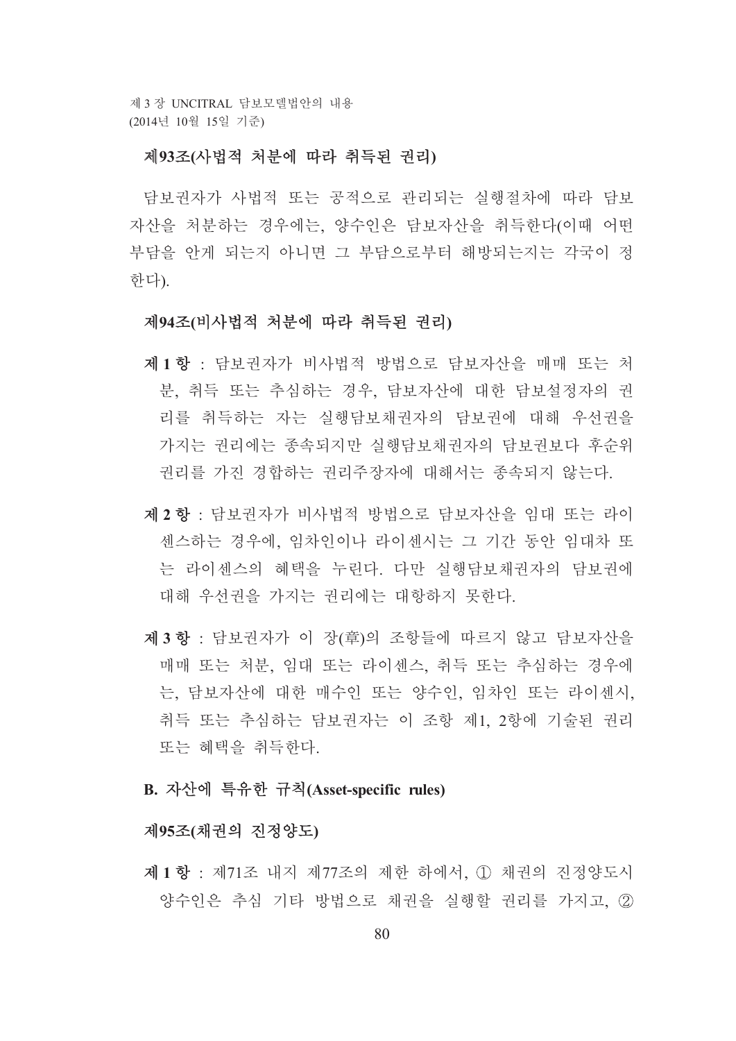### 제93조(사법적 처분에 따라 취득된 권리)

담보권자가 사법적 또는 공적으로 관리되는 실행절차에 따라 담보자산을 처분하는 경우에는, 양수인은 담보자산을 취득한다(이때 어떤 부담을 안게 되는지 아니면 그 부담으로부터 해방되는지는 각국이 정한다).

### 제94조(비사법적 처분에 따라 취득된 권리)

**제 1 항** : 담보권자가 비사법적 방법으로 담보자산을 매매 또는 처분, 취득 또는 추심하는 경우, 담보자산에 대한 담보설정자의 권리를 취득하는 자는 실행담보채권자의 담보권에 대해 우선권을 가지는 권리에는 종속되지만 실행담보채권자의 담보권보다 후순위 권리를 가진 경합하는 권리주장자에 대해서는 종속되지 않는다.

**제 2 항** : 담보권자가 비사법적 방법으로 담보자산을 임대 또는 라이센스하는 경우에, 임차인이나 라이센시는 그 기간 동안 임대차 또는 라이센스의 혜택을 누린다. 다만 실행담보채권자의 담보권에 대해 우선권을 가지는 권리에는 대항하지 못한다.

**제 3 항** : 담보권자가 이 장(章)의 조항들에 따르지 않고 담보자산을 매매 또는 처분, 임대 또는 라이센스, 취득 또는 추심하는 경우에는, 담보자산에 대한 매수인 또는 양수인, 임차인 또는 라이센시, 취득 또는 추심하는 담보권자는 이 조항 제1, 2항에 기술된 권리 또는 혜택을 취득한다.

## B. 자산에 특유한 규칙(Asset-specific rules)

### 제95조(채권의 진정양도)

**제 1 항** : 제71조 내지 제77조의 제한 하에서, ① 채권의 진정양도시 양수인은 추심 기타 방법으로 채권을 실행할 권리를 가지고, ②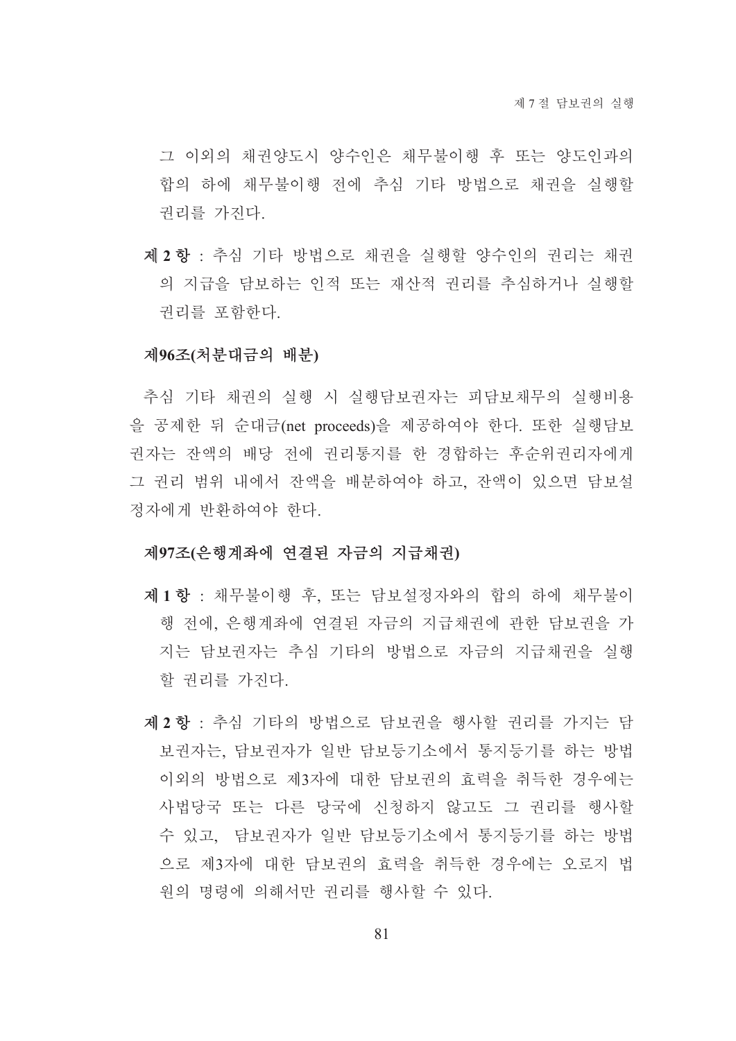그 이외의 채권양도시 양수인은 채무불이행 후 또는 양도인과의 합의 하에 채무불이행 전에 추심 기타 방법으로 채권을 실행할 권리를 가진다.

**제 2 항** : 추심 기타 방법으로 채권을 실행할 양수인의 권리는 채권의 지급을 담보하는 인적 또는 재산적 권리를 추심하거나 실행할 권리를 포함한다.

#### 제96조(처분대금의 배분)

추심 기타 채권의 실행 시 실행담보권자는 피담보채무의 실행비용을 공제한 뒤 순대금(net proceeds)을 제공하여야 한다. 또한 실행담보권자는 잔액의 배당 전에 권리통지를 한 경합하는 후순위권리자에게 그 권리 범위 내에서 잔액을 배분하여야 하고, 잔액이 있으면 담보설정자에게 반환하여야 한다.

#### 제97조(은행계좌에 연결된 자금의 지급채권)

**제 1 항** : 채무불이행 후, 또는 담보설정자와의 합의 하에 채무불이행 전에, 은행계좌에 연결된 자금의 지급채권에 관한 담보권을 가지는 담보권자는 추심 기타의 방법으로 자금의 지급채권을 실행할 권리를 가진다.

**제 2 항** : 추심 기타의 방법으로 담보권을 행사할 권리를 가지는 담보권자는, 담보권자가 일반 담보등기소에서 통지등기를 하는 방법 이외의 방법으로 제3자에 대한 담보권의 효력을 취득한 경우에는 사법당국 또는 다른 당국에 신청하지 않고도 그 권리를 행사할 수 있고, 담보권자가 일반 담보등기소에서 통지등기를 하는 방법으로 제3자에 대한 담보권의 효력을 취득한 경우에는 오로지 법원의 명령에 의해서만 권리를 행사할 수 있다.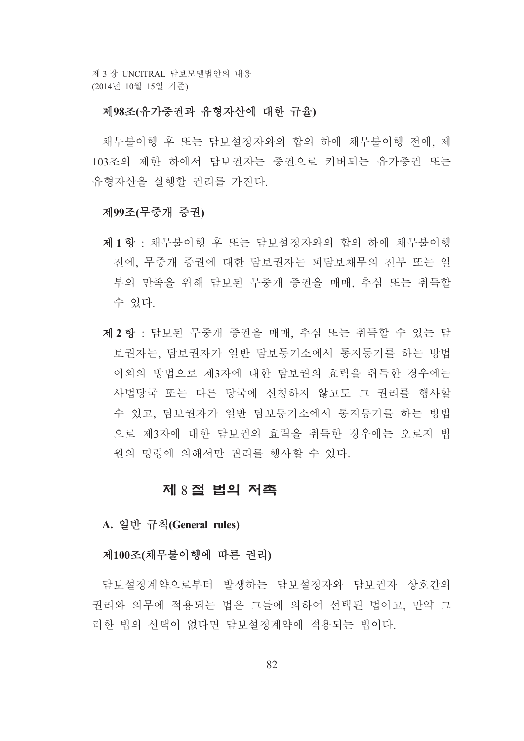#### 제98조(유가증권과 유형자산에 대한 규율)

채무불이행 후 또는 담보설정자와의 합의 하에 채무불이행 전에, 제103조의 제한 하에서 담보권자는 증권으로 커버되는 유가증권 또는 유형자산을 실행할 권리를 가진다.

#### 제99조(무중개 증권)

**제 1 항** : 채무불이행 후 또는 담보설정자와의 합의 하에 채무불이행 전에, 무중개 증권에 대한 담보권자는 피담보채무의 전부 또는 일부의 만족을 위해 담보된 무중개 증권을 매매, 추심 또는 취득할 수 있다.

**제 2 항** : 담보된 무중개 증권을 매매, 추심 또는 취득할 수 있는 담보권자는, 담보권자가 일반 담보등기소에서 통지등기를 하는 방법 이외의 방법으로 제3자에 대한 담보권의 효력을 취득한 경우에는 사법당국 또는 다른 당국에 신청하지 않고도 그 권리를 행사할 수 있고, 담보권자가 일반 담보등기소에서 통지등기를 하는 방법으로 제3자에 대한 담보권의 효력을 취득한 경우에는 오로지 법원의 명령에 의해서만 권리를 행사할 수 있다.

## 제 8 절 법의 저촉

### A. 일반 규칙(General rules)

#### 제100조(채무불이행에 따른 권리)

담보설정계약으로부터 발생하는 담보설정자와 담보권자 상호간의 권리와 의무에 적용되는 법은 그들에 의하여 선택된 법이고, 만약 그러한 법의 선택이 없다면 담보설정계약에 적용되는 법이다.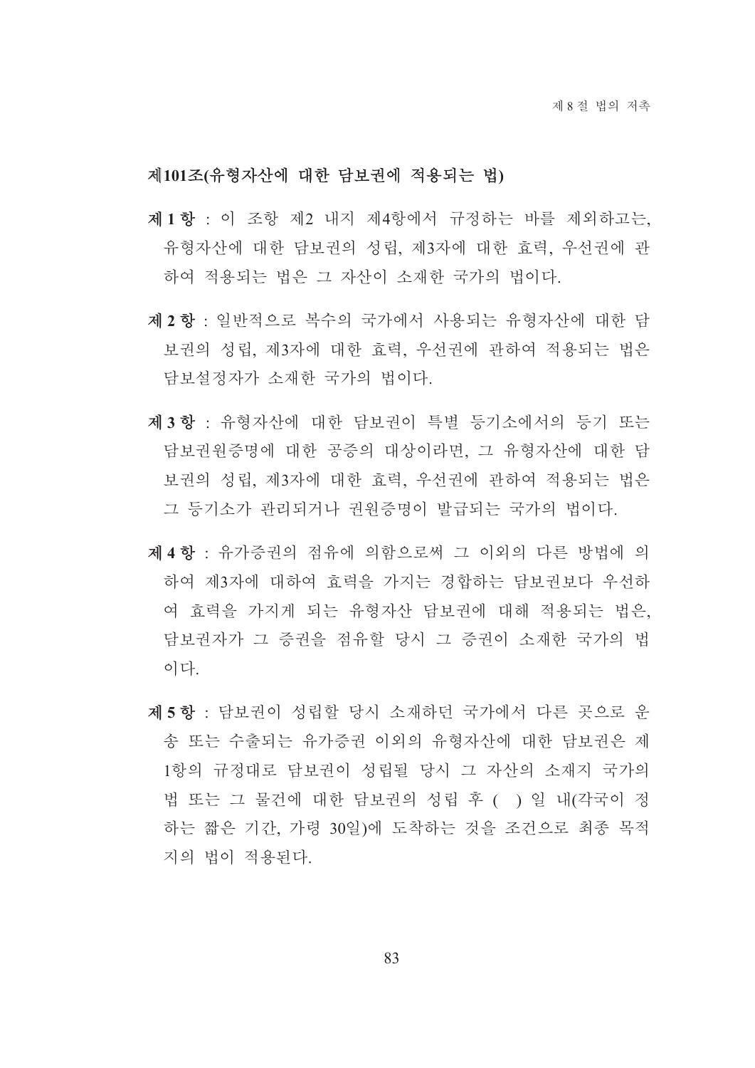### 제101조(유형자산에 대한 담보권에 적용되는 법)

**제 1 항** : 이 조항 제2 내지 제4항에서 규정하는 바를 제외하고는, 유형자산에 대한 담보권의 성립, 제3자에 대한 효력, 우선권에 관하여 적용되는 법은 그 자산이 소재한 국가의 법이다.

**제 2 항** : 일반적으로 복수의 국가에서 사용되는 유형자산에 대한 담보권의 성립, 제3자에 대한 효력, 우선권에 관하여 적용되는 법은 담보설정자가 소재한 국가의 법이다.

**제 3 항** : 유형자산에 대한 담보권이 특별 등기소에서의 등기 또는 담보권원증명에 대한 공증의 대상이라면, 그 유형자산에 대한 담보권의 성립, 제3자에 대한 효력, 우선권에 관하여 적용되는 법은 그 등기소가 관리되거나 권원증명이 발급되는 국가의 법이다.

**제 4 항** : 유가증권의 점유에 의함으로써 그 이외의 다른 방법에 의하여 제3자에 대하여 효력을 가지는 경합하는 담보권보다 우선하여 효력을 가지게 되는 유형자산 담보권에 대해 적용되는 법은, 담보권자가 그 증권을 점유할 당시 그 증권이 소재한 국가의 법이다.

**제 5 항** : 담보권이 성립할 당시 소재하던 국가에서 다른 곳으로 운송 또는 수출되는 유가증권 이외의 유형자산에 대한 담보권은 제1항의 규정대로 담보권이 성립될 당시 그 자산의 소재지 국가의 법 또는 그 물건에 대한 담보권의 성립 후 ( ) 일 내(각국이 정하는 짧은 기간, 가령 30일)에 도착하는 것을 조건으로 최종 목적지의 법이 적용된다.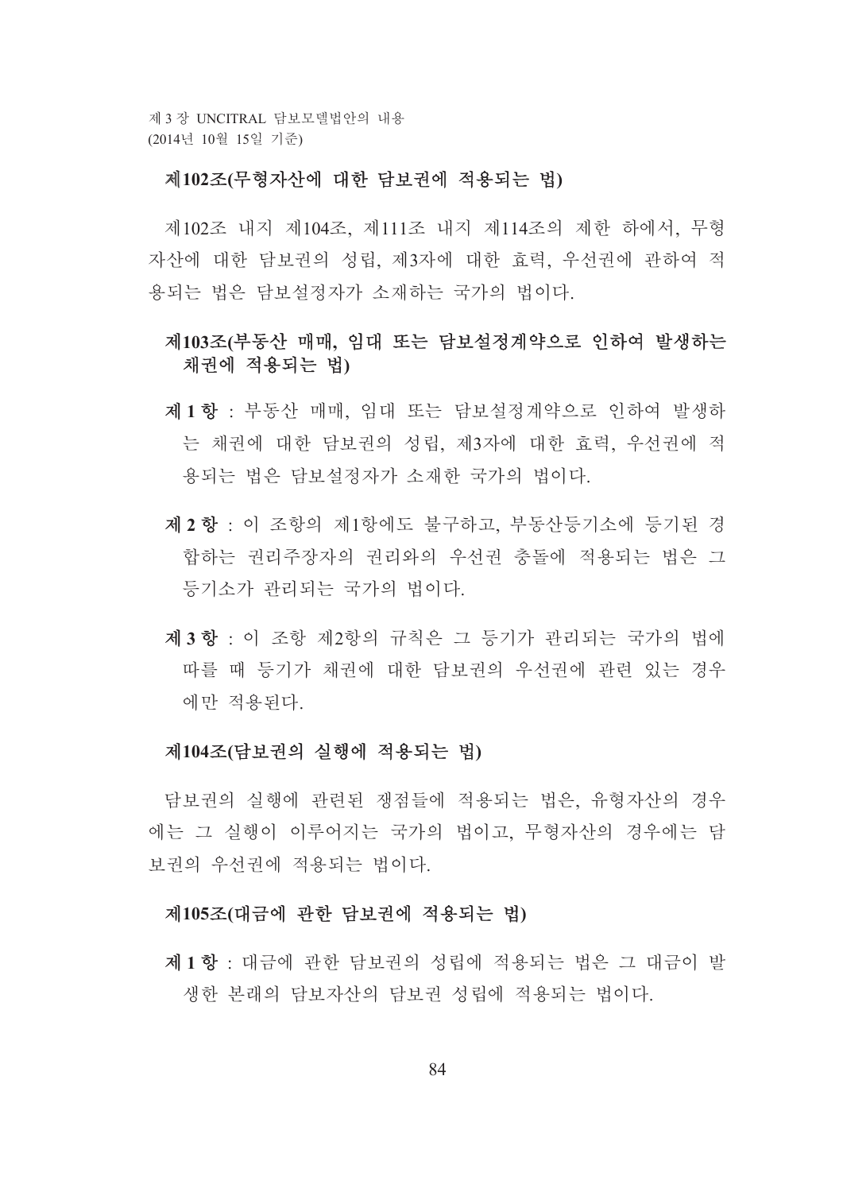### 제102조(무형자산에 대한 담보권에 적용되는 법)

제102조 내지 제104조, 제111조 내지 제114조의 제한 하에서, 무형자산에 대한 담보권의 성립, 제3자에 대한 효력, 우선권에 관하여 적용되는 법은 담보설정자가 소재하는 국가의 법이다.

### 제103조(부동산 매매, 임대 또는 담보설정계약으로 인하여 발생하는 채권에 적용되는 법)

**제 1 항** : 부동산 매매, 임대 또는 담보설정계약으로 인하여 발생하는 채권에 대한 담보권의 성립, 제3자에 대한 효력, 우선권에 적용되는 법은 담보설정자가 소재한 국가의 법이다.

**제 2 항** : 이 조항의 제1항에도 불구하고, 부동산등기소에 등기된 경합하는 권리주장자의 권리와의 우선권 충돌에 적용되는 법은 그 등기소가 관리되는 국가의 법이다.

**제 3 항** : 이 조항 제2항의 규칙은 그 등기가 관리되는 국가의 법에 따를 때 등기가 채권에 대한 담보권의 우선권에 관련 있는 경우에만 적용된다.

### 제104조(담보권의 실행에 적용되는 법)

담보권의 실행에 관련된 쟁점들에 적용되는 법은, 유형자산의 경우에는 그 실행이 이루어지는 국가의 법이고, 무형자산의 경우에는 담보권의 우선권에 적용되는 법이다.

### 제105조(대금에 관한 담보권에 적용되는 법)

**제 1 항** : 대금에 관한 담보권의 성립에 적용되는 법은 그 대금이 발생한 본래의 담보자산의 담보권 성립에 적용되는 법이다.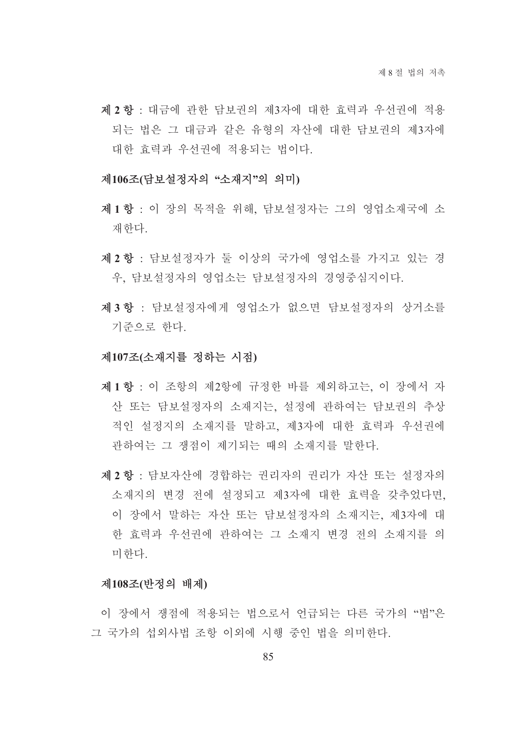**제 2 항** : 대금에 관한 담보권의 제3자에 대한 효력과 우선권에 적용되는 법은 그 대금과 같은 유형의 자산에 대한 담보권의 제3자에 대한 효력과 우선권에 적용되는 법이다.

### 제106조(담보설정자의 "소재지"의 의미)

**제 1 항** : 이 장의 목적을 위해, 담보설정자는 그의 영업소재국에 소재한다.

**제 2 항** : 담보설정자가 둘 이상의 국가에 영업소를 가지고 있는 경우, 담보설정자의 영업소는 담보설정자의 경영중심지이다.

**제 3 항** : 담보설정자에게 영업소가 없으면 담보설정자의 상거소를 기준으로 한다.

### 제107조(소재지를 정하는 시점)

**제 1 항** : 이 조항의 제2항에 규정한 바를 제외하고는, 이 장에서 자산 또는 담보설정자의 소재지는, 설정에 관하여는 담보권의 추상적인 설정지의 소재지를 말하고, 제3자에 대한 효력과 우선권에 관하여는 그 쟁점이 제기되는 때의 소재지를 말한다.

**제 2 항** : 담보자산에 경합하는 권리자의 권리가 자산 또는 설정자의 소재지의 변경 전에 설정되고 제3자에 대한 효력을 갖추었다면, 이 장에서 말하는 자산 또는 담보설정자의 소재지는, 제3자에 대한 효력과 우선권에 관하여는 그 소재지 변경 전의 소재지를 의미한다.

### 제108조(반정의 배제)

이 장에서 쟁점에 적용되는 법으로서 언급되는 다른 국가의 "법"은 그 국가의 섭외사법 조항 이외에 시행 중인 법을 의미한다.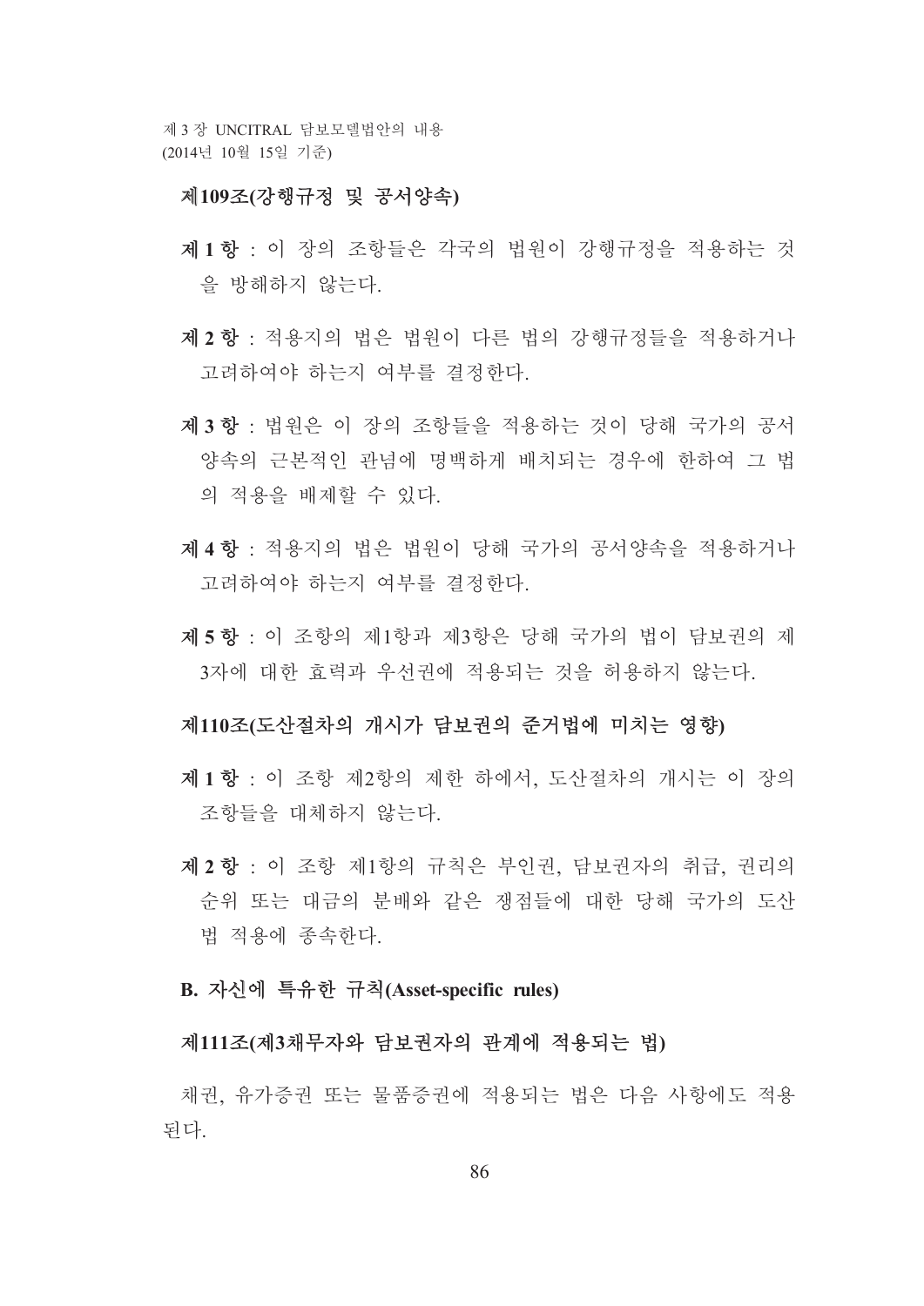#### 제109조(강행규정 및 공서양속)

**제 1 항** : 이 장의 조항들은 각국의 법원이 강행규정을 적용하는 것을 방해하지 않는다.

**제 2 항** : 적용지의 법은 법원이 다른 법의 강행규정들을 적용하거나 고려하여야 하는지 여부를 결정한다.

**제 3 항** : 법원은 이 장의 조항들을 적용하는 것이 당해 국가의 공서양속의 근본적인 관념에 명백하게 배치되는 경우에 한하여 그 법의 적용을 배제할 수 있다.

**제 4 항** : 적용지의 법은 법원이 당해 국가의 공서양속을 적용하거나 고려하여야 하는지 여부를 결정한다.

**제 5 항** : 이 조항의 제1항과 제3항은 당해 국가의 법이 담보권의 제3자에 대한 효력과 우선권에 적용되는 것을 허용하지 않는다.

#### 제110조(도산절차의 개시가 담보권의 준거법에 미치는 영향)

**제 1 항** : 이 조항 제2항의 제한 하에서, 도산절차의 개시는 이 장의 조항들을 대체하지 않는다.

**제 2 항** : 이 조항 제1항의 규칙은 부인권, 담보권자의 취급, 권리의 순위 또는 대금의 분배와 같은 쟁점들에 대한 당해 국가의 도산법 적용에 종속한다.

### B. 자신에 특유한 규칙(Asset-specific rules)

#### 제111조(제3채무자와 담보권자의 관계에 적용되는 법)

채권, 유가증권 또는 물품증권에 적용되는 법은 다음 사항에도 적용된다.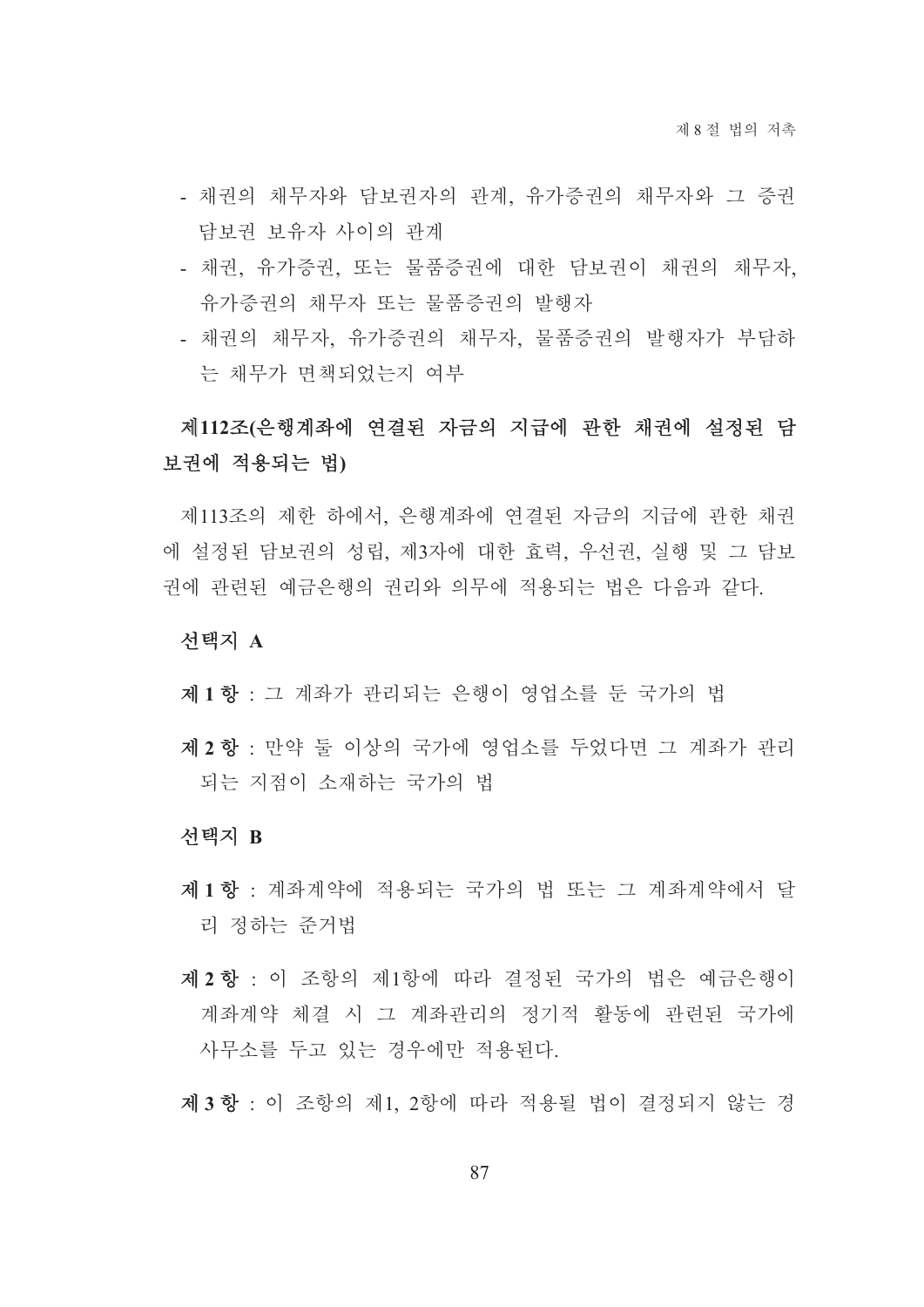- 채권의 채무자와 담보권자의 관계, 유가증권의 채무자와 그 증권 담보권 보유자 사이의 관계
- 채권, 유가증권, 또는 물품증권에 대한 담보권이 채권의 채무자, 유가증권의 채무자 또는 물품증권의 발행자
- 채권의 채무자, 유가증권의 채무자, 물품증권의 발행자가 부담하는 채무가 면책되었는지 여부

## 제112조(은행계좌에 연결된 자금의 지급에 관한 채권에 설정된 담보권에 적용되는 법)

제113조의 제한 하에서, 은행계좌에 연결된 자금의 지급에 관한 채권에 설정된 담보권의 성립, 제3자에 대한 효력, 우선권, 실행 및 그 담보권에 관련된 예금은행의 권리와 의무에 적용되는 법은 다음과 같다.

**선택지 A**

**제 1 항** : 그 계좌가 관리되는 은행이 영업소를 둔 국가의 법

**제 2 항** : 만약 둘 이상의 국가에 영업소를 두었다면 그 계좌가 관리되는 지점이 소재하는 국가의 법

**선택지 B**

**제 1 항** : 계좌계약에 적용되는 국가의 법 또는 그 계좌계약에서 달리 정하는 준거법

**제 2 항** : 이 조항의 제1항에 따라 결정된 국가의 법은 예금은행이 계좌계약 체결 시 그 계좌관리의 정기적 활동에 관련된 국가에 사무소를 두고 있는 경우에만 적용된다.

**제 3 항** : 이 조항의 제1, 2항에 따라 적용될 법이 결정되지 않는 경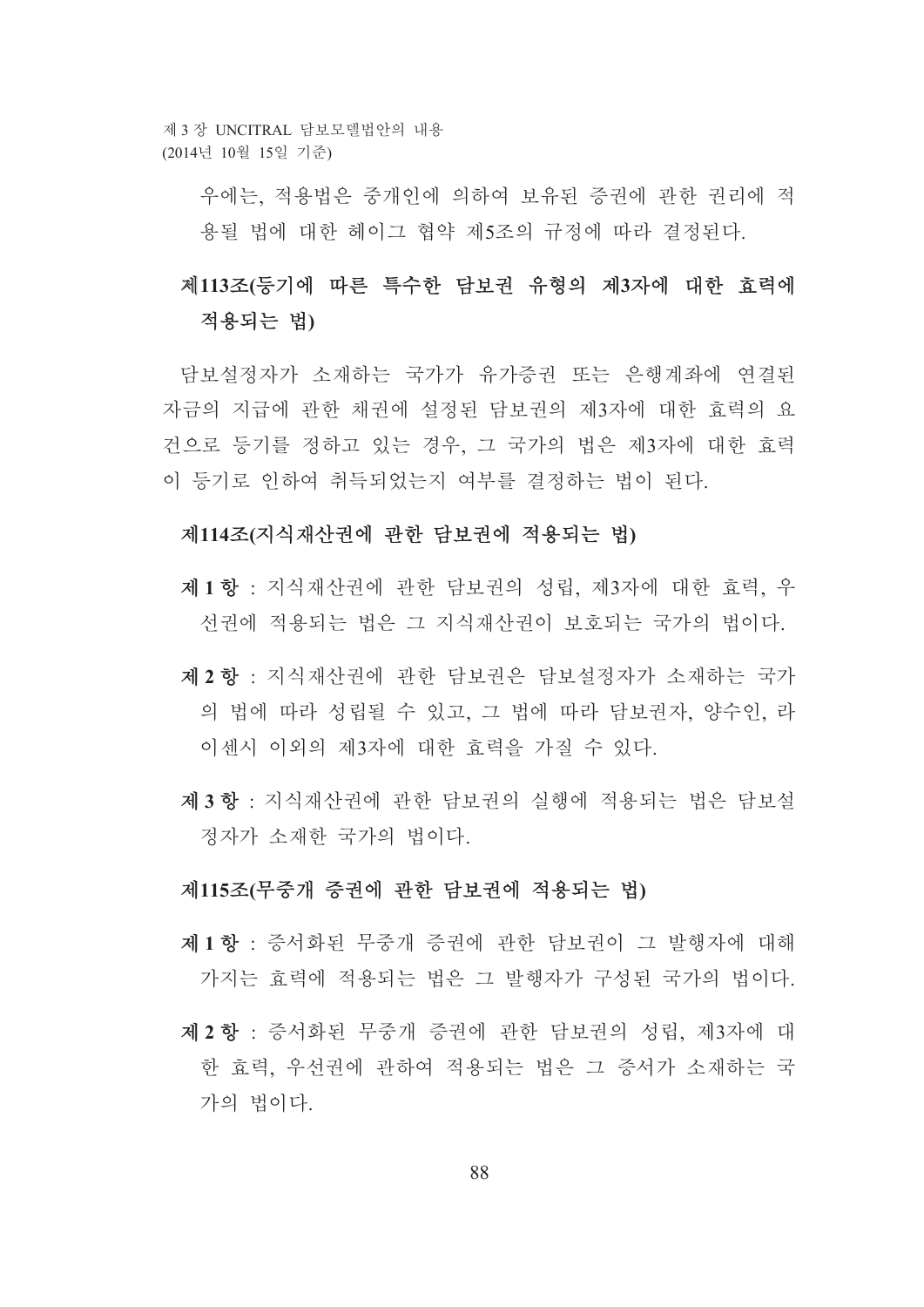우에는, 적용법은 중개인에 의하여 보유된 증권에 관한 권리에 적용될 법에 대한 헤이그 협약 제5조의 규정에 따라 결정된다.

## 제113조(등기에 따른 특수한 담보권 유형의 제3자에 대한 효력에 적용되는 법)

담보설정자가 소재하는 국가가 유가증권 또는 은행계좌에 연결된 자금의 지급에 관한 채권에 설정된 담보권의 제3자에 대한 효력의 요건으로 등기를 정하고 있는 경우, 그 국가의 법은 제3자에 대한 효력이 등기로 인하여 취득되었는지 여부를 결정하는 법이 된다.

### 제114조(지식재산권에 관한 담보권에 적용되는 법)

**제 1 항** : 지식재산권에 관한 담보권의 성립, 제3자에 대한 효력, 우선권에 적용되는 법은 그 지식재산권이 보호되는 국가의 법이다.

**제 2 항** : 지식재산권에 관한 담보권은 담보설정자가 소재하는 국가의 법에 따라 성립될 수 있고, 그 법에 따라 담보권자, 양수인, 라이센시 이외의 제3자에 대한 효력을 가질 수 있다.

**제 3 항** : 지식재산권에 관한 담보권의 실행에 적용되는 법은 담보설정자가 소재한 국가의 법이다.

### 제115조(무중개 증권에 관한 담보권에 적용되는 법)

**제 1 항** : 증서화된 무중개 증권에 관한 담보권이 그 발행자에 대해 가지는 효력에 적용되는 법은 그 발행자가 구성된 국가의 법이다.

**제 2 항** : 증서화된 무중개 증권에 관한 담보권의 성립, 제3자에 대한 효력, 우선권에 관하여 적용되는 법은 그 증서가 소재하는 국가의 법이다.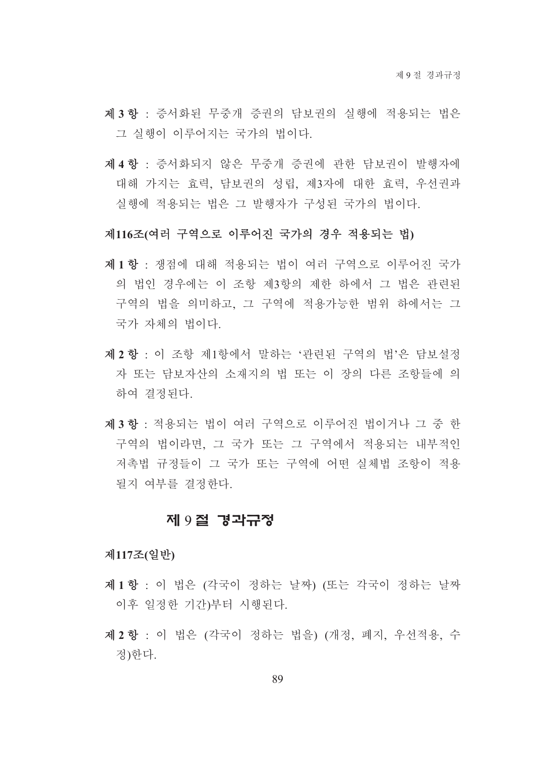**제 3 항** : 증서화된 무중개 증권의 담보권의 실행에 적용되는 법은 그 실행이 이루어지는 국가의 법이다.

**제 4 항** : 증서화되지 않은 무중개 증권에 관한 담보권이 발행자에 대해 가지는 효력, 담보권의 성립, 제3자에 대한 효력, 우선권과 실행에 적용되는 법은 그 발행자가 구성된 국가의 법이다.

### 제116조(여러 구역으로 이루어진 국가의 경우 적용되는 법)

**제 1 항** : 쟁점에 대해 적용되는 법이 여러 구역으로 이루어진 국가의 법인 경우에는 이 조항 제3항의 제한 하에서 그 법은 관련된 구역의 법을 의미하고, 그 구역에 적용가능한 범위 하에서는 그 국가 자체의 법이다.

**제 2 항** : 이 조항 제1항에서 말하는 '관련된 구역의 법'은 담보설정자 또는 담보자산의 소재지의 법 또는 이 장의 다른 조항들에 의하여 결정된다.

**제 3 항** : 적용되는 법이 여러 구역으로 이루어진 법이거나 그 중 한 구역의 법이라면, 그 국가 또는 그 구역에서 적용되는 내부적인 저촉법 규정들이 그 국가 또는 구역에 어떤 실체법 조항이 적용될지 여부를 결정한다.

## 제 9 절 경과규정

### 제117조(일반)

**제 1 항** : 이 법은 (각국이 정하는 날짜) (또는 각국이 정하는 날짜 이후 일정한 기간)부터 시행된다.

**제 2 항** : 이 법은 (각국이 정하는 법을) (개정, 폐지, 우선적용, 수정)한다.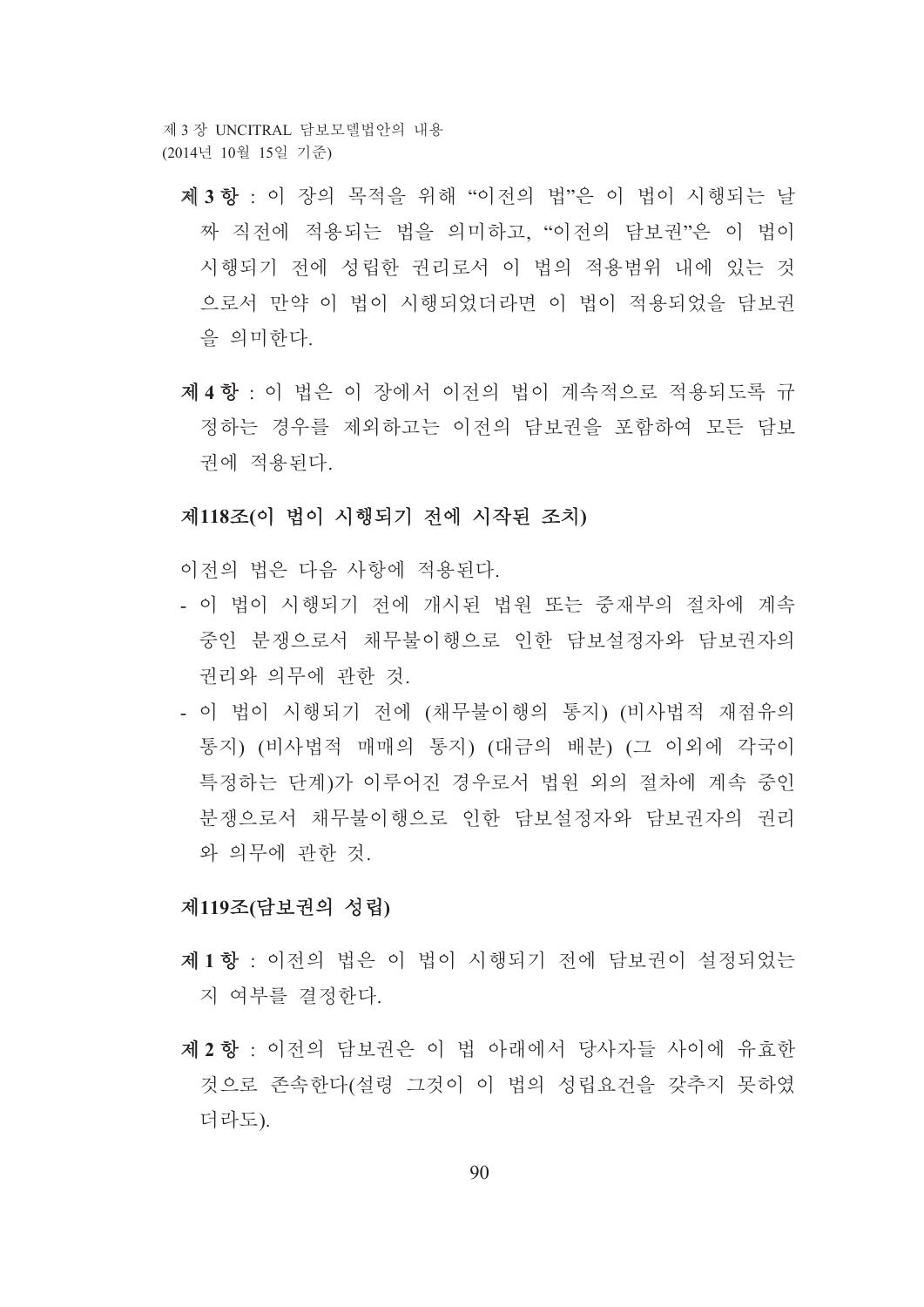**제 3 항** : 이 장의 목적을 위해 "이전의 법"은 이 법이 시행되는 날짜 직전에 적용되는 법을 의미하고, "이전의 담보권"은 이 법이 시행되기 전에 성립한 권리로서 이 법의 적용범위 내에 있는 것으로서 만약 이 법이 시행되었더라면 이 법이 적용되었을 담보권을 의미한다.

**제 4 항** : 이 법은 이 장에서 이전의 법이 계속적으로 적용되도록 규정하는 경우를 제외하고는 이전의 담보권을 포함하여 모든 담보권에 적용된다.

### 제118조(이 법이 시행되기 전에 시작된 조치)

이전의 법은 다음 사항에 적용된다.

- 이 법이 시행되기 전에 개시된 법원 또는 중재부의 절차에 계속 중인 분쟁으로서 채무불이행으로 인한 담보설정자와 담보권자의 권리와 의무에 관한 것.
- 이 법이 시행되기 전에 (채무불이행의 통지) (비사법적 재점유의 통지) (비사법적 매매의 통지) (대금의 배분) (그 이외에 각국이 특정하는 단계)가 이루어진 경우로서 법원 외의 절차에 계속 중인 분쟁으로서 채무불이행으로 인한 담보설정자와 담보권자의 권리와 의무에 관한 것.

### 제119조(담보권의 성립)

**제 1 항** : 이전의 법은 이 법이 시행되기 전에 담보권이 설정되었는지 여부를 결정한다.

**제 2 항** : 이전의 담보권은 이 법 아래에서 당사자들 사이에 유효한 것으로 존속한다(설령 그것이 이 법의 성립요건을 갖추지 못하였더라도).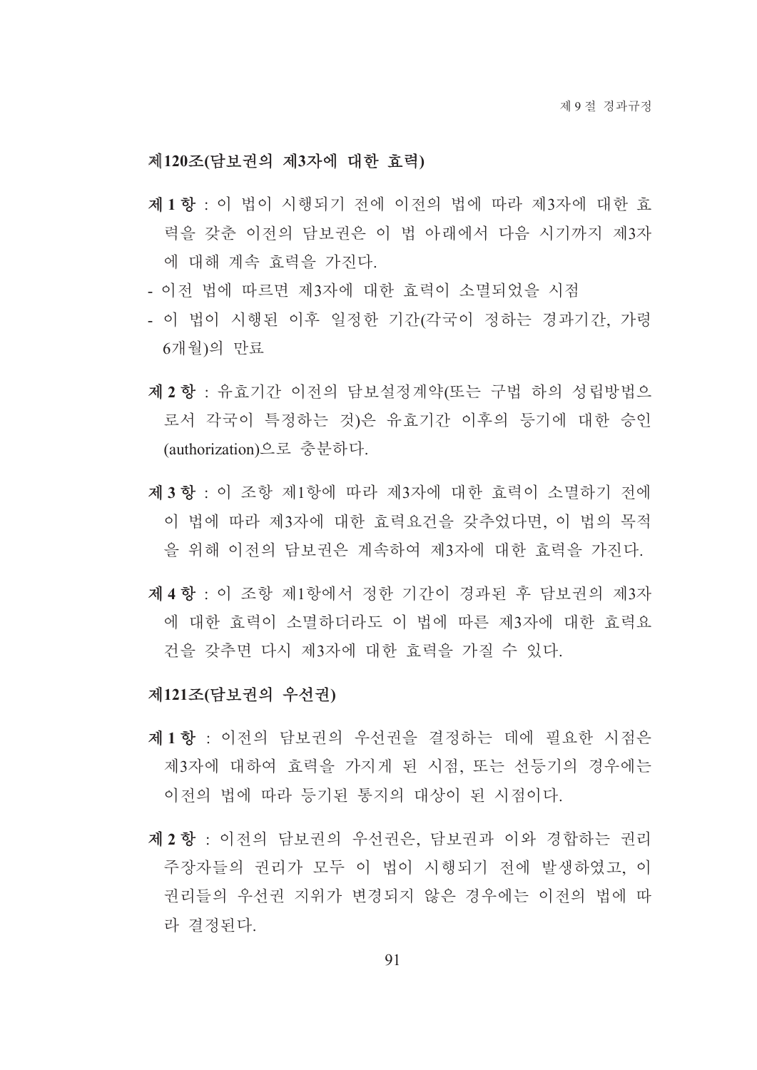### 제120조(담보권의 제3자에 대한 효력)

**제 1 항** : 이 법이 시행되기 전에 이전의 법에 따라 제3자에 대한 효력을 갖춘 이전의 담보권은 이 법 아래에서 다음 시기까지 제3자에 대해 계속 효력을 가진다.

- 이전 법에 따르면 제3자에 대한 효력이 소멸되었을 시점
- 이 법이 시행된 이후 일정한 기간(각국이 정하는 경과기간, 가령 6개월)의 만료

**제 2 항** : 유효기간 이전의 담보설정계약(또는 구법 하의 성립방법으로서 각국이 특정하는 것)은 유효기간 이후의 등기에 대한 승인(authorization)으로 충분하다.

**제 3 항** : 이 조항 제1항에 따라 제3자에 대한 효력이 소멸하기 전에 이 법에 따라 제3자에 대한 효력요건을 갖추었다면, 이 법의 목적을 위해 이전의 담보권은 계속하여 제3자에 대한 효력을 가진다.

**제 4 항** : 이 조항 제1항에서 정한 기간이 경과된 후 담보권의 제3자에 대한 효력이 소멸하더라도 이 법에 따른 제3자에 대한 효력요건을 갖추면 다시 제3자에 대한 효력을 가질 수 있다.

### 제121조(담보권의 우선권)

**제 1 항** : 이전의 담보권의 우선권을 결정하는 데에 필요한 시점은 제3자에 대하여 효력을 가지게 된 시점, 또는 선등기의 경우에는 이전의 법에 따라 등기된 통지의 대상이 된 시점이다.

**제 2 항** : 이전의 담보권의 우선권은, 담보권과 이와 경합하는 권리주장자들의 권리가 모두 이 법이 시행되기 전에 발생하였고, 이 권리들의 우선권 지위가 변경되지 않은 경우에는 이전의 법에 따라 결정된다.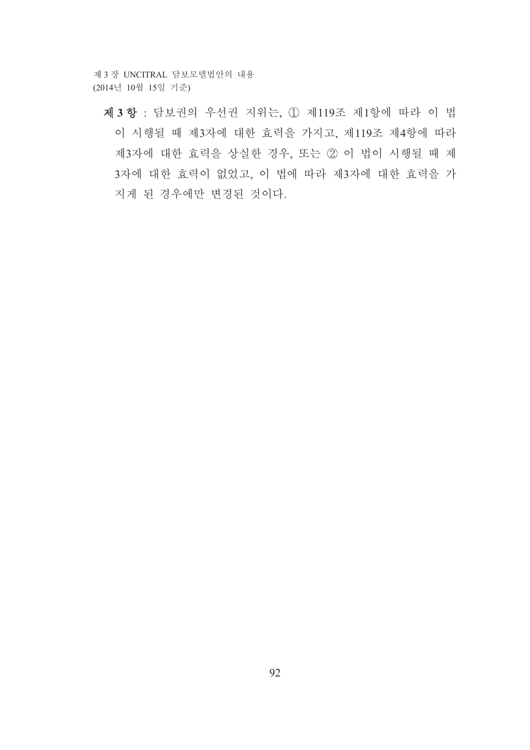**제 3 항** : 담보권의 우선권 지위는, ① 제119조 제1항에 따라 이 법이 시행될 때 제3자에 대한 효력을 가지고, 제119조 제4항에 따라 제3자에 대한 효력을 상실한 경우, 또는 ② 이 법이 시행될 때 제3자에 대한 효력이 없었고, 이 법에 따라 제3자에 대한 효력을 가지게 된 경우에만 변경된 것이다.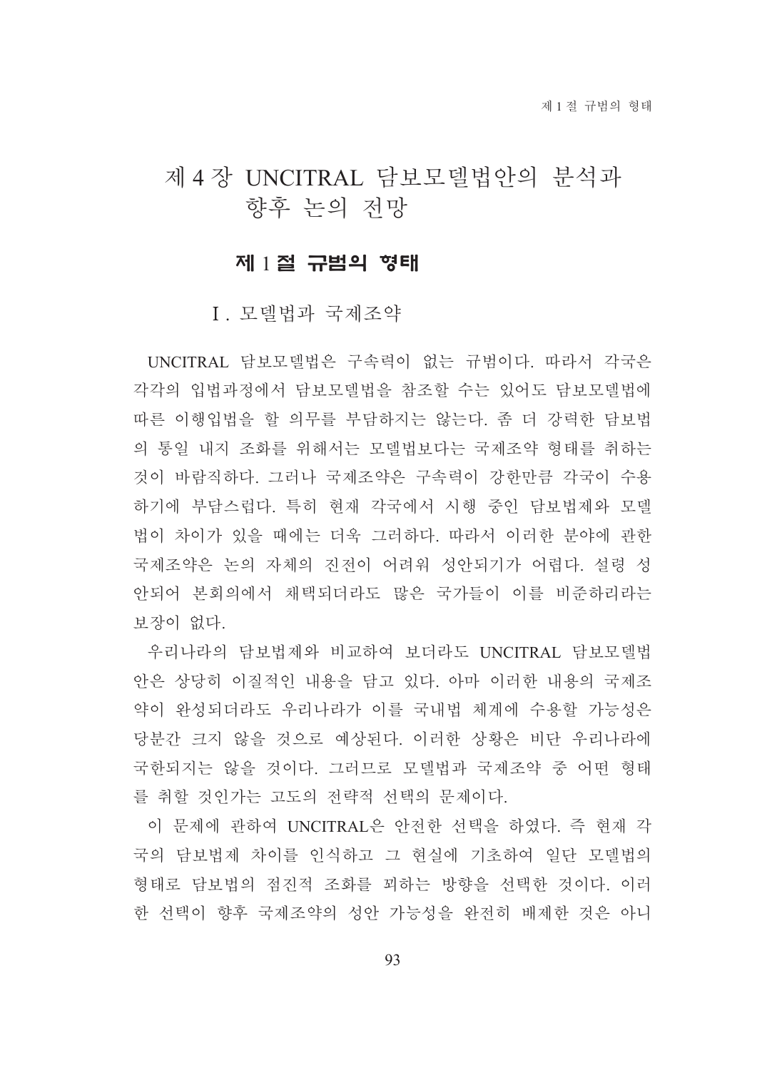# 제 4 장 UNCITRAL 담보모델법안의 분석과 향후 논의 전망

## 제 1 절 규범의 형태

### Ⅰ. 모델법과 국제조약

UNCITRAL 담보모델법은 구속력이 없는 규범이다. 따라서 각국은 각각의 입법과정에서 담보모델법을 참조할 수는 있어도 담보모델법에 따른 이행입법을 할 의무를 부담하지는 않는다. 좀 더 강력한 담보법의 통일 내지 조화를 위해서는 모델법보다는 국제조약 형태를 취하는 것이 바람직하다. 그러나 국제조약은 구속력이 강한만큼 각국이 수용하기에 부담스럽다. 특히 현재 각국에서 시행 중인 담보법제와 모델법이 차이가 있을 때에는 더욱 그러하다. 따라서 이러한 분야에 관한 국제조약은 논의 자체의 진전이 어려워 성안되기가 어렵다. 설령 성안되어 본회의에서 채택되더라도 많은 국가들이 이를 비준하리라는 보장이 없다.

우리나라의 담보법제와 비교하여 보더라도 UNCITRAL 담보모델법안은 상당히 이질적인 내용을 담고 있다. 아마 이러한 내용의 국제조약이 완성되더라도 우리나라가 이를 국내법 체계에 수용할 가능성은 당분간 크지 않을 것으로 예상된다. 이러한 상황은 비단 우리나라에 국한되지는 않을 것이다. 그러므로 모델법과 국제조약 중 어떤 형태를 취할 것인가는 고도의 전략적 선택의 문제이다.

이 문제에 관하여 UNCITRAL은 안전한 선택을 하였다. 즉 현재 각국의 담보법제 차이를 인식하고 그 현실에 기초하여 일단 모델법의 형태로 담보법의 점진적 조화를 꾀하는 방향을 선택한 것이다. 이러한 선택이 향후 국제조약의 성안 가능성을 완전히 배제한 것은 아니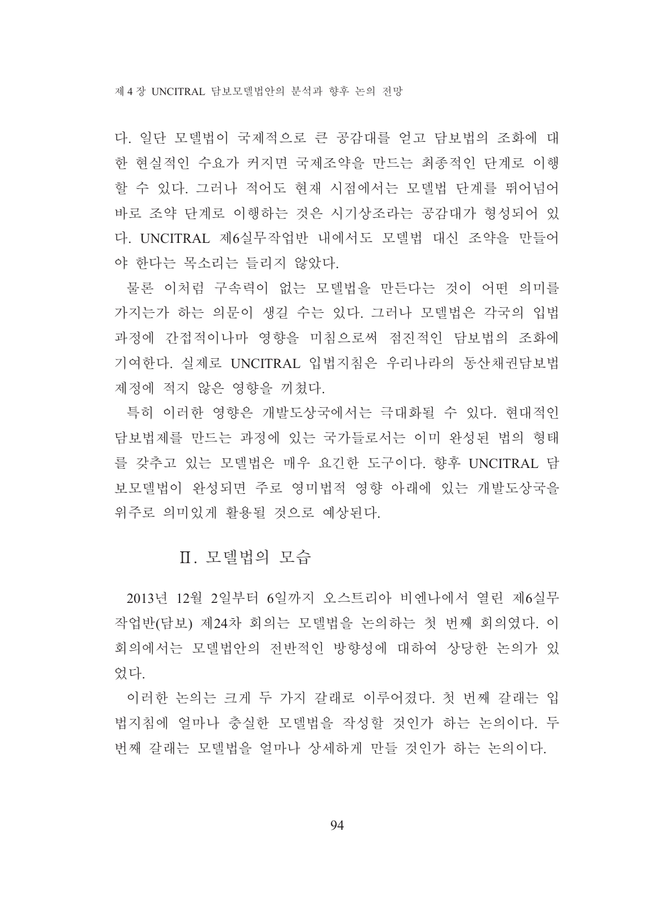다. 일단 모델법이 국제적으로 큰 공감대를 얻고 담보법의 조화에 대한 현실적인 수요가 커지면 국제조약을 만드는 최종적인 단계로 이행할 수 있다. 그러나 적어도 현재 시점에서는 모델법 단계를 뛰어넘어 바로 조약 단계로 이행하는 것은 시기상조라는 공감대가 형성되어 있다. UNCITRAL 제6실무작업반 내에서도 모델법 대신 조약을 만들어야 한다는 목소리는 들리지 않았다.

물론 이처럼 구속력이 없는 모델법을 만든다는 것이 어떤 의미를 가지는가 하는 의문이 생길 수는 있다. 그러나 모델법은 각국의 입법과정에 간접적이나마 영향을 미침으로써 점진적인 담보법의 조화에 기여한다. 실제로 UNCITRAL 입법지침은 우리나라의 동산채권담보법 제정에 적지 않은 영향을 끼쳤다.

특히 이러한 영향은 개발도상국에서는 극대화될 수 있다. 현대적인 담보법제를 만드는 과정에 있는 국가들로서는 이미 완성된 법의 형태를 갖추고 있는 모델법은 매우 요긴한 도구이다. 향후 UNCITRAL 담보모델법이 완성되면 주로 영미법적 영향 아래에 있는 개발도상국을 위주로 의미있게 활용될 것으로 예상된다.

## Ⅱ. 모델법의 모습

2013년 12월 2일부터 6일까지 오스트리아 비엔나에서 열린 제6실무작업반(담보) 제24차 회의는 모델법을 논의하는 첫 번째 회의였다. 이 회의에서는 모델법안의 전반적인 방향성에 대하여 상당한 논의가 있었다.

이러한 논의는 크게 두 가지 갈래로 이루어졌다. 첫 번째 갈래는 입법지침에 얼마나 충실한 모델법을 작성할 것인가 하는 논의이다. 두 번째 갈래는 모델법을 얼마나 상세하게 만들 것인가 하는 논의이다.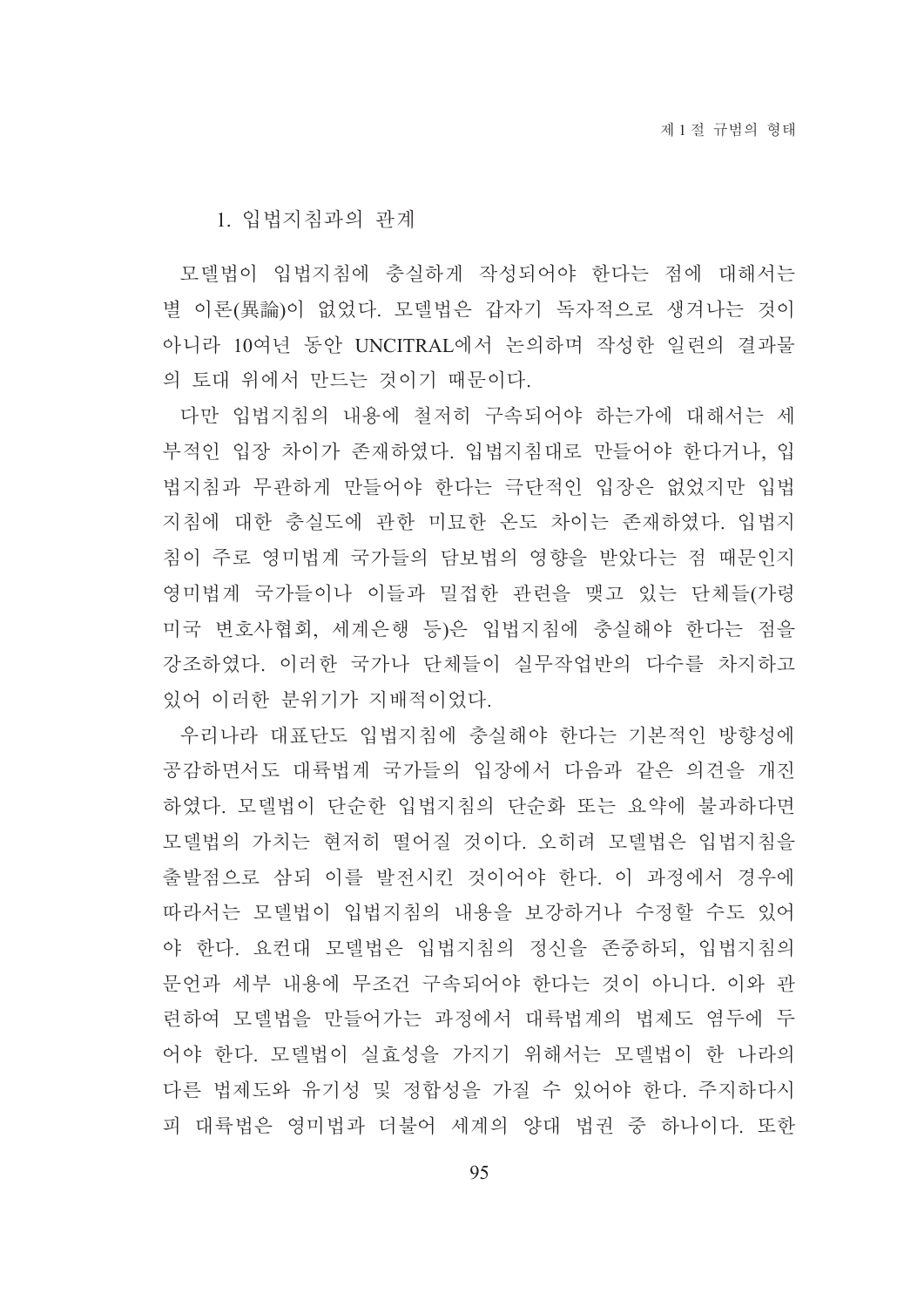### 1. 입법지침과의 관계

모델법이 입법지침에 충실하게 작성되어야 한다는 점에 대해서는 별 이론(異論)이 없었다. 모델법은 갑자기 독자적으로 생겨나는 것이 아니라 10여년 동안 UNCITRAL에서 논의하며 작성한 일련의 결과물의 토대 위에서 만드는 것이기 때문이다.

다만 입법지침의 내용에 철저히 구속되어야 하는가에 대해서는 세부적인 입장 차이가 존재하였다. 입법지침대로 만들어야 한다거나, 입법지침과 무관하게 만들어야 한다는 극단적인 입장은 없었지만 입법지침에 대한 충실도에 관한 미묘한 온도 차이는 존재하였다. 입법지침이 주로 영미법계 국가들의 담보법의 영향을 받았다는 점 때문인지 영미법계 국가들이나 이들과 밀접한 관련을 맺고 있는 단체들(가령 미국 변호사협회, 세계은행 등)은 입법지침에 충실해야 한다는 점을 강조하였다. 이러한 국가나 단체들이 실무작업반의 다수를 차지하고 있어 이러한 분위기가 지배적이었다.

우리나라 대표단도 입법지침에 충실해야 한다는 기본적인 방향성에 공감하면서도 대륙법계 국가들의 입장에서 다음과 같은 의견을 개진하였다. 모델법이 단순한 입법지침의 단순화 또는 요약에 불과하다면 모델법의 가치는 현저히 떨어질 것이다. 오히려 모델법은 입법지침을 출발점으로 삼되 이를 발전시킨 것이어야 한다. 이 과정에서 경우에 따라서는 모델법이 입법지침의 내용을 보강하거나 수정할 수도 있어야 한다. 요컨대 모델법은 입법지침의 정신을 존중하되, 입법지침의 문언과 세부 내용에 무조건 구속되어야 한다는 것이 아니다. 이와 관련하여 모델법을 만들어가는 과정에서 대륙법계의 법제도 염두에 두어야 한다. 모델법이 실효성을 가지기 위해서는 모델법이 한 나라의 다른 법제도와 유기성 및 정합성을 가질 수 있어야 한다. 주지하다시피 대륙법은 영미법과 더불어 세계의 양대 법권 중 하나이다. 또한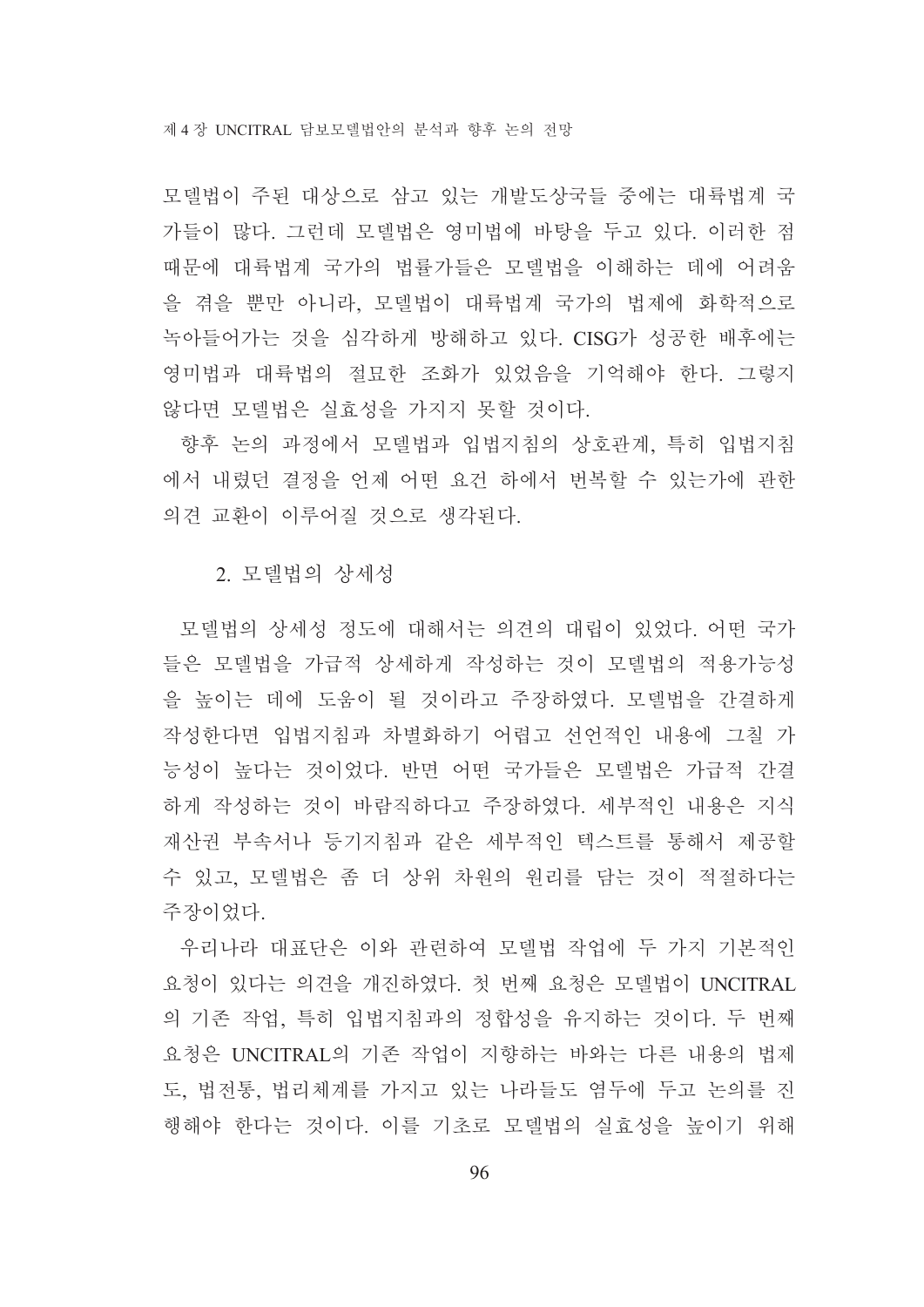모델법이 주된 대상으로 삼고 있는 개발도상국들 중에는 대륙법계 국가들이 많다. 그런데 모델법은 영미법에 바탕을 두고 있다. 이러한 점 때문에 대륙법계 국가의 법률가들은 모델법을 이해하는 데에 어려움을 겪을 뿐만 아니라, 모델법이 대륙법계 국가의 법제에 화학적으로 녹아들어가는 것을 심각하게 방해하고 있다. CISG가 성공한 배후에는 영미법과 대륙법의 절묘한 조화가 있었음을 기억해야 한다. 그렇지 않다면 모델법은 실효성을 가지지 못할 것이다.

향후 논의 과정에서 모델법과 입법지침의 상호관계, 특히 입법지침에서 내렸던 결정을 언제 어떤 요건 하에서 번복할 수 있는가에 관한 의견 교환이 이루어질 것으로 생각된다.

## 2. 모델법의 상세성

모델법의 상세성 정도에 대해서는 의견의 대립이 있었다. 어떤 국가들은 모델법을 가급적 상세하게 작성하는 것이 모델법의 적용가능성을 높이는 데에 도움이 될 것이라고 주장하였다. 모델법을 간결하게 작성한다면 입법지침과 차별화하기 어렵고 선언적인 내용에 그칠 가능성이 높다는 것이었다. 반면 어떤 국가들은 모델법은 가급적 간결하게 작성하는 것이 바람직하다고 주장하였다. 세부적인 내용은 지식재산권 부속서나 등기지침과 같은 세부적인 텍스트를 통해서 제공할 수 있고, 모델법은 좀 더 상위 차원의 원리를 담는 것이 적절하다는 주장이었다.

우리나라 대표단은 이와 관련하여 모델법 작업에 두 가지 기본적인 요청이 있다는 의견을 개진하였다. 첫 번째 요청은 모델법이 UNCITRAL의 기존 작업, 특히 입법지침과의 정합성을 유지하는 것이다. 두 번째 요청은 UNCITRAL의 기존 작업이 지향하는 바와는 다른 내용의 법제도, 법전통, 법리체계를 가지고 있는 나라들도 염두에 두고 논의를 진행해야 한다는 것이다. 이를 기초로 모델법의 실효성을 높이기 위해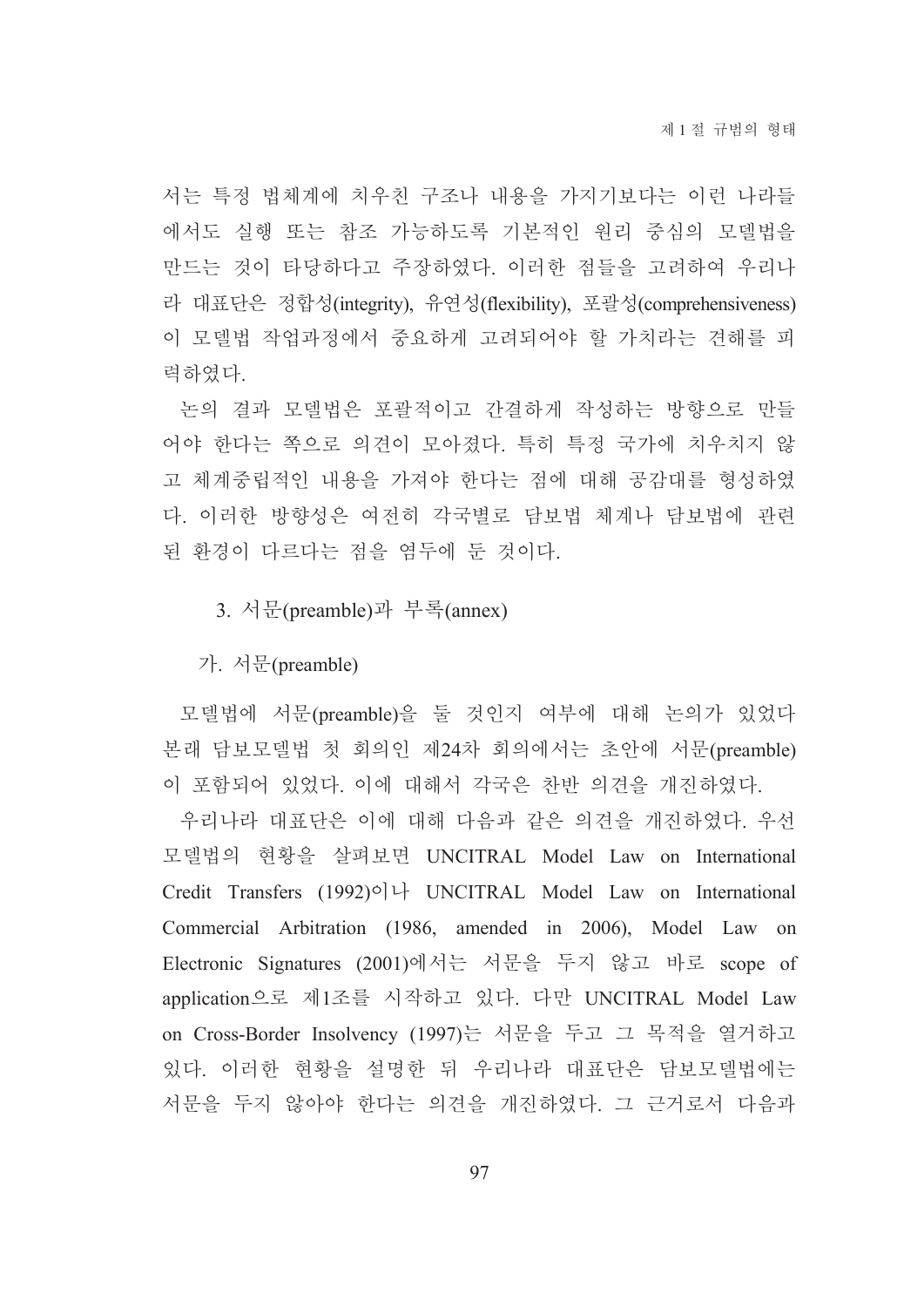서는 특정 법체계에 치우친 구조나 내용을 가지기보다는 이런 나라들에서도 실행 또는 참조 가능하도록 기본적인 원리 중심의 모델법을 만드는 것이 타당하다고 주장하였다. 이러한 점들을 고려하여 우리나라 대표단은 정합성(integrity), 유연성(flexibility), 포괄성(comprehensiveness)이 모델법 작업과정에서 중요하게 고려되어야 할 가치라는 견해를 피력하였다.

논의 결과 모델법은 포괄적이고 간결하게 작성하는 방향으로 만들어야 한다는 쪽으로 의견이 모아졌다. 특히 특정 국가에 치우치지 않고 체계중립적인 내용을 가져야 한다는 점에 대해 공감대를 형성하였다. 이러한 방향성은 여전히 각국별로 담보법 체계나 담보법에 관련된 환경이 다르다는 점을 염두에 둔 것이다.

### 3. 서문(preamble)과 부록(annex)

#### 가. 서문(preamble)

모델법에 서문(preamble)을 둘 것인지 여부에 대해 논의가 있었다 본래 담보모델법 첫 회의인 제24차 회의에서는 초안에 서문(preamble)이 포함되어 있었다. 이에 대해서 각국은 찬반 의견을 개진하였다.

우리나라 대표단은 이에 대해 다음과 같은 의견을 개진하였다. 우선 모델법의 현황을 살펴보면 UNCITRAL Model Law on International Credit Transfers (1992)이나 UNCITRAL Model Law on International Commercial Arbitration (1986, amended in 2006), Model Law on Electronic Signatures (2001)에서는 서문을 두지 않고 바로 scope of application으로 제1조를 시작하고 있다. 다만 UNCITRAL Model Law on Cross-Border Insolvency (1997)는 서문을 두고 그 목적을 열거하고 있다. 이러한 현황을 설명한 뒤 우리나라 대표단은 담보모델법에는 서문을 두지 않아야 한다는 의견을 개진하였다. 그 근거로서 다음과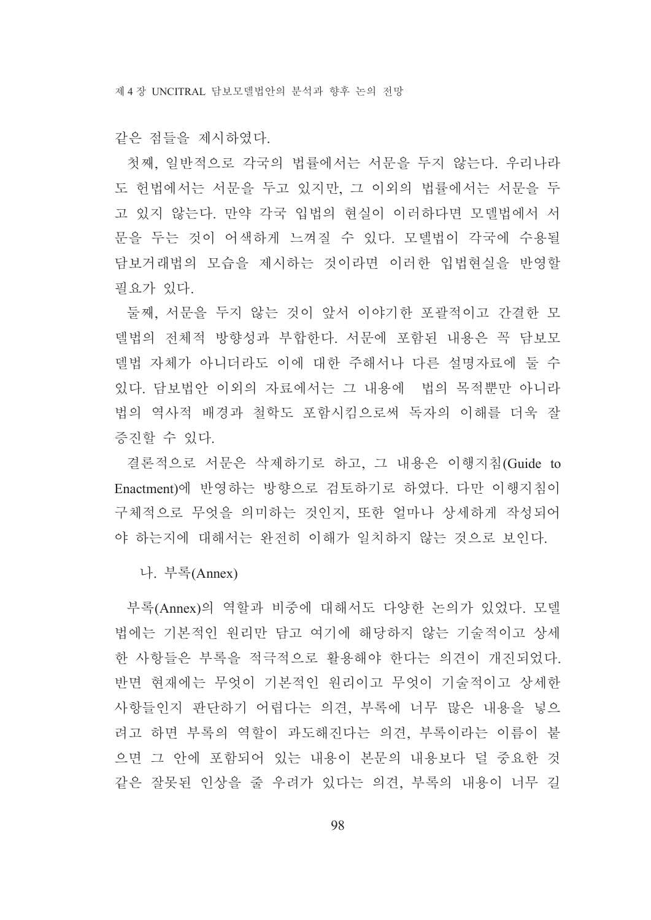같은 점들을 제시하였다.

첫째, 일반적으로 각국의 법률에서는 서문을 두지 않는다. 우리나라도 헌법에서는 서문을 두고 있지만, 그 이외의 법률에서는 서문을 두고 있지 않는다. 만약 각국 입법의 현실이 이러하다면 모델법에서 서문을 두는 것이 어색하게 느껴질 수 있다. 모델법이 각국에 수용될 담보거래법의 모습을 제시하는 것이라면 이러한 입법현실을 반영할 필요가 있다.

둘째, 서문을 두지 않는 것이 앞서 이야기한 포괄적이고 간결한 모델법의 전체적 방향성과 부합한다. 서문에 포함된 내용은 꼭 담보모델법 자체가 아니더라도 이에 대한 주해서나 다른 설명자료에 둘 수 있다. 담보법안 이외의 자료에서는 그 내용에  법의 목적뿐만 아니라 법의 역사적 배경과 철학도 포함시킴으로써 독자의 이해를 더욱 잘 증진할 수 있다.

결론적으로 서문은 삭제하기로 하고, 그 내용은 이행지침(Guide to Enactment)에 반영하는 방향으로 검토하기로 하였다. 다만 이행지침이 구체적으로 무엇을 의미하는 것인지, 또한 얼마나 상세하게 작성되어야 하는지에 대해서는 완전히 이해가 일치하지 않는 것으로 보인다.

### 나. 부록(Annex)

부록(Annex)의 역할과 비중에 대해서도 다양한 논의가 있었다. 모델법에는 기본적인 원리만 담고 여기에 해당하지 않는 기술적이고 상세한 사항들은 부록을 적극적으로 활용해야 한다는 의견이 개진되었다. 반면 현재에는 무엇이 기본적인 원리이고 무엇이 기술적이고 상세한 사항들인지 판단하기 어렵다는 의견, 부록에 너무 많은 내용을 넣으려고 하면 부록의 역할이 과도해진다는 의견, 부록이라는 이름이 붙으면 그 안에 포함되어 있는 내용이 본문의 내용보다 덜 중요한 것 같은 잘못된 인상을 줄 우려가 있다는 의견, 부록의 내용이 너무 길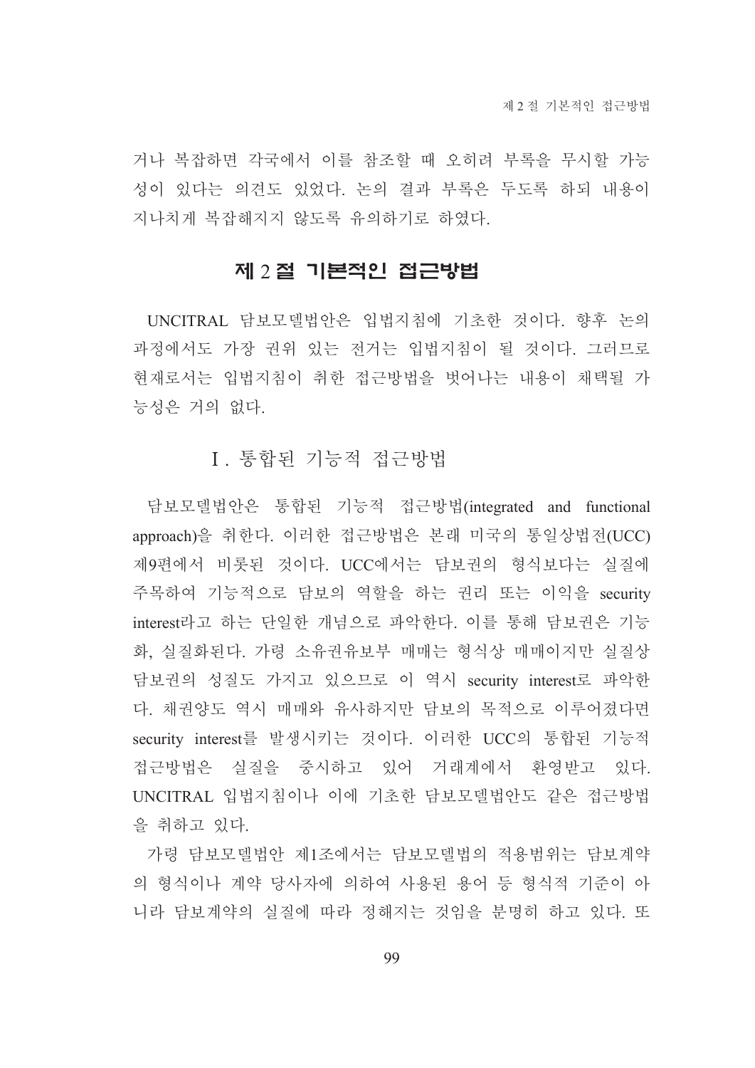거나 복잡하면 각국에서 이를 참조할 때 오히려 부록을 무시할 가능성이 있다는 의견도 있었다. 논의 결과 부록은 두도록 하되 내용이 지나치게 복잡해지지 않도록 유의하기로 하였다.

## 제 2 절 기본적인 접근방법

UNCITRAL 담보모델법안은 입법지침에 기초한 것이다. 향후 논의 과정에서도 가장 권위 있는 전거는 입법지침이 될 것이다. 그러므로 현재로서는 입법지침이 취한 접근방법을 벗어나는 내용이 채택될 가능성은 거의 없다.

### Ⅰ. 통합된 기능적 접근방법

담보모델법안은 통합된 기능적 접근방법(integrated and functional approach)을 취한다. 이러한 접근방법은 본래 미국의 통일상법전(UCC) 제9편에서 비롯된 것이다. UCC에서는 담보권의 형식보다는 실질에 주목하여 기능적으로 담보의 역할을 하는 권리 또는 이익을 security interest라고 하는 단일한 개념으로 파악한다. 이를 통해 담보권은 기능화, 실질화된다. 가령 소유권유보부 매매는 형식상 매매이지만 실질상 담보권의 성질도 가지고 있으므로 이 역시 security interest로 파악한다. 채권양도 역시 매매와 유사하지만 담보의 목적으로 이루어졌다면 security interest를 발생시키는 것이다. 이러한 UCC의 통합된 기능적 접근방법은 실질을 중시하고 있어 거래계에서 환영받고 있다. UNCITRAL 입법지침이나 이에 기초한 담보모델법안도 같은 접근방법을 취하고 있다.

가령 담보모델법안 제1조에서는 담보모델법의 적용범위는 담보계약의 형식이나 계약 당사자에 의하여 사용된 용어 등 형식적 기준이 아니라 담보계약의 실질에 따라 정해지는 것임을 분명히 하고 있다. 또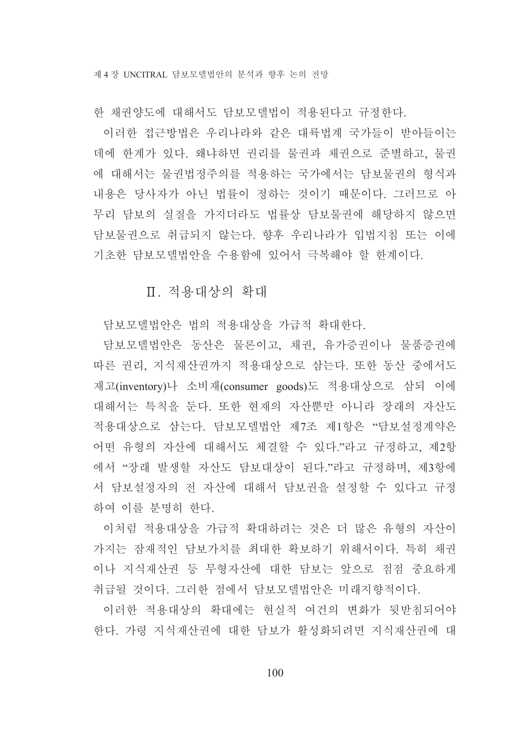한 채권양도에 대해서도 담보모델법이 적용된다고 규정한다.

이러한 접근방법은 우리나라와 같은 대륙법계 국가들이 받아들이는 데에 한계가 있다. 왜냐하면 권리를 물권과 채권으로 준별하고, 물권에 대해서는 물권법정주의를 적용하는 국가에서는 담보물권의 형식과 내용은 당사자가 아닌 법률이 정하는 것이기 때문이다. 그러므로 아무리 담보의 실질을 가지더라도 법률상 담보물권에 해당하지 않으면 담보물권으로 취급되지 않는다. 향후 우리나라가 입법지침 또는 이에 기초한 담보모델법안을 수용함에 있어서 극복해야 할 한계이다.

## Ⅱ. 적용대상의 확대

담보모델법안은 법의 적용대상을 가급적 확대한다.

담보모델법안은 동산은 물론이고, 채권, 유가증권이나 물품증권에 따른 권리, 지식재산권까지 적용대상으로 삼는다. 또한 동산 중에서도 재고(inventory)나 소비재(consumer goods)도 적용대상으로 삼되 이에 대해서는 특칙을 둔다. 또한 현재의 자산뿐만 아니라 장래의 자산도 적용대상으로 삼는다. 담보모델법안 제7조 제1항은 "담보설정계약은 어떤 유형의 자산에 대해서도 체결할 수 있다."라고 규정하고, 제2항에서 "장래 발생할 자산도 담보대상이 된다."라고 규정하며, 제3항에서 담보설정자의 전 자산에 대해서 담보권을 설정할 수 있다고 규정하여 이를 분명히 한다.

이처럼 적용대상을 가급적 확대하려는 것은 더 많은 유형의 자산이 가지는 잠재적인 담보가치를 최대한 확보하기 위해서이다. 특히 채권이나 지식재산권 등 무형자산에 대한 담보는 앞으로 점점 중요하게 취급될 것이다. 그러한 점에서 담보모델법안은 미래지향적이다.

이러한 적용대상의 확대에는 현실적 여건의 변화가 뒷받침되어야 한다. 가령 지식재산권에 대한 담보가 활성화되려면 지식재산권에 대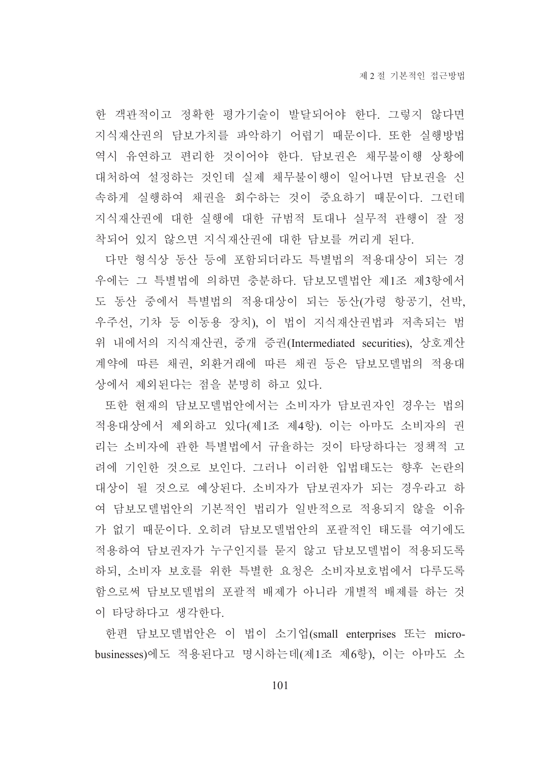한 객관적이고 정확한 평가기술이 발달되어야 한다. 그렇지 않다면 지식재산권의 담보가치를 파악하기 어렵기 때문이다. 또한 실행방법 역시 유연하고 편리한 것이어야 한다. 담보권은 채무불이행 상황에 대처하여 설정하는 것인데 실제 채무불이행이 일어나면 담보권을 신속하게 실행하여 채권을 회수하는 것이 중요하기 때문이다. 그런데 지식재산권에 대한 실행에 대한 규범적 토대나 실무적 관행이 잘 정착되어 있지 않으면 지식재산권에 대한 담보를 꺼리게 된다.

다만 형식상 동산 등에 포함되더라도 특별법의 적용대상이 되는 경우에는 그 특별법에 의하면 충분하다. 담보모델법안 제1조 제3항에서도 동산 중에서 특별법의 적용대상이 되는 동산(가령 항공기, 선박, 우주선, 기차 등 이동용 장치), 이 법이 지식재산권법과 저촉되는 범위 내에서의 지식재산권, 중개 증권(Intermediated securities), 상호계산계약에 따른 채권, 외환거래에 따른 채권 등은 담보모델법의 적용대상에서 제외된다는 점을 분명히 하고 있다.

또한 현재의 담보모델법안에서는 소비자가 담보권자인 경우는 법의 적용대상에서 제외하고 있다(제1조 제4항). 이는 아마도 소비자의 권리는 소비자에 관한 특별법에서 규율하는 것이 타당하다는 정책적 고려에 기인한 것으로 보인다. 그러나 이러한 입법태도는 향후 논란의 대상이 될 것으로 예상된다. 소비자가 담보권자가 되는 경우라고 하여 담보모델법안의 기본적인 법리가 일반적으로 적용되지 않을 이유가 없기 때문이다. 오히려 담보모델법안의 포괄적인 태도를 여기에도 적용하여 담보권자가 누구인지를 묻지 않고 담보모델법이 적용되도록 하되, 소비자 보호를 위한 특별한 요청은 소비자보호법에서 다루도록 함으로써 담보모델법의 포괄적 배제가 아니라 개별적 배제를 하는 것이 타당하다고 생각한다.

한편 담보모델법안은 이 법이 소기업(small enterprises 또는 micro-businesses)에도 적용된다고 명시하는데(제1조 제6항), 이는 아마도 소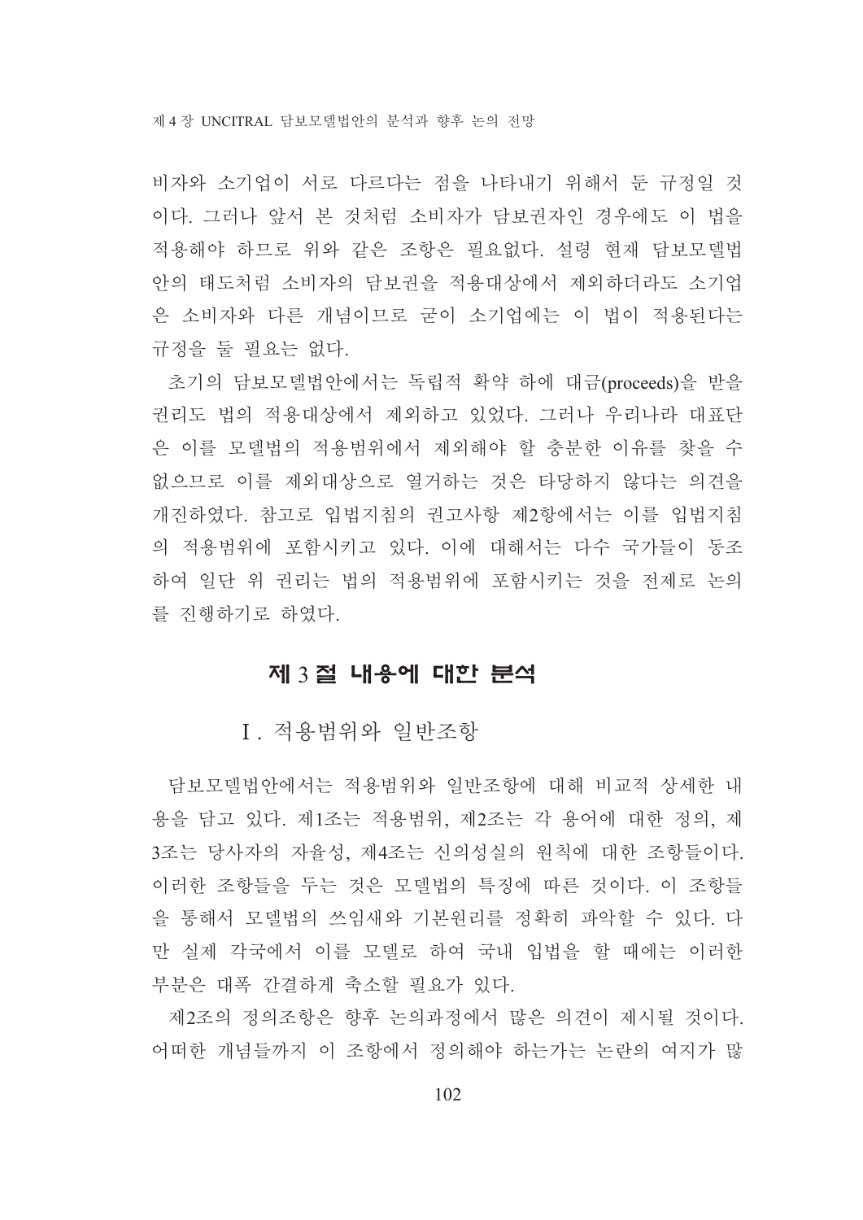비자와 소기업이 서로 다르다는 점을 나타내기 위해서 둔 규정일 것이다. 그러나 앞서 본 것처럼 소비자가 담보권자인 경우에도 이 법을 적용해야 하므로 위와 같은 조항은 필요없다. 설령 현재 담보모델법안의 태도처럼 소비자의 담보권을 적용대상에서 제외하더라도 소기업은 소비자와 다른 개념이므로 굳이 소기업에는 이 법이 적용된다는 규정을 둘 필요는 없다.

초기의 담보모델법안에서는 독립적 확약 하에 대금(proceeds)을 받을 권리도 법의 적용대상에서 제외하고 있었다. 그러나 우리나라 대표단은 이를 모델법의 적용범위에서 제외해야 할 충분한 이유를 찾을 수 없으므로 이를 제외대상으로 열거하는 것은 타당하지 않다는 의견을 개진하였다. 참고로 입법지침의 권고사항 제2항에서는 이를 입법지침의 적용범위에 포함시키고 있다. 이에 대해서는 다수 국가들이 동조하여 일단 위 권리는 법의 적용범위에 포함시키는 것을 전제로 논의를 진행하기로 하였다.

## 제 3 절 내용에 대한 분석

### Ⅰ. 적용범위와 일반조항

담보모델법안에서는 적용범위와 일반조항에 대해 비교적 상세한 내용을 담고 있다. 제1조는 적용범위, 제2조는 각 용어에 대한 정의, 제3조는 당사자의 자율성, 제4조는 신의성실의 원칙에 대한 조항들이다. 이러한 조항들을 두는 것은 모델법의 특징에 따른 것이다. 이 조항들을 통해서 모델법의 쓰임새와 기본원리를 정확히 파악할 수 있다. 다만 실제 각국에서 이를 모델로 하여 국내 입법을 할 때에는 이러한 부분은 대폭 간결하게 축소할 필요가 있다.

제2조의 정의조항은 향후 논의과정에서 많은 의견이 제시될 것이다. 어떠한 개념들까지 이 조항에서 정의해야 하는가는 논란의 여지가 많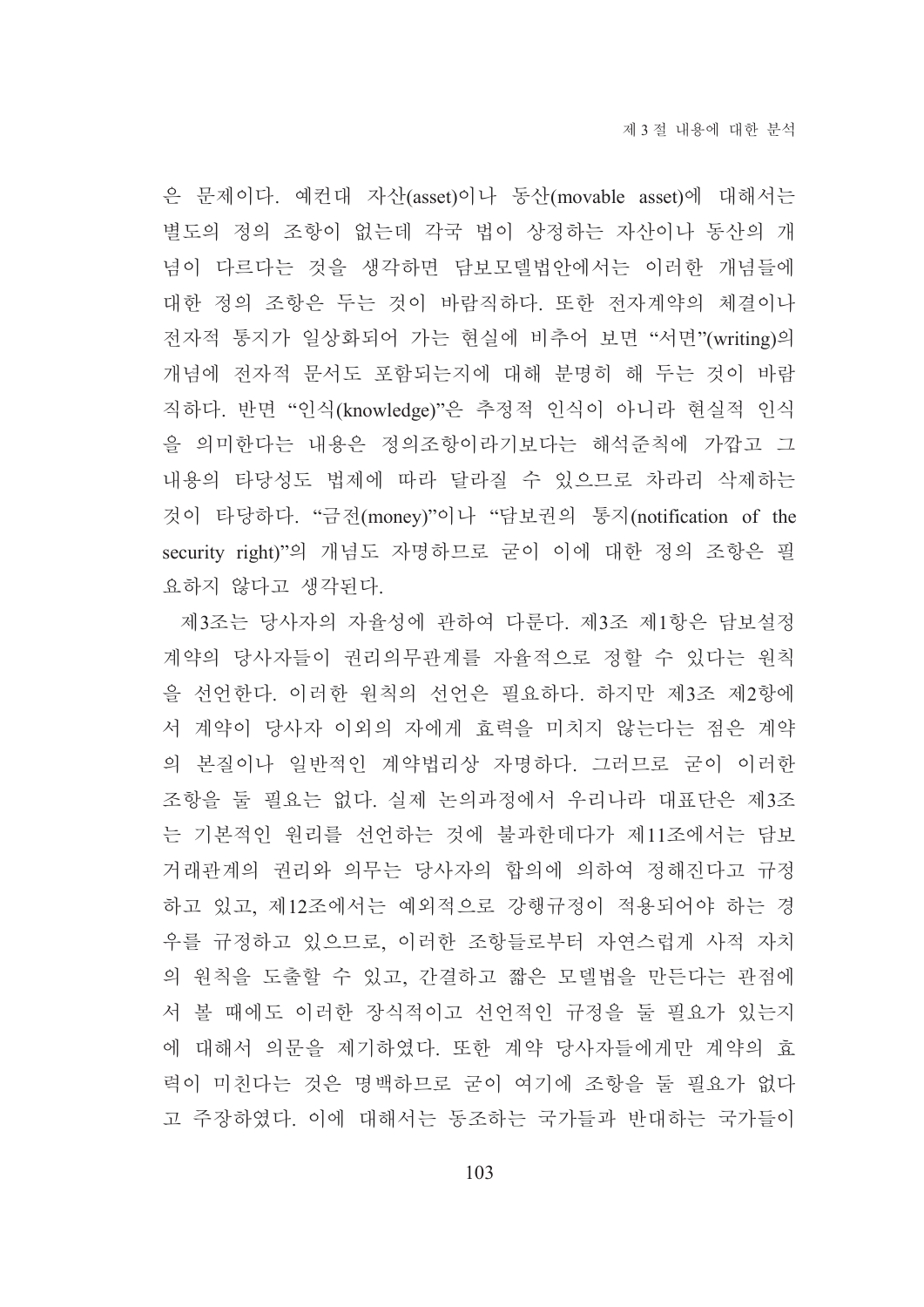은 문제이다. 예컨대 자산(asset)이나 동산(movable asset)에 대해서는 별도의 정의 조항이 없는데 각국 법이 상정하는 자산이나 동산의 개념이 다르다는 것을 생각하면 담보모델법안에서는 이러한 개념들에 대한 정의 조항은 두는 것이 바람직하다. 또한 전자계약의 체결이나 전자적 통지가 일상화되어 가는 현실에 비추어 보면 "서면"(writing)의 개념에 전자적 문서도 포함되는지에 대해 분명히 해 두는 것이 바람직하다. 반면 "인식(knowledge)"은 추정적 인식이 아니라 현실적 인식을 의미한다는 내용은 정의조항이라기보다는 해석준칙에 가깝고 그 내용의 타당성도 법제에 따라 달라질 수 있으므로 차라리 삭제하는 것이 타당하다. "금전(money)"이나 "담보권의 통지(notification of the security right)"의 개념도 자명하므로 굳이 이에 대한 정의 조항은 필요하지 않다고 생각된다.

제3조는 당사자의 자율성에 관하여 다룬다. 제3조 제1항은 담보설정계약의 당사자들이 권리의무관계를 자율적으로 정할 수 있다는 원칙을 선언한다. 이러한 원칙의 선언은 필요하다. 하지만 제3조 제2항에서 계약이 당사자 이외의 자에게 효력을 미치지 않는다는 점은 계약의 본질이나 일반적인 계약법리상 자명하다. 그러므로 굳이 이러한 조항을 둘 필요는 없다. 실제 논의과정에서 우리나라 대표단은 제3조는 기본적인 원리를 선언하는 것에 불과한데다가 제11조에서는 담보거래관계의 권리와 의무는 당사자의 합의에 의하여 정해진다고 규정하고 있고, 제12조에서는 예외적으로 강행규정이 적용되어야 하는 경우를 규정하고 있으므로, 이러한 조항들로부터 자연스럽게 사적 자치의 원칙을 도출할 수 있고, 간결하고 짧은 모델법을 만든다는 관점에서 볼 때에도 이러한 장식적이고 선언적인 규정을 둘 필요가 있는지에 대해서 의문을 제기하였다. 또한 계약 당사자들에게만 계약의 효력이 미친다는 것은 명백하므로 굳이 여기에 조항을 둘 필요가 없다고 주장하였다. 이에 대해서는 동조하는 국가들과 반대하는 국가들이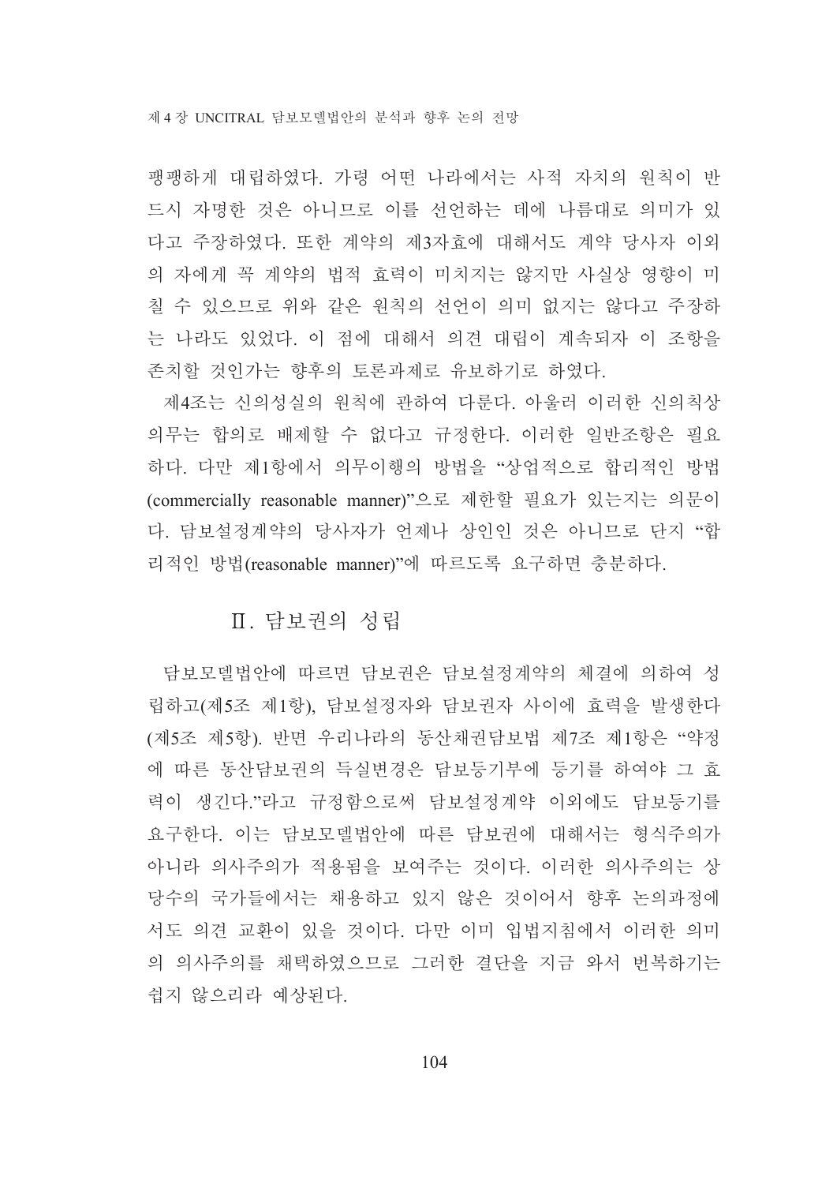팽팽하게 대립하였다. 가령 어떤 나라에서는 사적 자치의 원칙이 반드시 자명한 것은 아니므로 이를 선언하는 데에 나름대로 의미가 있다고 주장하였다. 또한 계약의 제3자효에 대해서도 계약 당사자 이외의 자에게 꼭 계약의 법적 효력이 미치지는 않지만 사실상 영향이 미칠 수 있으므로 위와 같은 원칙의 선언이 의미 없지는 않다고 주장하는 나라도 있었다. 이 점에 대해서 의견 대립이 계속되자 이 조항을 존치할 것인가는 향후의 토론과제로 유보하기로 하였다.

제4조는 신의성실의 원칙에 관하여 다룬다. 아울러 이러한 신의칙상 의무는 합의로 배제할 수 없다고 규정한다. 이러한 일반조항은 필요하다. 다만 제1항에서 의무이행의 방법을 “상업적으로 합리적인 방법(commercially reasonable manner)”으로 제한할 필요가 있는지는 의문이다. 담보설정계약의 당사자가 언제나 상인인 것은 아니므로 단지 “합리적인 방법(reasonable manner)”에 따르도록 요구하면 충분하다.

## Ⅱ. 담보권의 성립

담보모델법안에 따르면 담보권은 담보설정계약의 체결에 의하여 성립하고(제5조 제1항), 담보설정자와 담보권자 사이에 효력을 발생한다(제5조 제5항). 반면 우리나라의 동산채권담보법 제7조 제1항은 “약정에 따른 동산담보권의 득실변경은 담보등기부에 등기를 하여야 그 효력이 생긴다.”라고 규정함으로써 담보설정계약 이외에도 담보등기를 요구한다. 이는 담보모델법안에 따른 담보권에 대해서는 형식주의가 아니라 의사주의가 적용됨을 보여주는 것이다. 이러한 의사주의는 상당수의 국가들에서는 채용하고 있지 않은 것이어서 향후 논의과정에서도 의견 교환이 있을 것이다. 다만 이미 입법지침에서 이러한 의미의 의사주의를 채택하였으므로 그러한 결단을 지금 와서 번복하기는 쉽지 않으리라 예상된다.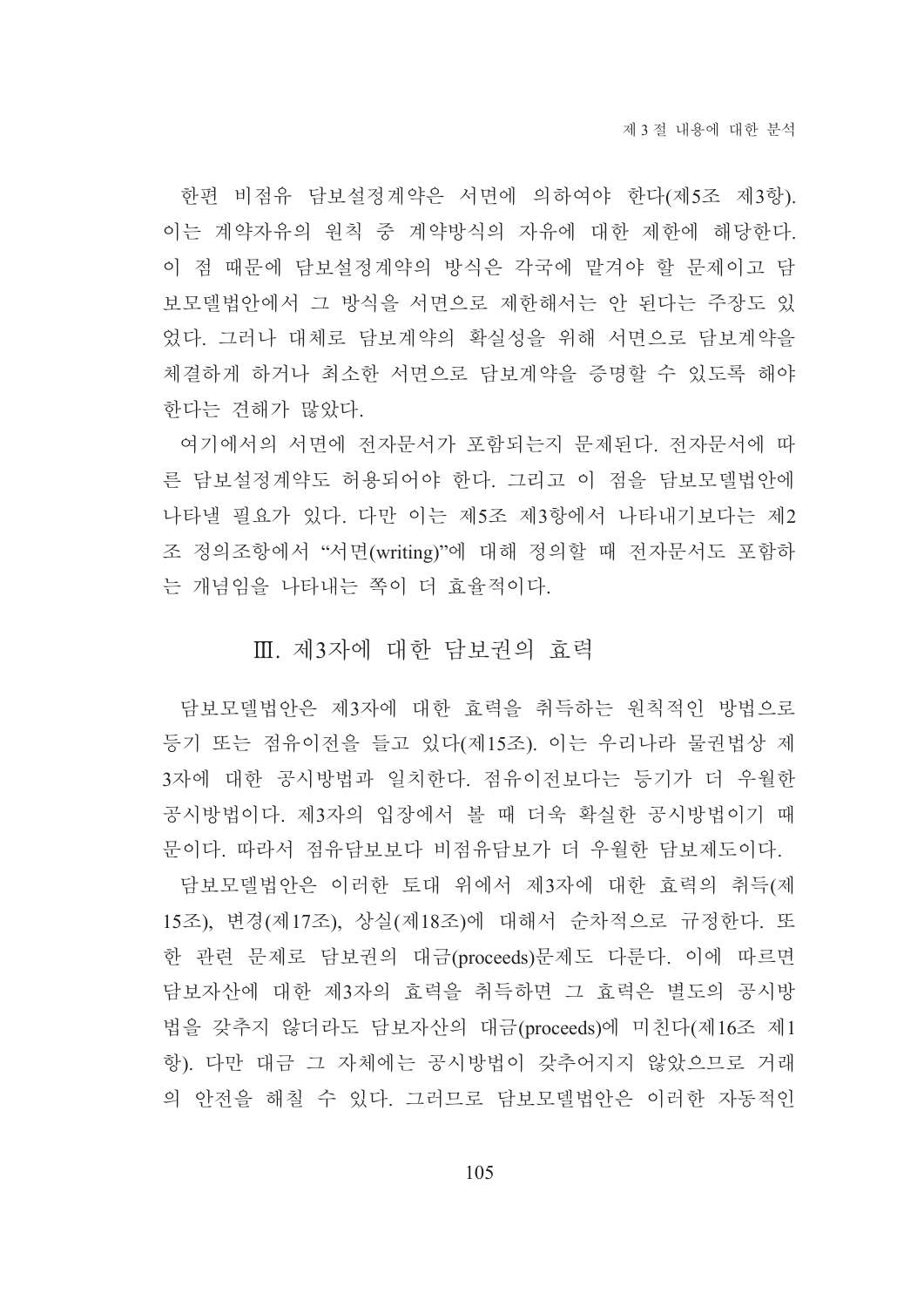한편 비점유 담보설정계약은 서면에 의하여야 한다(제5조 제3항). 이는 계약자유의 원칙 중 계약방식의 자유에 대한 제한에 해당한다. 이 점 때문에 담보설정계약의 방식은 각국에 맡겨야 할 문제이고 담보모델법안에서 그 방식을 서면으로 제한해서는 안 된다는 주장도 있었다. 그러나 대체로 담보계약의 확실성을 위해 서면으로 담보계약을 체결하게 하거나 최소한 서면으로 담보계약을 증명할 수 있도록 해야 한다는 견해가 많았다.

여기에서의 서면에 전자문서가 포함되는지 문제된다. 전자문서에 따른 담보설정계약도 허용되어야 한다. 그리고 이 점을 담보모델법안에 나타낼 필요가 있다. 다만 이는 제5조 제3항에서 나타내기보다는 제2조 정의조항에서 "서면(writing)"에 대해 정의할 때 전자문서도 포함하는 개념임을 나타내는 쪽이 더 효율적이다.

## Ⅲ. 제3자에 대한 담보권의 효력

담보모델법안은 제3자에 대한 효력을 취득하는 원칙적인 방법으로 등기 또는 점유이전을 들고 있다(제15조). 이는 우리나라 물권법상 제3자에 대한 공시방법과 일치한다. 점유이전보다는 등기가 더 우월한 공시방법이다. 제3자의 입장에서 볼 때 더욱 확실한 공시방법이기 때문이다. 따라서 점유담보보다 비점유담보가 더 우월한 담보제도이다.

담보모델법안은 이러한 토대 위에서 제3자에 대한 효력의 취득(제15조), 변경(제17조), 상실(제18조)에 대해서 순차적으로 규정한다. 또한 관련 문제로 담보권의 대금(proceeds)문제도 다룬다. 이에 따르면 담보자산에 대한 제3자의 효력을 취득하면 그 효력은 별도의 공시방법을 갖추지 않더라도 담보자산의 대금(proceeds)에 미친다(제16조 제1항). 다만 대금 그 자체에는 공시방법이 갖추어지지 않았으므로 거래의 안전을 해칠 수 있다. 그러므로 담보모델법안은 이러한 자동적인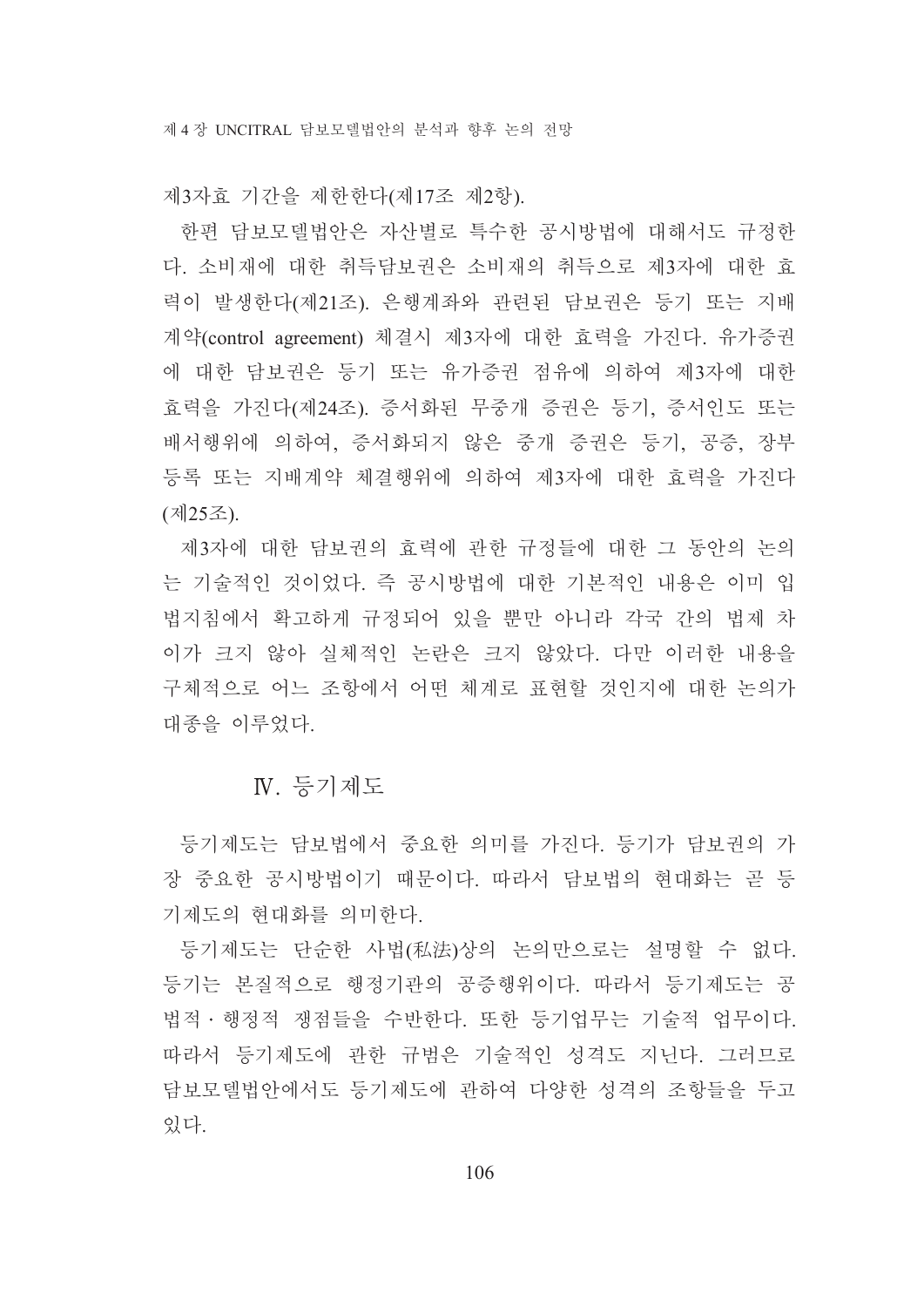제3자효 기간을 제한한다(제17조 제2항).

한편 담보모델법안은 자산별로 특수한 공시방법에 대해서도 규정한다. 소비재에 대한 취득담보권은 소비재의 취득으로 제3자에 대한 효력이 발생한다(제21조). 은행계좌와 관련된 담보권은 등기 또는 지배계약(control agreement) 체결시 제3자에 대한 효력을 가진다. 유가증권에 대한 담보권은 등기 또는 유가증권 점유에 의하여 제3자에 대한 효력을 가진다(제24조). 증서화된 무중개 증권은 등기, 증서인도 또는 배서행위에 의하여, 증서화되지 않은 중개 증권은 등기, 공증, 장부등록 또는 지배계약 체결행위에 의하여 제3자에 대한 효력을 가진다(제25조).

제3자에 대한 담보권의 효력에 관한 규정들에 대한 그 동안의 논의는 기술적인 것이었다. 즉 공시방법에 대한 기본적인 내용은 이미 입법지침에서 확고하게 규정되어 있을 뿐만 아니라 각국 간의 법제 차이가 크지 않아 실체적인 논란은 크지 않았다. 다만 이러한 내용을 구체적으로 어느 조항에서 어떤 체계로 표현할 것인지에 대한 논의가 대종을 이루었다.

## Ⅳ. 등기제도

등기제도는 담보법에서 중요한 의미를 가진다. 등기가 담보권의 가장 중요한 공시방법이기 때문이다. 따라서 담보법의 현대화는 곧 등기제도의 현대화를 의미한다.

등기제도는 단순한 사법(私法)상의 논의만으로는 설명할 수 없다. 등기는 본질적으로 행정기관의 공증행위이다. 따라서 등기제도는 공법적·행정적 쟁점들을 수반한다. 또한 등기업무는 기술적 업무이다. 따라서 등기제도에 관한 규범은 기술적인 성격도 지닌다. 그러므로 담보모델법안에서도 등기제도에 관하여 다양한 성격의 조항들을 두고 있다.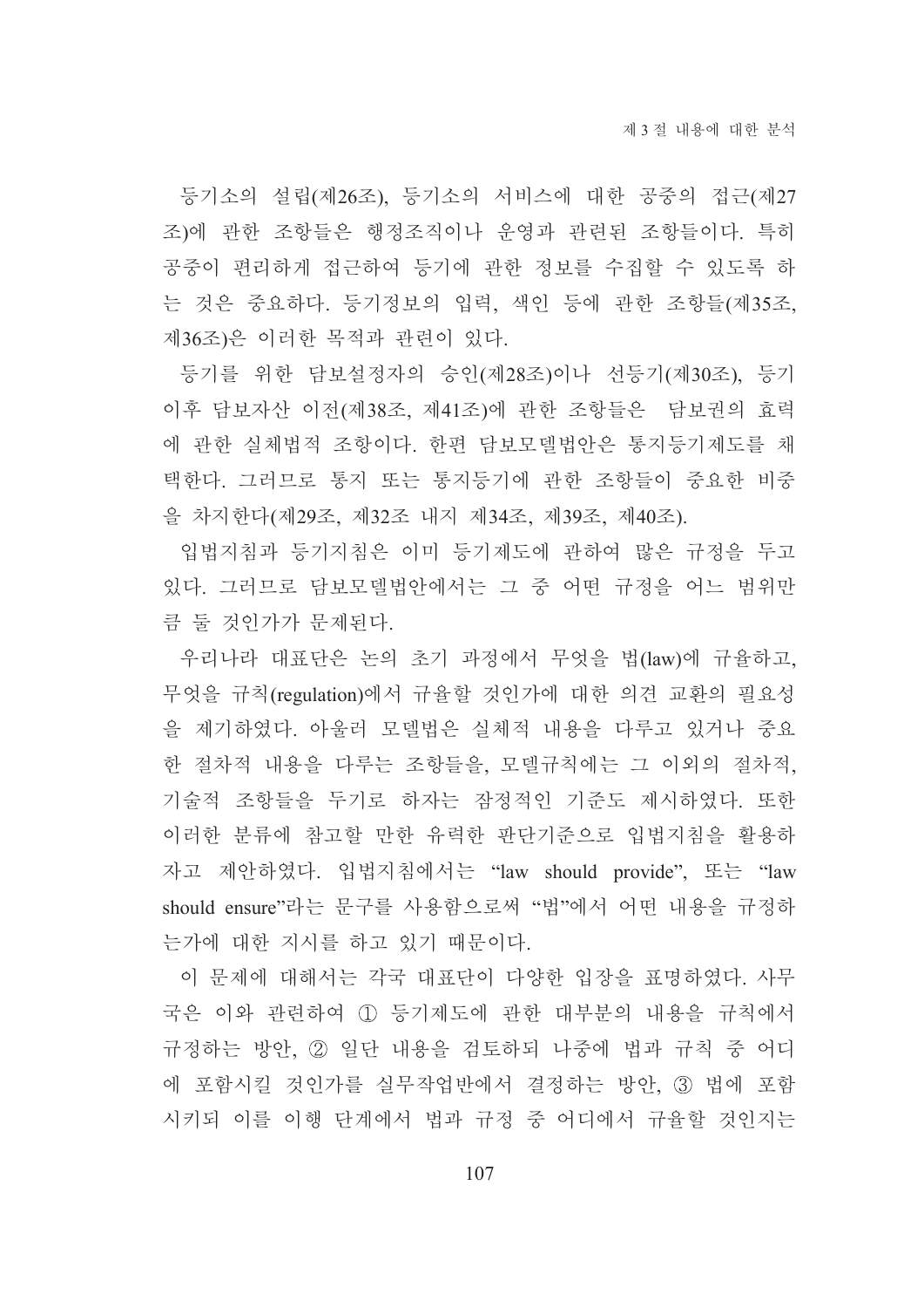등기소의 설립(제26조), 등기소의 서비스에 대한 공중의 접근(제27조)에 관한 조항들은 행정조직이나 운영과 관련된 조항들이다. 특히 공중이 편리하게 접근하여 등기에 관한 정보를 수집할 수 있도록 하는 것은 중요하다. 등기정보의 입력, 색인 등에 관한 조항들(제35조, 제36조)은 이러한 목적과 관련이 있다.

등기를 위한 담보설정자의 승인(제28조)이나 선등기(제30조), 등기 이후 담보자산 이전(제38조, 제41조)에 관한 조항들은  담보권의 효력에 관한 실체법적 조항이다. 한편 담보모델법안은 통지등기제도를 채택한다. 그러므로 통지 또는 통지등기에 관한 조항들이 중요한 비중을 차지한다(제29조, 제32조 내지 제34조, 제39조, 제40조).

입법지침과 등기지침은 이미 등기제도에 관하여 많은 규정을 두고 있다. 그러므로 담보모델법안에서는 그 중 어떤 규정을 어느 범위만큼 둘 것인가가 문제된다.

우리나라 대표단은 논의 초기 과정에서 무엇을 법(law)에 규율하고, 무엇을 규칙(regulation)에서 규율할 것인가에 대한 의견 교환의 필요성을 제기하였다. 아울러 모델법은 실체적 내용을 다루고 있거나 중요한 절차적 내용을 다루는 조항들을, 모델규칙에는 그 이외의 절차적, 기술적 조항들을 두기로 하자는 잠정적인 기준도 제시하였다. 또한 이러한 분류에 참고할 만한 유력한 판단기준으로 입법지침을 활용하자고 제안하였다. 입법지침에서는 "law should provide", 또는 "law should ensure"라는 문구를 사용함으로써 "법"에서 어떤 내용을 규정하는가에 대한 지시를 하고 있기 때문이다.

이 문제에 대해서는 각국 대표단이 다양한 입장을 표명하였다. 사무국은 이와 관련하여 ① 등기제도에 관한 대부분의 내용을 규칙에서 규정하는 방안, ② 일단 내용을 검토하되 나중에 법과 규칙 중 어디에 포함시킬 것인가를 실무작업반에서 결정하는 방안, ③ 법에 포함시키되 이를 이행 단계에서 법과 규정 중 어디에서 규율할 것인지는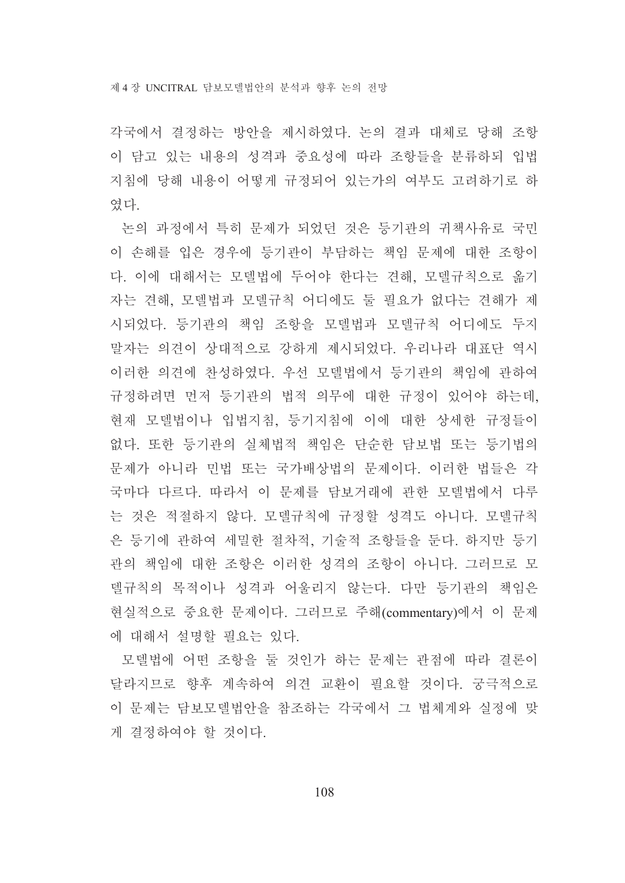각국에서 결정하는 방안을 제시하였다. 논의 결과 대체로 당해 조항이 담고 있는 내용의 성격과 중요성에 따라 조항들을 분류하되 입법지침에 당해 내용이 어떻게 규정되어 있는가의 여부도 고려하기로 하였다.

논의 과정에서 특히 문제가 되었던 것은 등기관의 귀책사유로 국민이 손해를 입은 경우에 등기관이 부담하는 책임 문제에 대한 조항이다. 이에 대해서는 모델법에 두어야 한다는 견해, 모델규칙으로 옮기자는 견해, 모델법과 모델규칙 어디에도 둘 필요가 없다는 견해가 제시되었다. 등기관의 책임 조항을 모델법과 모델규칙 어디에도 두지 말자는 의견이 상대적으로 강하게 제시되었다. 우리나라 대표단 역시 이러한 의견에 찬성하였다. 우선 모델법에서 등기관의 책임에 관하여 규정하려면 먼저 등기관의 법적 의무에 대한 규정이 있어야 하는데, 현재 모델법이나 입법지침, 등기지침에 이에 대한 상세한 규정들이 없다. 또한 등기관의 실체법적 책임은 단순한 담보법 또는 등기법의 문제가 아니라 민법 또는 국가배상법의 문제이다. 이러한 법들은 각국마다 다르다. 따라서 이 문제를 담보거래에 관한 모델법에서 다루는 것은 적절하지 않다. 모델규칙에 규정할 성격도 아니다. 모델규칙은 등기에 관하여 세밀한 절차적, 기술적 조항들을 둔다. 하지만 등기관의 책임에 대한 조항은 이러한 성격의 조항이 아니다. 그러므로 모델규칙의 목적이나 성격과 어울리지 않는다. 다만 등기관의 책임은 현실적으로 중요한 문제이다. 그러므로 주해(commentary)에서 이 문제에 대해서 설명할 필요는 있다.

모델법에 어떤 조항을 둘 것인가 하는 문제는 관점에 따라 결론이 달라지므로 향후 계속하여 의견 교환이 필요할 것이다. 궁극적으로 이 문제는 담보모델법안을 참조하는 각국에서 그 법체계와 실정에 맞게 결정하여야 할 것이다.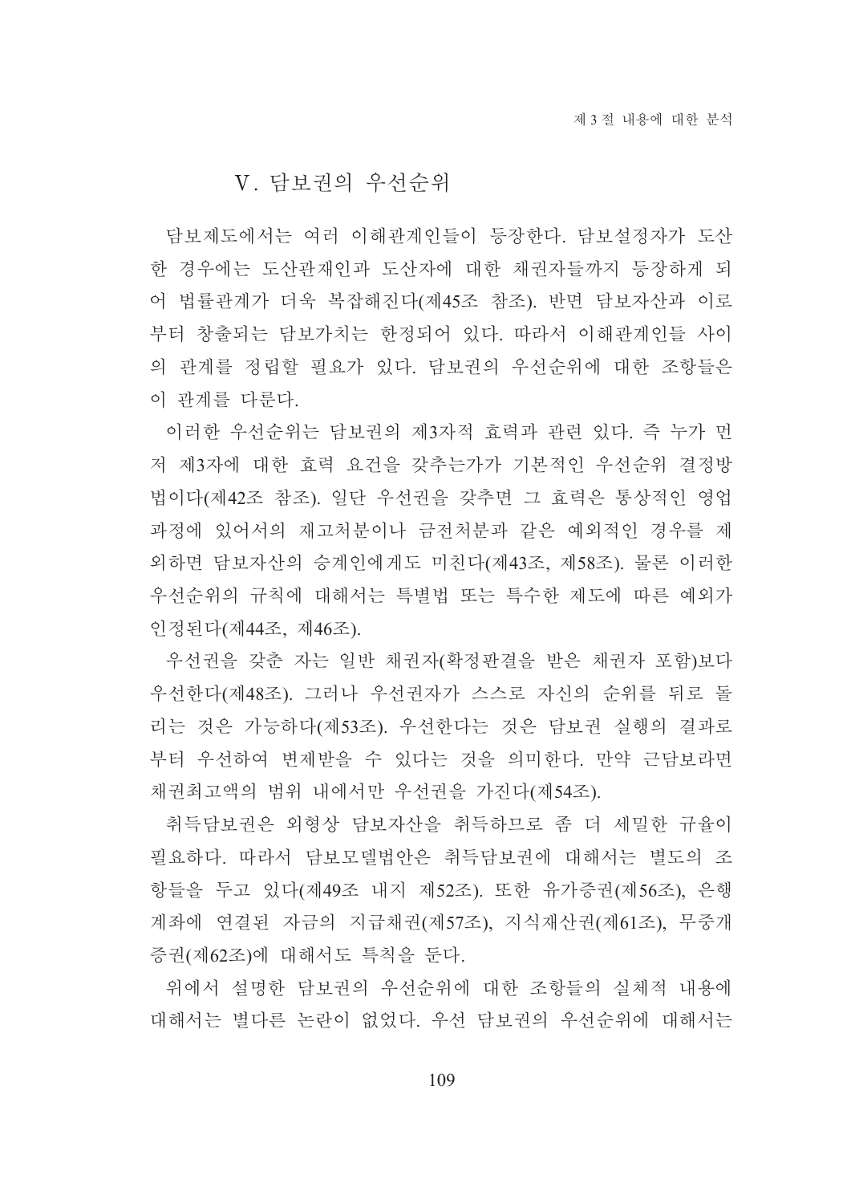## V. 담보권의 우선순위

담보제도에서는 여러 이해관계인들이 등장한다. 담보설정자가 도산한 경우에는 도산관재인과 도산자에 대한 채권자들까지 등장하게 되어 법률관계가 더욱 복잡해진다(제45조 참조). 반면 담보자산과 이로부터 창출되는 담보가치는 한정되어 있다. 따라서 이해관계인들 사이의 관계를 정립할 필요가 있다. 담보권의 우선순위에 대한 조항들은 이 관계를 다룬다.

이러한 우선순위는 담보권의 제3자적 효력과 관련 있다. 즉 누가 먼저 제3자에 대한 효력 요건을 갖추는가가 기본적인 우선순위 결정방법이다(제42조 참조). 일단 우선권을 갖추면 그 효력은 통상적인 영업과정에 있어서의 재고처분이나 금전처분과 같은 예외적인 경우를 제외하면 담보자산의 승계인에게도 미친다(제43조, 제58조). 물론 이러한 우선순위의 규칙에 대해서는 특별법 또는 특수한 제도에 따른 예외가 인정된다(제44조, 제46조).

우선권을 갖춘 자는 일반 채권자(확정판결을 받은 채권자 포함)보다 우선한다(제48조). 그러나 우선권자가 스스로 자신의 순위를 뒤로 돌리는 것은 가능하다(제53조). 우선한다는 것은 담보권 실행의 결과로부터 우선하여 변제받을 수 있다는 것을 의미한다. 만약 근담보라면 채권최고액의 범위 내에서만 우선권을 가진다(제54조).

취득담보권은 외형상 담보자산을 취득하므로 좀 더 세밀한 규율이 필요하다. 따라서 담보모델법안은 취득담보권에 대해서는 별도의 조항들을 두고 있다(제49조 내지 제52조). 또한 유가증권(제56조), 은행계좌에 연결된 자금의 지급채권(제57조), 지식재산권(제61조), 무증개증권(제62조)에 대해서도 특칙을 둔다.

위에서 설명한 담보권의 우선순위에 대한 조항들의 실체적 내용에 대해서는 별다른 논란이 없었다. 우선 담보권의 우선순위에 대해서는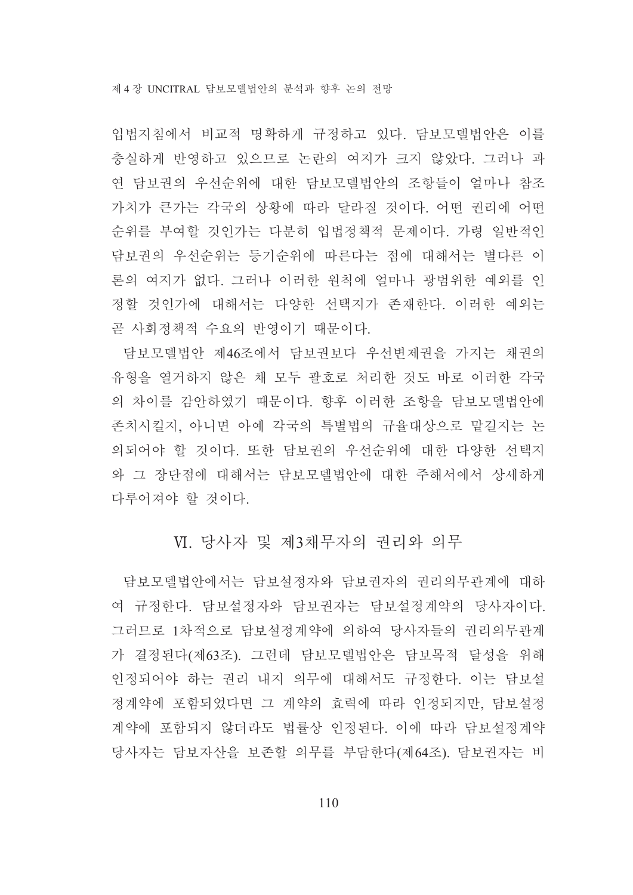입법지침에서 비교적 명확하게 규정하고 있다. 담보모델법안은 이를 충실하게 반영하고 있으므로 논란의 여지가 크지 않았다. 그러나 과연 담보권의 우선순위에 대한 담보모델법안의 조항들이 얼마나 참조가치가 큰가는 각국의 상황에 따라 달라질 것이다. 어떤 권리에 어떤 순위를 부여할 것인가는 다분히 입법정책적 문제이다. 가령 일반적인 담보권의 우선순위는 등기순위에 따른다는 점에 대해서는 별다른 이론의 여지가 없다. 그러나 이러한 원칙에 얼마나 광범위한 예외를 인정할 것인가에 대해서는 다양한 선택지가 존재한다. 이러한 예외는 곧 사회정책적 수요의 반영이기 때문이다.

담보모델법안 제46조에서 담보권보다 우선변제권을 가지는 채권의 유형을 열거하지 않은 채 모두 괄호로 처리한 것도 바로 이러한 각국의 차이를 감안하였기 때문이다. 향후 이러한 조항을 담보모델법안에 존치시킬지, 아니면 아예 각국의 특별법의 규율대상으로 맡길지는 논의되어야 할 것이다. 또한 담보권의 우선순위에 대한 다양한 선택지와 그 장단점에 대해서는 담보모델법안에 대한 주해서에서 상세하게 다루어져야 할 것이다.

## Ⅵ. 당사자 및 제3채무자의 권리와 의무

담보모델법안에서는 담보설정자와 담보권자의 권리의무관계에 대하여 규정한다. 담보설정자와 담보권자는 담보설정계약의 당사자이다. 그러므로 1차적으로 담보설정계약에 의하여 당사자들의 권리의무관계가 결정된다(제63조). 그런데 담보모델법안은 담보목적 달성을 위해 인정되어야 하는 권리 내지 의무에 대해서도 규정한다. 이는 담보설정계약에 포함되었다면 그 계약의 효력에 따라 인정되지만, 담보설정계약에 포함되지 않더라도 법률상 인정된다. 이에 따라 담보설정계약 당사자는 담보자산을 보존할 의무를 부담한다(제64조). 담보권자는 비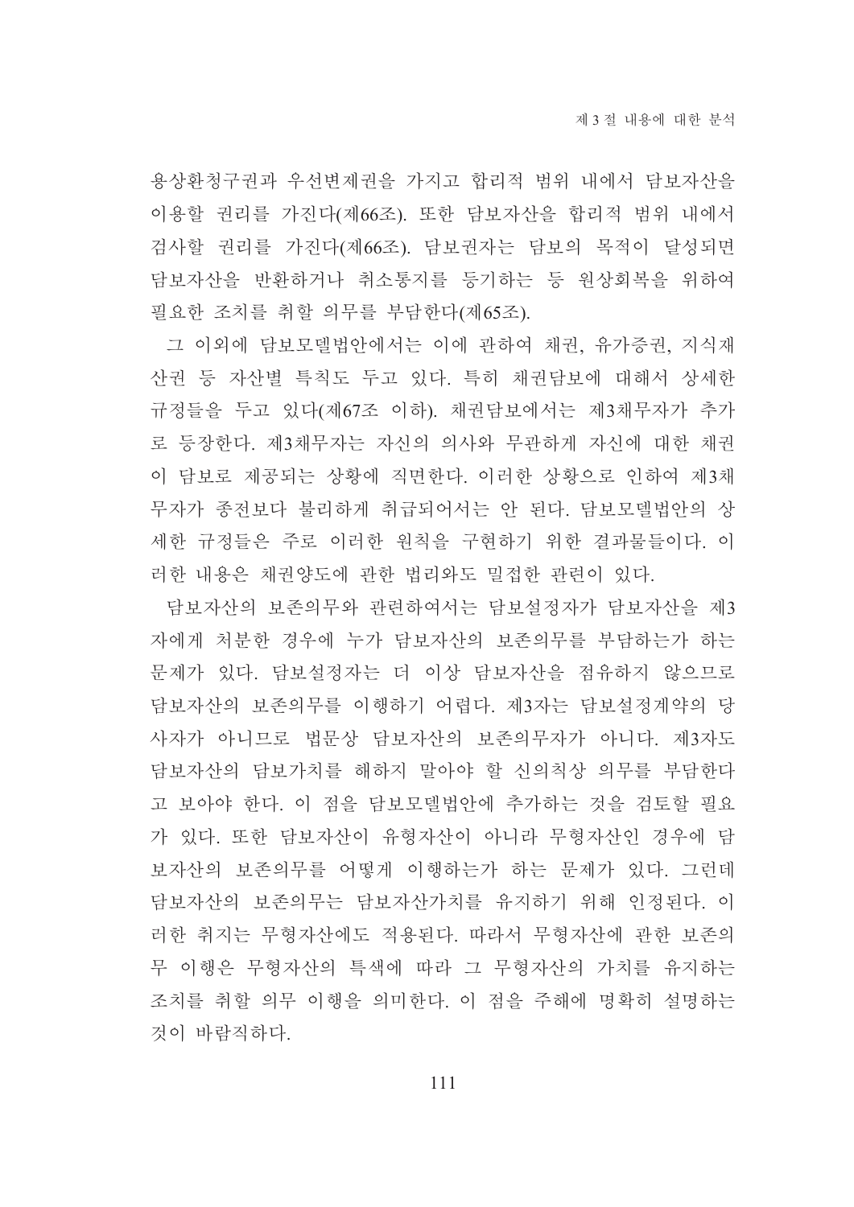용상환청구권과 우선변제권을 가지고 합리적 범위 내에서 담보자산을 이용할 권리를 가진다(제66조). 또한 담보자산을 합리적 범위 내에서 검사할 권리를 가진다(제66조). 담보권자는 담보의 목적이 달성되면 담보자산을 반환하거나 취소통지를 등기하는 등 원상회복을 위하여 필요한 조치를 취할 의무를 부담한다(제65조).

그 이외에 담보모델법안에서는 이에 관하여 채권, 유가증권, 지식재산권 등 자산별 특칙도 두고 있다. 특히 채권담보에 대해서 상세한 규정들을 두고 있다(제67조 이하). 채권담보에서는 제3채무자가 추가로 등장한다. 제3채무자는 자신의 의사와 무관하게 자신에 대한 채권이 담보로 제공되는 상황에 직면한다. 이러한 상황으로 인하여 제3채무자가 종전보다 불리하게 취급되어서는 안 된다. 담보모델법안의 상세한 규정들은 주로 이러한 원칙을 구현하기 위한 결과물들이다. 이러한 내용은 채권양도에 관한 법리와도 밀접한 관련이 있다.

담보자산의 보존의무와 관련하여서는 담보설정자가 담보자산을 제3자에게 처분한 경우에 누가 담보자산의 보존의무를 부담하는가 하는 문제가 있다. 담보설정자는 더 이상 담보자산을 점유하지 않으므로 담보자산의 보존의무를 이행하기 어렵다. 제3자는 담보설정계약의 당사자가 아니므로 법문상 담보자산의 보존의무자가 아니다. 제3자도 담보자산의 담보가치를 해하지 말아야 할 신의칙상 의무를 부담한다고 보아야 한다. 이 점을 담보모델법안에 추가하는 것을 검토할 필요가 있다. 또한 담보자산이 유형자산이 아니라 무형자산인 경우에 담보자산의 보존의무를 어떻게 이행하는가 하는 문제가 있다. 그런데 담보자산의 보존의무는 담보자산가치를 유지하기 위해 인정된다. 이러한 취지는 무형자산에도 적용된다. 따라서 무형자산에 관한 보존의무 이행은 무형자산의 특색에 따라 그 무형자산의 가치를 유지하는 조치를 취할 의무 이행을 의미한다. 이 점을 주해에 명확히 설명하는 것이 바람직하다.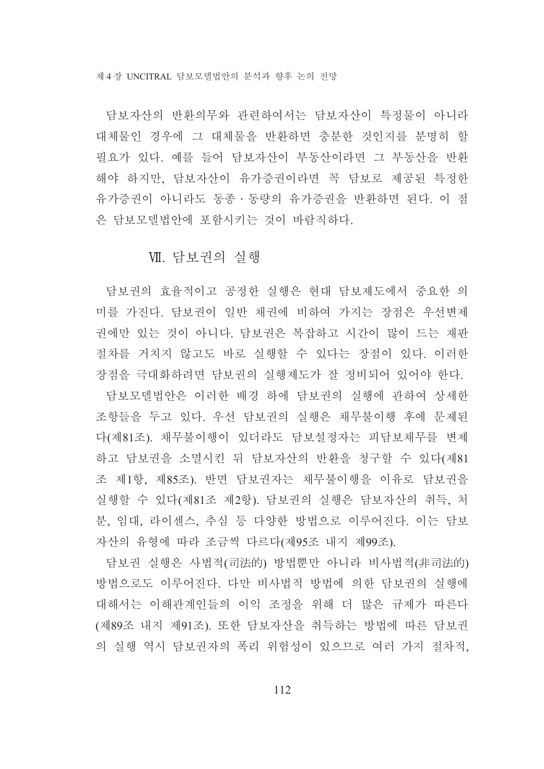담보자산의 반환의무와 관련하여서는 담보자산이 특정물이 아니라 대체물인 경우에 그 대체물을 반환하면 충분한 것인지를 분명히 할 필요가 있다. 예를 들어 담보자산이 부동산이라면 그 부동산을 반환해야 하지만, 담보자산이 유가증권이라면 꼭 담보로 제공된 특정한 유가증권이 아니라도 동종·동량의 유가증권을 반환하면 된다. 이 점은 담보모델법안에 포함시키는 것이 바람직하다.

## Ⅶ. 담보권의 실행

담보권의 효율적이고 공정한 실행은 현대 담보제도에서 중요한 의미를 가진다. 담보권이 일반 채권에 비하여 가지는 장점은 우선변제권에만 있는 것이 아니다. 담보권은 복잡하고 시간이 많이 드는 재판절차를 거치지 않고도 바로 실행할 수 있다는 장점이 있다. 이러한 장점을 극대화하려면 담보권의 실행제도가 잘 정비되어 있어야 한다.

담보모델법안은 이러한 배경 하에 담보권의 실행에 관하여 상세한 조항들을 두고 있다. 우선 담보권의 실행은 채무불이행 후에 문제된다(제81조). 채무불이행이 있더라도 담보설정자는 피담보채무를 변제하고 담보권을 소멸시킨 뒤 담보자산의 반환을 청구할 수 있다(제81조 제1항, 제85조). 반면 담보권자는 채무불이행을 이유로 담보권을 실행할 수 있다(제81조 제2항). 담보권의 실행은 담보자산의 취득, 처분, 임대, 라이센스, 추심 등 다양한 방법으로 이루어진다. 이는 담보자산의 유형에 따라 조금씩 다르다(제95조 내지 제99조).

담보권 실행은 사법적(司法的) 방법뿐만 아니라 비사법적(非司法的) 방법으로도 이루어진다. 다만 비사법적 방법에 의한 담보권의 실행에 대해서는 이해관계인들의 이익 조정을 위해 더 많은 규제가 따른다(제89조 내지 제91조). 또한 담보자산을 취득하는 방법에 따른 담보권의 실행 역시 담보권자의 폭리 위험성이 있으므로 여러 가지 절차적,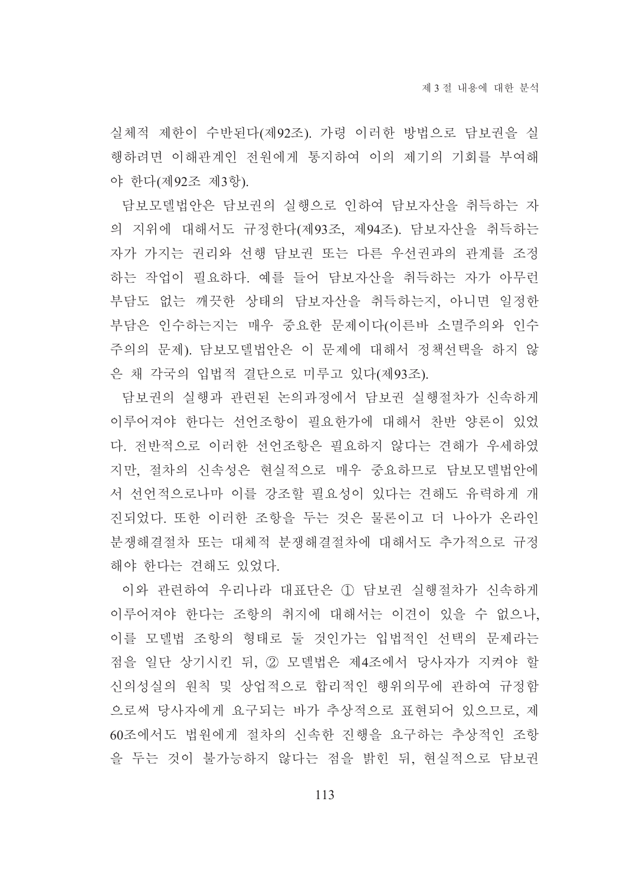실체적 제한이 수반된다(제92조). 가령 이러한 방법으로 담보권을 실행하려면 이해관계인 전원에게 통지하여 이의 제기의 기회를 부여해야 한다(제92조 제3항).

담보모델법안은 담보권의 실행으로 인하여 담보자산을 취득하는 자의 지위에 대해서도 규정한다(제93조, 제94조). 담보자산을 취득하는 자가 가지는 권리와 선행 담보권 또는 다른 우선권과의 관계를 조정하는 작업이 필요하다. 예를 들어 담보자산을 취득하는 자가 아무런 부담도 없는 깨끗한 상태의 담보자산을 취득하는지, 아니면 일정한 부담은 인수하는지는 매우 중요한 문제이다(이른바 소멸주의와 인수주의의 문제). 담보모델법안은 이 문제에 대해서 정책선택을 하지 않은 채 각국의 입법적 결단으로 미루고 있다(제93조).

담보권의 실행과 관련된 논의과정에서 담보권 실행절차가 신속하게 이루어져야 한다는 선언조항이 필요한가에 대해서 찬반 양론이 있었다. 전반적으로 이러한 선언조항은 필요하지 않다는 견해가 우세하였지만, 절차의 신속성은 현실적으로 매우 중요하므로 담보모델법안에서 선언적으로나마 이를 강조할 필요성이 있다는 견해도 유력하게 개진되었다. 또한 이러한 조항을 두는 것은 물론이고 더 나아가 온라인 분쟁해결절차 또는 대체적 분쟁해결절차에 대해서도 추가적으로 규정해야 한다는 견해도 있었다.

이와 관련하여 우리나라 대표단은 ① 담보권 실행절차가 신속하게 이루어져야 한다는 조항의 취지에 대해서는 이견이 있을 수 없으나, 이를 모델법 조항의 형태로 둘 것인가는 입법적인 선택의 문제라는 점을 일단 상기시킨 뒤, ② 모델법은 제4조에서 당사자가 지켜야 할 신의성실의 원칙 및 상업적으로 합리적인 행위의무에 관하여 규정함으로써 당사자에게 요구되는 바가 추상적으로 표현되어 있으므로, 제60조에서도 법원에게 절차의 신속한 진행을 요구하는 추상적인 조항을 두는 것이 불가능하지 않다는 점을 밝힌 뒤, 현실적으로 담보권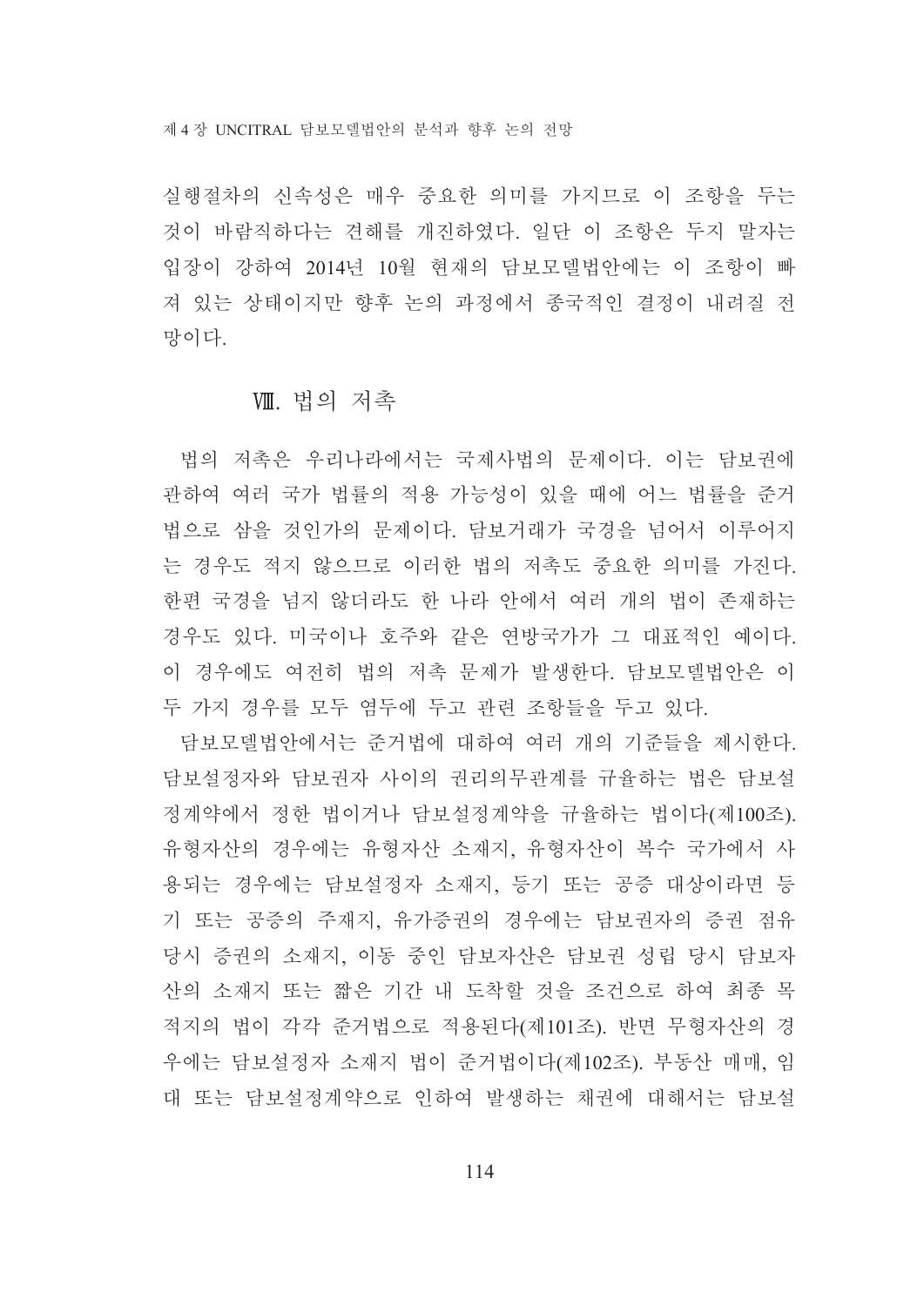실행절차의 신속성은 매우 중요한 의미를 가지므로 이 조항을 두는 것이 바람직하다는 견해를 개진하였다. 일단 이 조항은 두지 말자는 입장이 강하여 2014년 10월 현재의 담보모델법안에는 이 조항이 빠져 있는 상태이지만 향후 논의 과정에서 종국적인 결정이 내려질 전망이다.

## Ⅷ. 법의 저촉

법의 저촉은 우리나라에서는 국제사법의 문제이다. 이는 담보권에 관하여 여러 국가 법률의 적용 가능성이 있을 때에 어느 법률을 준거법으로 삼을 것인가의 문제이다. 담보거래가 국경을 넘어서 이루어지는 경우도 적지 않으므로 이러한 법의 저촉도 중요한 의미를 가진다. 한편 국경을 넘지 않더라도 한 나라 안에서 여러 개의 법이 존재하는 경우도 있다. 미국이나 호주와 같은 연방국가가 그 대표적인 예이다. 이 경우에도 여전히 법의 저촉 문제가 발생한다. 담보모델법안은 이 두 가지 경우를 모두 염두에 두고 관련 조항들을 두고 있다.

담보모델법안에서는 준거법에 대하여 여러 개의 기준들을 제시한다. 담보설정자와 담보권자 사이의 권리의무관계를 규율하는 법은 담보설정계약에서 정한 법이거나 담보설정계약을 규율하는 법이다(제100조). 유형자산의 경우에는 유형자산 소재지, 유형자산이 복수 국가에서 사용되는 경우에는 담보설정자 소재지, 등기 또는 공증 대상이라면 등기 또는 공증의 주재지, 유가증권의 경우에는 담보권자의 증권 점유 당시 증권의 소재지, 이동 중인 담보자산은 담보권 성립 당시 담보자산의 소재지 또는 짧은 기간 내 도착할 것을 조건으로 하여 최종 목적지의 법이 각각 준거법으로 적용된다(제101조). 반면 무형자산의 경우에는 담보설정자 소재지 법이 준거법이다(제102조). 부동산 매매, 임대 또는 담보설정계약으로 인하여 발생하는 채권에 대해서는 담보설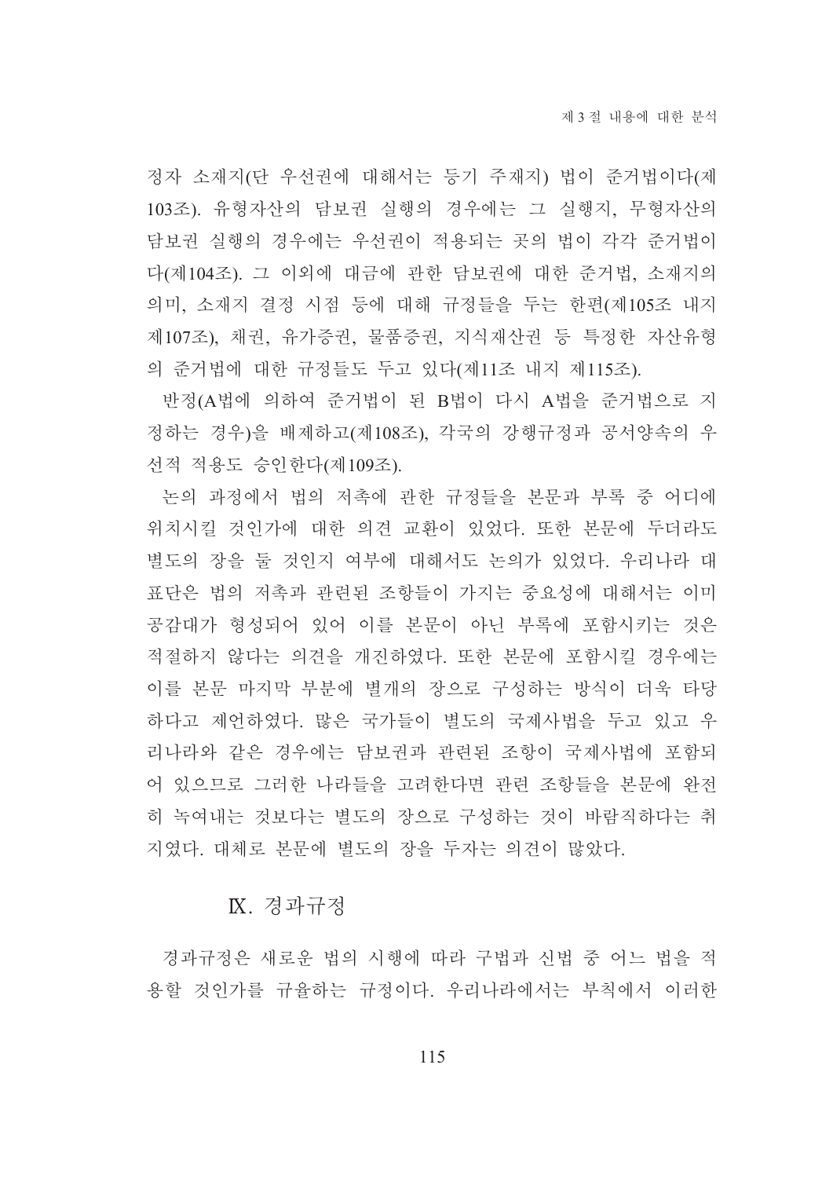정자 소재지(단 우선권에 대해서는 등기 주재지) 법이 준거법이다(제103조). 유형자산의 담보권 실행의 경우에는 그 실행지, 무형자산의 담보권 실행의 경우에는 우선권이 적용되는 곳의 법이 각각 준거법이다(제104조). 그 이외에 대금에 관한 담보권에 대한 준거법, 소재지의 의미, 소재지 결정 시점 등에 대해 규정들을 두는 한편(제105조 내지 제107조), 채권, 유가증권, 물품증권, 지식재산권 등 특정한 자산유형의 준거법에 대한 규정들도 두고 있다(제11조 내지 제115조).

반정(A법에 의하여 준거법이 된 B법이 다시 A법을 준거법으로 지정하는 경우)을 배제하고(제108조), 각국의 강행규정과 공서양속의 우선적 적용도 승인한다(제109조).

논의 과정에서 법의 저촉에 관한 규정들을 본문과 부록 중 어디에 위치시킬 것인가에 대한 의견 교환이 있었다. 또한 본문에 두더라도 별도의 장을 둘 것인지 여부에 대해서도 논의가 있었다. 우리나라 대표단은 법의 저촉과 관련된 조항들이 가지는 중요성에 대해서는 이미 공감대가 형성되어 있어 이를 본문이 아닌 부록에 포함시키는 것은 적절하지 않다는 의견을 개진하였다. 또한 본문에 포함시킬 경우에는 이를 본문 마지막 부분에 별개의 장으로 구성하는 방식이 더욱 타당하다고 제언하였다. 많은 국가들이 별도의 국제사법을 두고 있고 우리나라와 같은 경우에는 담보권과 관련된 조항이 국제사법에 포함되어 있으므로 그러한 나라들을 고려한다면 관련 조항들을 본문에 완전히 녹여내는 것보다는 별도의 장으로 구성하는 것이 바람직하다는 취지였다. 대체로 본문에 별도의 장을 두자는 의견이 많았다.

## Ⅸ. 경과규정

경과규정은 새로운 법의 시행에 따라 구법과 신법 중 어느 법을 적용할 것인가를 규율하는 규정이다. 우리나라에서는 부칙에서 이러한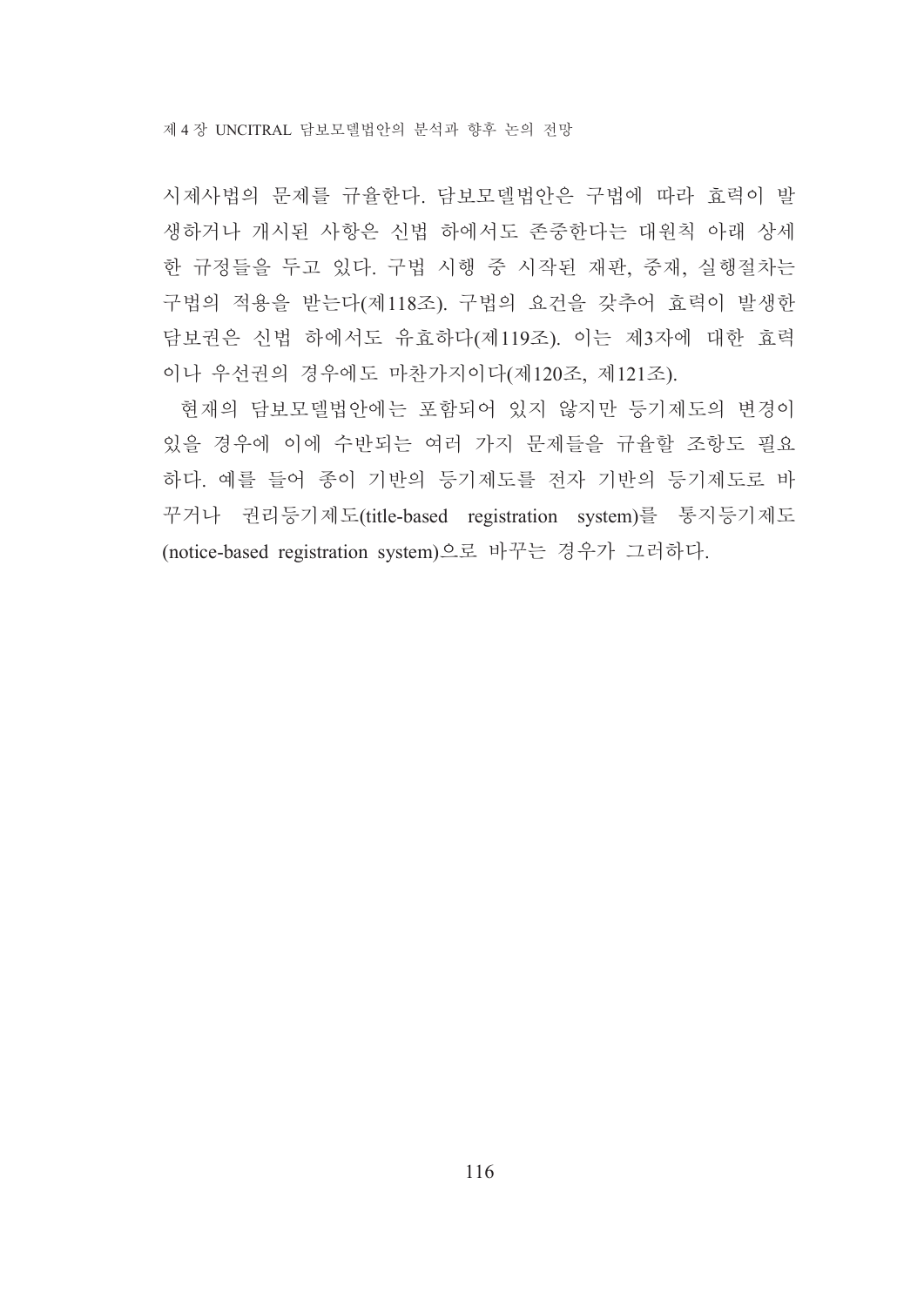시제사법의 문제를 규율한다. 담보모델법안은 구법에 따라 효력이 발생하거나 개시된 사항은 신법 하에서도 존중한다는 대원칙 아래 상세한 규정들을 두고 있다. 구법 시행 중 시작된 재판, 중재, 실행절차는 구법의 적용을 받는다(제118조). 구법의 요건을 갖추어 효력이 발생한 담보권은 신법 하에서도 유효하다(제119조). 이는 제3자에 대한 효력이나 우선권의 경우에도 마찬가지이다(제120조, 제121조).

현재의 담보모델법안에는 포함되어 있지 않지만 등기제도의 변경이 있을 경우에 이에 수반되는 여러 가지 문제들을 규율할 조항도 필요하다. 예를 들어 종이 기반의 등기제도를 전자 기반의 등기제도로 바꾸거나 권리등기제도(title-based registration system)를 통지등기제도(notice-based registration system)으로 바꾸는 경우가 그러하다.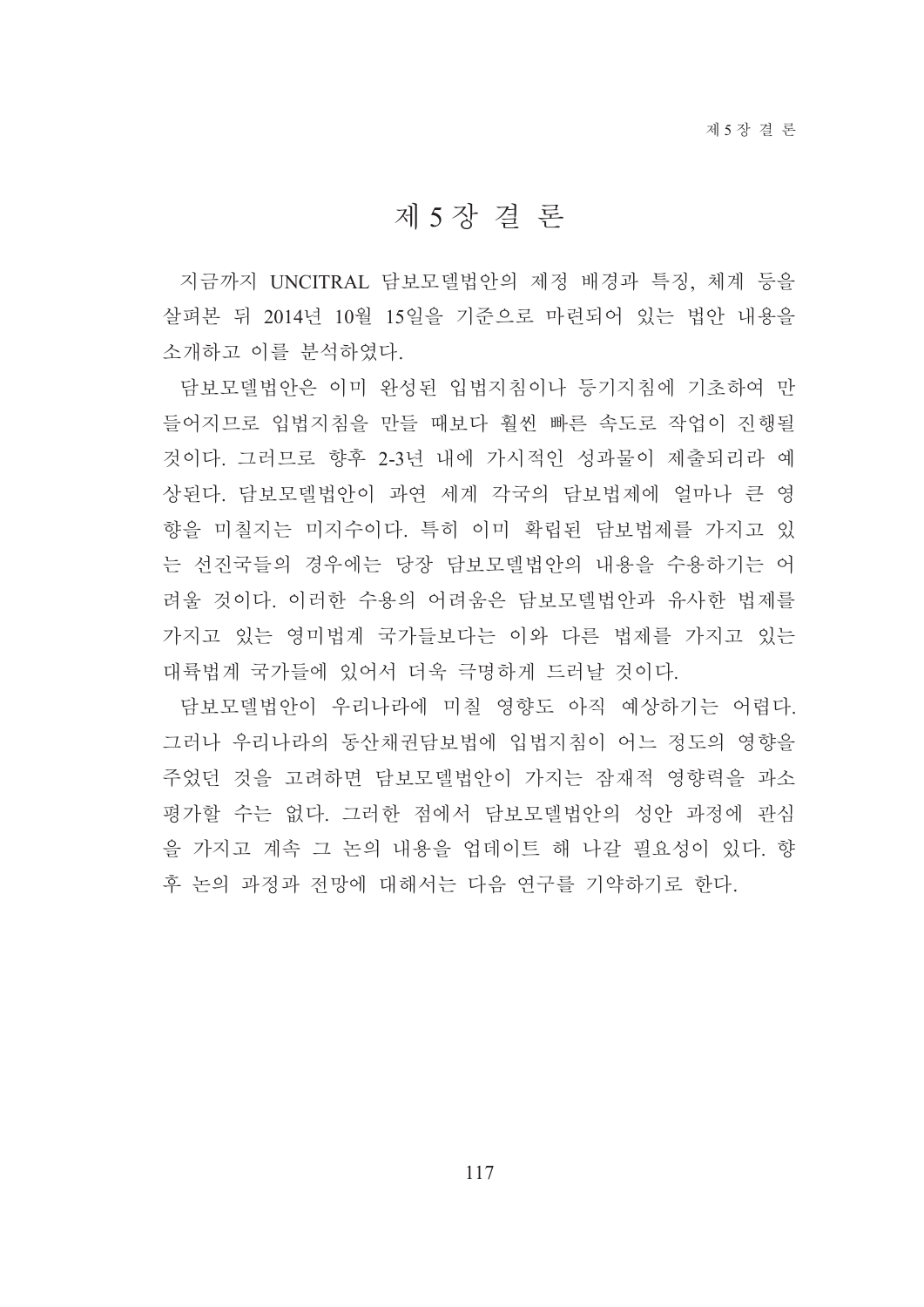# 제 5 장 결 론

지금까지 UNCITRAL 담보모델법안의 제정 배경과 특징, 체계 등을 살펴본 뒤 2014년 10월 15일을 기준으로 마련되어 있는 법안 내용을 소개하고 이를 분석하였다.

담보모델법안은 이미 완성된 입법지침이나 등기지침에 기초하여 만들어지므로 입법지침을 만들 때보다 훨씬 빠른 속도로 작업이 진행될 것이다. 그러므로 향후 2-3년 내에 가시적인 성과물이 제출되리라 예상된다. 담보모델법안이 과연 세계 각국의 담보법제에 얼마나 큰 영향을 미칠지는 미지수이다. 특히 이미 확립된 담보법제를 가지고 있는 선진국들의 경우에는 당장 담보모델법안의 내용을 수용하기는 어려울 것이다. 이러한 수용의 어려움은 담보모델법안과 유사한 법제를 가지고 있는 영미법계 국가들보다는 이와 다른 법제를 가지고 있는 대륙법계 국가들에 있어서 더욱 극명하게 드러날 것이다.

담보모델법안이 우리나라에 미칠 영향도 아직 예상하기는 어렵다. 그러나 우리나라의 동산채권담보법에 입법지침이 어느 정도의 영향을 주었던 것을 고려하면 담보모델법안이 가지는 잠재적 영향력을 과소평가할 수는 없다. 그러한 점에서 담보모델법안의 성안 과정에 관심을 가지고 계속 그 논의 내용을 업데이트 해 나갈 필요성이 있다. 향후 논의 과정과 전망에 대해서는 다음 연구를 기약하기로 한다.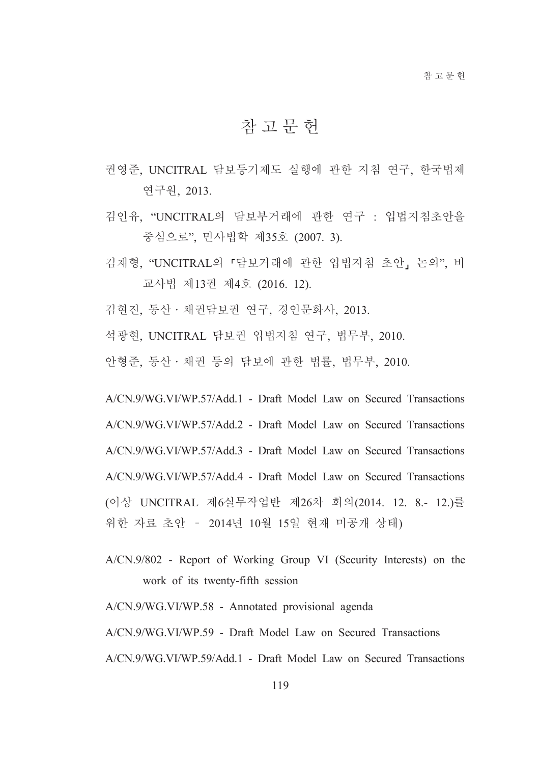# 참 고 문 헌

권영준, UNCITRAL 담보등기제도 실행에 관한 지침 연구, 한국법제연구원, 2013.

김인유, "UNCITRAL의 담보부거래에 관한 연구 : 입법지침초안을 중심으로", 민사법학 제35호 (2007. 3).

김재형, "UNCITRAL의 「담보거래에 관한 입법지침 초안」 논의", 비교사법 제13권 제4호 (2016. 12).

김현진, 동산 · 채권담보권 연구, 경인문화사, 2013.

석광현, UNCITRAL 담보권 입법지침 연구, 법무부, 2010.

안형준, 동산 · 채권 등의 담보에 관한 법률, 법무부, 2010.

A/CN.9/WG.VI/WP.57/Add.1 - Draft Model Law on Secured Transactions

A/CN.9/WG.VI/WP.57/Add.2 - Draft Model Law on Secured Transactions

A/CN.9/WG.VI/WP.57/Add.3 - Draft Model Law on Secured Transactions

A/CN.9/WG.VI/WP.57/Add.4 - Draft Model Law on Secured Transactions

(이상 UNCITRAL 제6실무작업반 제26차 회의(2014. 12. 8.- 12.)를 위한 자료 초안 – 2014년 10월 15일 현재 미공개 상태)

A/CN.9/802 - Report of Working Group VI (Security Interests) on the work of its twenty-fifth session

A/CN.9/WG.VI/WP.58 - Annotated provisional agenda

A/CN.9/WG.VI/WP.59 - Draft Model Law on Secured Transactions

A/CN.9/WG.VI/WP.59/Add.1 - Draft Model Law on Secured Transactions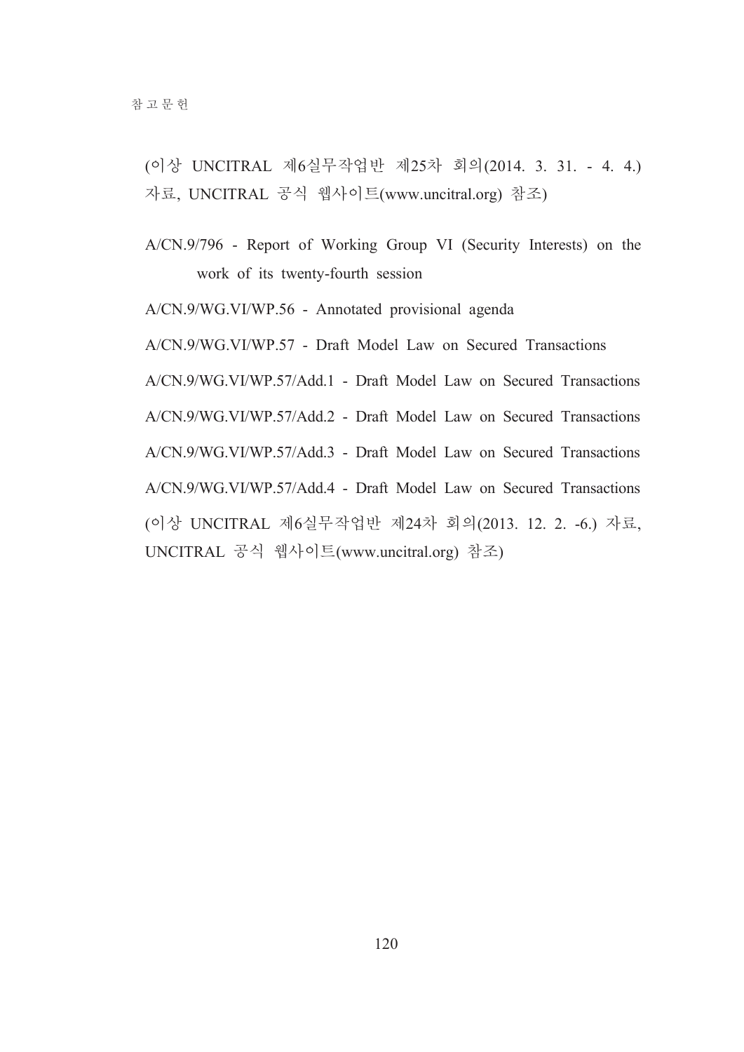(이상 UNCITRAL 제6실무작업반 제25차 회의(2014. 3. 31. - 4. 4.) 자료, UNCITRAL 공식 웹사이트(www.uncitral.org) 참조)

A/CN.9/796 - Report of Working Group VI (Security Interests) on the work of its twenty-fourth session

A/CN.9/WG.VI/WP.56 - Annotated provisional agenda

A/CN.9/WG.VI/WP.57 - Draft Model Law on Secured Transactions

A/CN.9/WG.VI/WP.57/Add.1 - Draft Model Law on Secured Transactions

A/CN.9/WG.VI/WP.57/Add.2 - Draft Model Law on Secured Transactions

A/CN.9/WG.VI/WP.57/Add.3 - Draft Model Law on Secured Transactions

A/CN.9/WG.VI/WP.57/Add.4 - Draft Model Law on Secured Transactions

(이상 UNCITRAL 제6실무작업반 제24차 회의(2013. 12. 2. -6.) 자료, UNCITRAL 공식 웹사이트(www.uncitral.org) 참조)